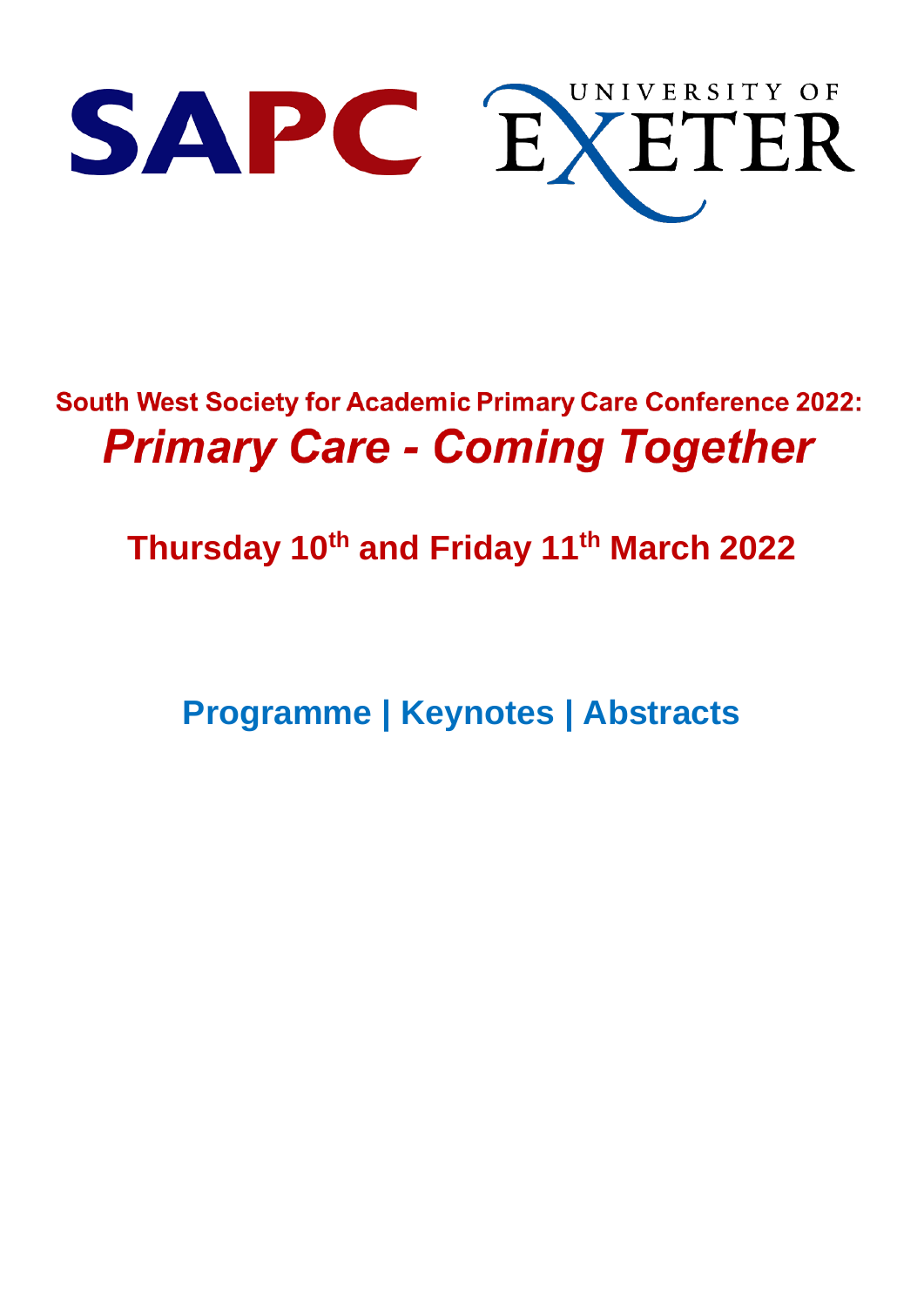SAPC UNIVERSITY OF EXETER

# South West Society for Academic Primary Care Conference 2022:

# *Primary Care - Coming Together*

## Thursday 10th and Friday 11th March 2022

## Programme | Keynotes | Abstracts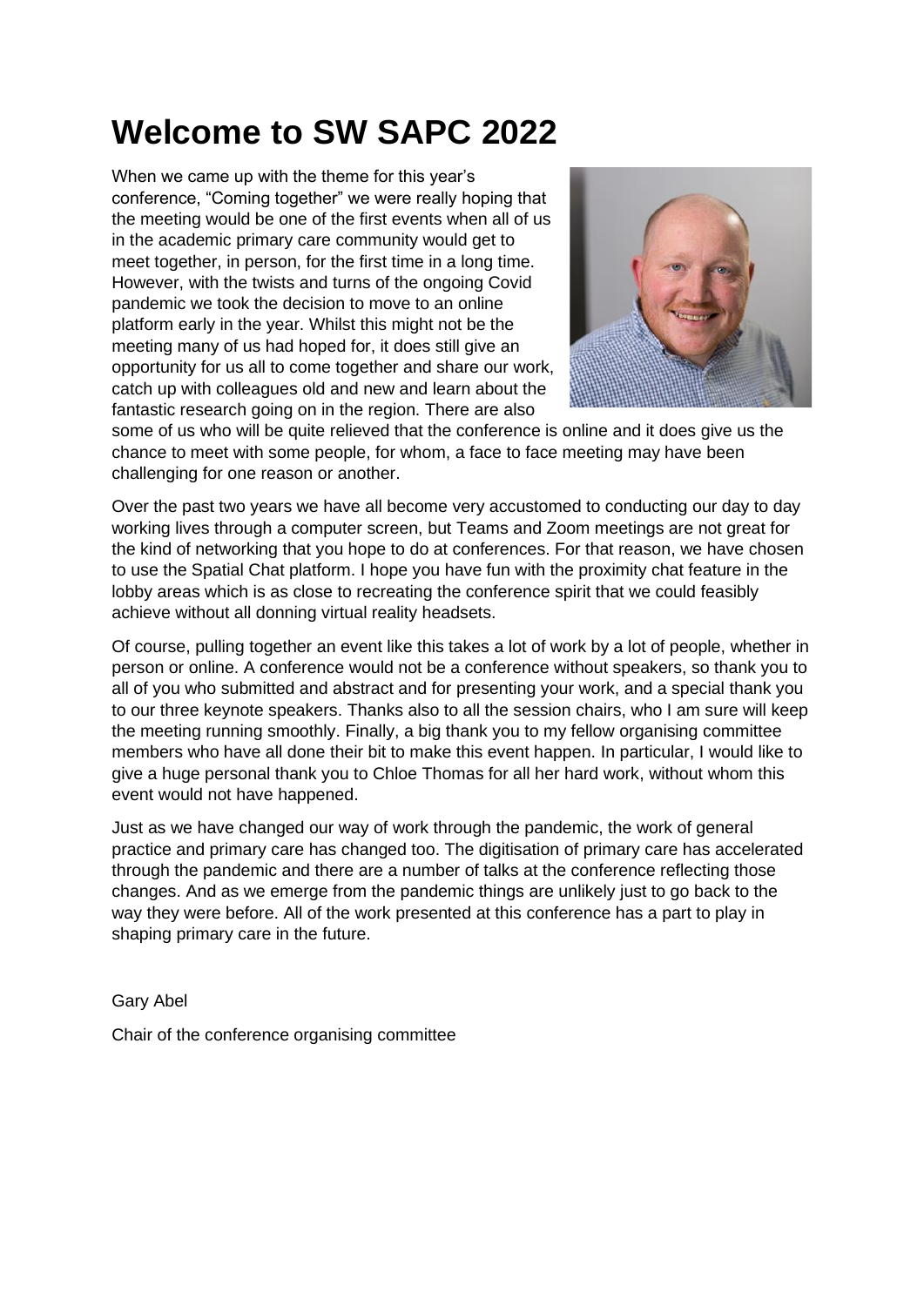# Welcome to SW SAPC 2022

When we came up with the theme for this year's conference, "Coming together" we were really hoping that the meeting would be one of the first events when all of us in the academic primary care community would get to meet together, in person, for the first time in a long time. However, with the twists and turns of the ongoing Covid pandemic we took the decision to move to an online platform early in the year. Whilst this might not be the meeting many of us had hoped for, it does still give an opportunity for us all to come together and share our work, catch up with colleagues old and new and learn about the fantastic research going on in the region. There are also some of us who will be quite relieved that the conference is online and it does give us the chance to meet with some people, for whom, a face to face meeting may have been challenging for one reason or another.

Over the past two years we have all become very accustomed to conducting our day to day working lives through a computer screen, but Teams and Zoom meetings are not great for the kind of networking that you hope to do at conferences. For that reason, we have chosen to use the Spatial Chat platform. I hope you have fun with the proximity chat feature in the lobby areas which is as close to recreating the conference spirit that we could feasibly achieve without all donning virtual reality headsets.

Of course, pulling together an event like this takes a lot of work by a lot of people, whether in person or online. A conference would not be a conference without speakers, so thank you to all of you who submitted and abstract and for presenting your work, and a special thank you to our three keynote speakers. Thanks also to all the session chairs, who I am sure will keep the meeting running smoothly. Finally, a big thank you to my fellow organising committee members who have all done their bit to make this event happen. In particular, I would like to give a huge personal thank you to Chloe Thomas for all her hard work, without whom this event would not have happened.

Just as we have changed our way of work through the pandemic, the work of general practice and primary care has changed too. The digitisation of primary care has accelerated through the pandemic and there are a number of talks at the conference reflecting those changes. And as we emerge from the pandemic things are unlikely just to go back to the way they were before. All of the work presented at this conference has a part to play in shaping primary care in the future.

Gary Abel

Chair of the conference organising committee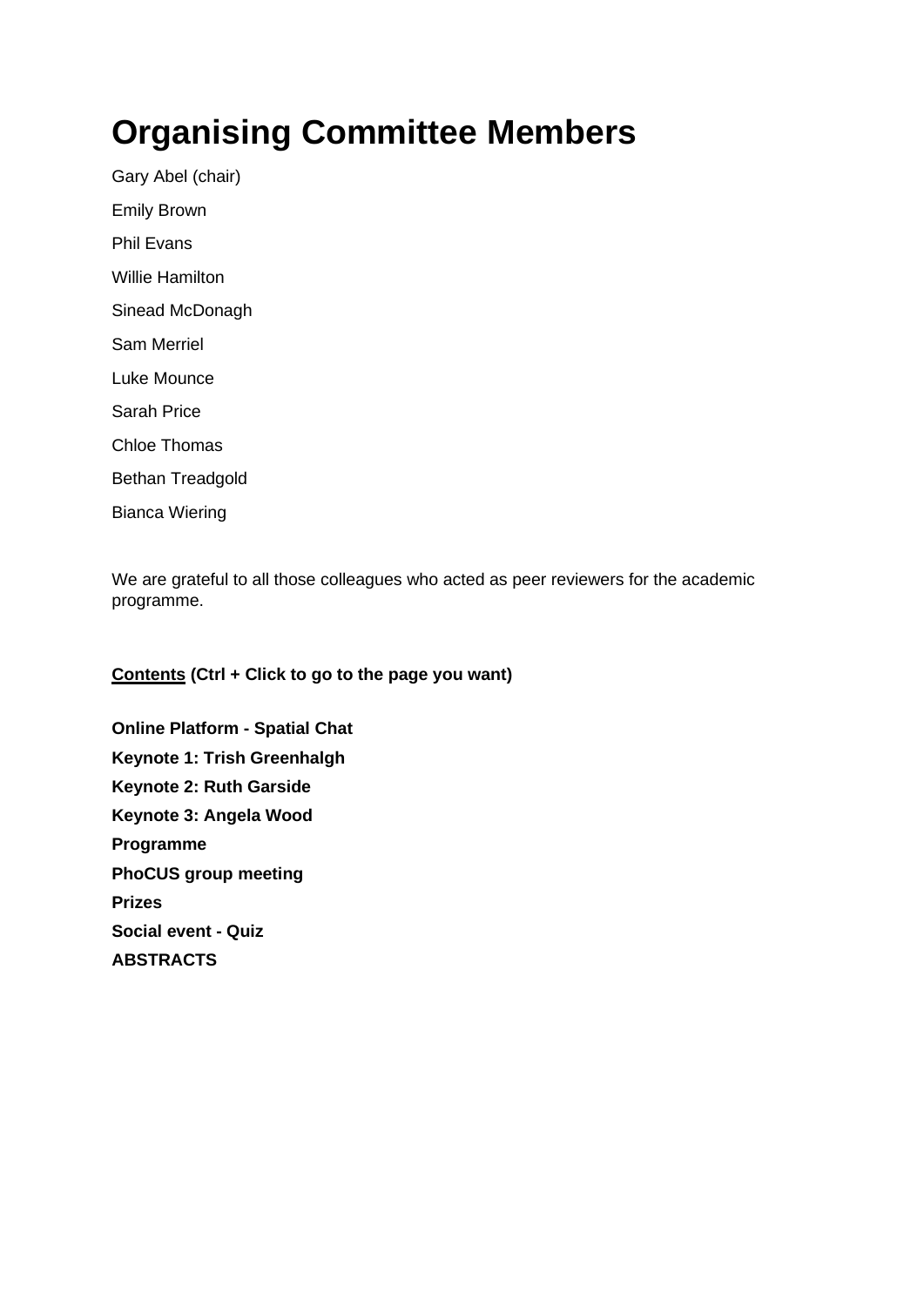# Organising Committee Members

Gary Abel (chair)

Emily Brown

Phil Evans

Willie Hamilton

Sinead McDonagh

Sam Merriel

Luke Mounce

Sarah Price

Chloe Thomas

Bethan Treadgold

Bianca Wiering

We are grateful to all those colleagues who acted as peer reviewers for the academic programme.

**Contents (Ctrl + Click to go to the page you want)**

**Online Platform - Spatial Chat**

**Keynote 1: Trish Greenhalgh**

**Keynote 2: Ruth Garside**

**Keynote 3: Angela Wood**

**Programme**

**PhoCUS group meeting**

**Prizes**

**Social event - Quiz**

**ABSTRACTS**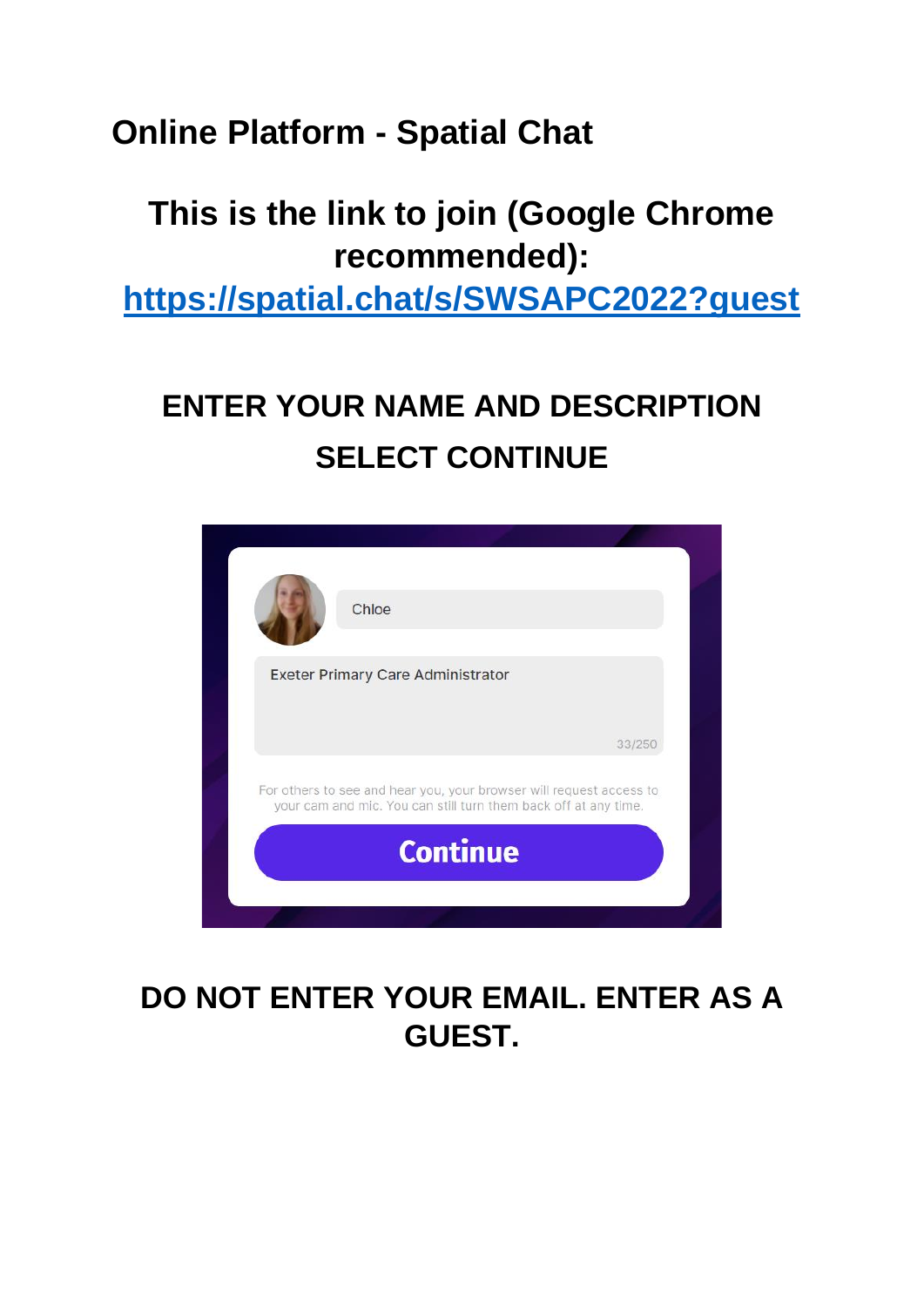# Online Platform - Spatial Chat

## This is the link to join (Google Chrome recommended):

[https://spatial.chat/s/SWSAPC2022?guest](https://spatial.chat/s/SWSAPC2022?guest)

## ENTER YOUR NAME AND DESCRIPTION

## SELECT CONTINUE

Chloe

Exeter Primary Care Administrator

33/250

For others to see and hear you, your browser will request access to your cam and mic. You can still turn them back off at any time.

Continue

## DO NOT ENTER YOUR EMAIL. ENTER AS A GUEST.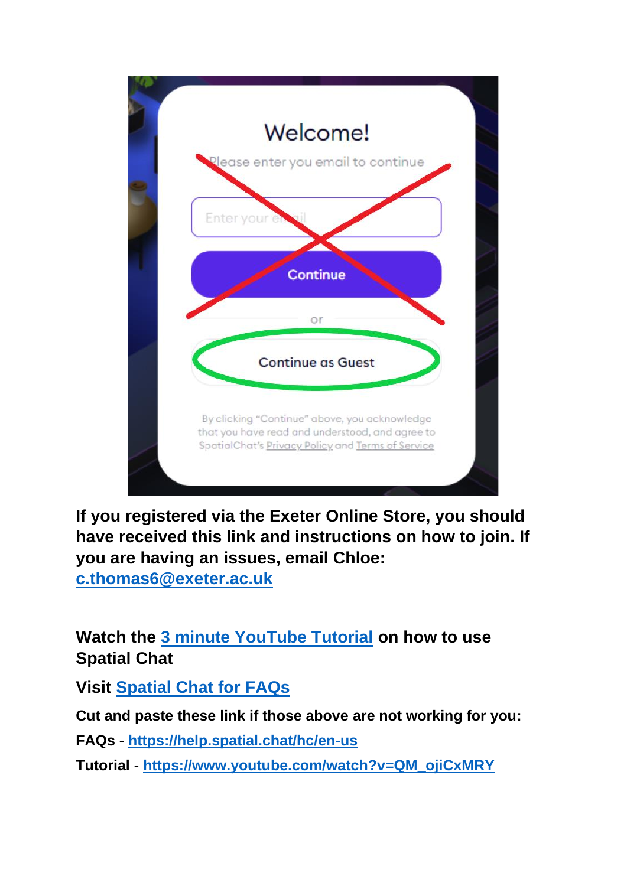**If you registered via the Exeter Online Store, you should have received this link and instructions on how to join. If you are having an issues, email Chloe: [c.thomas6@exeter.ac.uk](mailto:c.thomas6@exeter.ac.uk)**

**Watch the [3 minute YouTube Tutorial](https://www.youtube.com/watch?v=QM_ojiCxMRY) on how to use Spatial Chat**

**Visit [Spatial Chat for FAQs](https://help.spatial.chat/hc/en-us)**

**Cut and paste these link if those above are not working for you:**

**FAQs - [https://help.spatial.chat/hc/en-us](https://help.spatial.chat/hc/en-us)**

**Tutorial - [https://www.youtube.com/watch?v=QM_ojiCxMRY](https://www.youtube.com/watch?v=QM_ojiCxMRY)**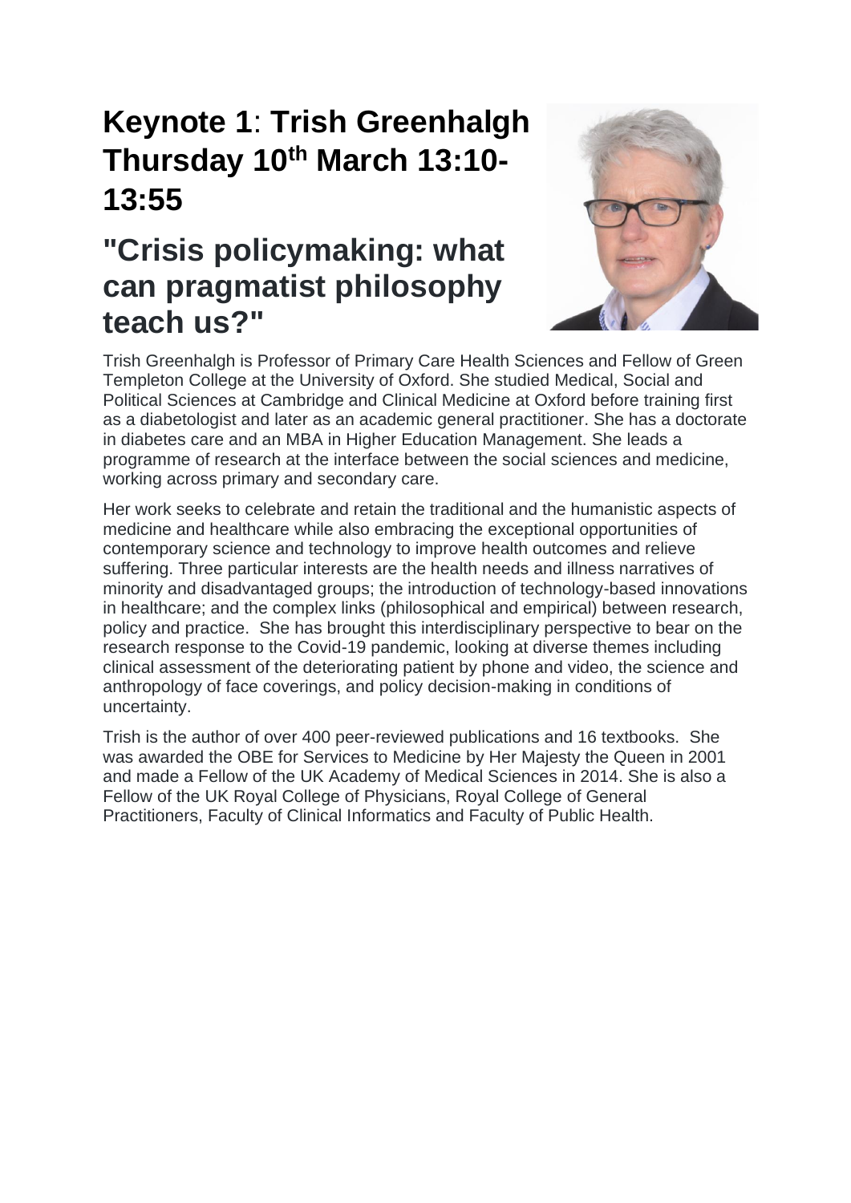# Keynote 1: Trish Greenhalgh Thursday 10th March 13:10-13:55

# "Crisis policymaking: what can pragmatist philosophy teach us?"

Trish Greenhalgh is Professor of Primary Care Health Sciences and Fellow of Green Templeton College at the University of Oxford. She studied Medical, Social and Political Sciences at Cambridge and Clinical Medicine at Oxford before training first as a diabetologist and later as an academic general practitioner. She has a doctorate in diabetes care and an MBA in Higher Education Management. She leads a programme of research at the interface between the social sciences and medicine, working across primary and secondary care.

Her work seeks to celebrate and retain the traditional and the humanistic aspects of medicine and healthcare while also embracing the exceptional opportunities of contemporary science and technology to improve health outcomes and relieve suffering. Three particular interests are the health needs and illness narratives of minority and disadvantaged groups; the introduction of technology-based innovations in healthcare; and the complex links (philosophical and empirical) between research, policy and practice. She has brought this interdisciplinary perspective to bear on the research response to the Covid-19 pandemic, looking at diverse themes including clinical assessment of the deteriorating patient by phone and video, the science and anthropology of face coverings, and policy decision-making in conditions of uncertainty.

Trish is the author of over 400 peer-reviewed publications and 16 textbooks. She was awarded the OBE for Services to Medicine by Her Majesty the Queen in 2001 and made a Fellow of the UK Academy of Medical Sciences in 2014. She is also a Fellow of the UK Royal College of Physicians, Royal College of General Practitioners, Faculty of Clinical Informatics and Faculty of Public Health.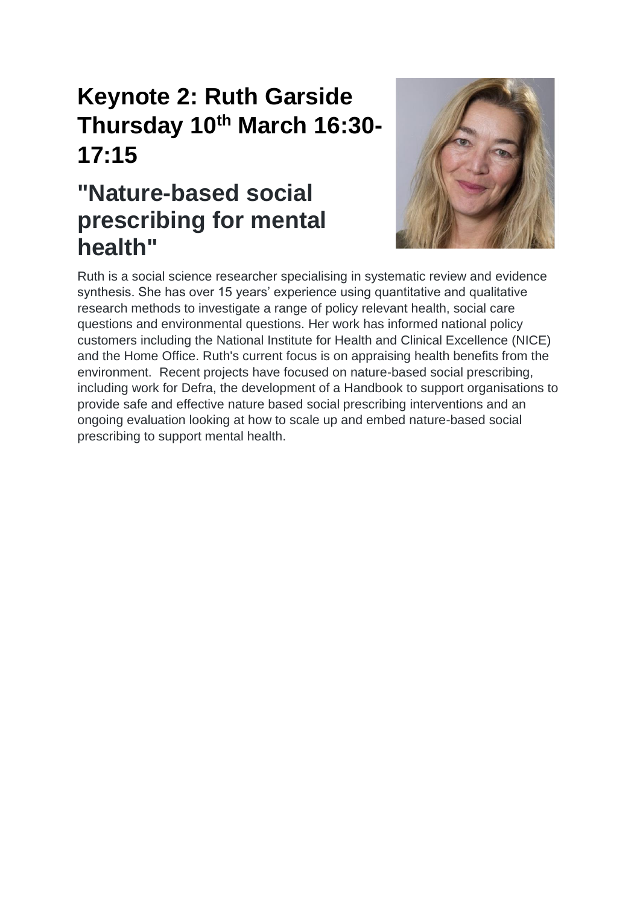# Keynote 2: Ruth Garside Thursday 10th March 16:30-17:15

## "Nature-based social prescribing for mental health"

Ruth is a social science researcher specialising in systematic review and evidence synthesis. She has over 15 years' experience using quantitative and qualitative research methods to investigate a range of policy relevant health, social care questions and environmental questions. Her work has informed national policy customers including the National Institute for Health and Clinical Excellence (NICE) and the Home Office. Ruth's current focus is on appraising health benefits from the environment. Recent projects have focused on nature-based social prescribing, including work for Defra, the development of a Handbook to support organisations to provide safe and effective nature based social prescribing interventions and an ongoing evaluation looking at how to scale up and embed nature-based social prescribing to support mental health.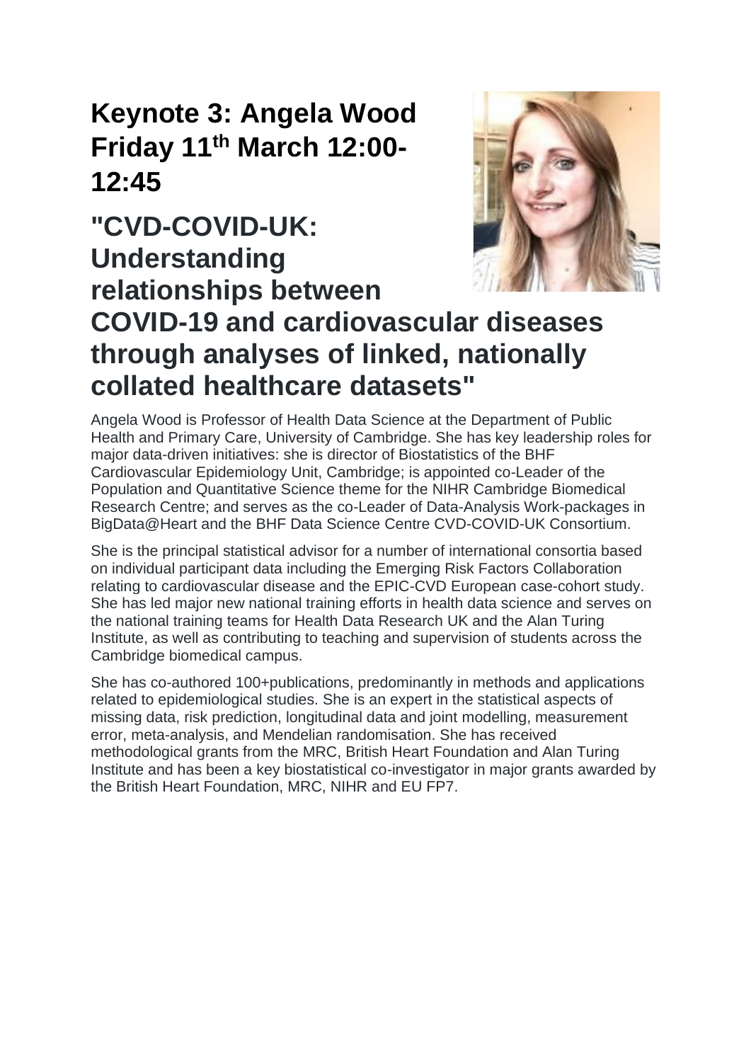# Keynote 3: Angela Wood Friday 11th March 12:00-12:45

# "CVD-COVID-UK: Understanding relationships between COVID-19 and cardiovascular diseases through analyses of linked, nationally collated healthcare datasets"

Angela Wood is Professor of Health Data Science at the Department of Public Health and Primary Care, University of Cambridge. She has key leadership roles for major data-driven initiatives: she is director of Biostatistics of the BHF Cardiovascular Epidemiology Unit, Cambridge; is appointed co-Leader of the Population and Quantitative Science theme for the NIHR Cambridge Biomedical Research Centre; and serves as the co-Leader of Data-Analysis Work-packages in BigData@Heart and the BHF Data Science Centre CVD-COVID-UK Consortium.

She is the principal statistical advisor for a number of international consortia based on individual participant data including the Emerging Risk Factors Collaboration relating to cardiovascular disease and the EPIC-CVD European case-cohort study. She has led major new national training efforts in health data science and serves on the national training teams for Health Data Research UK and the Alan Turing Institute, as well as contributing to teaching and supervision of students across the Cambridge biomedical campus.

She has co-authored 100+publications, predominantly in methods and applications related to epidemiological studies. She is an expert in the statistical aspects of missing data, risk prediction, longitudinal data and joint modelling, measurement error, meta-analysis, and Mendelian randomisation. She has received methodological grants from the MRC, British Heart Foundation and Alan Turing Institute and has been a key biostatistical co-investigator in major grants awarded by the British Heart Foundation, MRC, NIHR and EU FP7.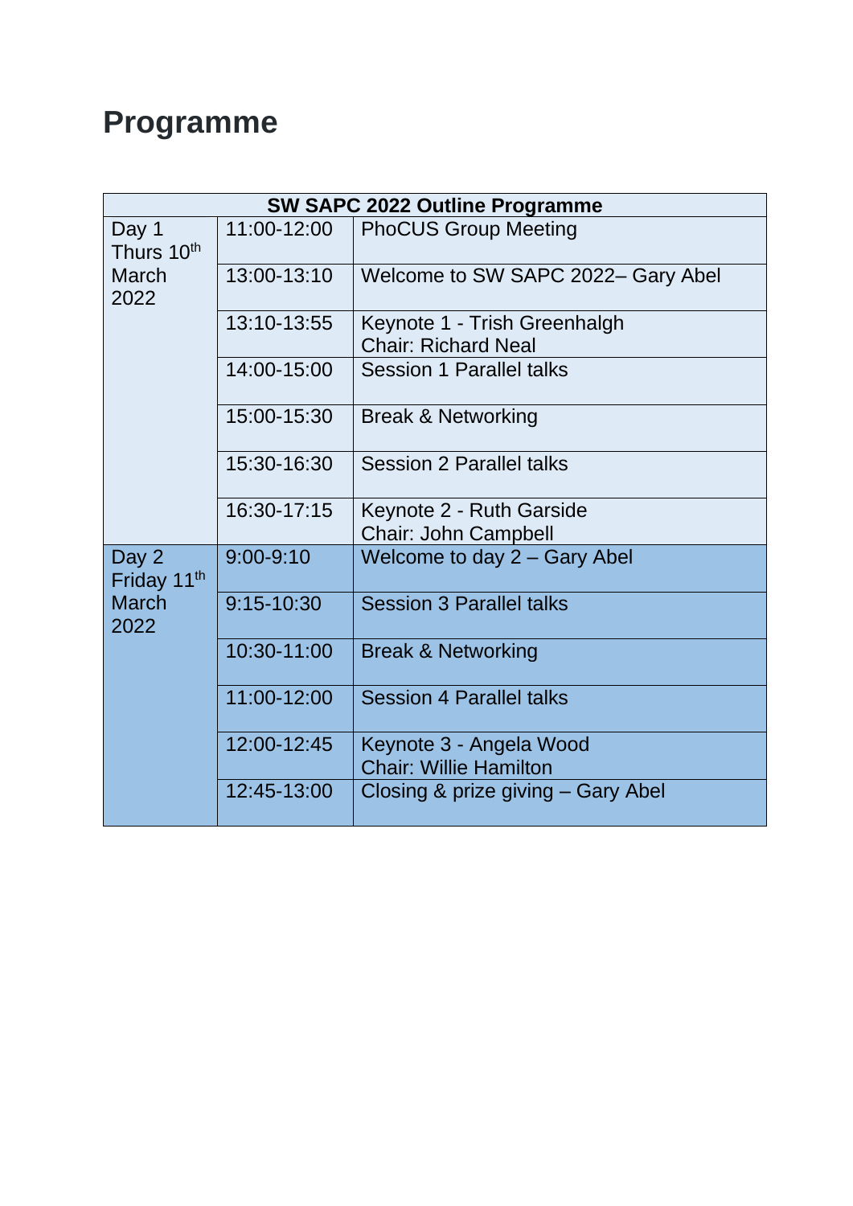# Programme

| SW SAPC 2022 Outline Programme | | |
|---|---|---|
| Day 1 Thurs 10th March 2022 | 11:00-12:00 | PhoCUS Group Meeting |
| | 13:00-13:10 | Welcome to SW SAPC 2022– Gary Abel |
| | 13:10-13:55 | Keynote 1 - Trish Greenhalgh<br>Chair: Richard Neal |
| | 14:00-15:00 | Session 1 Parallel talks |
| | 15:00-15:30 | Break & Networking |
| | 15:30-16:30 | Session 2 Parallel talks |
| | 16:30-17:15 | Keynote 2 - Ruth Garside<br>Chair: John Campbell |
| Day 2 Friday 11th March 2022 | 9:00-9:10 | Welcome to day 2 – Gary Abel |
| | 9:15-10:30 | Session 3 Parallel talks |
| | 10:30-11:00 | Break & Networking |
| | 11:00-12:00 | Session 4 Parallel talks |
| | 12:00-12:45 | Keynote 3 - Angela Wood<br>Chair: Willie Hamilton |
| | 12:45-13:00 | Closing & prize giving – Gary Abel |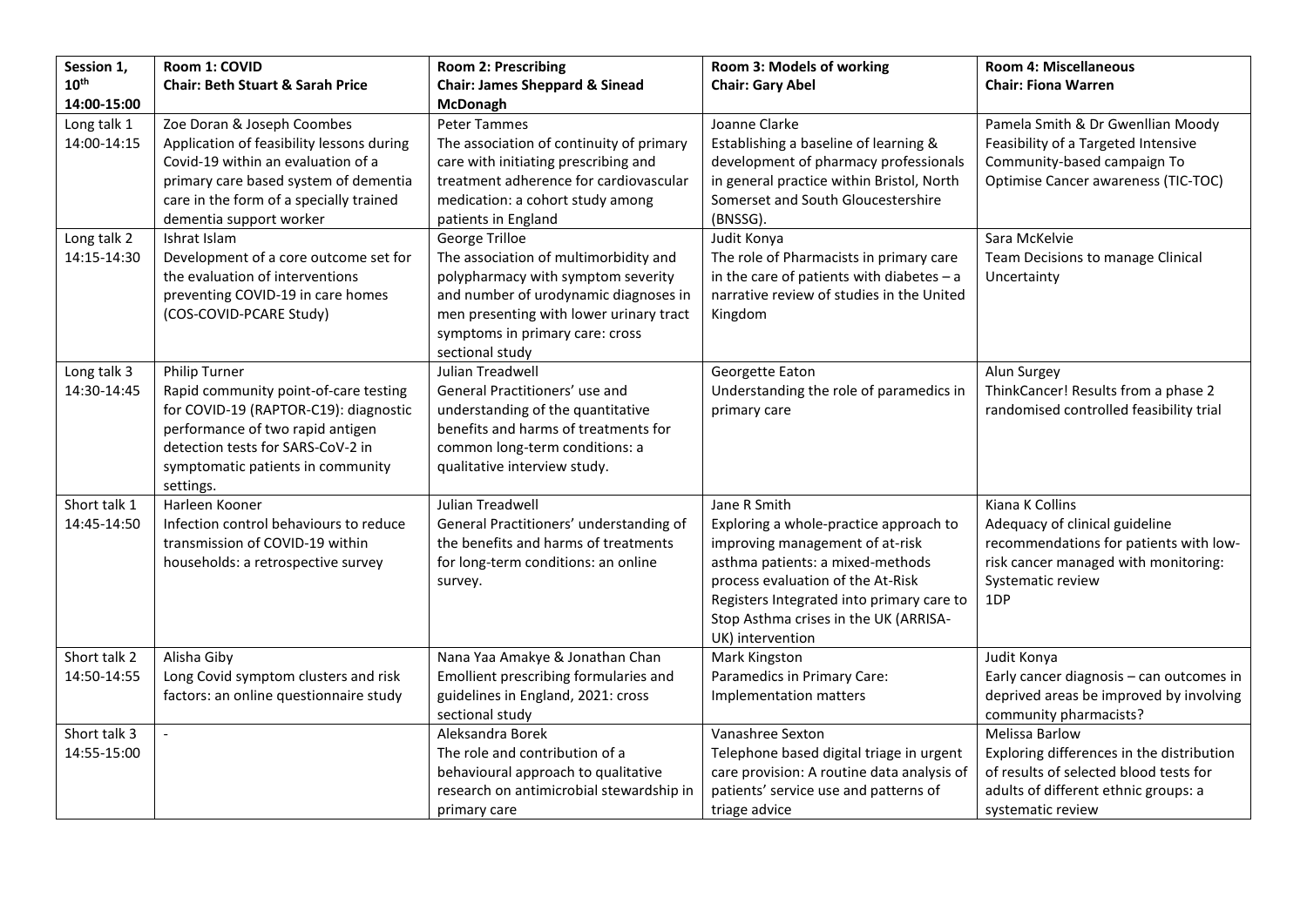| Session 1, 10th 14:00-15:00 | Room 1: COVID Chair: Beth Stuart & Sarah Price | Room 2: Prescribing Chair: James Sheppard & Sinead McDonagh | Room 3: Models of working Chair: Gary Abel | Room 4: Miscellaneous Chair: Fiona Warren |
|---|---|---|---|---|
| Long talk 1 14:00-14:15 | Zoe Doran & Joseph Coombes Application of feasibility lessons during Covid-19 within an evaluation of a primary care based system of dementia care in the form of a specially trained dementia support worker | Peter Tammes The association of continuity of primary care with initiating prescribing and treatment adherence for cardiovascular medication: a cohort study among patients in England | Joanne Clarke Establishing a baseline of learning & development of pharmacy professionals in general practice within Bristol, North Somerset and South Gloucestershire (BNSSG). | Pamela Smith & Dr Gwenllian Moody Feasibility of a Targeted Intensive Community-based campaign To Optimise Cancer awareness (TIC-TOC) |
| Long talk 2 14:15-14:30 | Ishrat Islam Development of a core outcome set for the evaluation of interventions preventing COVID-19 in care homes (COS-COVID-PCARE Study) | George Trilloe The association of multimorbidity and polypharmacy with symptom severity and number of urodynamic diagnoses in men presenting with lower urinary tract symptoms in primary care: cross sectional study | Judit Konya The role of Pharmacists in primary care in the care of patients with diabetes – a narrative review of studies in the United Kingdom | Sara McKelvie Team Decisions to manage Clinical Uncertainty |
| Long talk 3 14:30-14:45 | Philip Turner Rapid community point-of-care testing for COVID-19 (RAPTOR-C19): diagnostic performance of two rapid antigen detection tests for SARS-CoV-2 in symptomatic patients in community settings. | Julian Treadwell General Practitioners' use and understanding of the quantitative benefits and harms of treatments for common long-term conditions: a qualitative interview study. | Georgette Eaton Understanding the role of paramedics in primary care | Alun Surgey ThinkCancer! Results from a phase 2 randomised controlled feasibility trial |
| Short talk 1 14:45-14:50 | Harleen Kooner Infection control behaviours to reduce transmission of COVID-19 within households: a retrospective survey | Julian Treadwell General Practitioners' understanding of the benefits and harms of treatments for long-term conditions: an online survey. | Jane R Smith Exploring a whole-practice approach to improving management of at-risk asthma patients: a mixed-methods process evaluation of the At-Risk Registers Integrated into primary care to Stop Asthma crises in the UK (ARRISA-UK) intervention | Kiana K Collins Adequacy of clinical guideline recommendations for patients with low-risk cancer managed with monitoring: Systematic review 1DP |
| Short talk 2 14:50-14:55 | Alisha Giby Long Covid symptom clusters and risk factors: an online questionnaire study | Nana Yaa Amakye & Jonathan Chan Emollient prescribing formularies and guidelines in England, 2021: cross sectional study | Mark Kingston Paramedics in Primary Care: Implementation matters | Judit Konya Early cancer diagnosis – can outcomes in deprived areas be improved by involving community pharmacists? |
| Short talk 3 14:55-15:00 | - | Aleksandra Borek The role and contribution of a behavioural approach to qualitative research on antimicrobial stewardship in primary care | Vanashree Sexton Telephone based digital triage in urgent care provision: A routine data analysis of patients' service use and patterns of triage advice | Melissa Barlow Exploring differences in the distribution of results of selected blood tests for adults of different ethnic groups: a systematic review |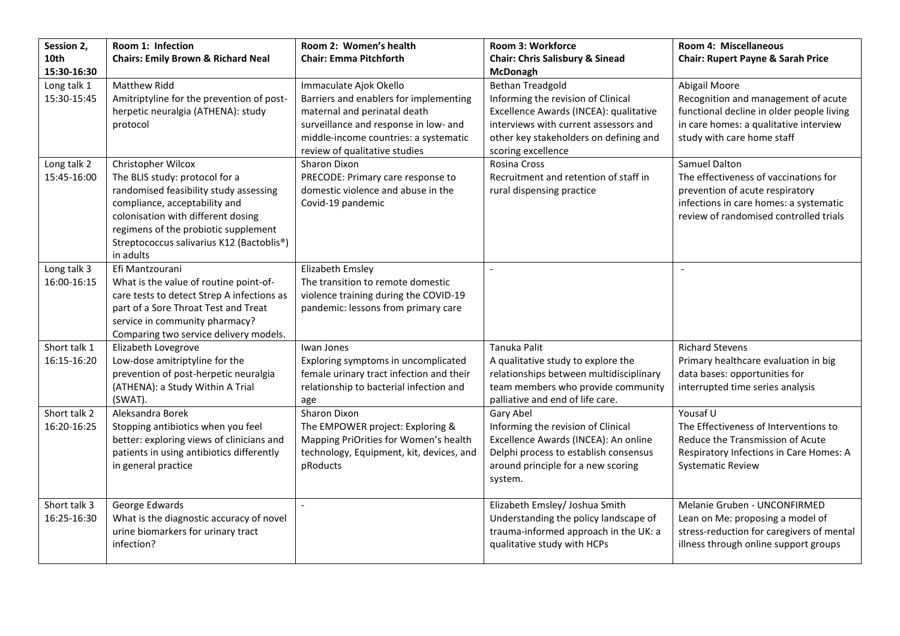| Session 2, 10th 15:30-16:30 | Room 1: Infection Chairs: Emily Brown & Richard Neal | Room 2: Women's health Chair: Emma Pitchforth | Room 3: Workforce Chair: Chris Salisbury & Sinead McDonagh | Room 4: Miscellaneous Chair: Rupert Payne & Sarah Price |
|---|---|---|---|---|
| Long talk 1 15:30-15:45 | Matthew Ridd<br>Amitriptyline for the prevention of post-herpetic neuralgia (ATHENA): study protocol | Immaculate Ajok Okello<br>Barriers and enablers for implementing maternal and perinatal death surveillance and response in low- and middle-income countries: a systematic review of qualitative studies | Bethan Treadgold<br>Informing the revision of Clinical Excellence Awards (INCEA): qualitative interviews with current assessors and other key stakeholders on defining and scoring excellence | Abigail Moore<br>Recognition and management of acute functional decline in older people living in care homes: a qualitative interview study with care home staff |
| Long talk 2 15:45-16:00 | Christopher Wilcox<br>The BLIS study: protocol for a randomised feasibility study assessing compliance, acceptability and colonisation with different dosing regimens of the probiotic supplement Streptococcus salivarius K12 (Bactoblis®) in adults | Sharon Dixon<br>PRECODE: Primary care response to domestic violence and abuse in the Covid-19 pandemic | Rosina Cross<br>Recruitment and retention of staff in rural dispensing practice | Samuel Dalton<br>The effectiveness of vaccinations for prevention of acute respiratory infections in care homes: a systematic review of randomised controlled trials |
| Long talk 3 16:00-16:15 | Efi Mantzourani<br>What is the value of routine point-of-care tests to detect Strep A infections as part of a Sore Throat Test and Treat service in community pharmacy? Comparing two service delivery models. | Elizabeth Emsley<br>The transition to remote domestic violence training during the COVID-19 pandemic: lessons from primary care | - | - |
| Short talk 1 16:15-16:20 | Elizabeth Lovegrove<br>Low-dose amitriptyline for the prevention of post-herpetic neuralgia (ATHENA): a Study Within A Trial (SWAT). | Iwan Jones<br>Exploring symptoms in uncomplicated female urinary tract infection and their relationship to bacterial infection and age | Tanuka Palit<br>A qualitative study to explore the relationships between multidisciplinary team members who provide community palliative and end of life care. | Richard Stevens<br>Primary healthcare evaluation in big data bases: opportunities for interrupted time series analysis |
| Short talk 2 16:20-16:25 | Aleksandra Borek<br>Stopping antibiotics when you feel better: exploring views of clinicians and patients in using antibiotics differently in general practice | Sharon Dixon<br>The EMPOWER project: Exploring & Mapping PriOrities for Women's health technology, Equipment, kit, devices, and pRoducts | Gary Abel<br>Informing the revision of Clinical Excellence Awards (INCEA): An online Delphi process to establish consensus around principle for a new scoring system. | Yousaf U<br>The Effectiveness of Interventions to Reduce the Transmission of Acute Respiratory Infections in Care Homes: A Systematic Review |
| Short talk 3 16:25-16:30 | George Edwards<br>What is the diagnostic accuracy of novel urine biomarkers for urinary tract infection? | - | Elizabeth Emsley/ Joshua Smith<br>Understanding the policy landscape of trauma-informed approach in the UK: a qualitative study with HCPs | Melanie Gruben - UNCONFIRMED<br>Lean on Me: proposing a model of stress-reduction for caregivers of mental illness through online support groups |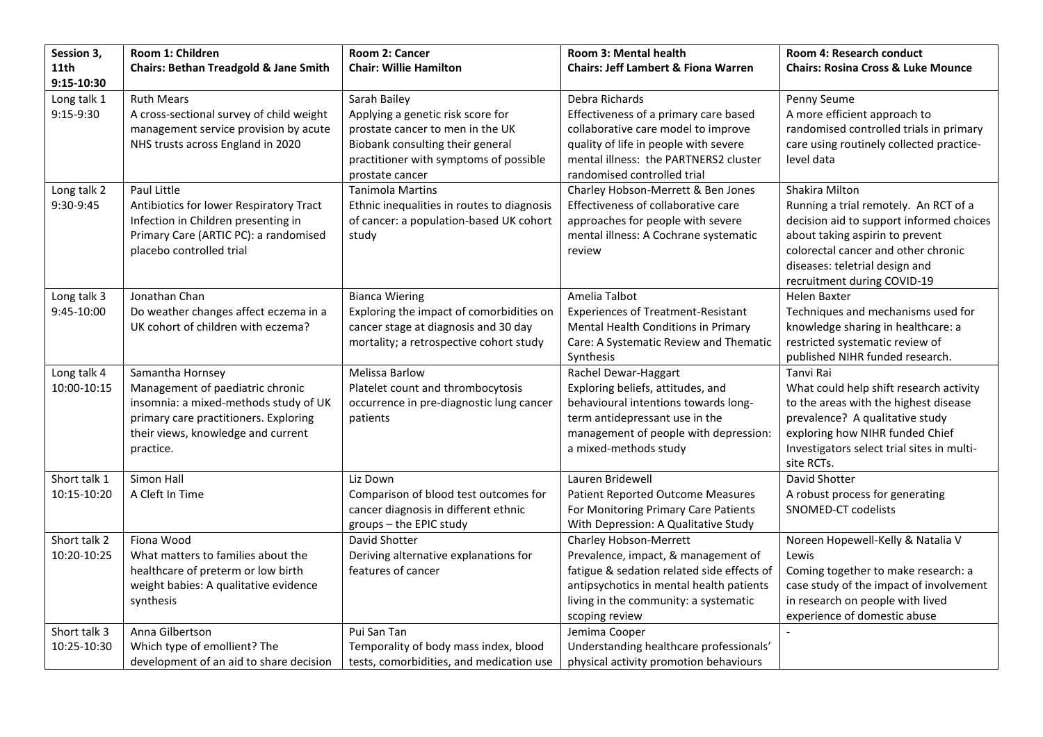| **Session 3, 11th 9:15-10:30** | **Room 1: Children Chairs: Bethan Treadgold & Jane Smith** | **Room 2: Cancer Chair: Willie Hamilton** | **Room 3: Mental health Chairs: Jeff Lambert & Fiona Warren** | **Room 4: Research conduct Chairs: Rosina Cross & Luke Mounce** |
|---|---|---|---|---|
| Long talk 1 9:15-9:30 | Ruth Mears A cross-sectional survey of child weight management service provision by acute NHS trusts across England in 2020 | Sarah Bailey Applying a genetic risk score for prostate cancer to men in the UK Biobank consulting their general practitioner with symptoms of possible prostate cancer | Debra Richards Effectiveness of a primary care based collaborative care model to improve quality of life in people with severe mental illness: the PARTNERS2 cluster randomised controlled trial | Penny Seume A more efficient approach to randomised controlled trials in primary care using routinely collected practice-level data |
| Long talk 2 9:30-9:45 | Paul Little Antibiotics for lower Respiratory Tract Infection in Children presenting in Primary Care (ARTIC PC): a randomised placebo controlled trial | Tanimola Martins Ethnic inequalities in routes to diagnosis of cancer: a population-based UK cohort study | Charley Hobson-Merrett & Ben Jones Effectiveness of collaborative care approaches for people with severe mental illness: A Cochrane systematic review | Shakira Milton Running a trial remotely. An RCT of a decision aid to support informed choices about taking aspirin to prevent colorectal cancer and other chronic diseases: teletrial design and recruitment during COVID-19 |
| Long talk 3 9:45-10:00 | Jonathan Chan Do weather changes affect eczema in a UK cohort of children with eczema? | Bianca Wiering Exploring the impact of comorbidities on cancer stage at diagnosis and 30 day mortality; a retrospective cohort study | Amelia Talbot Experiences of Treatment-Resistant Mental Health Conditions in Primary Care: A Systematic Review and Thematic Synthesis | Helen Baxter Techniques and mechanisms used for knowledge sharing in healthcare: a restricted systematic review of published NIHR funded research. |
| Long talk 4 10:00-10:15 | Samantha Hornsey Management of paediatric chronic insomnia: a mixed-methods study of UK primary care practitioners. Exploring their views, knowledge and current practice. | Melissa Barlow Platelet count and thrombocytosis occurrence in pre-diagnostic lung cancer patients | Rachel Dewar-Haggart Exploring beliefs, attitudes, and behavioural intentions towards long-term antidepressant use in the management of people with depression: a mixed-methods study | Tanvi Rai What could help shift research activity to the areas with the highest disease prevalence? A qualitative study exploring how NIHR funded Chief Investigators select trial sites in multi-site RCTs. |
| Short talk 1 10:15-10:20 | Simon Hall A Cleft In Time | Liz Down Comparison of blood test outcomes for cancer diagnosis in different ethnic groups – the EPIC study | Lauren Bridewell Patient Reported Outcome Measures For Monitoring Primary Care Patients With Depression: A Qualitative Study | David Shotter A robust process for generating SNOMED-CT codelists |
| Short talk 2 10:20-10:25 | Fiona Wood What matters to families about the healthcare of preterm or low birth weight babies: A qualitative evidence synthesis | David Shotter Deriving alternative explanations for features of cancer | Charley Hobson-Merrett Prevalence, impact, & management of fatigue & sedation related side effects of antipsychotics in mental health patients living in the community: a systematic scoping review | Noreen Hopewell-Kelly & Natalia V Lewis Coming together to make research: a case study of the impact of involvement in research on people with lived experience of domestic abuse |
| Short talk 3 10:25-10:30 | Anna Gilbertson Which type of emollient? The development of an aid to share decision | Pui San Tan Temporality of body mass index, blood tests, comorbidities, and medication use | Jemima Cooper Understanding healthcare professionals' physical activity promotion behaviours | - |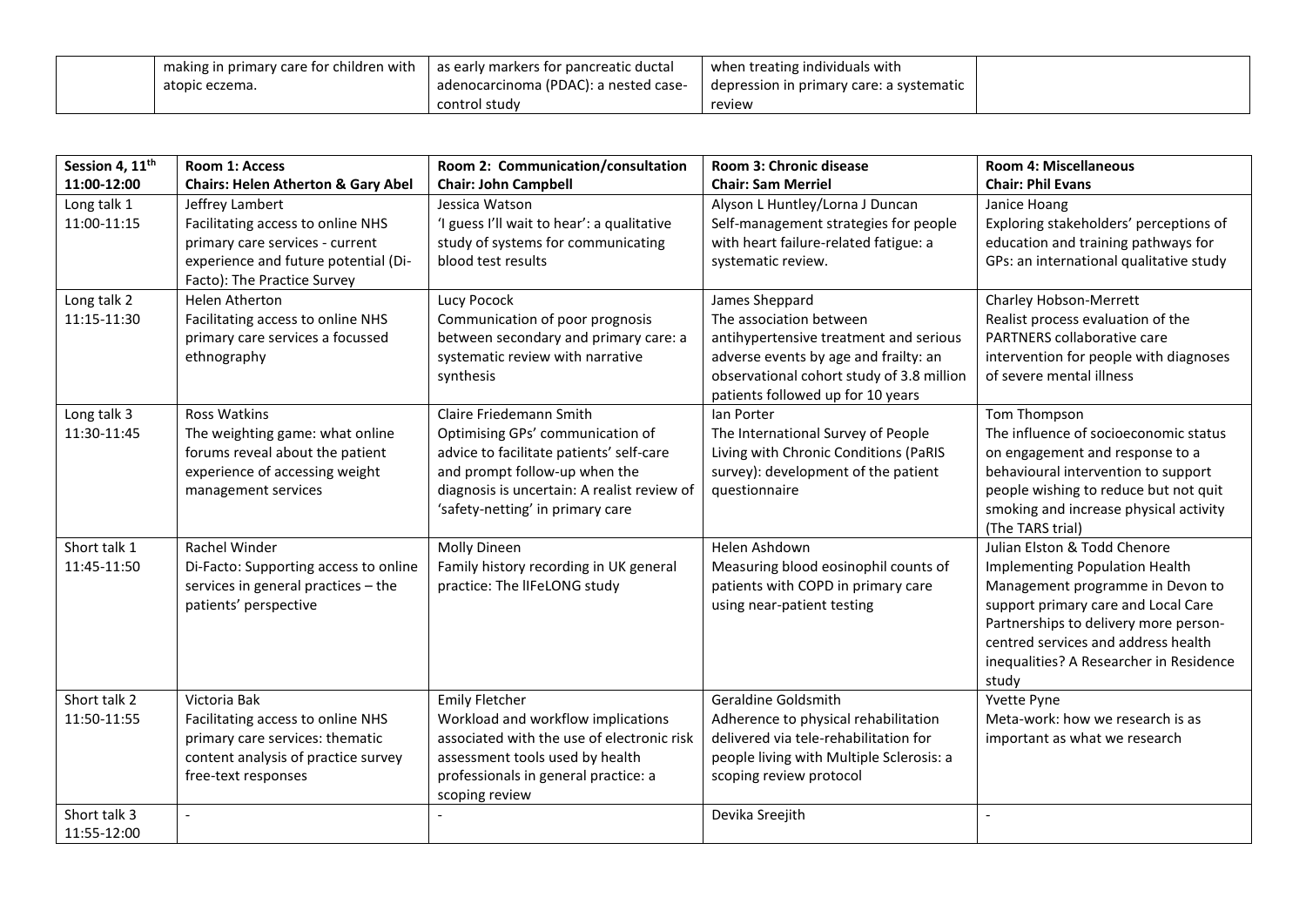| | making in primary care for children with atopic eczema. | as early markers for pancreatic ductal adenocarcinoma (PDAC): a nested case-control study | when treating individuals with depression in primary care: a systematic review | |
|---|---|---|---|---|

| **Session 4, 11th 11:00-12:00** | **Room 1: Access Chairs: Helen Atherton & Gary Abel** | **Room 2: Communication/consultation Chair: John Campbell** | **Room 3: Chronic disease Chair: Sam Merriel** | **Room 4: Miscellaneous Chair: Phil Evans** |
|---|---|---|---|---|
| Long talk 1 11:00-11:15 | Jeffrey Lambert Facilitating access to online NHS primary care services - current experience and future potential (Di-Facto): The Practice Survey | Jessica Watson 'I guess I'll wait to hear': a qualitative study of systems for communicating blood test results | Alyson L Huntley/Lorna J Duncan Self-management strategies for people with heart failure-related fatigue: a systematic review. | Janice Hoang Exploring stakeholders' perceptions of education and training pathways for GPs: an international qualitative study |
| Long talk 2 11:15-11:30 | Helen Atherton Facilitating access to online NHS primary care services a focussed ethnography | Lucy Pocock Communication of poor prognosis between secondary and primary care: a systematic review with narrative synthesis | James Sheppard The association between antihypertensive treatment and serious adverse events by age and frailty: an observational cohort study of 3.8 million patients followed up for 10 years | Charley Hobson-Merrett Realist process evaluation of the PARTNERS collaborative care intervention for people with diagnoses of severe mental illness |
| Long talk 3 11:30-11:45 | Ross Watkins The weighting game: what online forums reveal about the patient experience of accessing weight management services | Claire Friedemann Smith Optimising GPs' communication of advice to facilitate patients' self-care and prompt follow-up when the diagnosis is uncertain: A realist review of 'safety-netting' in primary care | Ian Porter The International Survey of People Living with Chronic Conditions (PaRIS survey): development of the patient questionnaire | Tom Thompson The influence of socioeconomic status on engagement and response to a behavioural intervention to support people wishing to reduce but not quit smoking and increase physical activity (The TARS trial) |
| Short talk 1 11:45-11:50 | Rachel Winder Di-Facto: Supporting access to online services in general practices – the patients' perspective | Molly Dineen Family history recording in UK general practice: The IIFeLONG study | Helen Ashdown Measuring blood eosinophil counts of patients with COPD in primary care using near-patient testing | Julian Elston & Todd Chenore Implementing Population Health Management programme in Devon to support primary care and Local Care Partnerships to delivery more person-centred services and address health inequalities? A Researcher in Residence study |
| Short talk 2 11:50-11:55 | Victoria Bak Facilitating access to online NHS primary care services: thematic content analysis of practice survey free-text responses | Emily Fletcher Workload and workflow implications associated with the use of electronic risk assessment tools used by health professionals in general practice: a scoping review | Geraldine Goldsmith Adherence to physical rehabilitation delivered via tele-rehabilitation for people living with Multiple Sclerosis: a scoping review protocol | Yvette Pyne Meta-work: how we research is as important as what we research |
| Short talk 3 11:55-12:00 | - | - | Devika Sreejith | - |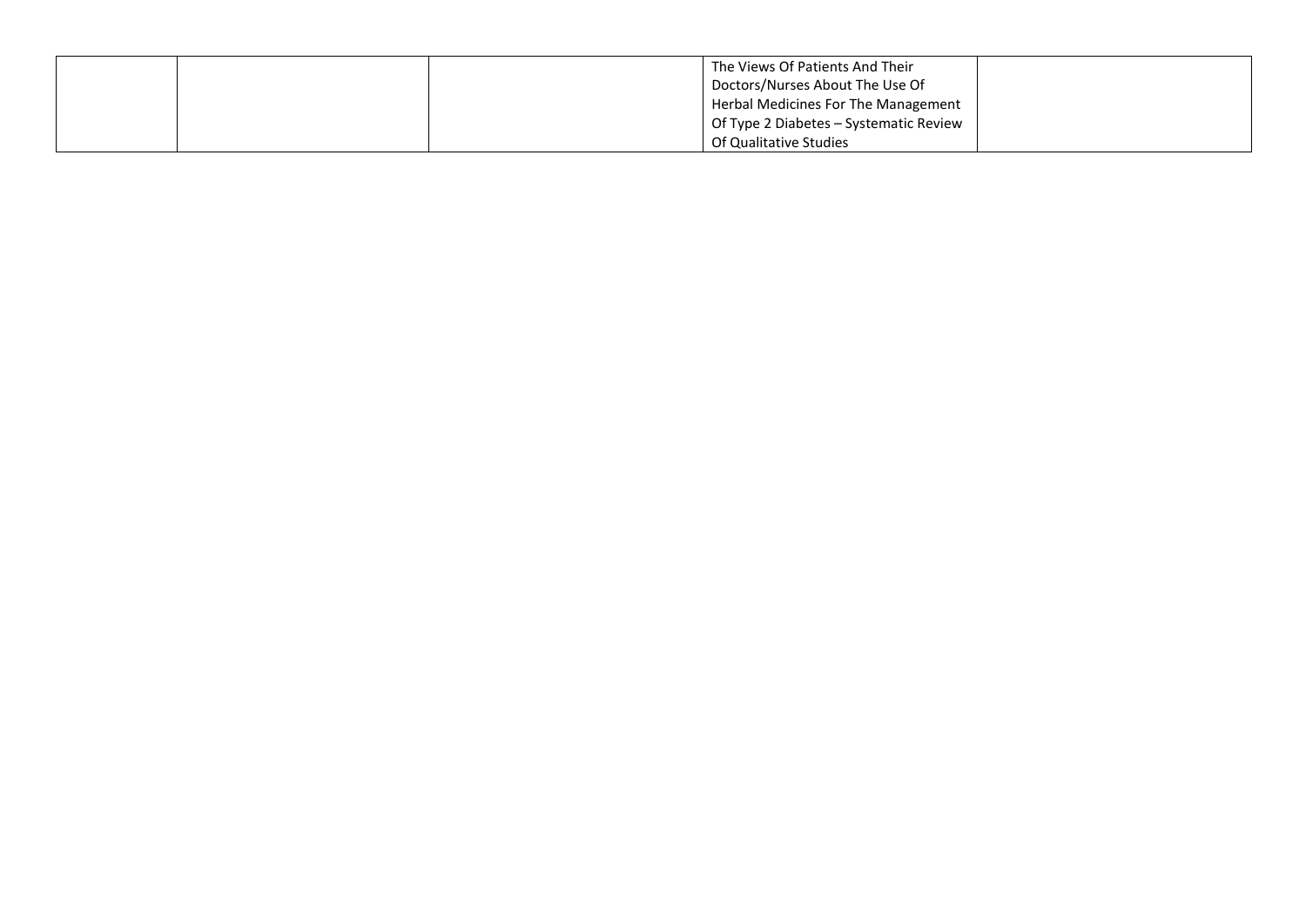| | | | | |
|---|---|---|---|---|
| | | | The Views Of Patients And Their Doctors/Nurses About The Use Of Herbal Medicines For The Management Of Type 2 Diabetes – Systematic Review Of Qualitative Studies | |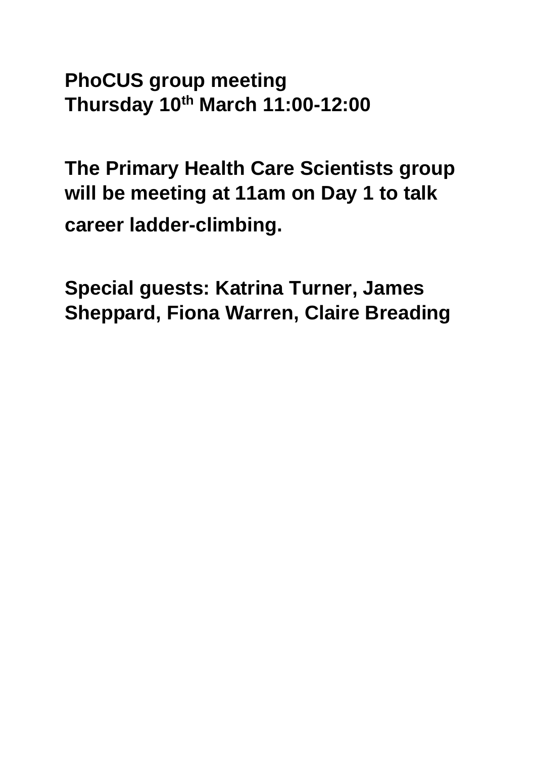**PhoCUS group meeting**
**Thursday 10th March 11:00-12:00**

**The Primary Health Care Scientists group will be meeting at 11am on Day 1 to talk career ladder-climbing.**

**Special guests: Katrina Turner, James Sheppard, Fiona Warren, Claire Breading**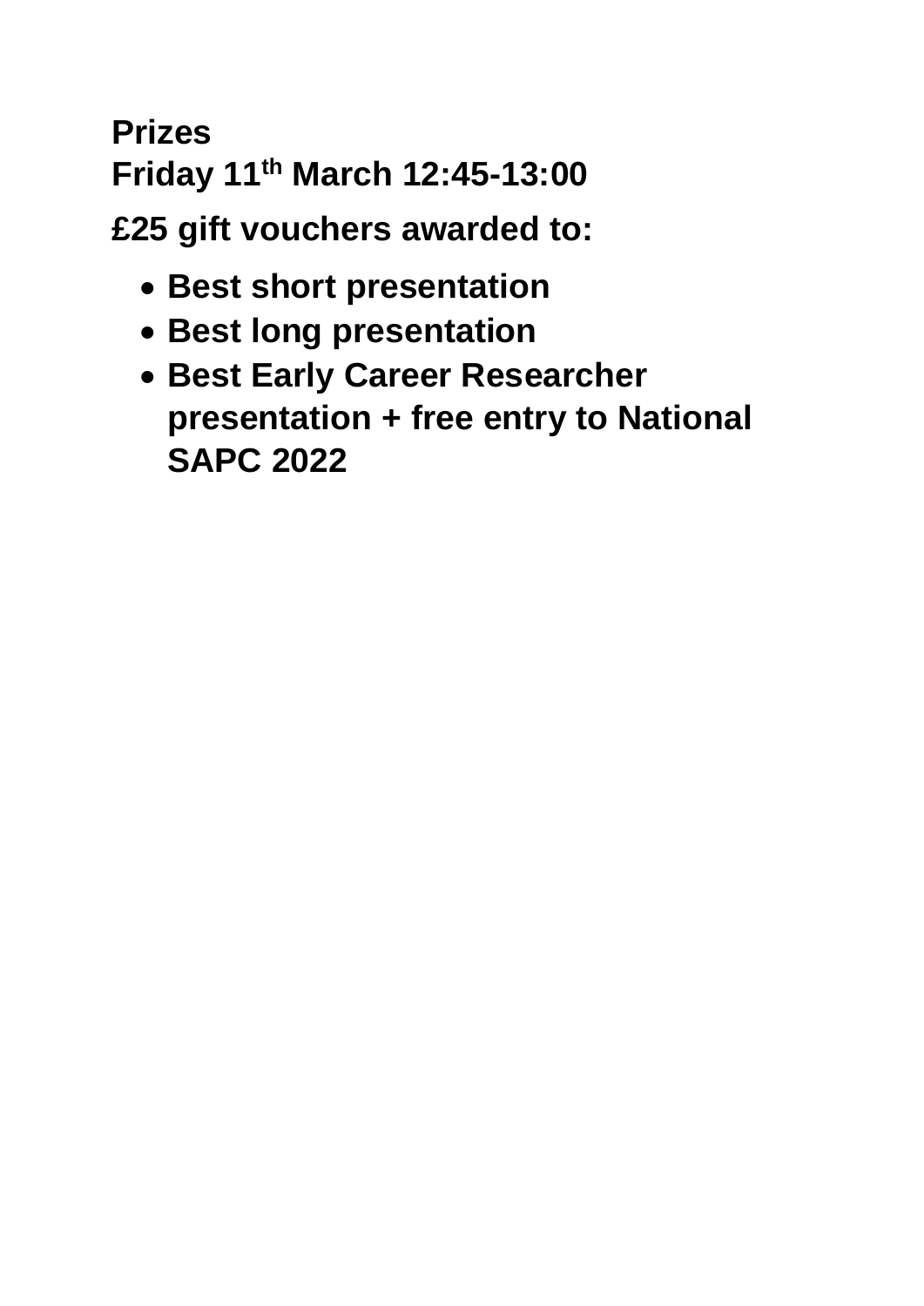**Prizes**
**Friday 11th March 12:45-13:00**

**£25 gift vouchers awarded to:**

- **Best short presentation**
- **Best long presentation**
- **Best Early Career Researcher presentation + free entry to National SAPC 2022**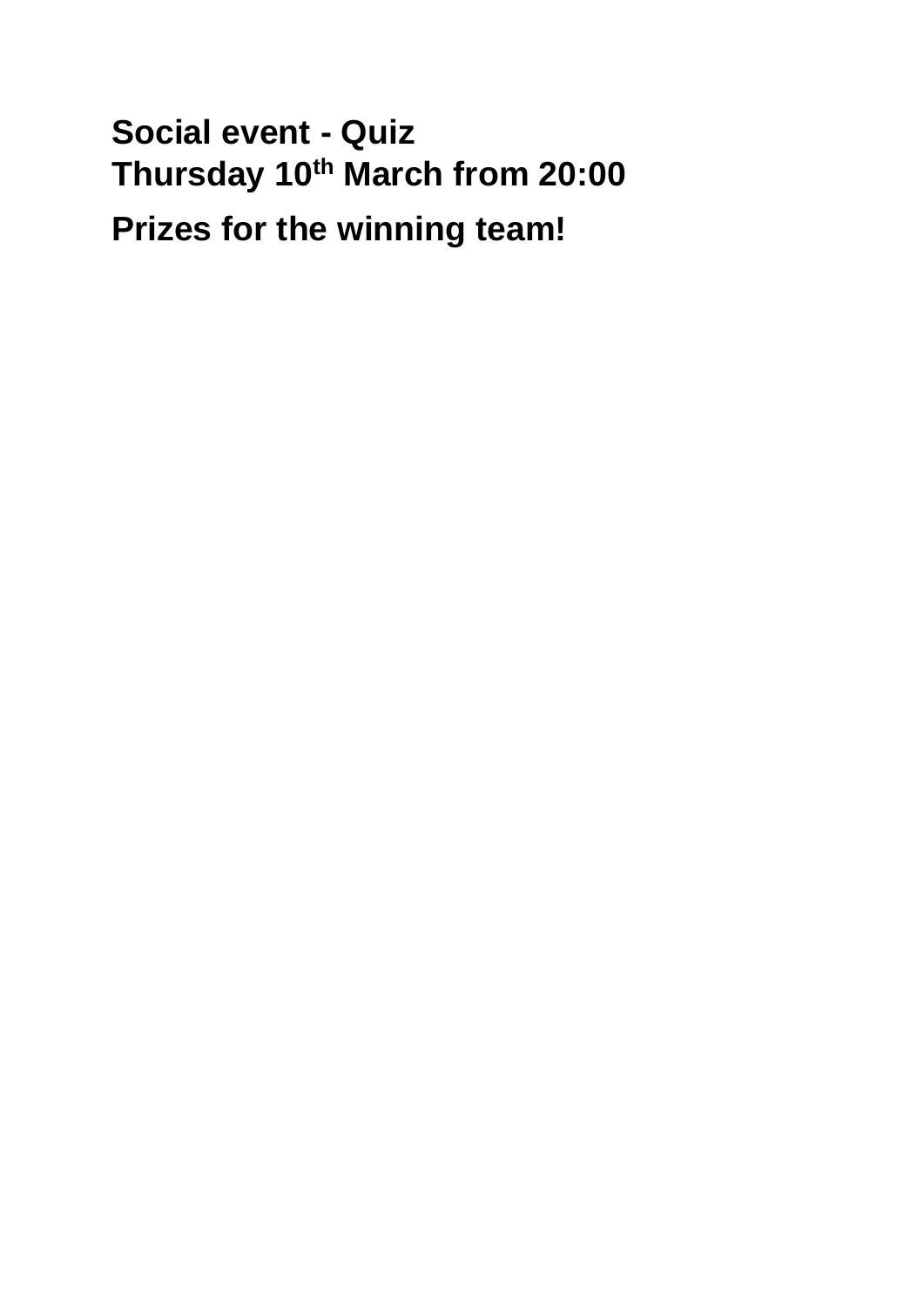**Social event - Quiz**
**Thursday 10th March from 20:00**

**Prizes for the winning team!**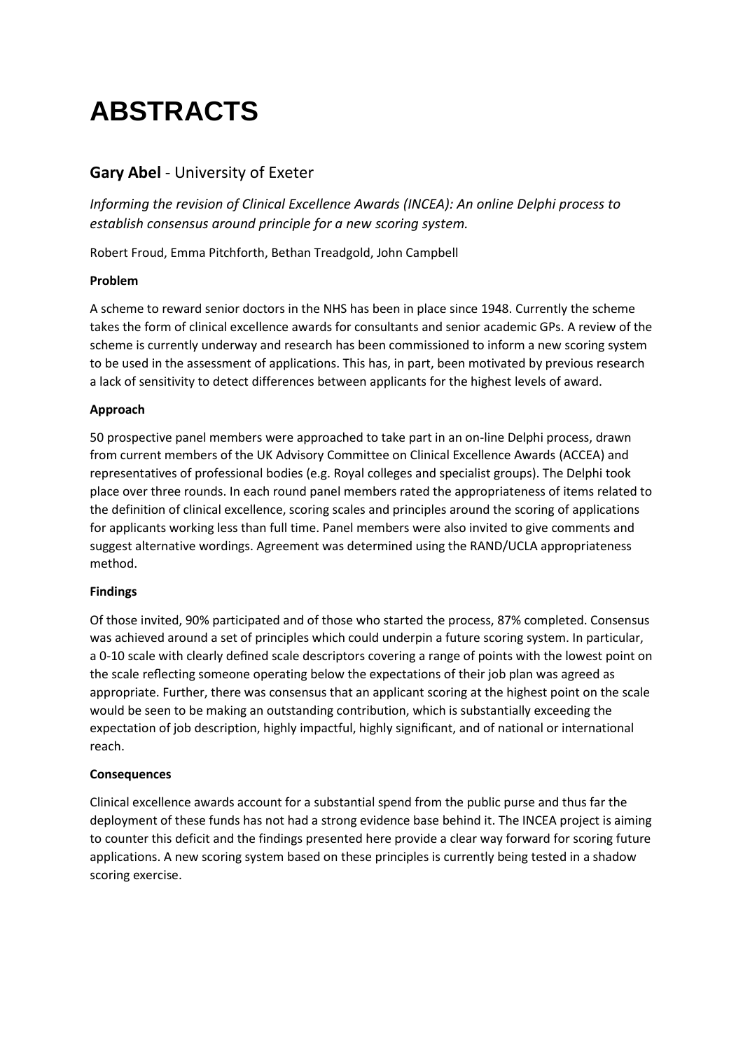# ABSTRACTS

## **Gary Abel** - University of Exeter

*Informing the revision of Clinical Excellence Awards (INCEA): An online Delphi process to establish consensus around principle for a new scoring system.*

Robert Froud, Emma Pitchforth, Bethan Treadgold, John Campbell

**Problem**

A scheme to reward senior doctors in the NHS has been in place since 1948. Currently the scheme takes the form of clinical excellence awards for consultants and senior academic GPs. A review of the scheme is currently underway and research has been commissioned to inform a new scoring system to be used in the assessment of applications. This has, in part, been motivated by previous research a lack of sensitivity to detect differences between applicants for the highest levels of award.

**Approach**

50 prospective panel members were approached to take part in an on-line Delphi process, drawn from current members of the UK Advisory Committee on Clinical Excellence Awards (ACCEA) and representatives of professional bodies (e.g. Royal colleges and specialist groups). The Delphi took place over three rounds. In each round panel members rated the appropriateness of items related to the definition of clinical excellence, scoring scales and principles around the scoring of applications for applicants working less than full time. Panel members were also invited to give comments and suggest alternative wordings. Agreement was determined using the RAND/UCLA appropriateness method.

**Findings**

Of those invited, 90% participated and of those who started the process, 87% completed. Consensus was achieved around a set of principles which could underpin a future scoring system. In particular, a 0-10 scale with clearly defined scale descriptors covering a range of points with the lowest point on the scale reflecting someone operating below the expectations of their job plan was agreed as appropriate. Further, there was consensus that an applicant scoring at the highest point on the scale would be seen to be making an outstanding contribution, which is substantially exceeding the expectation of job description, highly impactful, highly significant, and of national or international reach.

**Consequences**

Clinical excellence awards account for a substantial spend from the public purse and thus far the deployment of these funds has not had a strong evidence base behind it. The INCEA project is aiming to counter this deficit and the findings presented here provide a clear way forward for scoring future applications. A new scoring system based on these principles is currently being tested in a shadow scoring exercise.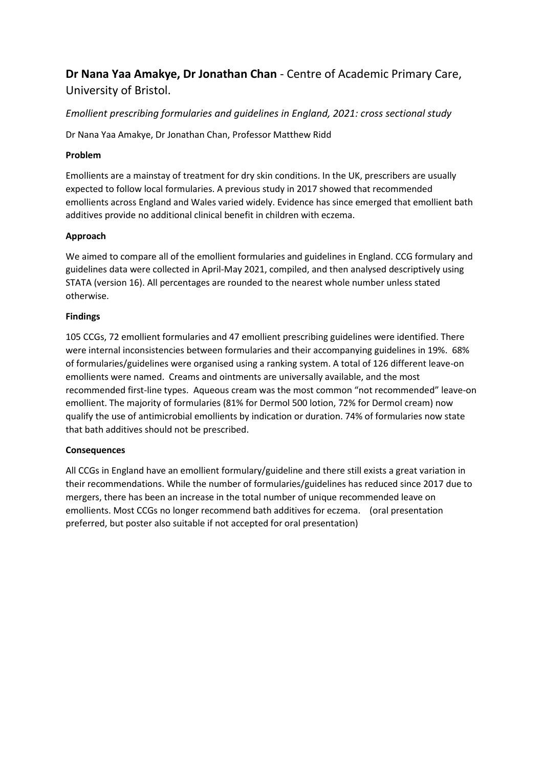## **Dr Nana Yaa Amakye, Dr Jonathan Chan** - Centre of Academic Primary Care, University of Bristol.

*Emollient prescribing formularies and guidelines in England, 2021: cross sectional study*

Dr Nana Yaa Amakye, Dr Jonathan Chan, Professor Matthew Ridd

**Problem**

Emollients are a mainstay of treatment for dry skin conditions. In the UK, prescribers are usually expected to follow local formularies. A previous study in 2017 showed that recommended emollients across England and Wales varied widely. Evidence has since emerged that emollient bath additives provide no additional clinical benefit in children with eczema.

**Approach**

We aimed to compare all of the emollient formularies and guidelines in England. CCG formulary and guidelines data were collected in April-May 2021, compiled, and then analysed descriptively using STATA (version 16). All percentages are rounded to the nearest whole number unless stated otherwise.

**Findings**

105 CCGs, 72 emollient formularies and 47 emollient prescribing guidelines were identified. There were internal inconsistencies between formularies and their accompanying guidelines in 19%. 68% of formularies/guidelines were organised using a ranking system. A total of 126 different leave-on emollients were named. Creams and ointments are universally available, and the most recommended first-line types. Aqueous cream was the most common "not recommended" leave-on emollient. The majority of formularies (81% for Dermol 500 lotion, 72% for Dermol cream) now qualify the use of antimicrobial emollients by indication or duration. 74% of formularies now state that bath additives should not be prescribed.

**Consequences**

All CCGs in England have an emollient formulary/guideline and there still exists a great variation in their recommendations. While the number of formularies/guidelines has reduced since 2017 due to mergers, there has been an increase in the total number of unique recommended leave on emollients. Most CCGs no longer recommend bath additives for eczema. (oral presentation preferred, but poster also suitable if not accepted for oral presentation)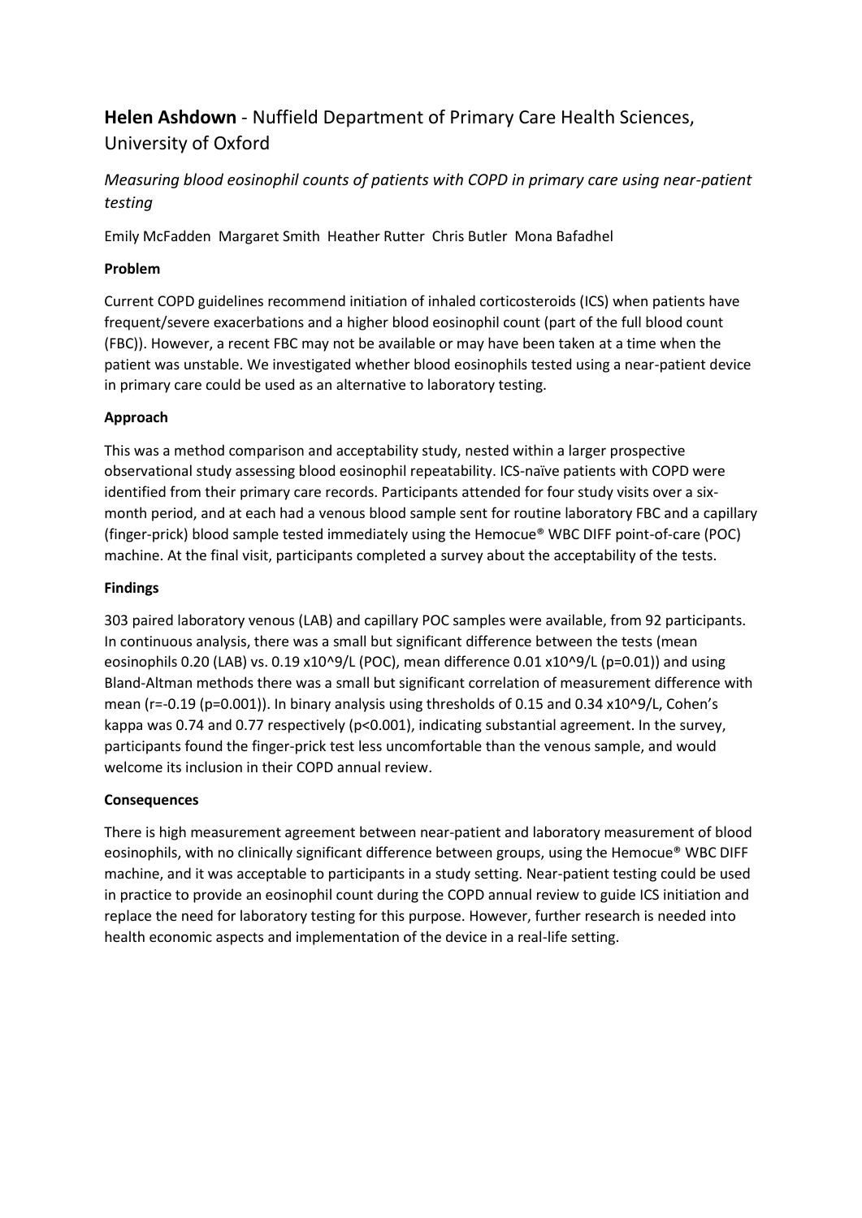## **Helen Ashdown** - Nuffield Department of Primary Care Health Sciences, University of Oxford

*Measuring blood eosinophil counts of patients with COPD in primary care using near-patient testing*

Emily McFadden Margaret Smith Heather Rutter Chris Butler Mona Bafadhel

**Problem**

Current COPD guidelines recommend initiation of inhaled corticosteroids (ICS) when patients have frequent/severe exacerbations and a higher blood eosinophil count (part of the full blood count (FBC)). However, a recent FBC may not be available or may have been taken at a time when the patient was unstable. We investigated whether blood eosinophils tested using a near-patient device in primary care could be used as an alternative to laboratory testing.

**Approach**

This was a method comparison and acceptability study, nested within a larger prospective observational study assessing blood eosinophil repeatability. ICS-naïve patients with COPD were identified from their primary care records. Participants attended for four study visits over a six-month period, and at each had a venous blood sample sent for routine laboratory FBC and a capillary (finger-prick) blood sample tested immediately using the Hemocue® WBC DIFF point-of-care (POC) machine. At the final visit, participants completed a survey about the acceptability of the tests.

**Findings**

303 paired laboratory venous (LAB) and capillary POC samples were available, from 92 participants. In continuous analysis, there was a small but significant difference between the tests (mean eosinophils 0.20 (LAB) vs. 0.19 $x10^9/L$ (POC), mean difference 0.01 $x10^9/L$ ($p=0.01$)) and using Bland-Altman methods there was a small but significant correlation of measurement difference with mean ($r=-0.19$ ($p=0.001$)). In binary analysis using thresholds of 0.15 and 0.34 $x10^9/L$, Cohen's kappa was 0.74 and 0.77 respectively ($p<0.001$), indicating substantial agreement. In the survey, participants found the finger-prick test less uncomfortable than the venous sample, and would welcome its inclusion in their COPD annual review.

**Consequences**

There is high measurement agreement between near-patient and laboratory measurement of blood eosinophils, with no clinically significant difference between groups, using the Hemocue® WBC DIFF machine, and it was acceptable to participants in a study setting. Near-patient testing could be used in practice to provide an eosinophil count during the COPD annual review to guide ICS initiation and replace the need for laboratory testing for this purpose. However, further research is needed into health economic aspects and implementation of the device in a real-life setting.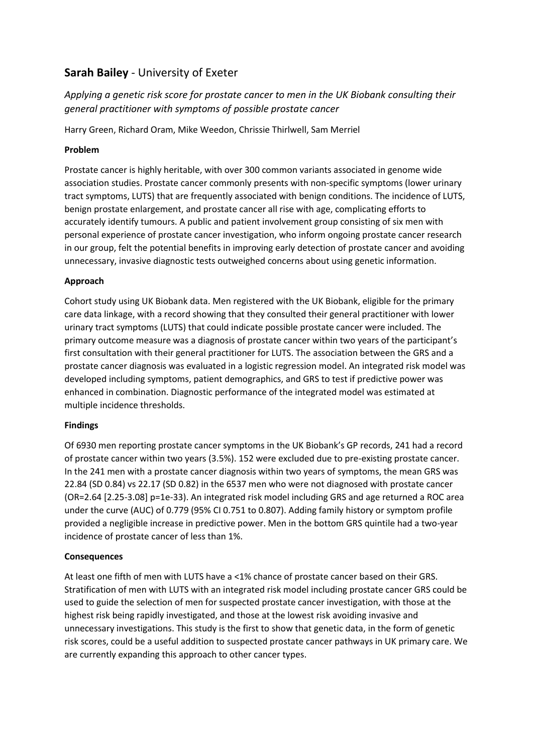## **Sarah Bailey** - University of Exeter

*Applying a genetic risk score for prostate cancer to men in the UK Biobank consulting their general practitioner with symptoms of possible prostate cancer*

Harry Green, Richard Oram, Mike Weedon, Chrissie Thirlwell, Sam Merriel

**Problem**

Prostate cancer is highly heritable, with over 300 common variants associated in genome wide association studies. Prostate cancer commonly presents with non-specific symptoms (lower urinary tract symptoms, LUTS) that are frequently associated with benign conditions. The incidence of LUTS, benign prostate enlargement, and prostate cancer all rise with age, complicating efforts to accurately identify tumours. A public and patient involvement group consisting of six men with personal experience of prostate cancer investigation, who inform ongoing prostate cancer research in our group, felt the potential benefits in improving early detection of prostate cancer and avoiding unnecessary, invasive diagnostic tests outweighed concerns about using genetic information.

**Approach**

Cohort study using UK Biobank data. Men registered with the UK Biobank, eligible for the primary care data linkage, with a record showing that they consulted their general practitioner with lower urinary tract symptoms (LUTS) that could indicate possible prostate cancer were included. The primary outcome measure was a diagnosis of prostate cancer within two years of the participant's first consultation with their general practitioner for LUTS. The association between the GRS and a prostate cancer diagnosis was evaluated in a logistic regression model. An integrated risk model was developed including symptoms, patient demographics, and GRS to test if predictive power was enhanced in combination. Diagnostic performance of the integrated model was estimated at multiple incidence thresholds.

**Findings**

Of 6930 men reporting prostate cancer symptoms in the UK Biobank's GP records, 241 had a record of prostate cancer within two years (3.5%). 152 were excluded due to pre-existing prostate cancer. In the 241 men with a prostate cancer diagnosis within two years of symptoms, the mean GRS was 22.84 (SD 0.84) vs 22.17 (SD 0.82) in the 6537 men who were not diagnosed with prostate cancer (OR=2.64 [2.25-3.08] p=1e-33). An integrated risk model including GRS and age returned a ROC area under the curve (AUC) of 0.779 (95% CI 0.751 to 0.807). Adding family history or symptom profile provided a negligible increase in predictive power. Men in the bottom GRS quintile had a two-year incidence of prostate cancer of less than 1%.

**Consequences**

At least one fifth of men with LUTS have a <1% chance of prostate cancer based on their GRS. Stratification of men with LUTS with an integrated risk model including prostate cancer GRS could be used to guide the selection of men for suspected prostate cancer investigation, with those at the highest risk being rapidly investigated, and those at the lowest risk avoiding invasive and unnecessary investigations. This study is the first to show that genetic data, in the form of genetic risk scores, could be a useful addition to suspected prostate cancer pathways in UK primary care. We are currently expanding this approach to other cancer types.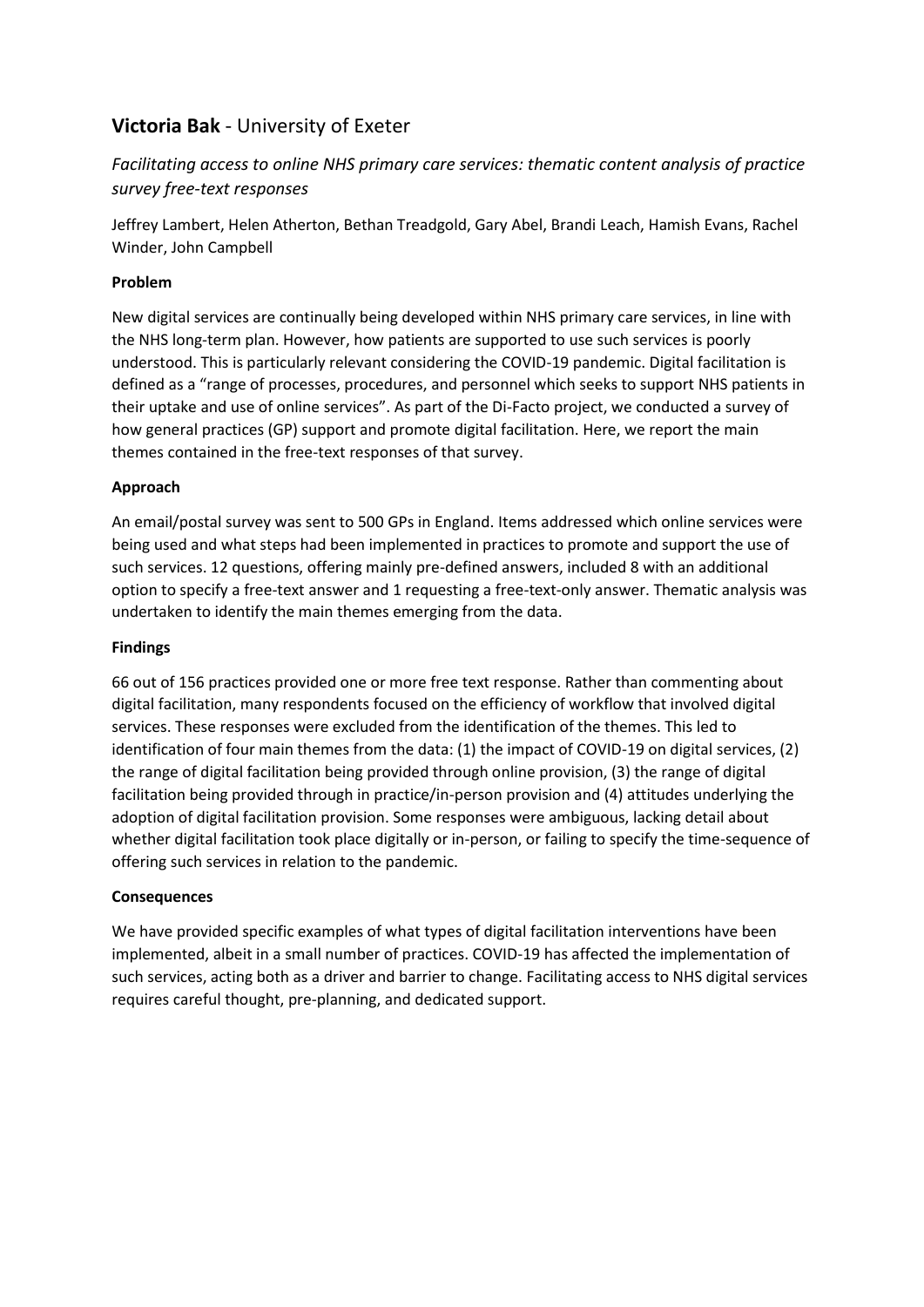## **Victoria Bak** - University of Exeter

### *Facilitating access to online NHS primary care services: thematic content analysis of practice survey free-text responses*

Jeffrey Lambert, Helen Atherton, Bethan Treadgold, Gary Abel, Brandi Leach, Hamish Evans, Rachel Winder, John Campbell

**Problem**

New digital services are continually being developed within NHS primary care services, in line with the NHS long-term plan. However, how patients are supported to use such services is poorly understood. This is particularly relevant considering the COVID-19 pandemic. Digital facilitation is defined as a "range of processes, procedures, and personnel which seeks to support NHS patients in their uptake and use of online services". As part of the Di-Facto project, we conducted a survey of how general practices (GP) support and promote digital facilitation. Here, we report the main themes contained in the free-text responses of that survey.

**Approach**

An email/postal survey was sent to 500 GPs in England. Items addressed which online services were being used and what steps had been implemented in practices to promote and support the use of such services. 12 questions, offering mainly pre-defined answers, included 8 with an additional option to specify a free-text answer and 1 requesting a free-text-only answer. Thematic analysis was undertaken to identify the main themes emerging from the data.

**Findings**

66 out of 156 practices provided one or more free text response. Rather than commenting about digital facilitation, many respondents focused on the efficiency of workflow that involved digital services. These responses were excluded from the identification of the themes. This led to identification of four main themes from the data: (1) the impact of COVID-19 on digital services, (2) the range of digital facilitation being provided through online provision, (3) the range of digital facilitation being provided through in practice/in-person provision and (4) attitudes underlying the adoption of digital facilitation provision. Some responses were ambiguous, lacking detail about whether digital facilitation took place digitally or in-person, or failing to specify the time-sequence of offering such services in relation to the pandemic.

**Consequences**

We have provided specific examples of what types of digital facilitation interventions have been implemented, albeit in a small number of practices. COVID-19 has affected the implementation of such services, acting both as a driver and barrier to change. Facilitating access to NHS digital services requires careful thought, pre-planning, and dedicated support.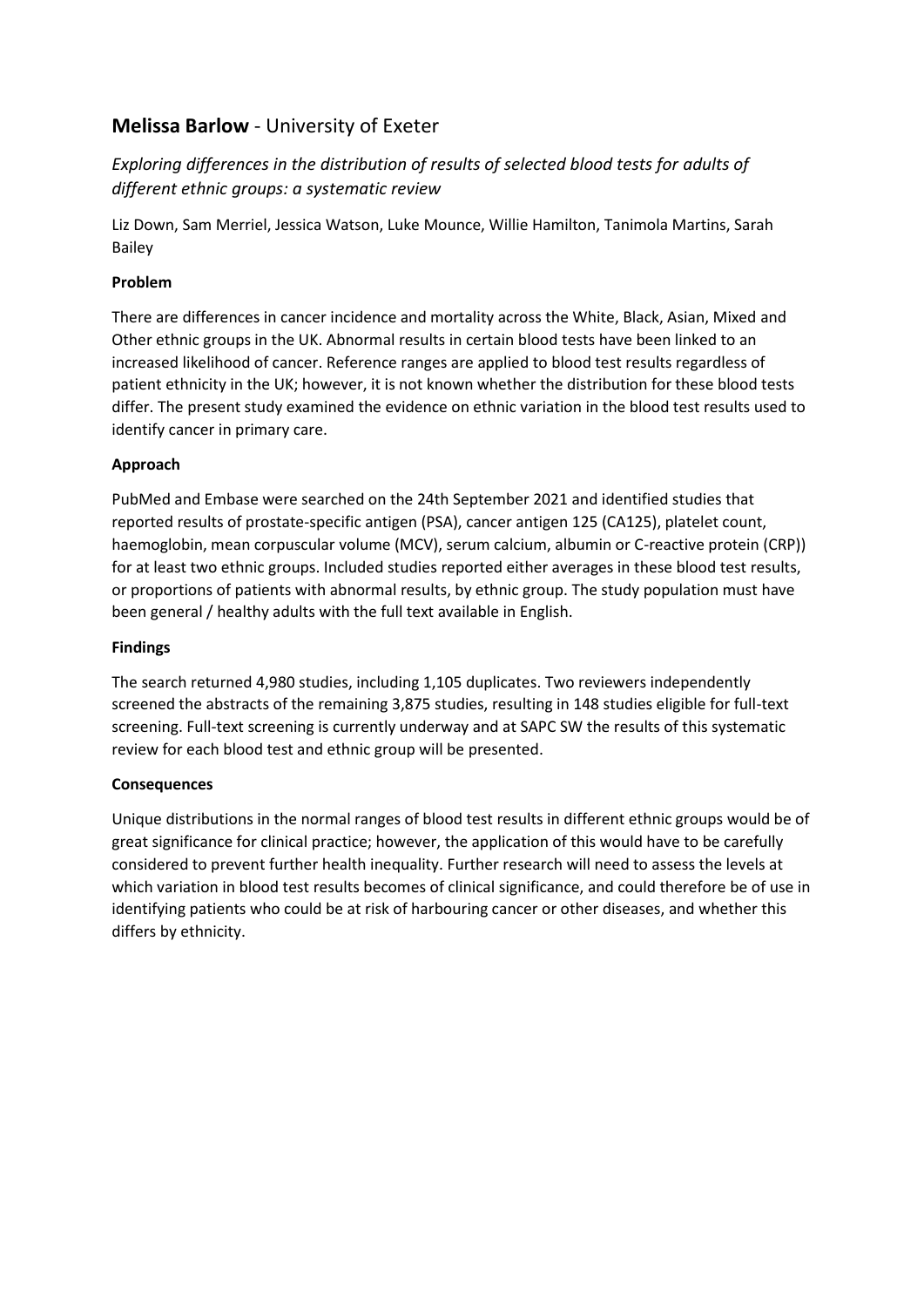## **Melissa Barlow** - University of Exeter

*Exploring differences in the distribution of results of selected blood tests for adults of different ethnic groups: a systematic review*

Liz Down, Sam Merriel, Jessica Watson, Luke Mounce, Willie Hamilton, Tanimola Martins, Sarah Bailey

### **Problem**

There are differences in cancer incidence and mortality across the White, Black, Asian, Mixed and Other ethnic groups in the UK. Abnormal results in certain blood tests have been linked to an increased likelihood of cancer. Reference ranges are applied to blood test results regardless of patient ethnicity in the UK; however, it is not known whether the distribution for these blood tests differ. The present study examined the evidence on ethnic variation in the blood test results used to identify cancer in primary care.

### **Approach**

PubMed and Embase were searched on the 24th September 2021 and identified studies that reported results of prostate-specific antigen (PSA), cancer antigen 125 (CA125), platelet count, haemoglobin, mean corpuscular volume (MCV), serum calcium, albumin or C-reactive protein (CRP)) for at least two ethnic groups. Included studies reported either averages in these blood test results, or proportions of patients with abnormal results, by ethnic group. The study population must have been general / healthy adults with the full text available in English.

### **Findings**

The search returned 4,980 studies, including 1,105 duplicates. Two reviewers independently screened the abstracts of the remaining 3,875 studies, resulting in 148 studies eligible for full-text screening. Full-text screening is currently underway and at SAPC SW the results of this systematic review for each blood test and ethnic group will be presented.

### **Consequences**

Unique distributions in the normal ranges of blood test results in different ethnic groups would be of great significance for clinical practice; however, the application of this would have to be carefully considered to prevent further health inequality. Further research will need to assess the levels at which variation in blood test results becomes of clinical significance, and could therefore be of use in identifying patients who could be at risk of harbouring cancer or other diseases, and whether this differs by ethnicity.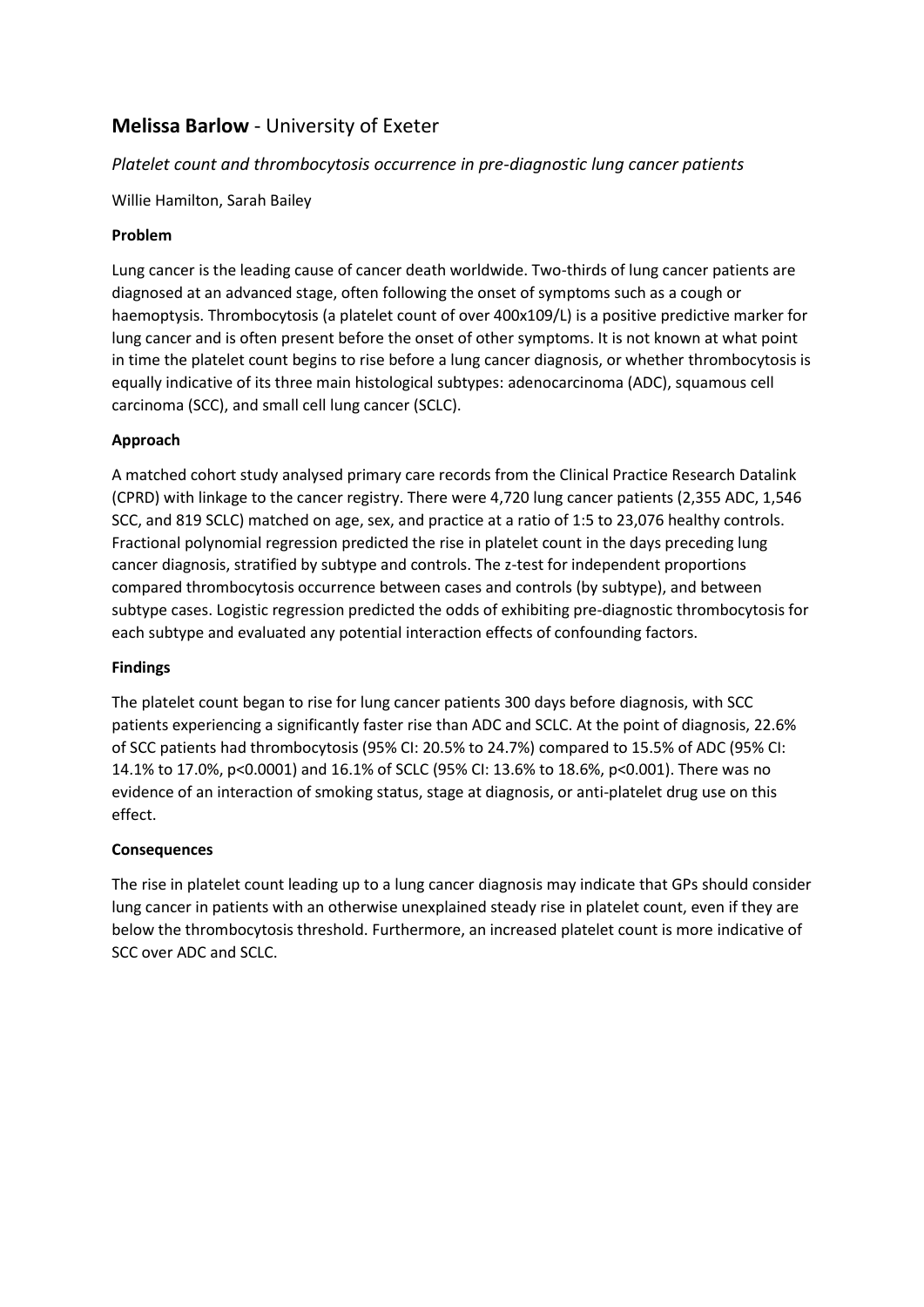## **Melissa Barlow** - University of Exeter

*Platelet count and thrombocytosis occurrence in pre-diagnostic lung cancer patients*

Willie Hamilton, Sarah Bailey

**Problem**

Lung cancer is the leading cause of cancer death worldwide. Two-thirds of lung cancer patients are diagnosed at an advanced stage, often following the onset of symptoms such as a cough or haemoptysis. Thrombocytosis (a platelet count of over 400x109/L) is a positive predictive marker for lung cancer and is often present before the onset of other symptoms. It is not known at what point in time the platelet count begins to rise before a lung cancer diagnosis, or whether thrombocytosis is equally indicative of its three main histological subtypes: adenocarcinoma (ADC), squamous cell carcinoma (SCC), and small cell lung cancer (SCLC).

**Approach**

A matched cohort study analysed primary care records from the Clinical Practice Research Datalink (CPRD) with linkage to the cancer registry. There were 4,720 lung cancer patients (2,355 ADC, 1,546 SCC, and 819 SCLC) matched on age, sex, and practice at a ratio of 1:5 to 23,076 healthy controls. Fractional polynomial regression predicted the rise in platelet count in the days preceding lung cancer diagnosis, stratified by subtype and controls. The z-test for independent proportions compared thrombocytosis occurrence between cases and controls (by subtype), and between subtype cases. Logistic regression predicted the odds of exhibiting pre-diagnostic thrombocytosis for each subtype and evaluated any potential interaction effects of confounding factors.

**Findings**

The platelet count began to rise for lung cancer patients 300 days before diagnosis, with SCC patients experiencing a significantly faster rise than ADC and SCLC. At the point of diagnosis, 22.6% of SCC patients had thrombocytosis (95% CI: 20.5% to 24.7%) compared to 15.5% of ADC (95% CI: 14.1% to 17.0%, $p<0.0001$) and 16.1% of SCLC (95% CI: 13.6% to 18.6%, $p<0.001$). There was no evidence of an interaction of smoking status, stage at diagnosis, or anti-platelet drug use on this effect.

**Consequences**

The rise in platelet count leading up to a lung cancer diagnosis may indicate that GPs should consider lung cancer in patients with an otherwise unexplained steady rise in platelet count, even if they are below the thrombocytosis threshold. Furthermore, an increased platelet count is more indicative of SCC over ADC and SCLC.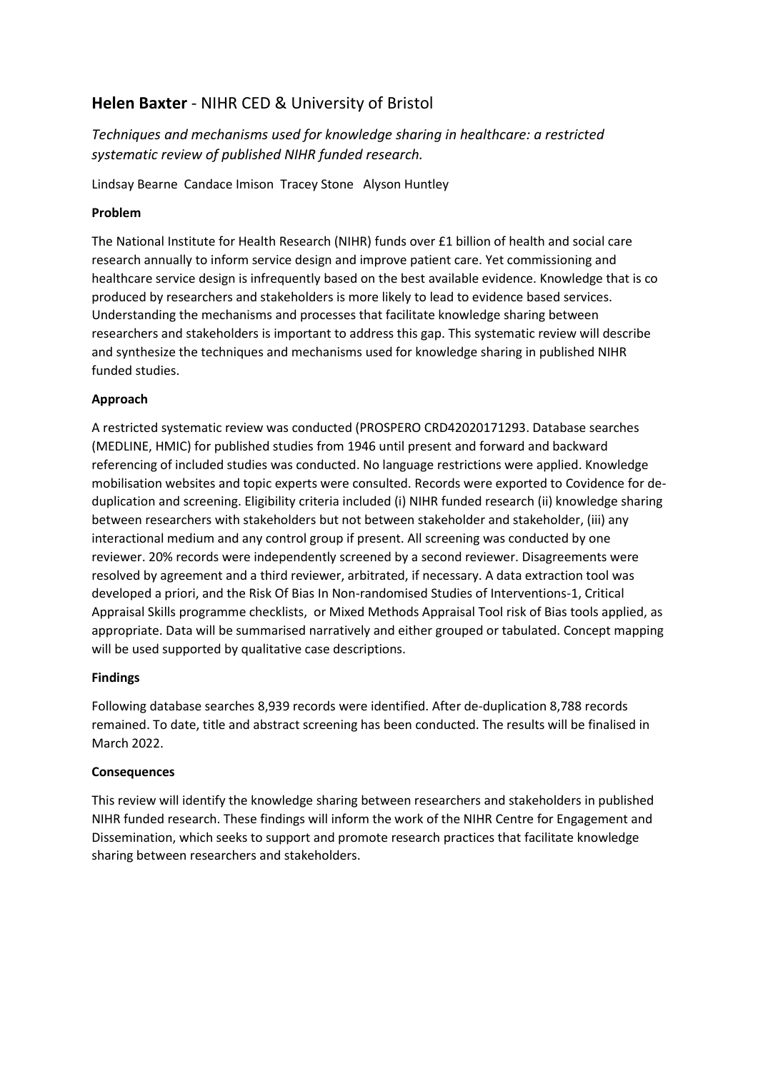## **Helen Baxter** - NIHR CED & University of Bristol

*Techniques and mechanisms used for knowledge sharing in healthcare: a restricted systematic review of published NIHR funded research.*

Lindsay Bearne Candace Imison Tracey Stone Alyson Huntley

**Problem**

The National Institute for Health Research (NIHR) funds over £1 billion of health and social care research annually to inform service design and improve patient care. Yet commissioning and healthcare service design is infrequently based on the best available evidence. Knowledge that is co produced by researchers and stakeholders is more likely to lead to evidence based services. Understanding the mechanisms and processes that facilitate knowledge sharing between researchers and stakeholders is important to address this gap. This systematic review will describe and synthesize the techniques and mechanisms used for knowledge sharing in published NIHR funded studies.

**Approach**

A restricted systematic review was conducted (PROSPERO CRD42020171293. Database searches (MEDLINE, HMIC) for published studies from 1946 until present and forward and backward referencing of included studies was conducted. No language restrictions were applied. Knowledge mobilisation websites and topic experts were consulted. Records were exported to Covidence for de-duplication and screening. Eligibility criteria included (i) NIHR funded research (ii) knowledge sharing between researchers with stakeholders but not between stakeholder and stakeholder, (iii) any interactional medium and any control group if present. All screening was conducted by one reviewer. 20% records were independently screened by a second reviewer. Disagreements were resolved by agreement and a third reviewer, arbitrated, if necessary. A data extraction tool was developed a priori, and the Risk Of Bias In Non-randomised Studies of Interventions-1, Critical Appraisal Skills programme checklists, or Mixed Methods Appraisal Tool risk of Bias tools applied, as appropriate. Data will be summarised narratively and either grouped or tabulated. Concept mapping will be used supported by qualitative case descriptions.

**Findings**

Following database searches 8,939 records were identified. After de-duplication 8,788 records remained. To date, title and abstract screening has been conducted. The results will be finalised in March 2022.

**Consequences**

This review will identify the knowledge sharing between researchers and stakeholders in published NIHR funded research. These findings will inform the work of the NIHR Centre for Engagement and Dissemination, which seeks to support and promote research practices that facilitate knowledge sharing between researchers and stakeholders.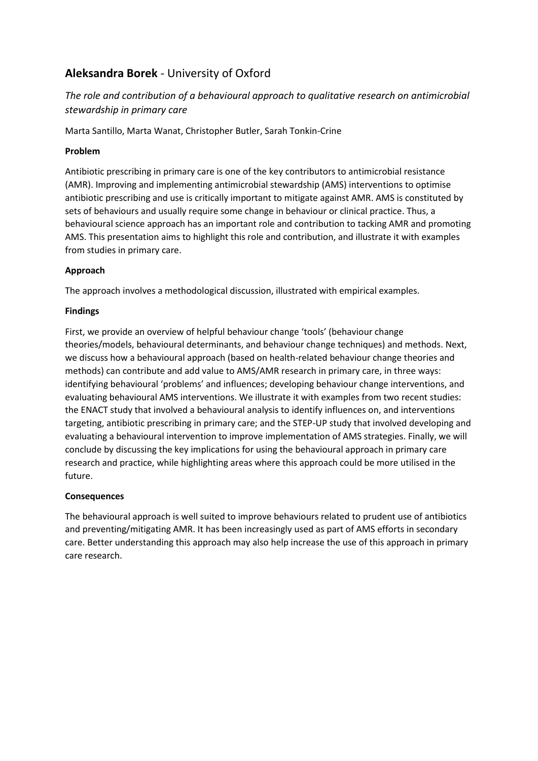## **Aleksandra Borek** - University of Oxford

*The role and contribution of a behavioural approach to qualitative research on antimicrobial stewardship in primary care*

Marta Santillo, Marta Wanat, Christopher Butler, Sarah Tonkin-Crine

**Problem**

Antibiotic prescribing in primary care is one of the key contributors to antimicrobial resistance (AMR). Improving and implementing antimicrobial stewardship (AMS) interventions to optimise antibiotic prescribing and use is critically important to mitigate against AMR. AMS is constituted by sets of behaviours and usually require some change in behaviour or clinical practice. Thus, a behavioural science approach has an important role and contribution to tacking AMR and promoting AMS. This presentation aims to highlight this role and contribution, and illustrate it with examples from studies in primary care.

**Approach**

The approach involves a methodological discussion, illustrated with empirical examples.

**Findings**

First, we provide an overview of helpful behaviour change 'tools' (behaviour change theories/models, behavioural determinants, and behaviour change techniques) and methods. Next, we discuss how a behavioural approach (based on health-related behaviour change theories and methods) can contribute and add value to AMS/AMR research in primary care, in three ways: identifying behavioural 'problems' and influences; developing behaviour change interventions, and evaluating behavioural AMS interventions. We illustrate it with examples from two recent studies: the ENACT study that involved a behavioural analysis to identify influences on, and interventions targeting, antibiotic prescribing in primary care; and the STEP-UP study that involved developing and evaluating a behavioural intervention to improve implementation of AMS strategies. Finally, we will conclude by discussing the key implications for using the behavioural approach in primary care research and practice, while highlighting areas where this approach could be more utilised in the future.

**Consequences**

The behavioural approach is well suited to improve behaviours related to prudent use of antibiotics and preventing/mitigating AMR. It has been increasingly used as part of AMS efforts in secondary care. Better understanding this approach may also help increase the use of this approach in primary care research.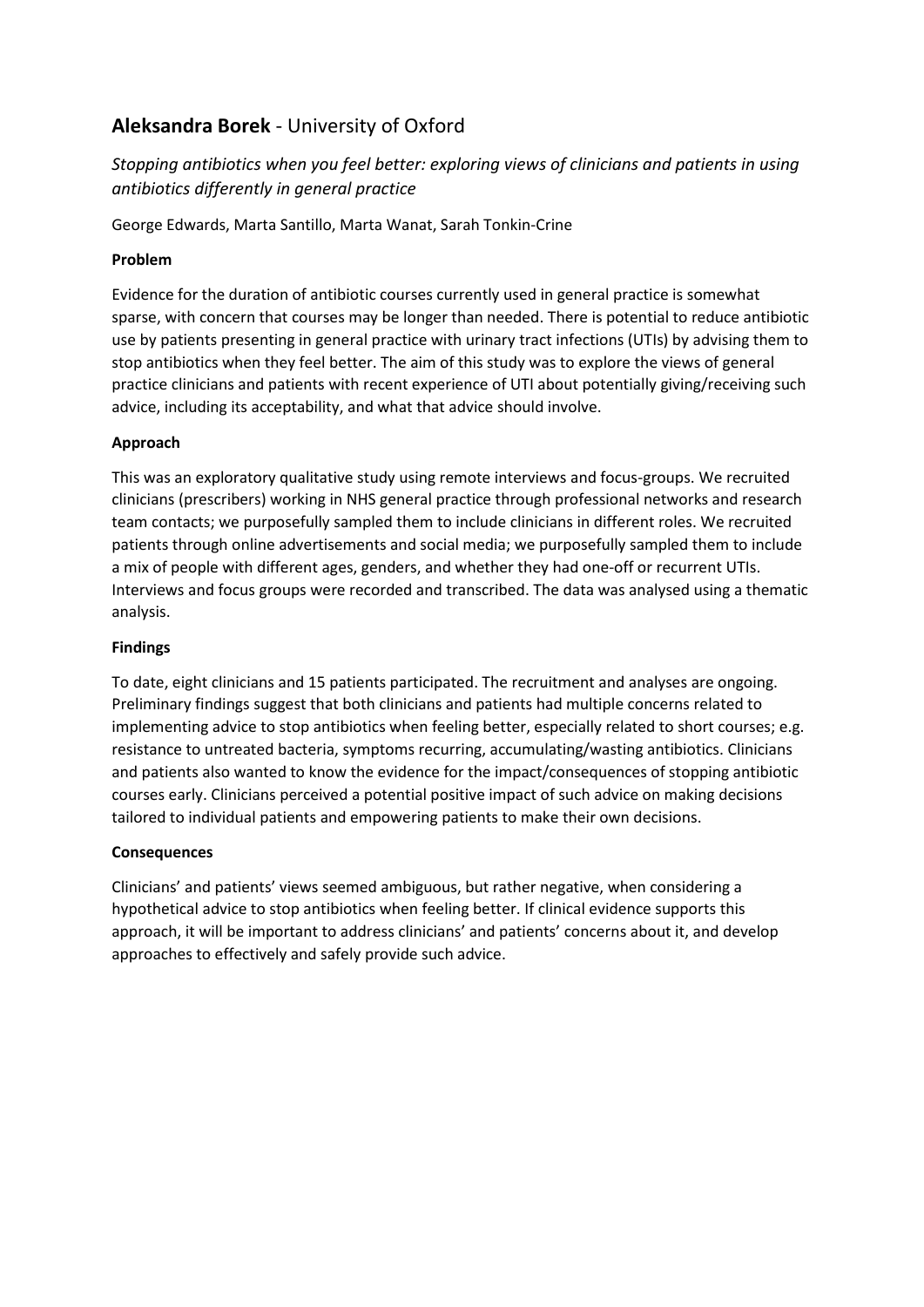## **Aleksandra Borek** - University of Oxford

*Stopping antibiotics when you feel better: exploring views of clinicians and patients in using antibiotics differently in general practice*

George Edwards, Marta Santillo, Marta Wanat, Sarah Tonkin-Crine

**Problem**

Evidence for the duration of antibiotic courses currently used in general practice is somewhat sparse, with concern that courses may be longer than needed. There is potential to reduce antibiotic use by patients presenting in general practice with urinary tract infections (UTIs) by advising them to stop antibiotics when they feel better. The aim of this study was to explore the views of general practice clinicians and patients with recent experience of UTI about potentially giving/receiving such advice, including its acceptability, and what that advice should involve.

**Approach**

This was an exploratory qualitative study using remote interviews and focus-groups. We recruited clinicians (prescribers) working in NHS general practice through professional networks and research team contacts; we purposefully sampled them to include clinicians in different roles. We recruited patients through online advertisements and social media; we purposefully sampled them to include a mix of people with different ages, genders, and whether they had one-off or recurrent UTIs. Interviews and focus groups were recorded and transcribed. The data was analysed using a thematic analysis.

**Findings**

To date, eight clinicians and 15 patients participated. The recruitment and analyses are ongoing. Preliminary findings suggest that both clinicians and patients had multiple concerns related to implementing advice to stop antibiotics when feeling better, especially related to short courses; e.g. resistance to untreated bacteria, symptoms recurring, accumulating/wasting antibiotics. Clinicians and patients also wanted to know the evidence for the impact/consequences of stopping antibiotic courses early. Clinicians perceived a potential positive impact of such advice on making decisions tailored to individual patients and empowering patients to make their own decisions.

**Consequences**

Clinicians' and patients' views seemed ambiguous, but rather negative, when considering a hypothetical advice to stop antibiotics when feeling better. If clinical evidence supports this approach, it will be important to address clinicians' and patients' concerns about it, and develop approaches to effectively and safely provide such advice.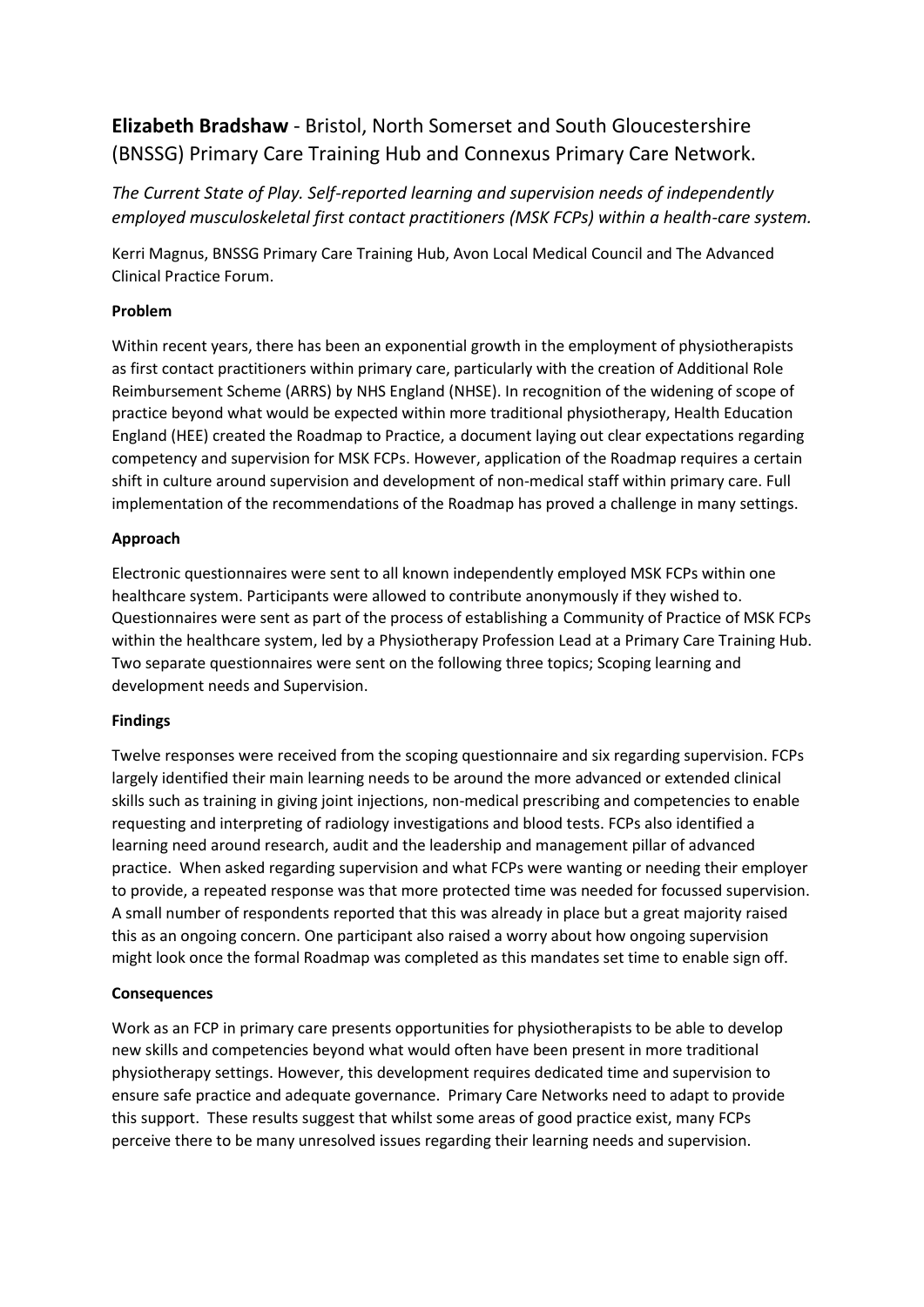**Elizabeth Bradshaw** - Bristol, North Somerset and South Gloucestershire (BNSSG) Primary Care Training Hub and Connexus Primary Care Network.

*The Current State of Play. Self-reported learning and supervision needs of independently employed musculoskeletal first contact practitioners (MSK FCPs) within a health-care system.*

Kerri Magnus, BNSSG Primary Care Training Hub, Avon Local Medical Council and The Advanced Clinical Practice Forum.

**Problem**

Within recent years, there has been an exponential growth in the employment of physiotherapists as first contact practitioners within primary care, particularly with the creation of Additional Role Reimbursement Scheme (ARRS) by NHS England (NHSE). In recognition of the widening of scope of practice beyond what would be expected within more traditional physiotherapy, Health Education England (HEE) created the Roadmap to Practice, a document laying out clear expectations regarding competency and supervision for MSK FCPs. However, application of the Roadmap requires a certain shift in culture around supervision and development of non-medical staff within primary care. Full implementation of the recommendations of the Roadmap has proved a challenge in many settings.

**Approach**

Electronic questionnaires were sent to all known independently employed MSK FCPs within one healthcare system. Participants were allowed to contribute anonymously if they wished to. Questionnaires were sent as part of the process of establishing a Community of Practice of MSK FCPs within the healthcare system, led by a Physiotherapy Profession Lead at a Primary Care Training Hub. Two separate questionnaires were sent on the following three topics; Scoping learning and development needs and Supervision.

**Findings**

Twelve responses were received from the scoping questionnaire and six regarding supervision. FCPs largely identified their main learning needs to be around the more advanced or extended clinical skills such as training in giving joint injections, non-medical prescribing and competencies to enable requesting and interpreting of radiology investigations and blood tests. FCPs also identified a learning need around research, audit and the leadership and management pillar of advanced practice. When asked regarding supervision and what FCPs were wanting or needing their employer to provide, a repeated response was that more protected time was needed for focussed supervision. A small number of respondents reported that this was already in place but a great majority raised this as an ongoing concern. One participant also raised a worry about how ongoing supervision might look once the formal Roadmap was completed as this mandates set time to enable sign off.

**Consequences**

Work as an FCP in primary care presents opportunities for physiotherapists to be able to develop new skills and competencies beyond what would often have been present in more traditional physiotherapy settings. However, this development requires dedicated time and supervision to ensure safe practice and adequate governance. Primary Care Networks need to adapt to provide this support. These results suggest that whilst some areas of good practice exist, many FCPs perceive there to be many unresolved issues regarding their learning needs and supervision.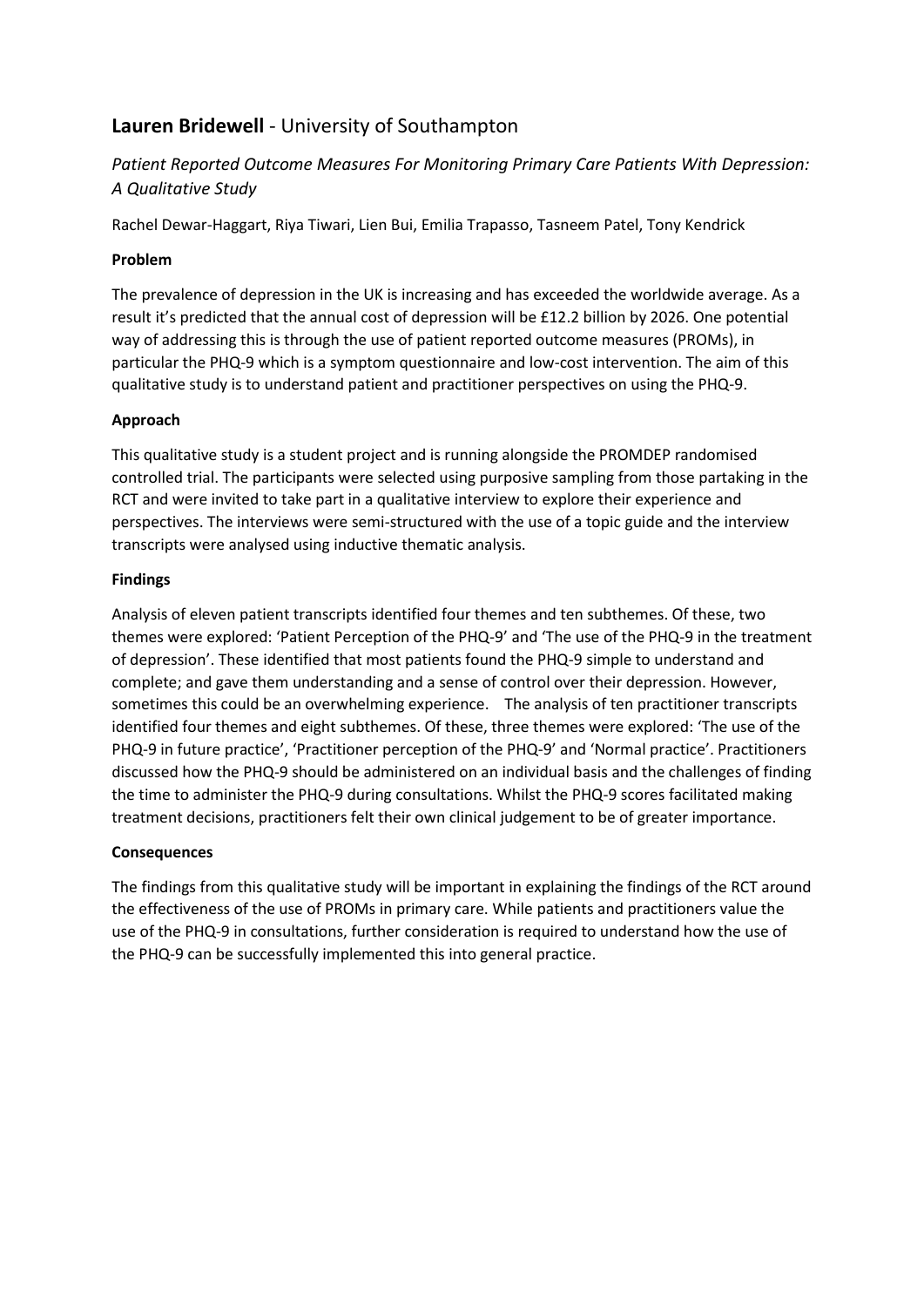## **Lauren Bridewell** - University of Southampton

*Patient Reported Outcome Measures For Monitoring Primary Care Patients With Depression: A Qualitative Study*

Rachel Dewar-Haggart, Riya Tiwari, Lien Bui, Emilia Trapasso, Tasneem Patel, Tony Kendrick

**Problem**

The prevalence of depression in the UK is increasing and has exceeded the worldwide average. As a result it's predicted that the annual cost of depression will be £12.2 billion by 2026. One potential way of addressing this is through the use of patient reported outcome measures (PROMs), in particular the PHQ-9 which is a symptom questionnaire and low-cost intervention. The aim of this qualitative study is to understand patient and practitioner perspectives on using the PHQ-9.

**Approach**

This qualitative study is a student project and is running alongside the PROMDEP randomised controlled trial. The participants were selected using purposive sampling from those partaking in the RCT and were invited to take part in a qualitative interview to explore their experience and perspectives. The interviews were semi-structured with the use of a topic guide and the interview transcripts were analysed using inductive thematic analysis.

**Findings**

Analysis of eleven patient transcripts identified four themes and ten subthemes. Of these, two themes were explored: 'Patient Perception of the PHQ-9' and 'The use of the PHQ-9 in the treatment of depression'. These identified that most patients found the PHQ-9 simple to understand and complete; and gave them understanding and a sense of control over their depression. However, sometimes this could be an overwhelming experience. The analysis of ten practitioner transcripts identified four themes and eight subthemes. Of these, three themes were explored: 'The use of the PHQ-9 in future practice', 'Practitioner perception of the PHQ-9' and 'Normal practice'. Practitioners discussed how the PHQ-9 should be administered on an individual basis and the challenges of finding the time to administer the PHQ-9 during consultations. Whilst the PHQ-9 scores facilitated making treatment decisions, practitioners felt their own clinical judgement to be of greater importance.

**Consequences**

The findings from this qualitative study will be important in explaining the findings of the RCT around the effectiveness of the use of PROMs in primary care. While patients and practitioners value the use of the PHQ-9 in consultations, further consideration is required to understand how the use of the PHQ-9 can be successfully implemented this into general practice.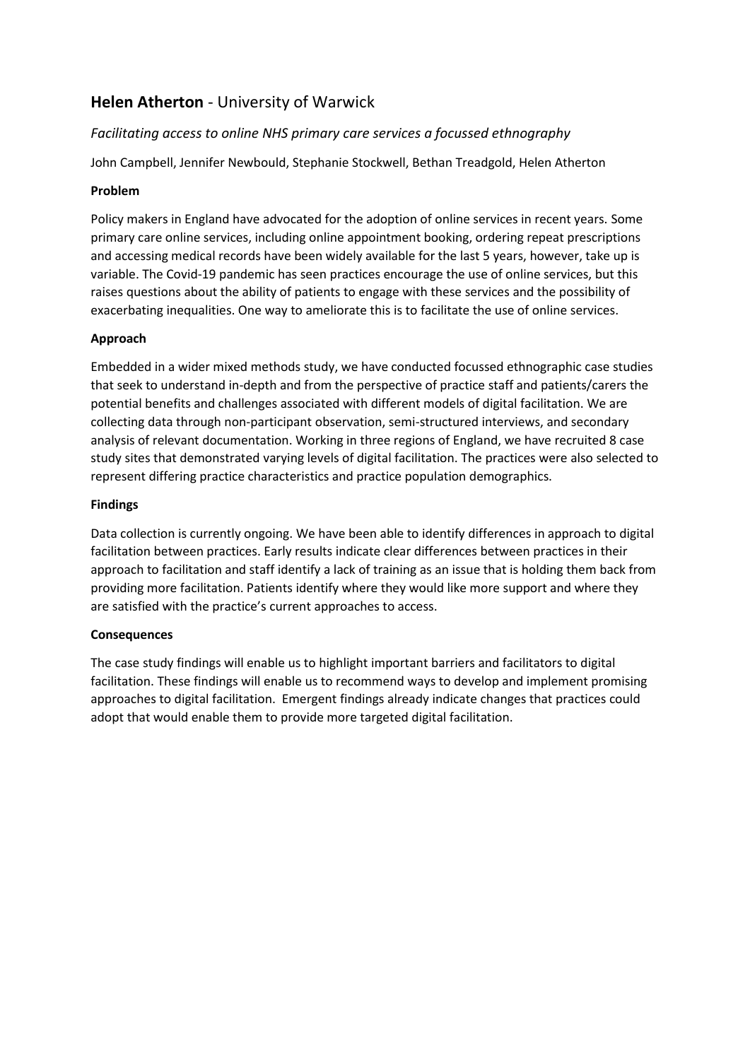## **Helen Atherton** - University of Warwick

*Facilitating access to online NHS primary care services a focussed ethnography*

John Campbell, Jennifer Newbould, Stephanie Stockwell, Bethan Treadgold, Helen Atherton

**Problem**

Policy makers in England have advocated for the adoption of online services in recent years. Some primary care online services, including online appointment booking, ordering repeat prescriptions and accessing medical records have been widely available for the last 5 years, however, take up is variable. The Covid-19 pandemic has seen practices encourage the use of online services, but this raises questions about the ability of patients to engage with these services and the possibility of exacerbating inequalities. One way to ameliorate this is to facilitate the use of online services.

**Approach**

Embedded in a wider mixed methods study, we have conducted focussed ethnographic case studies that seek to understand in-depth and from the perspective of practice staff and patients/carers the potential benefits and challenges associated with different models of digital facilitation. We are collecting data through non-participant observation, semi-structured interviews, and secondary analysis of relevant documentation. Working in three regions of England, we have recruited 8 case study sites that demonstrated varying levels of digital facilitation. The practices were also selected to represent differing practice characteristics and practice population demographics.

**Findings**

Data collection is currently ongoing. We have been able to identify differences in approach to digital facilitation between practices. Early results indicate clear differences between practices in their approach to facilitation and staff identify a lack of training as an issue that is holding them back from providing more facilitation. Patients identify where they would like more support and where they are satisfied with the practice's current approaches to access.

**Consequences**

The case study findings will enable us to highlight important barriers and facilitators to digital facilitation. These findings will enable us to recommend ways to develop and implement promising approaches to digital facilitation. Emergent findings already indicate changes that practices could adopt that would enable them to provide more targeted digital facilitation.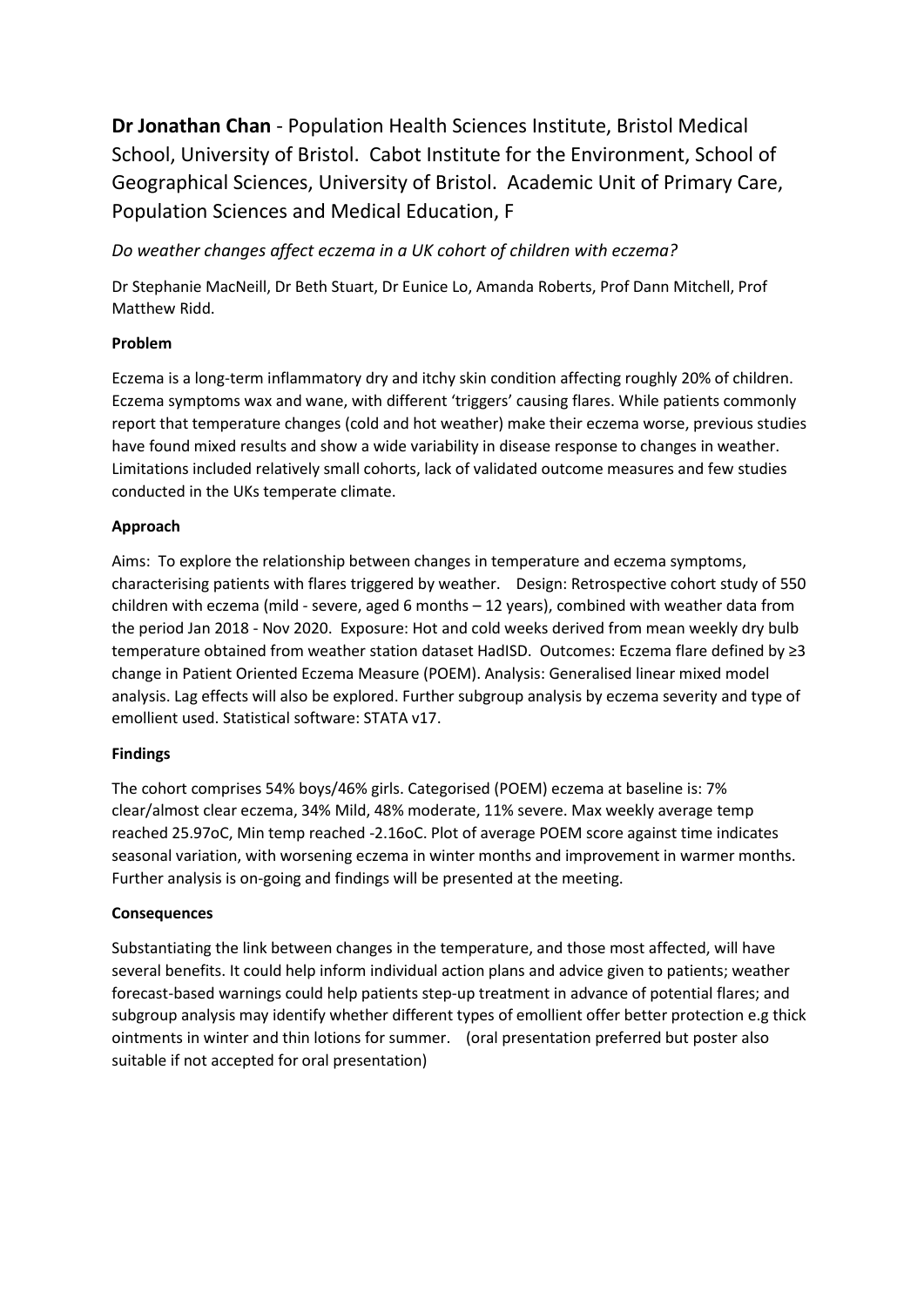**Dr Jonathan Chan** - Population Health Sciences Institute, Bristol Medical School, University of Bristol. Cabot Institute for the Environment, School of Geographical Sciences, University of Bristol. Academic Unit of Primary Care, Population Sciences and Medical Education, F

*Do weather changes affect eczema in a UK cohort of children with eczema?*

Dr Stephanie MacNeill, Dr Beth Stuart, Dr Eunice Lo, Amanda Roberts, Prof Dann Mitchell, Prof Matthew Ridd.

**Problem**

Eczema is a long-term inflammatory dry and itchy skin condition affecting roughly 20% of children. Eczema symptoms wax and wane, with different 'triggers' causing flares. While patients commonly report that temperature changes (cold and hot weather) make their eczema worse, previous studies have found mixed results and show a wide variability in disease response to changes in weather. Limitations included relatively small cohorts, lack of validated outcome measures and few studies conducted in the UKs temperate climate.

**Approach**

Aims: To explore the relationship between changes in temperature and eczema symptoms, characterising patients with flares triggered by weather. Design: Retrospective cohort study of 550 children with eczema (mild - severe, aged 6 months – 12 years), combined with weather data from the period Jan 2018 - Nov 2020. Exposure: Hot and cold weeks derived from mean weekly dry bulb temperature obtained from weather station dataset HadISD. Outcomes: Eczema flare defined by ≥3 change in Patient Oriented Eczema Measure (POEM). Analysis: Generalised linear mixed model analysis. Lag effects will also be explored. Further subgroup analysis by eczema severity and type of emollient used. Statistical software: STATA v17.

**Findings**

The cohort comprises 54% boys/46% girls. Categorised (POEM) eczema at baseline is: 7% clear/almost clear eczema, 34% Mild, 48% moderate, 11% severe. Max weekly average temp reached 25.97oC, Min temp reached -2.16oC. Plot of average POEM score against time indicates seasonal variation, with worsening eczema in winter months and improvement in warmer months. Further analysis is on-going and findings will be presented at the meeting.

**Consequences**

Substantiating the link between changes in the temperature, and those most affected, will have several benefits. It could help inform individual action plans and advice given to patients; weather forecast-based warnings could help patients step-up treatment in advance of potential flares; and subgroup analysis may identify whether different types of emollient offer better protection e.g thick ointments in winter and thin lotions for summer. (oral presentation preferred but poster also suitable if not accepted for oral presentation)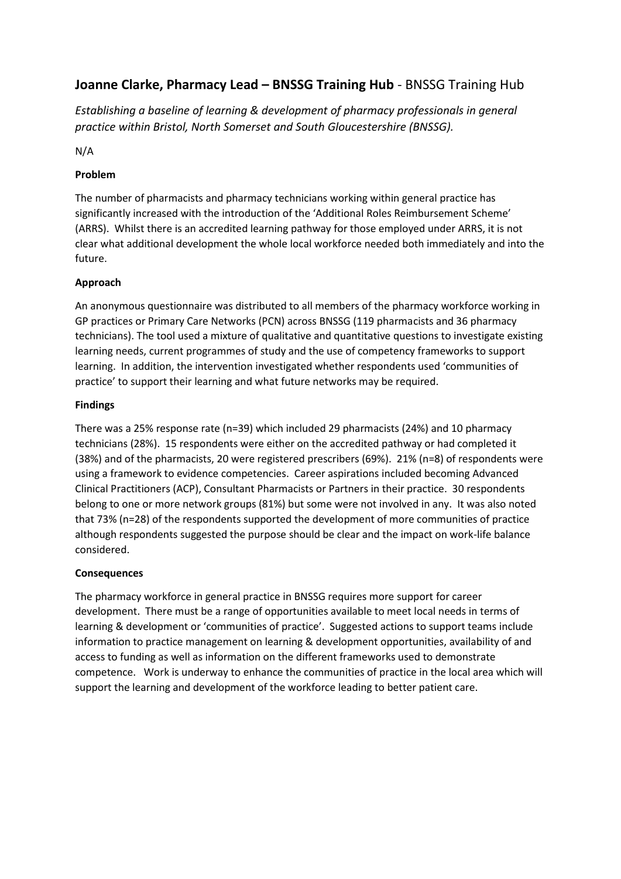## **Joanne Clarke, Pharmacy Lead – BNSSG Training Hub** - BNSSG Training Hub

*Establishing a baseline of learning & development of pharmacy professionals in general practice within Bristol, North Somerset and South Gloucestershire (BNSSG).*

N/A

**Problem**

The number of pharmacists and pharmacy technicians working within general practice has significantly increased with the introduction of the 'Additional Roles Reimbursement Scheme' (ARRS). Whilst there is an accredited learning pathway for those employed under ARRS, it is not clear what additional development the whole local workforce needed both immediately and into the future.

**Approach**

An anonymous questionnaire was distributed to all members of the pharmacy workforce working in GP practices or Primary Care Networks (PCN) across BNSSG (119 pharmacists and 36 pharmacy technicians). The tool used a mixture of qualitative and quantitative questions to investigate existing learning needs, current programmes of study and the use of competency frameworks to support learning. In addition, the intervention investigated whether respondents used 'communities of practice' to support their learning and what future networks may be required.

**Findings**

There was a 25% response rate (n=39) which included 29 pharmacists (24%) and 10 pharmacy technicians (28%). 15 respondents were either on the accredited pathway or had completed it (38%) and of the pharmacists, 20 were registered prescribers (69%). 21% (n=8) of respondents were using a framework to evidence competencies. Career aspirations included becoming Advanced Clinical Practitioners (ACP), Consultant Pharmacists or Partners in their practice. 30 respondents belong to one or more network groups (81%) but some were not involved in any. It was also noted that 73% (n=28) of the respondents supported the development of more communities of practice although respondents suggested the purpose should be clear and the impact on work-life balance considered.

**Consequences**

The pharmacy workforce in general practice in BNSSG requires more support for career development. There must be a range of opportunities available to meet local needs in terms of learning & development or 'communities of practice'. Suggested actions to support teams include information to practice management on learning & development opportunities, availability of and access to funding as well as information on the different frameworks used to demonstrate competence. Work is underway to enhance the communities of practice in the local area which will support the learning and development of the workforce leading to better patient care.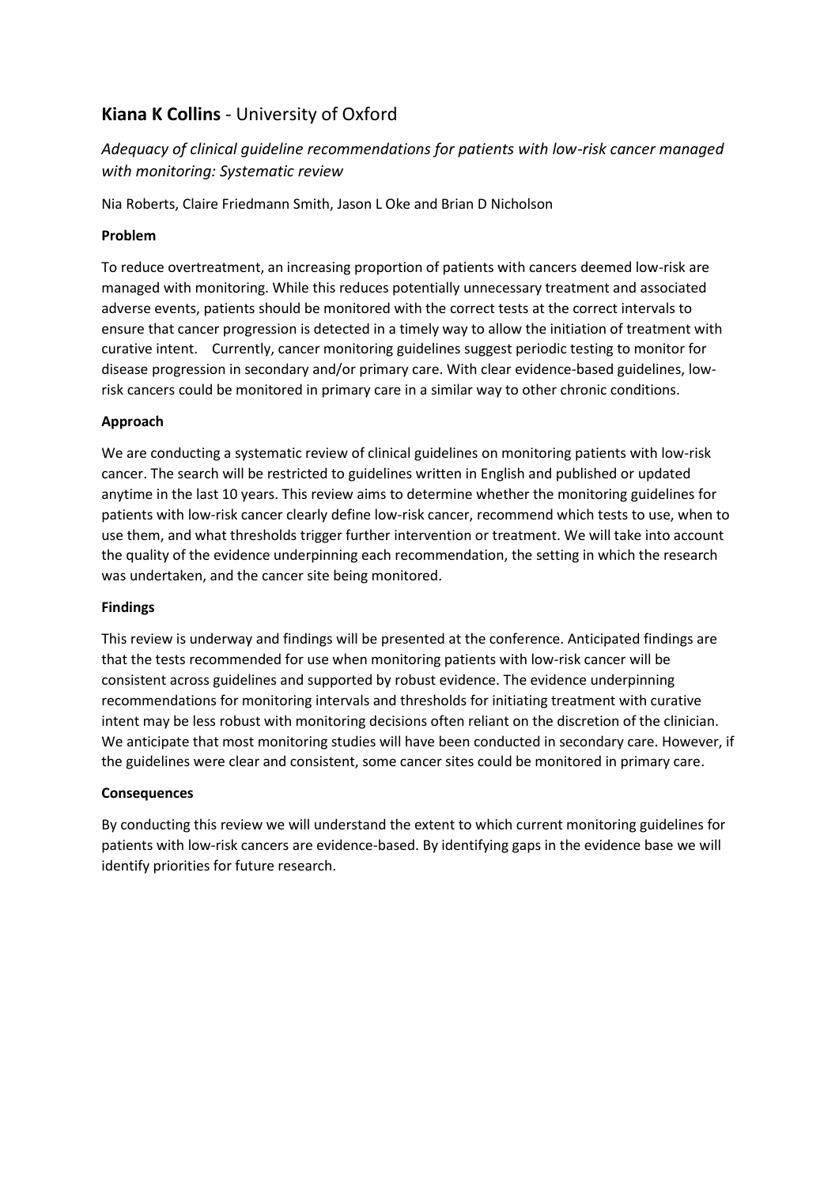## **Kiana K Collins** - University of Oxford

*Adequacy of clinical guideline recommendations for patients with low-risk cancer managed with monitoring: Systematic review*

Nia Roberts, Claire Friedmann Smith, Jason L Oke and Brian D Nicholson

### Problem

To reduce overtreatment, an increasing proportion of patients with cancers deemed low-risk are managed with monitoring. While this reduces potentially unnecessary treatment and associated adverse events, patients should be monitored with the correct tests at the correct intervals to ensure that cancer progression is detected in a timely way to allow the initiation of treatment with curative intent. Currently, cancer monitoring guidelines suggest periodic testing to monitor for disease progression in secondary and/or primary care. With clear evidence-based guidelines, low-risk cancers could be monitored in primary care in a similar way to other chronic conditions.

### Approach

We are conducting a systematic review of clinical guidelines on monitoring patients with low-risk cancer. The search will be restricted to guidelines written in English and published or updated anytime in the last 10 years. This review aims to determine whether the monitoring guidelines for patients with low-risk cancer clearly define low-risk cancer, recommend which tests to use, when to use them, and what thresholds trigger further intervention or treatment. We will take into account the quality of the evidence underpinning each recommendation, the setting in which the research was undertaken, and the cancer site being monitored.

### Findings

This review is underway and findings will be presented at the conference. Anticipated findings are that the tests recommended for use when monitoring patients with low-risk cancer will be consistent across guidelines and supported by robust evidence. The evidence underpinning recommendations for monitoring intervals and thresholds for initiating treatment with curative intent may be less robust with monitoring decisions often reliant on the discretion of the clinician. We anticipate that most monitoring studies will have been conducted in secondary care. However, if the guidelines were clear and consistent, some cancer sites could be monitored in primary care.

### Consequences

By conducting this review we will understand the extent to which current monitoring guidelines for patients with low-risk cancers are evidence-based. By identifying gaps in the evidence base we will identify priorities for future research.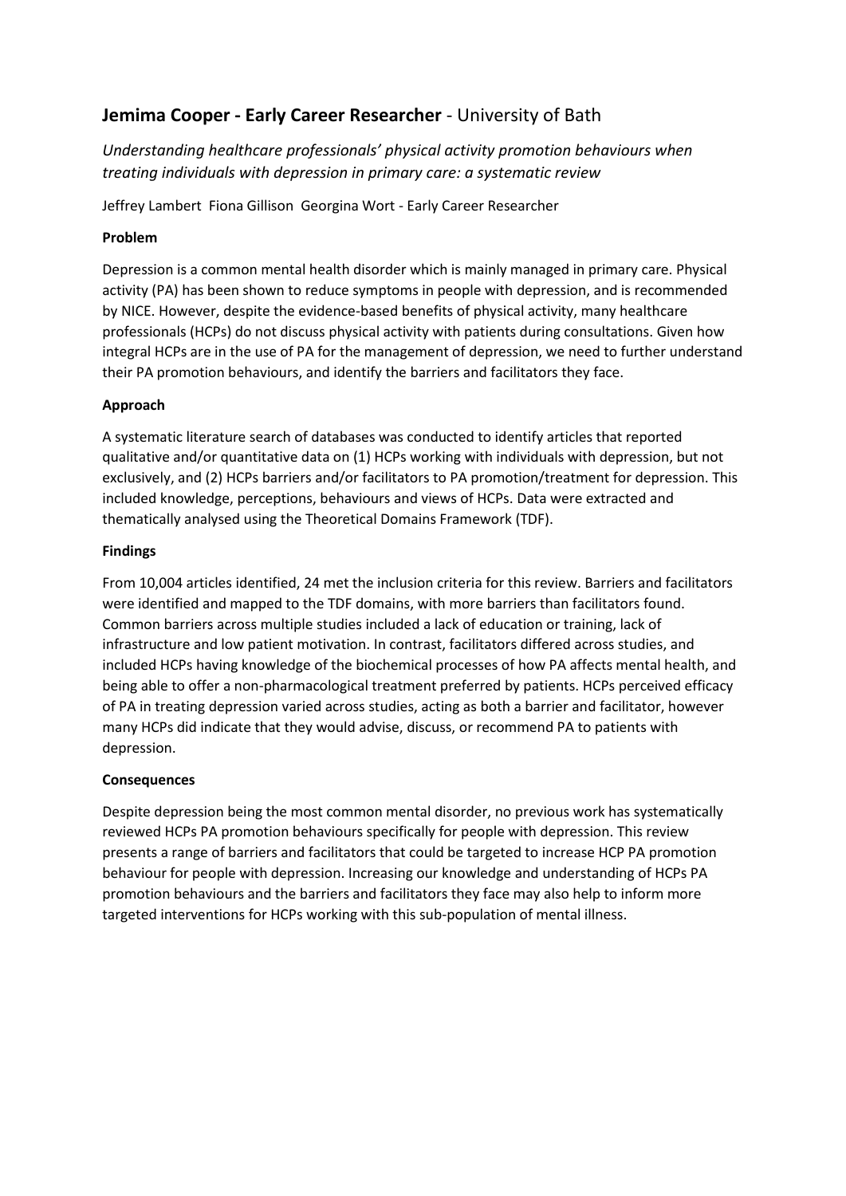## **Jemima Cooper - Early Career Researcher** - University of Bath

*Understanding healthcare professionals' physical activity promotion behaviours when treating individuals with depression in primary care: a systematic review*

Jeffrey Lambert  Fiona Gillison  Georgina Wort - Early Career Researcher

**Problem**

Depression is a common mental health disorder which is mainly managed in primary care. Physical activity (PA) has been shown to reduce symptoms in people with depression, and is recommended by NICE. However, despite the evidence-based benefits of physical activity, many healthcare professionals (HCPs) do not discuss physical activity with patients during consultations. Given how integral HCPs are in the use of PA for the management of depression, we need to further understand their PA promotion behaviours, and identify the barriers and facilitators they face.

**Approach**

A systematic literature search of databases was conducted to identify articles that reported qualitative and/or quantitative data on (1) HCPs working with individuals with depression, but not exclusively, and (2) HCPs barriers and/or facilitators to PA promotion/treatment for depression. This included knowledge, perceptions, behaviours and views of HCPs. Data were extracted and thematically analysed using the Theoretical Domains Framework (TDF).

**Findings**

From 10,004 articles identified, 24 met the inclusion criteria for this review. Barriers and facilitators were identified and mapped to the TDF domains, with more barriers than facilitators found. Common barriers across multiple studies included a lack of education or training, lack of infrastructure and low patient motivation. In contrast, facilitators differed across studies, and included HCPs having knowledge of the biochemical processes of how PA affects mental health, and being able to offer a non-pharmacological treatment preferred by patients. HCPs perceived efficacy of PA in treating depression varied across studies, acting as both a barrier and facilitator, however many HCPs did indicate that they would advise, discuss, or recommend PA to patients with depression.

**Consequences**

Despite depression being the most common mental disorder, no previous work has systematically reviewed HCPs PA promotion behaviours specifically for people with depression. This review presents a range of barriers and facilitators that could be targeted to increase HCP PA promotion behaviour for people with depression. Increasing our knowledge and understanding of HCPs PA promotion behaviours and the barriers and facilitators they face may also help to inform more targeted interventions for HCPs working with this sub-population of mental illness.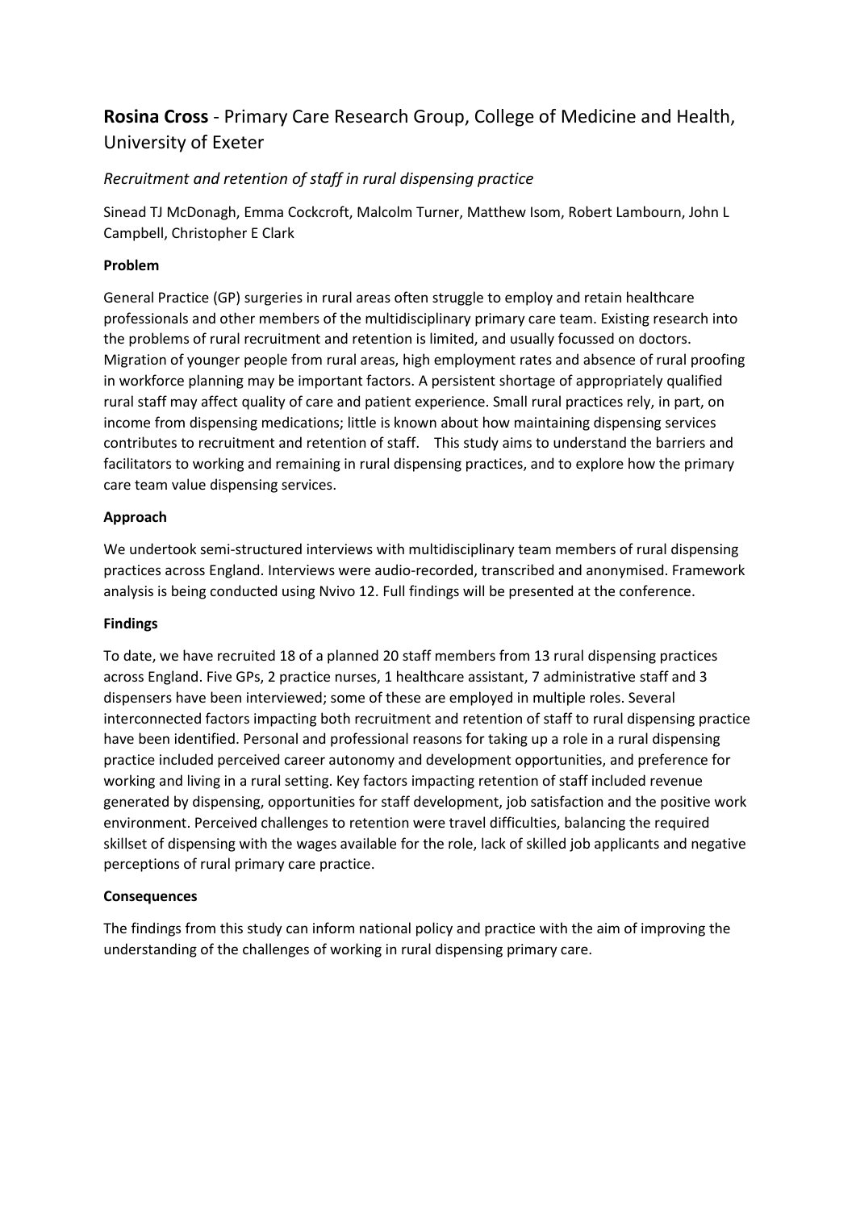## **Rosina Cross** - Primary Care Research Group, College of Medicine and Health, University of Exeter

*Recruitment and retention of staff in rural dispensing practice*

Sinead TJ McDonagh, Emma Cockcroft, Malcolm Turner, Matthew Isom, Robert Lambourn, John L Campbell, Christopher E Clark

**Problem**

General Practice (GP) surgeries in rural areas often struggle to employ and retain healthcare professionals and other members of the multidisciplinary primary care team. Existing research into the problems of rural recruitment and retention is limited, and usually focussed on doctors. Migration of younger people from rural areas, high employment rates and absence of rural proofing in workforce planning may be important factors. A persistent shortage of appropriately qualified rural staff may affect quality of care and patient experience. Small rural practices rely, in part, on income from dispensing medications; little is known about how maintaining dispensing services contributes to recruitment and retention of staff. This study aims to understand the barriers and facilitators to working and remaining in rural dispensing practices, and to explore how the primary care team value dispensing services.

**Approach**

We undertook semi-structured interviews with multidisciplinary team members of rural dispensing practices across England. Interviews were audio-recorded, transcribed and anonymised. Framework analysis is being conducted using Nvivo 12. Full findings will be presented at the conference.

**Findings**

To date, we have recruited 18 of a planned 20 staff members from 13 rural dispensing practices across England. Five GPs, 2 practice nurses, 1 healthcare assistant, 7 administrative staff and 3 dispensers have been interviewed; some of these are employed in multiple roles. Several interconnected factors impacting both recruitment and retention of staff to rural dispensing practice have been identified. Personal and professional reasons for taking up a role in a rural dispensing practice included perceived career autonomy and development opportunities, and preference for working and living in a rural setting. Key factors impacting retention of staff included revenue generated by dispensing, opportunities for staff development, job satisfaction and the positive work environment. Perceived challenges to retention were travel difficulties, balancing the required skillset of dispensing with the wages available for the role, lack of skilled job applicants and negative perceptions of rural primary care practice.

**Consequences**

The findings from this study can inform national policy and practice with the aim of improving the understanding of the challenges of working in rural dispensing primary care.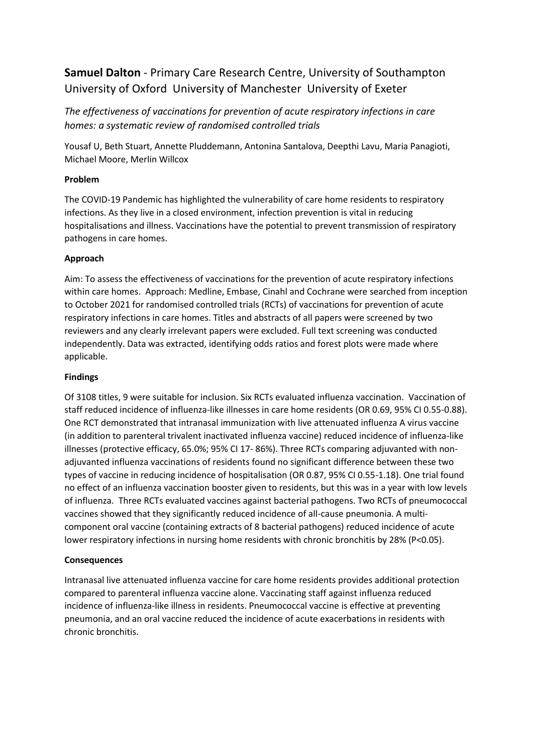## **Samuel Dalton** - Primary Care Research Centre, University of Southampton University of Oxford University of Manchester University of Exeter

*The effectiveness of vaccinations for prevention of acute respiratory infections in care homes: a systematic review of randomised controlled trials*

Yousaf U, Beth Stuart, Annette Pluddemann, Antonina Santalova, Deepthi Lavu, Maria Panagioti, Michael Moore, Merlin Willcox

### **Problem**

The COVID-19 Pandemic has highlighted the vulnerability of care home residents to respiratory infections. As they live in a closed environment, infection prevention is vital in reducing hospitalisations and illness. Vaccinations have the potential to prevent transmission of respiratory pathogens in care homes.

### **Approach**

Aim: To assess the effectiveness of vaccinations for the prevention of acute respiratory infections within care homes. Approach: Medline, Embase, Cinahl and Cochrane were searched from inception to October 2021 for randomised controlled trials (RCTs) of vaccinations for prevention of acute respiratory infections in care homes. Titles and abstracts of all papers were screened by two reviewers and any clearly irrelevant papers were excluded. Full text screening was conducted independently. Data was extracted, identifying odds ratios and forest plots were made where applicable.

### **Findings**

Of 3108 titles, 9 were suitable for inclusion. Six RCTs evaluated influenza vaccination. Vaccination of staff reduced incidence of influenza-like illnesses in care home residents (OR 0.69, 95% CI 0.55-0.88). One RCT demonstrated that intranasal immunization with live attenuated influenza A virus vaccine (in addition to parenteral trivalent inactivated influenza vaccine) reduced incidence of influenza-like illnesses (protective efficacy, 65.0%; 95% CI 17- 86%). Three RCTs comparing adjuvanted with non-adjuvanted influenza vaccinations of residents found no significant difference between these two types of vaccine in reducing incidence of hospitalisation (OR 0.87, 95% CI 0.55-1.18). One trial found no effect of an influenza vaccination booster given to residents, but this was in a year with low levels of influenza. Three RCTs evaluated vaccines against bacterial pathogens. Two RCTs of pneumococcal vaccines showed that they significantly reduced incidence of all-cause pneumonia. A multi-component oral vaccine (containing extracts of 8 bacterial pathogens) reduced incidence of acute lower respiratory infections in nursing home residents with chronic bronchitis by 28% ($P<0.05$).

### **Consequences**

Intranasal live attenuated influenza vaccine for care home residents provides additional protection compared to parenteral influenza vaccine alone. Vaccinating staff against influenza reduced incidence of influenza-like illness in residents. Pneumococcal vaccine is effective at preventing pneumonia, and an oral vaccine reduced the incidence of acute exacerbations in residents with chronic bronchitis.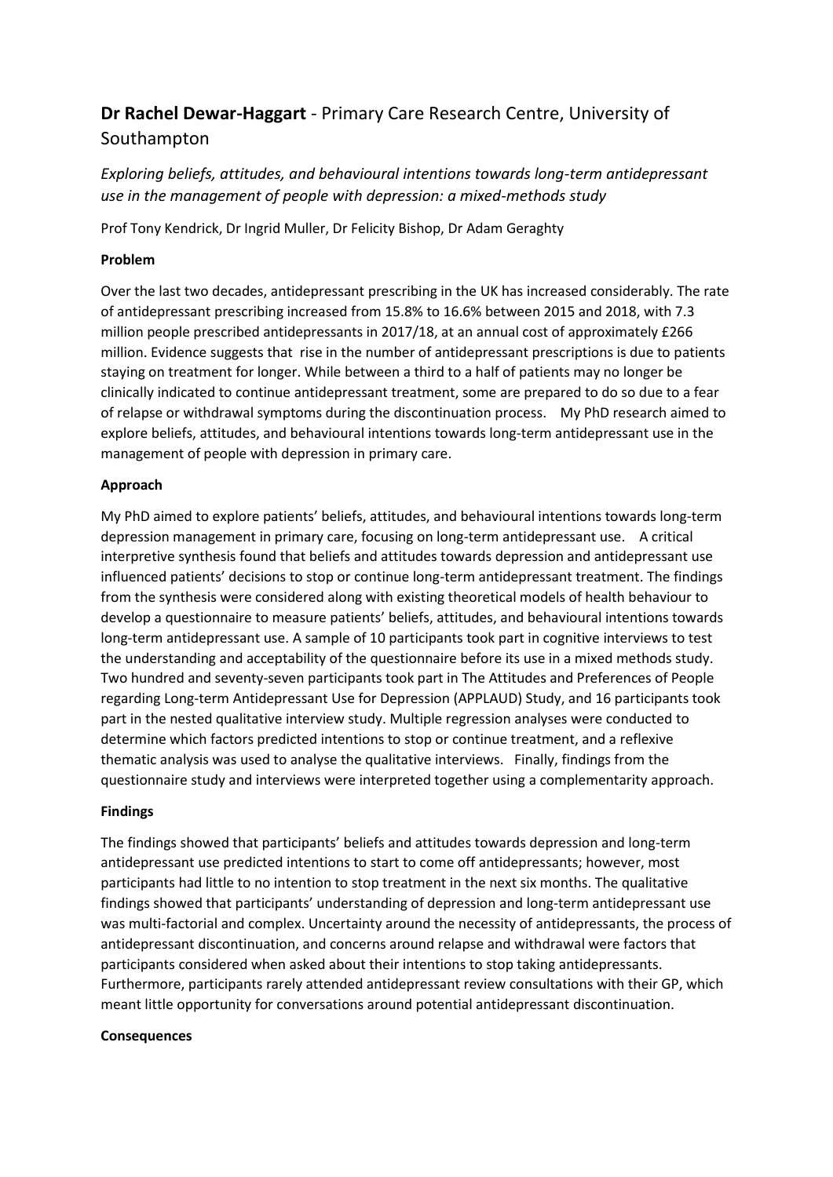## **Dr Rachel Dewar-Haggart** - Primary Care Research Centre, University of Southampton

*Exploring beliefs, attitudes, and behavioural intentions towards long-term antidepressant use in the management of people with depression: a mixed-methods study*

Prof Tony Kendrick, Dr Ingrid Muller, Dr Felicity Bishop, Dr Adam Geraghty

**Problem**

Over the last two decades, antidepressant prescribing in the UK has increased considerably. The rate of antidepressant prescribing increased from 15.8% to 16.6% between 2015 and 2018, with 7.3 million people prescribed antidepressants in 2017/18, at an annual cost of approximately £266 million. Evidence suggests that rise in the number of antidepressant prescriptions is due to patients staying on treatment for longer. While between a third to a half of patients may no longer be clinically indicated to continue antidepressant treatment, some are prepared to do so due to a fear of relapse or withdrawal symptoms during the discontinuation process. My PhD research aimed to explore beliefs, attitudes, and behavioural intentions towards long-term antidepressant use in the management of people with depression in primary care.

**Approach**

My PhD aimed to explore patients' beliefs, attitudes, and behavioural intentions towards long-term depression management in primary care, focusing on long-term antidepressant use. A critical interpretive synthesis found that beliefs and attitudes towards depression and antidepressant use influenced patients' decisions to stop or continue long-term antidepressant treatment. The findings from the synthesis were considered along with existing theoretical models of health behaviour to develop a questionnaire to measure patients' beliefs, attitudes, and behavioural intentions towards long-term antidepressant use. A sample of 10 participants took part in cognitive interviews to test the understanding and acceptability of the questionnaire before its use in a mixed methods study. Two hundred and seventy-seven participants took part in The Attitudes and Preferences of People regarding Long-term Antidepressant Use for Depression (APPLAUD) Study, and 16 participants took part in the nested qualitative interview study. Multiple regression analyses were conducted to determine which factors predicted intentions to stop or continue treatment, and a reflexive thematic analysis was used to analyse the qualitative interviews. Finally, findings from the questionnaire study and interviews were interpreted together using a complementarity approach.

**Findings**

The findings showed that participants' beliefs and attitudes towards depression and long-term antidepressant use predicted intentions to start to come off antidepressants; however, most participants had little to no intention to stop treatment in the next six months. The qualitative findings showed that participants' understanding of depression and long-term antidepressant use was multi-factorial and complex. Uncertainty around the necessity of antidepressants, the process of antidepressant discontinuation, and concerns around relapse and withdrawal were factors that participants considered when asked about their intentions to stop taking antidepressants. Furthermore, participants rarely attended antidepressant review consultations with their GP, which meant little opportunity for conversations around potential antidepressant discontinuation.

**Consequences**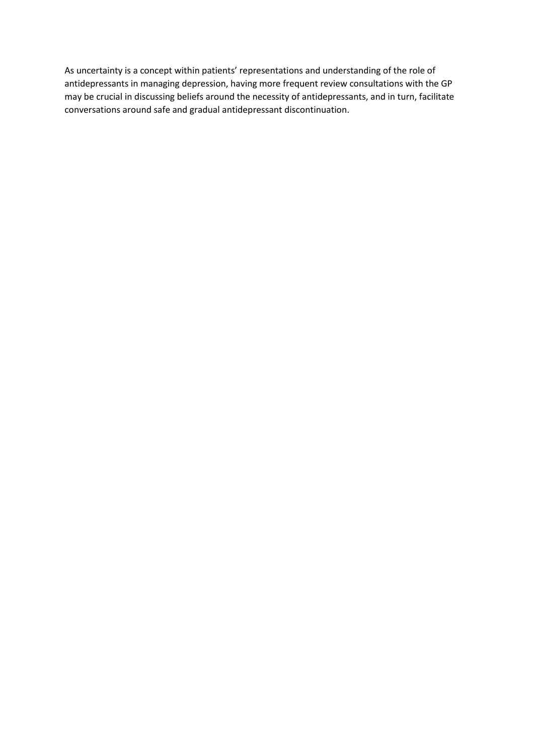As uncertainty is a concept within patients' representations and understanding of the role of antidepressants in managing depression, having more frequent review consultations with the GP may be crucial in discussing beliefs around the necessity of antidepressants, and in turn, facilitate conversations around safe and gradual antidepressant discontinuation.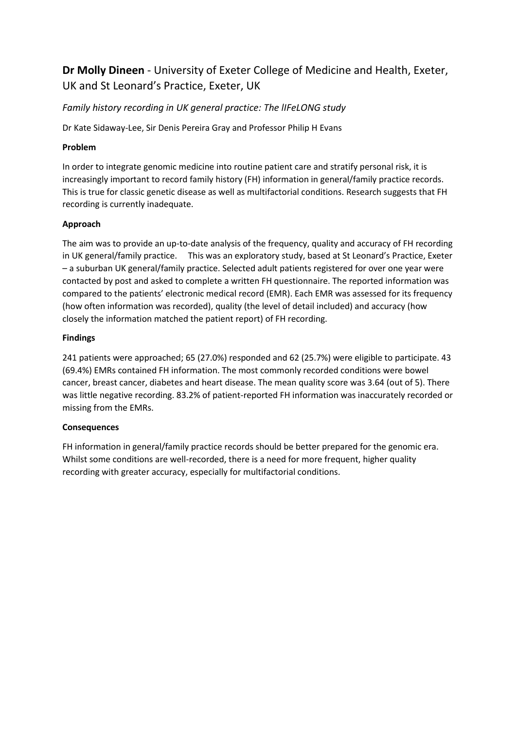## **Dr Molly Dineen** - University of Exeter College of Medicine and Health, Exeter, UK and St Leonard's Practice, Exeter, UK

*Family history recording in UK general practice: The lIFeLONG study*

Dr Kate Sidaway-Lee, Sir Denis Pereira Gray and Professor Philip H Evans

**Problem**

In order to integrate genomic medicine into routine patient care and stratify personal risk, it is increasingly important to record family history (FH) information in general/family practice records. This is true for classic genetic disease as well as multifactorial conditions. Research suggests that FH recording is currently inadequate.

**Approach**

The aim was to provide an up-to-date analysis of the frequency, quality and accuracy of FH recording in UK general/family practice. This was an exploratory study, based at St Leonard's Practice, Exeter – a suburban UK general/family practice. Selected adult patients registered for over one year were contacted by post and asked to complete a written FH questionnaire. The reported information was compared to the patients' electronic medical record (EMR). Each EMR was assessed for its frequency (how often information was recorded), quality (the level of detail included) and accuracy (how closely the information matched the patient report) of FH recording.

**Findings**

241 patients were approached; 65 (27.0%) responded and 62 (25.7%) were eligible to participate. 43 (69.4%) EMRs contained FH information. The most commonly recorded conditions were bowel cancer, breast cancer, diabetes and heart disease. The mean quality score was 3.64 (out of 5). There was little negative recording. 83.2% of patient-reported FH information was inaccurately recorded or missing from the EMRs.

**Consequences**

FH information in general/family practice records should be better prepared for the genomic era. Whilst some conditions are well-recorded, there is a need for more frequent, higher quality recording with greater accuracy, especially for multifactorial conditions.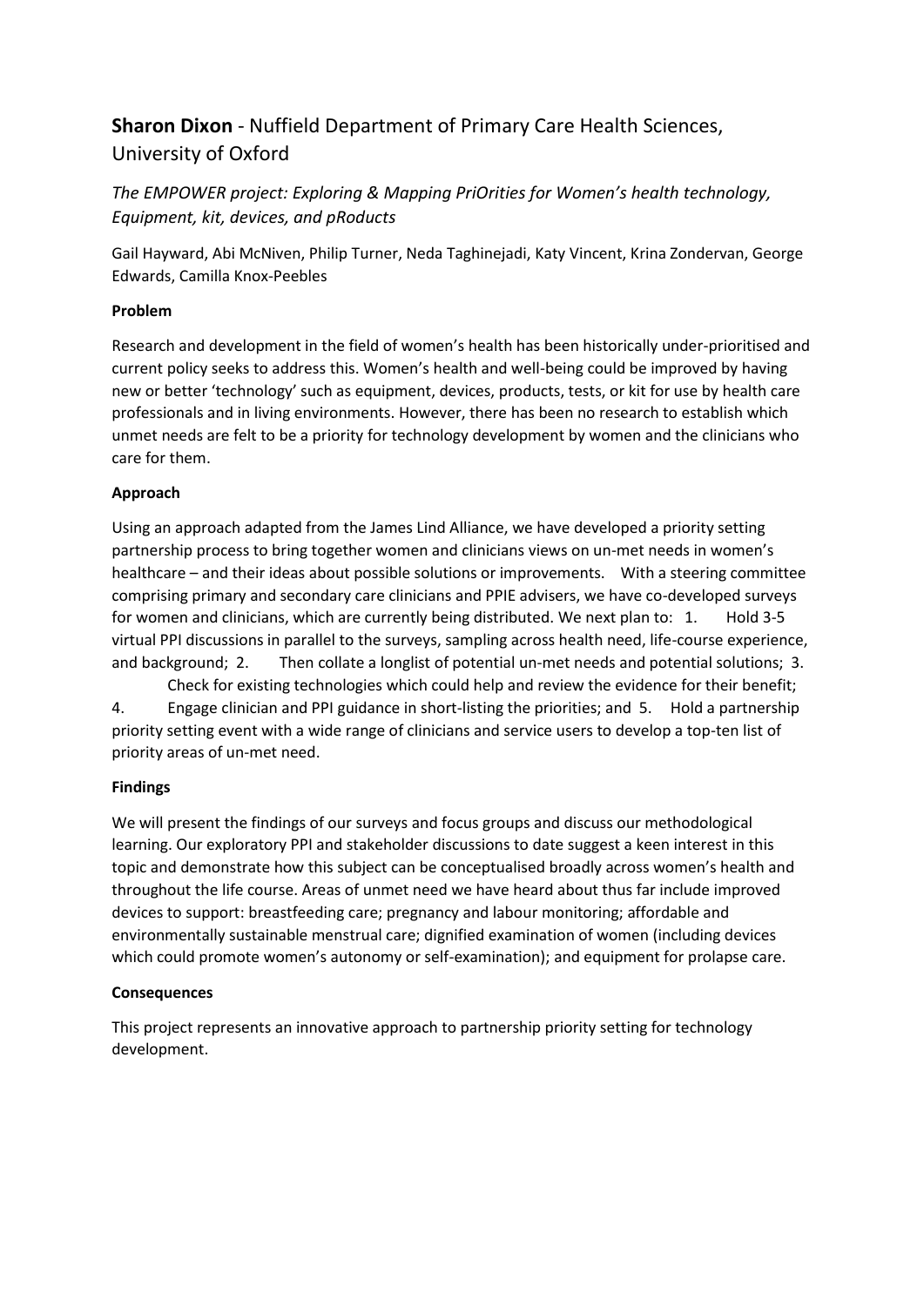## **Sharon Dixon** - Nuffield Department of Primary Care Health Sciences, University of Oxford

*The EMPOWER project: Exploring & Mapping PriOrities for Women's health technology, Equipment, kit, devices, and pRoducts*

Gail Hayward, Abi McNiven, Philip Turner, Neda Taghinejadi, Katy Vincent, Krina Zondervan, George Edwards, Camilla Knox-Peebles

**Problem**

Research and development in the field of women's health has been historically under-prioritised and current policy seeks to address this. Women's health and well-being could be improved by having new or better 'technology' such as equipment, devices, products, tests, or kit for use by health care professionals and in living environments. However, there has been no research to establish which unmet needs are felt to be a priority for technology development by women and the clinicians who care for them.

**Approach**

Using an approach adapted from the James Lind Alliance, we have developed a priority setting partnership process to bring together women and clinicians views on un-met needs in women's healthcare – and their ideas about possible solutions or improvements. With a steering committee comprising primary and secondary care clinicians and PPIE advisers, we have co-developed surveys for women and clinicians, which are currently being distributed. We next plan to: 1. Hold 3-5 virtual PPI discussions in parallel to the surveys, sampling across health need, life-course experience, and background; 2. Then collate a longlist of potential un-met needs and potential solutions; 3. Check for existing technologies which could help and review the evidence for their benefit; 4. Engage clinician and PPI guidance in short-listing the priorities; and 5. Hold a partnership priority setting event with a wide range of clinicians and service users to develop a top-ten list of priority areas of un-met need.

**Findings**

We will present the findings of our surveys and focus groups and discuss our methodological learning. Our exploratory PPI and stakeholder discussions to date suggest a keen interest in this topic and demonstrate how this subject can be conceptualised broadly across women's health and throughout the life course. Areas of unmet need we have heard about thus far include improved devices to support: breastfeeding care; pregnancy and labour monitoring; affordable and environmentally sustainable menstrual care; dignified examination of women (including devices which could promote women's autonomy or self-examination); and equipment for prolapse care.

**Consequences**

This project represents an innovative approach to partnership priority setting for technology development.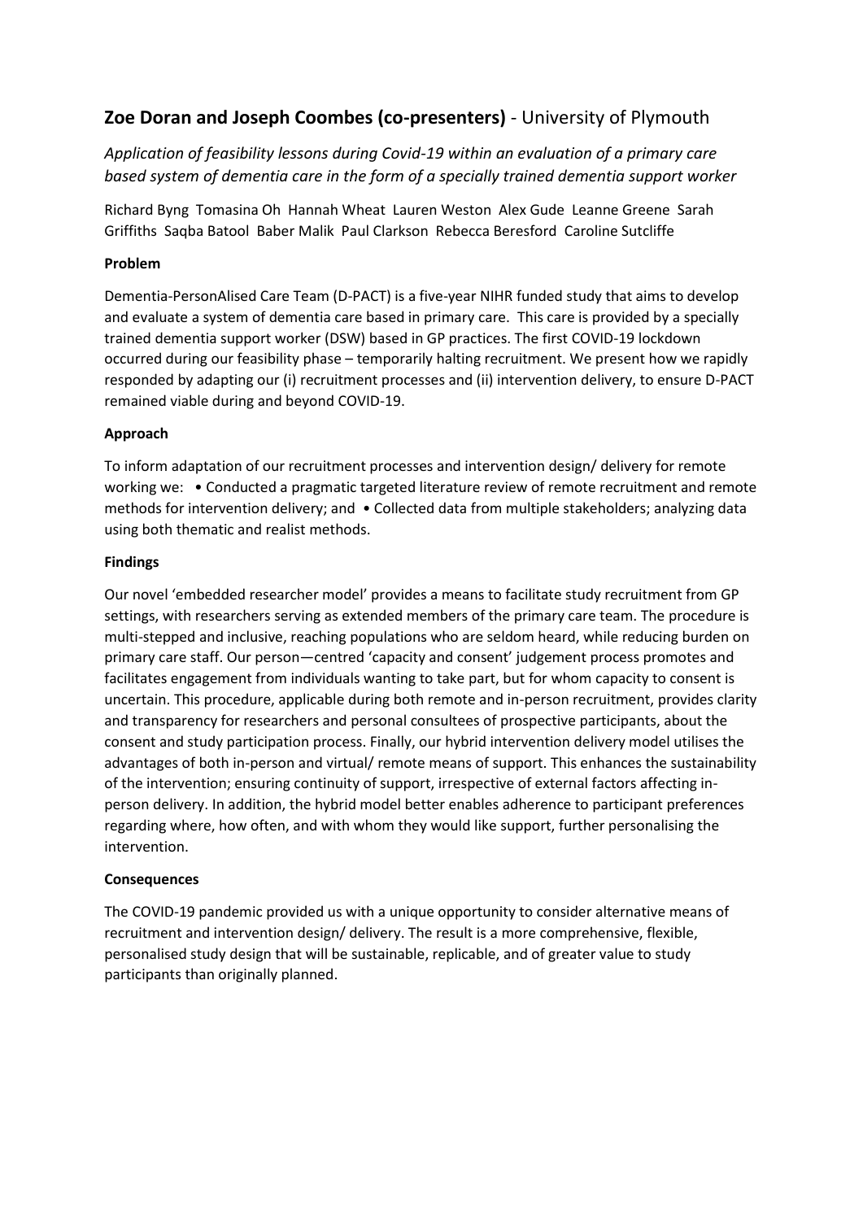## **Zoe Doran and Joseph Coombes (co-presenters)** - University of Plymouth

*Application of feasibility lessons during Covid-19 within an evaluation of a primary care based system of dementia care in the form of a specially trained dementia support worker*

Richard Byng Tomasina Oh Hannah Wheat Lauren Weston Alex Gude Leanne Greene Sarah Griffiths Saqba Batool Baber Malik Paul Clarkson Rebecca Beresford Caroline Sutcliffe

**Problem**

Dementia-PersonAlised Care Team (D-PACT) is a five-year NIHR funded study that aims to develop and evaluate a system of dementia care based in primary care. This care is provided by a specially trained dementia support worker (DSW) based in GP practices. The first COVID-19 lockdown occurred during our feasibility phase – temporarily halting recruitment. We present how we rapidly responded by adapting our (i) recruitment processes and (ii) intervention delivery, to ensure D-PACT remained viable during and beyond COVID-19.

**Approach**

To inform adaptation of our recruitment processes and intervention design/ delivery for remote working we: • Conducted a pragmatic targeted literature review of remote recruitment and remote methods for intervention delivery; and • Collected data from multiple stakeholders; analyzing data using both thematic and realist methods.

**Findings**

Our novel 'embedded researcher model' provides a means to facilitate study recruitment from GP settings, with researchers serving as extended members of the primary care team. The procedure is multi-stepped and inclusive, reaching populations who are seldom heard, while reducing burden on primary care staff. Our person—centred 'capacity and consent' judgement process promotes and facilitates engagement from individuals wanting to take part, but for whom capacity to consent is uncertain. This procedure, applicable during both remote and in-person recruitment, provides clarity and transparency for researchers and personal consultees of prospective participants, about the consent and study participation process. Finally, our hybrid intervention delivery model utilises the advantages of both in-person and virtual/ remote means of support. This enhances the sustainability of the intervention; ensuring continuity of support, irrespective of external factors affecting in-person delivery. In addition, the hybrid model better enables adherence to participant preferences regarding where, how often, and with whom they would like support, further personalising the intervention.

**Consequences**

The COVID-19 pandemic provided us with a unique opportunity to consider alternative means of recruitment and intervention design/ delivery. The result is a more comprehensive, flexible, personalised study design that will be sustainable, replicable, and of greater value to study participants than originally planned.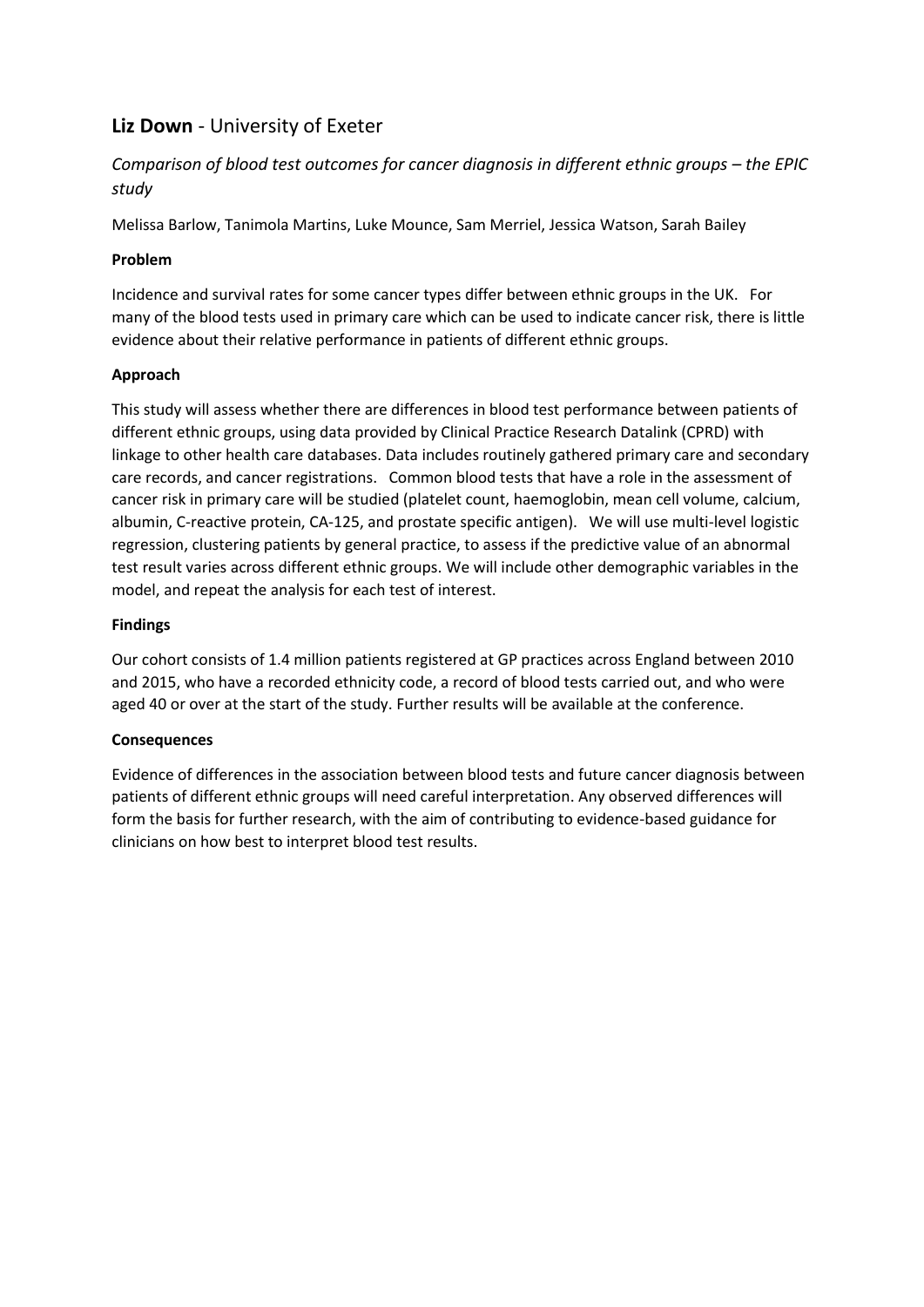## **Liz Down** - University of Exeter

*Comparison of blood test outcomes for cancer diagnosis in different ethnic groups – the EPIC study*

Melissa Barlow, Tanimola Martins, Luke Mounce, Sam Merriel, Jessica Watson, Sarah Bailey

**Problem**

Incidence and survival rates for some cancer types differ between ethnic groups in the UK. For many of the blood tests used in primary care which can be used to indicate cancer risk, there is little evidence about their relative performance in patients of different ethnic groups.

**Approach**

This study will assess whether there are differences in blood test performance between patients of different ethnic groups, using data provided by Clinical Practice Research Datalink (CPRD) with linkage to other health care databases. Data includes routinely gathered primary care and secondary care records, and cancer registrations. Common blood tests that have a role in the assessment of cancer risk in primary care will be studied (platelet count, haemoglobin, mean cell volume, calcium, albumin, C-reactive protein, CA-125, and prostate specific antigen). We will use multi-level logistic regression, clustering patients by general practice, to assess if the predictive value of an abnormal test result varies across different ethnic groups. We will include other demographic variables in the model, and repeat the analysis for each test of interest.

**Findings**

Our cohort consists of 1.4 million patients registered at GP practices across England between 2010 and 2015, who have a recorded ethnicity code, a record of blood tests carried out, and who were aged 40 or over at the start of the study. Further results will be available at the conference.

**Consequences**

Evidence of differences in the association between blood tests and future cancer diagnosis between patients of different ethnic groups will need careful interpretation. Any observed differences will form the basis for further research, with the aim of contributing to evidence-based guidance for clinicians on how best to interpret blood test results.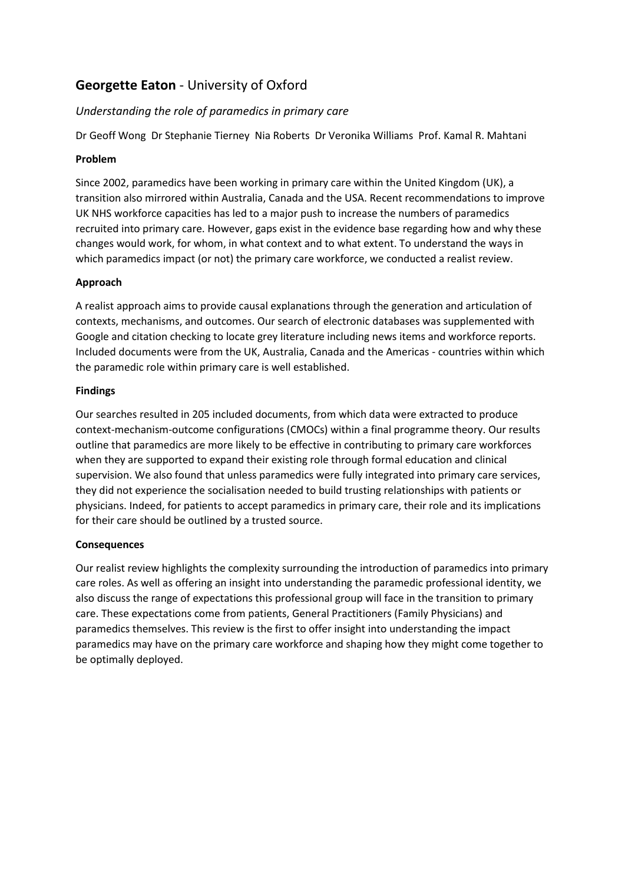## **Georgette Eaton** - University of Oxford

*Understanding the role of paramedics in primary care*

Dr Geoff Wong Dr Stephanie Tierney Nia Roberts Dr Veronika Williams Prof. Kamal R. Mahtani

**Problem**

Since 2002, paramedics have been working in primary care within the United Kingdom (UK), a transition also mirrored within Australia, Canada and the USA. Recent recommendations to improve UK NHS workforce capacities has led to a major push to increase the numbers of paramedics recruited into primary care. However, gaps exist in the evidence base regarding how and why these changes would work, for whom, in what context and to what extent. To understand the ways in which paramedics impact (or not) the primary care workforce, we conducted a realist review.

**Approach**

A realist approach aims to provide causal explanations through the generation and articulation of contexts, mechanisms, and outcomes. Our search of electronic databases was supplemented with Google and citation checking to locate grey literature including news items and workforce reports. Included documents were from the UK, Australia, Canada and the Americas - countries within which the paramedic role within primary care is well established.

**Findings**

Our searches resulted in 205 included documents, from which data were extracted to produce context-mechanism-outcome configurations (CMOCs) within a final programme theory. Our results outline that paramedics are more likely to be effective in contributing to primary care workforces when they are supported to expand their existing role through formal education and clinical supervision. We also found that unless paramedics were fully integrated into primary care services, they did not experience the socialisation needed to build trusting relationships with patients or physicians. Indeed, for patients to accept paramedics in primary care, their role and its implications for their care should be outlined by a trusted source.

**Consequences**

Our realist review highlights the complexity surrounding the introduction of paramedics into primary care roles. As well as offering an insight into understanding the paramedic professional identity, we also discuss the range of expectations this professional group will face in the transition to primary care. These expectations come from patients, General Practitioners (Family Physicians) and paramedics themselves. This review is the first to offer insight into understanding the impact paramedics may have on the primary care workforce and shaping how they might come together to be optimally deployed.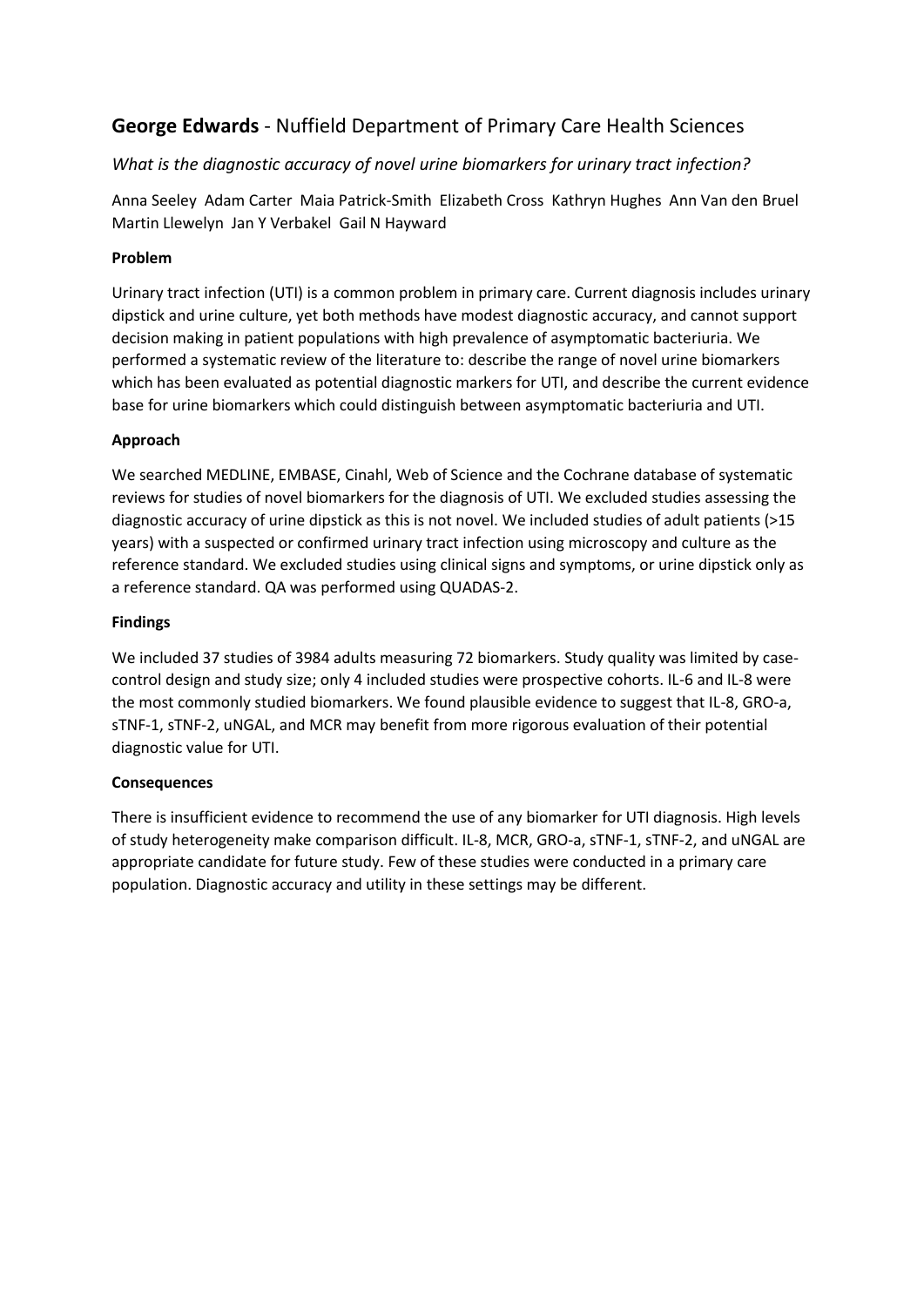## **George Edwards** - Nuffield Department of Primary Care Health Sciences

*What is the diagnostic accuracy of novel urine biomarkers for urinary tract infection?*

Anna Seeley Adam Carter Maia Patrick-Smith Elizabeth Cross Kathryn Hughes Ann Van den Bruel Martin Llewelyn Jan Y Verbakel Gail N Hayward

**Problem**

Urinary tract infection (UTI) is a common problem in primary care. Current diagnosis includes urinary dipstick and urine culture, yet both methods have modest diagnostic accuracy, and cannot support decision making in patient populations with high prevalence of asymptomatic bacteriuria. We performed a systematic review of the literature to: describe the range of novel urine biomarkers which has been evaluated as potential diagnostic markers for UTI, and describe the current evidence base for urine biomarkers which could distinguish between asymptomatic bacteriuria and UTI.

**Approach**

We searched MEDLINE, EMBASE, Cinahl, Web of Science and the Cochrane database of systematic reviews for studies of novel biomarkers for the diagnosis of UTI. We excluded studies assessing the diagnostic accuracy of urine dipstick as this is not novel. We included studies of adult patients (>15 years) with a suspected or confirmed urinary tract infection using microscopy and culture as the reference standard. We excluded studies using clinical signs and symptoms, or urine dipstick only as a reference standard. QA was performed using QUADAS-2.

**Findings**

We included 37 studies of 3984 adults measuring 72 biomarkers. Study quality was limited by case-control design and study size; only 4 included studies were prospective cohorts. IL-6 and IL-8 were the most commonly studied biomarkers. We found plausible evidence to suggest that IL-8, GRO-a, sTNF-1, sTNF-2, uNGAL, and MCR may benefit from more rigorous evaluation of their potential diagnostic value for UTI.

**Consequences**

There is insufficient evidence to recommend the use of any biomarker for UTI diagnosis. High levels of study heterogeneity make comparison difficult. IL-8, MCR, GRO-a, sTNF-1, sTNF-2, and uNGAL are appropriate candidate for future study. Few of these studies were conducted in a primary care population. Diagnostic accuracy and utility in these settings may be different.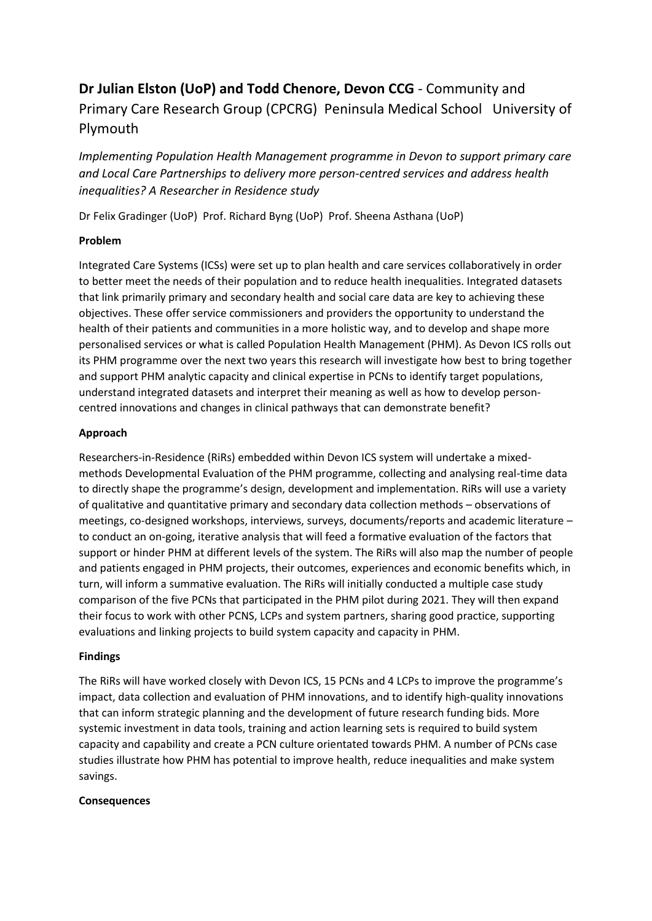## **Dr Julian Elston (UoP) and Todd Chenore, Devon CCG** - Community and Primary Care Research Group (CPCRG) Peninsula Medical School University of Plymouth

*Implementing Population Health Management programme in Devon to support primary care and Local Care Partnerships to delivery more person-centred services and address health inequalities? A Researcher in Residence study*

Dr Felix Gradinger (UoP) Prof. Richard Byng (UoP) Prof. Sheena Asthana (UoP)

**Problem**

Integrated Care Systems (ICSs) were set up to plan health and care services collaboratively in order to better meet the needs of their population and to reduce health inequalities. Integrated datasets that link primarily primary and secondary health and social care data are key to achieving these objectives. These offer service commissioners and providers the opportunity to understand the health of their patients and communities in a more holistic way, and to develop and shape more personalised services or what is called Population Health Management (PHM). As Devon ICS rolls out its PHM programme over the next two years this research will investigate how best to bring together and support PHM analytic capacity and clinical expertise in PCNs to identify target populations, understand integrated datasets and interpret their meaning as well as how to develop person-centred innovations and changes in clinical pathways that can demonstrate benefit?

**Approach**

Researchers-in-Residence (RiRs) embedded within Devon ICS system will undertake a mixed-methods Developmental Evaluation of the PHM programme, collecting and analysing real-time data to directly shape the programme's design, development and implementation. RiRs will use a variety of qualitative and quantitative primary and secondary data collection methods – observations of meetings, co-designed workshops, interviews, surveys, documents/reports and academic literature – to conduct an on-going, iterative analysis that will feed a formative evaluation of the factors that support or hinder PHM at different levels of the system. The RiRs will also map the number of people and patients engaged in PHM projects, their outcomes, experiences and economic benefits which, in turn, will inform a summative evaluation. The RiRs will initially conducted a multiple case study comparison of the five PCNs that participated in the PHM pilot during 2021. They will then expand their focus to work with other PCNS, LCPs and system partners, sharing good practice, supporting evaluations and linking projects to build system capacity and capacity in PHM.

**Findings**

The RiRs will have worked closely with Devon ICS, 15 PCNs and 4 LCPs to improve the programme's impact, data collection and evaluation of PHM innovations, and to identify high-quality innovations that can inform strategic planning and the development of future research funding bids. More systemic investment in data tools, training and action learning sets is required to build system capacity and capability and create a PCN culture orientated towards PHM. A number of PCNs case studies illustrate how PHM has potential to improve health, reduce inequalities and make system savings.

**Consequences**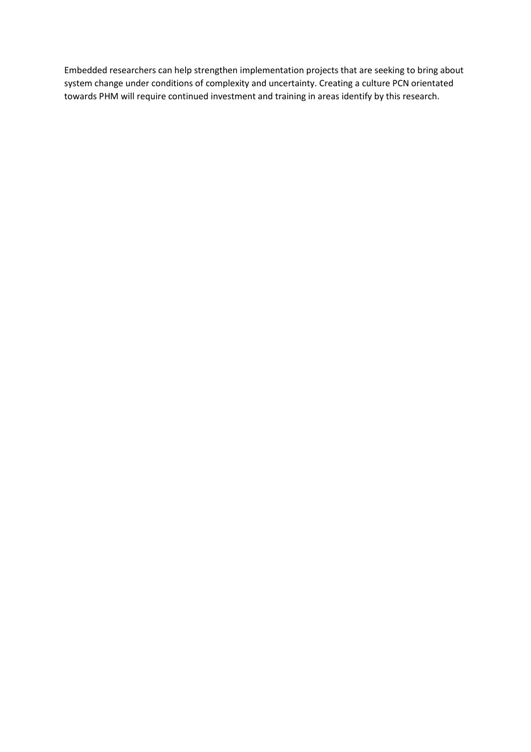Embedded researchers can help strengthen implementation projects that are seeking to bring about system change under conditions of complexity and uncertainty. Creating a culture PCN orientated towards PHM will require continued investment and training in areas identify by this research.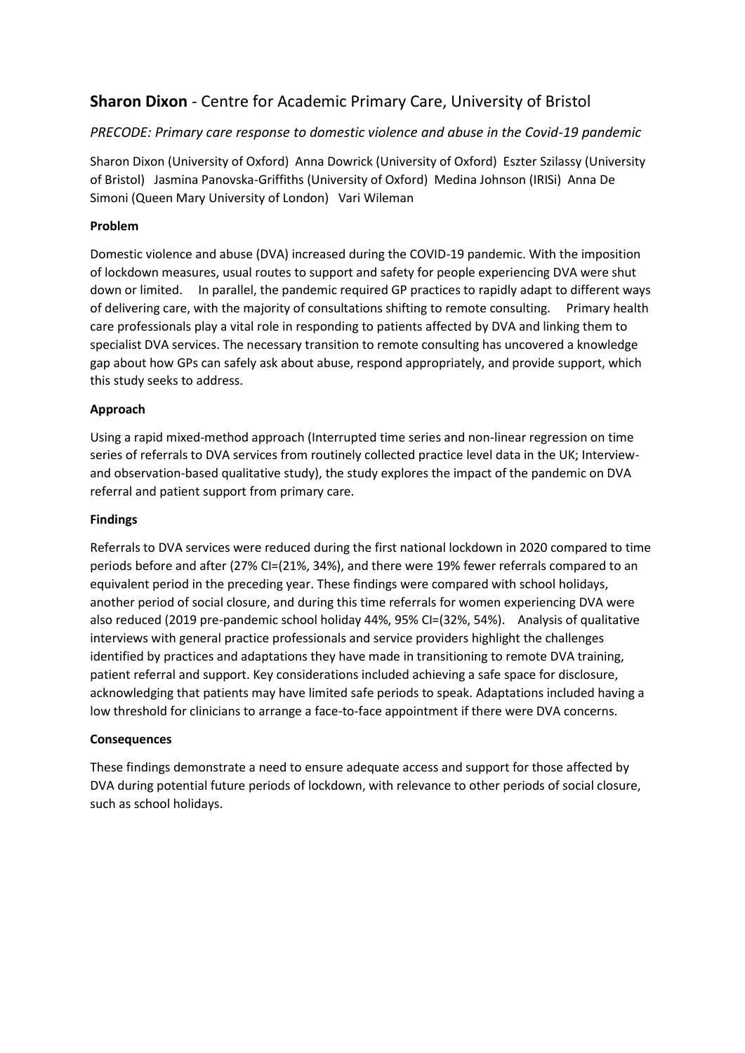## **Sharon Dixon** - Centre for Academic Primary Care, University of Bristol

*PRECODE: Primary care response to domestic violence and abuse in the Covid-19 pandemic*

Sharon Dixon (University of Oxford) Anna Dowrick (University of Oxford) Eszter Szilassy (University of Bristol) Jasmina Panovska-Griffiths (University of Oxford) Medina Johnson (IRISi) Anna De Simoni (Queen Mary University of London) Vari Wileman

### Problem

Domestic violence and abuse (DVA) increased during the COVID-19 pandemic. With the imposition of lockdown measures, usual routes to support and safety for people experiencing DVA were shut down or limited. In parallel, the pandemic required GP practices to rapidly adapt to different ways of delivering care, with the majority of consultations shifting to remote consulting. Primary health care professionals play a vital role in responding to patients affected by DVA and linking them to specialist DVA services. The necessary transition to remote consulting has uncovered a knowledge gap about how GPs can safely ask about abuse, respond appropriately, and provide support, which this study seeks to address.

### Approach

Using a rapid mixed-method approach (Interrupted time series and non-linear regression on time series of referrals to DVA services from routinely collected practice level data in the UK; Interview- and observation-based qualitative study), the study explores the impact of the pandemic on DVA referral and patient support from primary care.

### Findings

Referrals to DVA services were reduced during the first national lockdown in 2020 compared to time periods before and after (27% CI=(21%, 34%), and there were 19% fewer referrals compared to an equivalent period in the preceding year. These findings were compared with school holidays, another period of social closure, and during this time referrals for women experiencing DVA were also reduced (2019 pre-pandemic school holiday 44%, 95% CI=(32%, 54%). Analysis of qualitative interviews with general practice professionals and service providers highlight the challenges identified by practices and adaptations they have made in transitioning to remote DVA training, patient referral and support. Key considerations included achieving a safe space for disclosure, acknowledging that patients may have limited safe periods to speak. Adaptations included having a low threshold for clinicians to arrange a face-to-face appointment if there were DVA concerns.

### Consequences

These findings demonstrate a need to ensure adequate access and support for those affected by DVA during potential future periods of lockdown, with relevance to other periods of social closure, such as school holidays.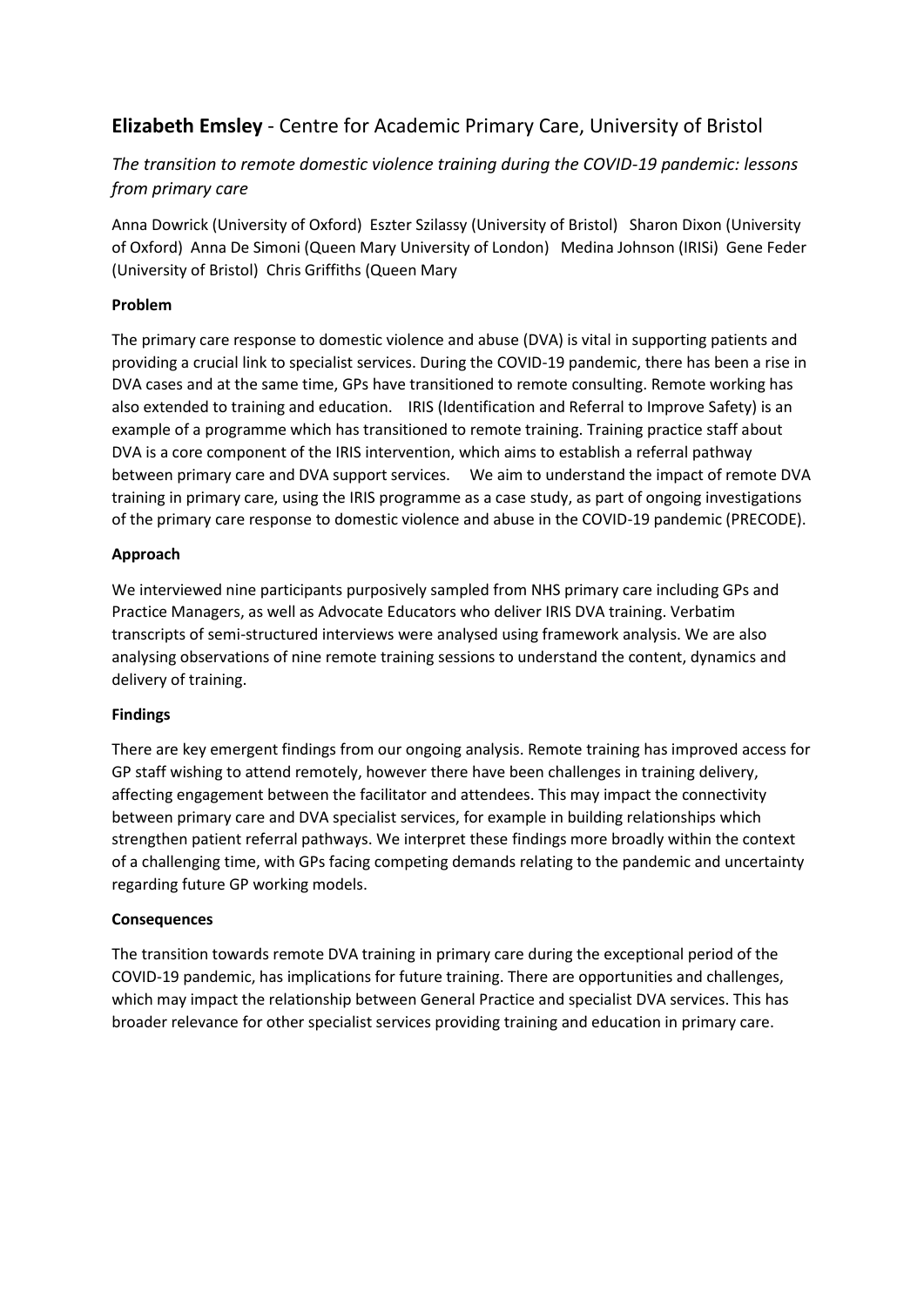## **Elizabeth Emsley** - Centre for Academic Primary Care, University of Bristol

*The transition to remote domestic violence training during the COVID-19 pandemic: lessons from primary care*

Anna Dowrick (University of Oxford) Eszter Szilassy (University of Bristol) Sharon Dixon (University of Oxford) Anna De Simoni (Queen Mary University of London) Medina Johnson (IRISi) Gene Feder (University of Bristol) Chris Griffiths (Queen Mary

**Problem**

The primary care response to domestic violence and abuse (DVA) is vital in supporting patients and providing a crucial link to specialist services. During the COVID-19 pandemic, there has been a rise in DVA cases and at the same time, GPs have transitioned to remote consulting. Remote working has also extended to training and education. IRIS (Identification and Referral to Improve Safety) is an example of a programme which has transitioned to remote training. Training practice staff about DVA is a core component of the IRIS intervention, which aims to establish a referral pathway between primary care and DVA support services. We aim to understand the impact of remote DVA training in primary care, using the IRIS programme as a case study, as part of ongoing investigations of the primary care response to domestic violence and abuse in the COVID-19 pandemic (PRECODE).

**Approach**

We interviewed nine participants purposively sampled from NHS primary care including GPs and Practice Managers, as well as Advocate Educators who deliver IRIS DVA training. Verbatim transcripts of semi-structured interviews were analysed using framework analysis. We are also analysing observations of nine remote training sessions to understand the content, dynamics and delivery of training.

**Findings**

There are key emergent findings from our ongoing analysis. Remote training has improved access for GP staff wishing to attend remotely, however there have been challenges in training delivery, affecting engagement between the facilitator and attendees. This may impact the connectivity between primary care and DVA specialist services, for example in building relationships which strengthen patient referral pathways. We interpret these findings more broadly within the context of a challenging time, with GPs facing competing demands relating to the pandemic and uncertainty regarding future GP working models.

**Consequences**

The transition towards remote DVA training in primary care during the exceptional period of the COVID-19 pandemic, has implications for future training. There are opportunities and challenges, which may impact the relationship between General Practice and specialist DVA services. This has broader relevance for other specialist services providing training and education in primary care.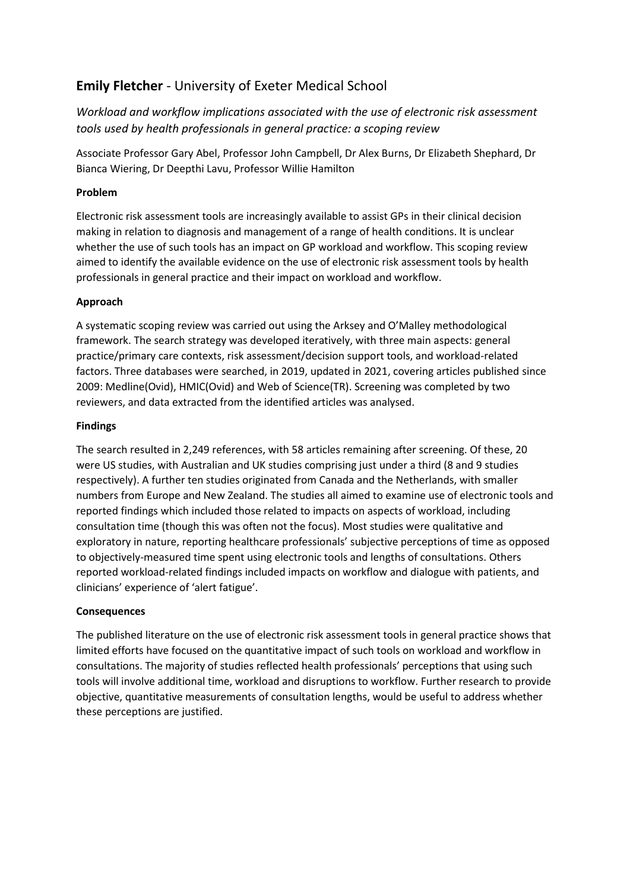## **Emily Fletcher** - University of Exeter Medical School

*Workload and workflow implications associated with the use of electronic risk assessment tools used by health professionals in general practice: a scoping review*

Associate Professor Gary Abel, Professor John Campbell, Dr Alex Burns, Dr Elizabeth Shephard, Dr Bianca Wiering, Dr Deepthi Lavu, Professor Willie Hamilton

**Problem**

Electronic risk assessment tools are increasingly available to assist GPs in their clinical decision making in relation to diagnosis and management of a range of health conditions. It is unclear whether the use of such tools has an impact on GP workload and workflow. This scoping review aimed to identify the available evidence on the use of electronic risk assessment tools by health professionals in general practice and their impact on workload and workflow.

**Approach**

A systematic scoping review was carried out using the Arksey and O'Malley methodological framework. The search strategy was developed iteratively, with three main aspects: general practice/primary care contexts, risk assessment/decision support tools, and workload-related factors. Three databases were searched, in 2019, updated in 2021, covering articles published since 2009: Medline(Ovid), HMIC(Ovid) and Web of Science(TR). Screening was completed by two reviewers, and data extracted from the identified articles was analysed.

**Findings**

The search resulted in 2,249 references, with 58 articles remaining after screening. Of these, 20 were US studies, with Australian and UK studies comprising just under a third (8 and 9 studies respectively). A further ten studies originated from Canada and the Netherlands, with smaller numbers from Europe and New Zealand. The studies all aimed to examine use of electronic tools and reported findings which included those related to impacts on aspects of workload, including consultation time (though this was often not the focus). Most studies were qualitative and exploratory in nature, reporting healthcare professionals' subjective perceptions of time as opposed to objectively-measured time spent using electronic tools and lengths of consultations. Others reported workload-related findings included impacts on workflow and dialogue with patients, and clinicians' experience of 'alert fatigue'.

**Consequences**

The published literature on the use of electronic risk assessment tools in general practice shows that limited efforts have focused on the quantitative impact of such tools on workload and workflow in consultations. The majority of studies reflected health professionals' perceptions that using such tools will involve additional time, workload and disruptions to workflow. Further research to provide objective, quantitative measurements of consultation lengths, would be useful to address whether these perceptions are justified.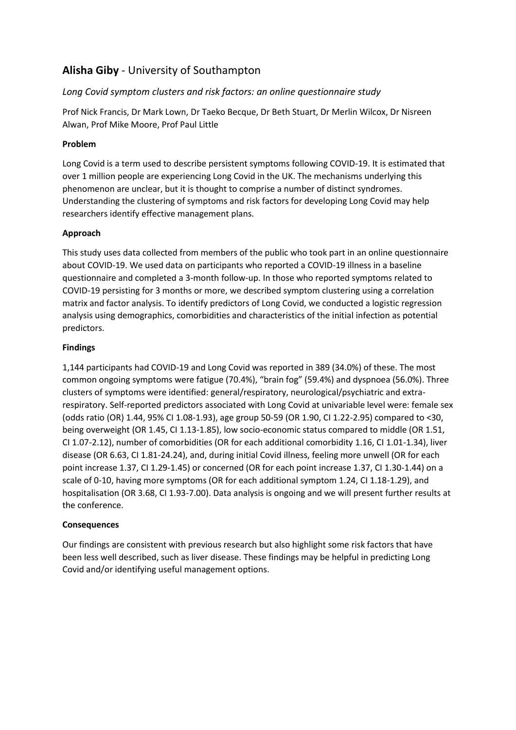## **Alisha Giby** - University of Southampton

*Long Covid symptom clusters and risk factors: an online questionnaire study*

Prof Nick Francis, Dr Mark Lown, Dr Taeko Becque, Dr Beth Stuart, Dr Merlin Wilcox, Dr Nisreen Alwan, Prof Mike Moore, Prof Paul Little

**Problem**

Long Covid is a term used to describe persistent symptoms following COVID-19. It is estimated that over 1 million people are experiencing Long Covid in the UK. The mechanisms underlying this phenomenon are unclear, but it is thought to comprise a number of distinct syndromes. Understanding the clustering of symptoms and risk factors for developing Long Covid may help researchers identify effective management plans.

**Approach**

This study uses data collected from members of the public who took part in an online questionnaire about COVID-19. We used data on participants who reported a COVID-19 illness in a baseline questionnaire and completed a 3-month follow-up. In those who reported symptoms related to COVID-19 persisting for 3 months or more, we described symptom clustering using a correlation matrix and factor analysis. To identify predictors of Long Covid, we conducted a logistic regression analysis using demographics, comorbidities and characteristics of the initial infection as potential predictors.

**Findings**

1,144 participants had COVID-19 and Long Covid was reported in 389 (34.0%) of these. The most common ongoing symptoms were fatigue (70.4%), "brain fog" (59.4%) and dyspnoea (56.0%). Three clusters of symptoms were identified: general/respiratory, neurological/psychiatric and extra-respiratory. Self-reported predictors associated with Long Covid at univariable level were: female sex (odds ratio (OR) 1.44, 95% CI 1.08-1.93), age group 50-59 (OR 1.90, CI 1.22-2.95) compared to <30, being overweight (OR 1.45, CI 1.13-1.85), low socio-economic status compared to middle (OR 1.51, CI 1.07-2.12), number of comorbidities (OR for each additional comorbidity 1.16, CI 1.01-1.34), liver disease (OR 6.63, CI 1.81-24.24), and, during initial Covid illness, feeling more unwell (OR for each point increase 1.37, CI 1.29-1.45) or concerned (OR for each point increase 1.37, CI 1.30-1.44) on a scale of 0-10, having more symptoms (OR for each additional symptom 1.24, CI 1.18-1.29), and hospitalisation (OR 3.68, CI 1.93-7.00). Data analysis is ongoing and we will present further results at the conference.

**Consequences**

Our findings are consistent with previous research but also highlight some risk factors that have been less well described, such as liver disease. These findings may be helpful in predicting Long Covid and/or identifying useful management options.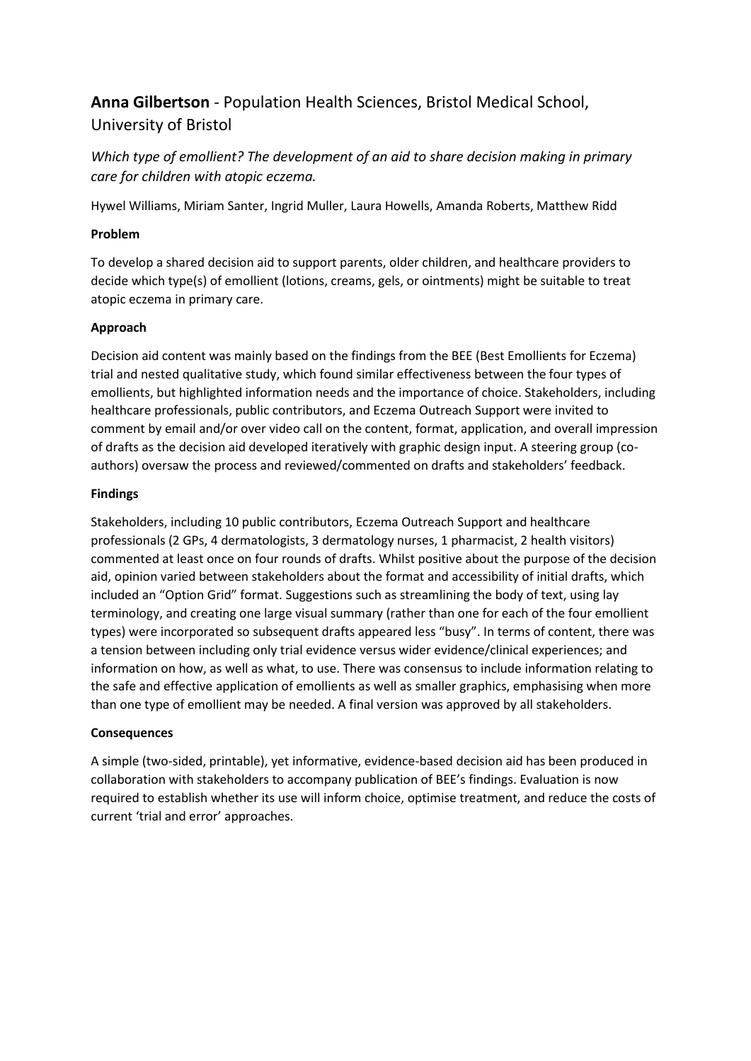## **Anna Gilbertson** - Population Health Sciences, Bristol Medical School, University of Bristol

*Which type of emollient? The development of an aid to share decision making in primary care for children with atopic eczema.*

Hywel Williams, Miriam Santer, Ingrid Muller, Laura Howells, Amanda Roberts, Matthew Ridd

**Problem**

To develop a shared decision aid to support parents, older children, and healthcare providers to decide which type(s) of emollient (lotions, creams, gels, or ointments) might be suitable to treat atopic eczema in primary care.

**Approach**

Decision aid content was mainly based on the findings from the BEE (Best Emollients for Eczema) trial and nested qualitative study, which found similar effectiveness between the four types of emollients, but highlighted information needs and the importance of choice. Stakeholders, including healthcare professionals, public contributors, and Eczema Outreach Support were invited to comment by email and/or over video call on the content, format, application, and overall impression of drafts as the decision aid developed iteratively with graphic design input. A steering group (co-authors) oversaw the process and reviewed/commented on drafts and stakeholders' feedback.

**Findings**

Stakeholders, including 10 public contributors, Eczema Outreach Support and healthcare professionals (2 GPs, 4 dermatologists, 3 dermatology nurses, 1 pharmacist, 2 health visitors) commented at least once on four rounds of drafts. Whilst positive about the purpose of the decision aid, opinion varied between stakeholders about the format and accessibility of initial drafts, which included an "Option Grid" format. Suggestions such as streamlining the body of text, using lay terminology, and creating one large visual summary (rather than one for each of the four emollient types) were incorporated so subsequent drafts appeared less "busy". In terms of content, there was a tension between including only trial evidence versus wider evidence/clinical experiences; and information on how, as well as what, to use. There was consensus to include information relating to the safe and effective application of emollients as well as smaller graphics, emphasising when more than one type of emollient may be needed. A final version was approved by all stakeholders.

**Consequences**

A simple (two-sided, printable), yet informative, evidence-based decision aid has been produced in collaboration with stakeholders to accompany publication of BEE's findings. Evaluation is now required to establish whether its use will inform choice, optimise treatment, and reduce the costs of current 'trial and error' approaches.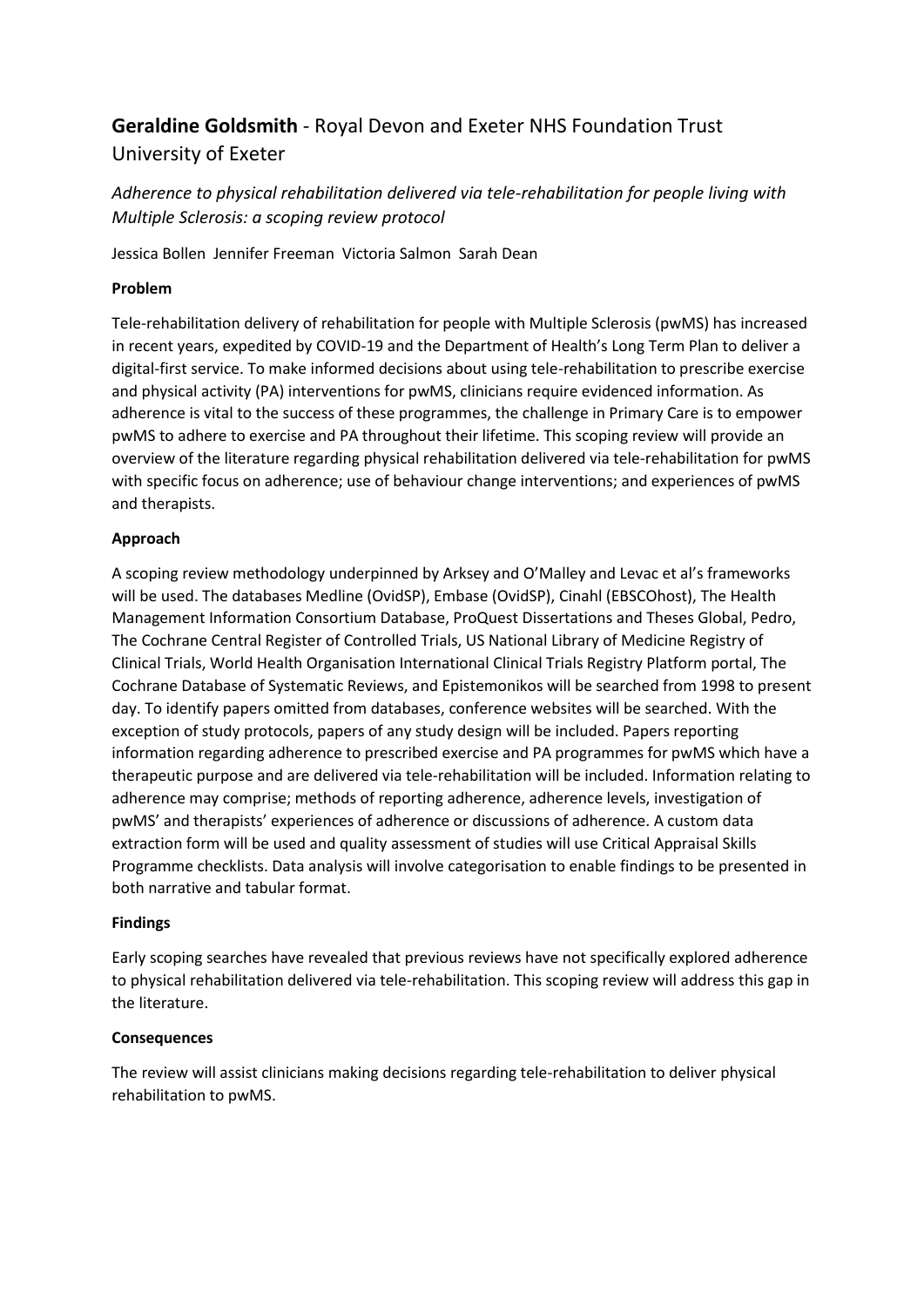## **Geraldine Goldsmith** - Royal Devon and Exeter NHS Foundation Trust University of Exeter

*Adherence to physical rehabilitation delivered via tele-rehabilitation for people living with Multiple Sclerosis: a scoping review protocol*

Jessica Bollen  Jennifer Freeman  Victoria Salmon  Sarah Dean

**Problem**

Tele-rehabilitation delivery of rehabilitation for people with Multiple Sclerosis (pwMS) has increased in recent years, expedited by COVID-19 and the Department of Health's Long Term Plan to deliver a digital-first service. To make informed decisions about using tele-rehabilitation to prescribe exercise and physical activity (PA) interventions for pwMS, clinicians require evidenced information. As adherence is vital to the success of these programmes, the challenge in Primary Care is to empower pwMS to adhere to exercise and PA throughout their lifetime. This scoping review will provide an overview of the literature regarding physical rehabilitation delivered via tele-rehabilitation for pwMS with specific focus on adherence; use of behaviour change interventions; and experiences of pwMS and therapists.

**Approach**

A scoping review methodology underpinned by Arksey and O'Malley and Levac et al's frameworks will be used. The databases Medline (OvidSP), Embase (OvidSP), Cinahl (EBSCOhost), The Health Management Information Consortium Database, ProQuest Dissertations and Theses Global, Pedro, The Cochrane Central Register of Controlled Trials, US National Library of Medicine Registry of Clinical Trials, World Health Organisation International Clinical Trials Registry Platform portal, The Cochrane Database of Systematic Reviews, and Epistemonikos will be searched from 1998 to present day. To identify papers omitted from databases, conference websites will be searched. With the exception of study protocols, papers of any study design will be included. Papers reporting information regarding adherence to prescribed exercise and PA programmes for pwMS which have a therapeutic purpose and are delivered via tele-rehabilitation will be included. Information relating to adherence may comprise; methods of reporting adherence, adherence levels, investigation of pwMS' and therapists' experiences of adherence or discussions of adherence. A custom data extraction form will be used and quality assessment of studies will use Critical Appraisal Skills Programme checklists. Data analysis will involve categorisation to enable findings to be presented in both narrative and tabular format.

**Findings**

Early scoping searches have revealed that previous reviews have not specifically explored adherence to physical rehabilitation delivered via tele-rehabilitation. This scoping review will address this gap in the literature.

**Consequences**

The review will assist clinicians making decisions regarding tele-rehabilitation to deliver physical rehabilitation to pwMS.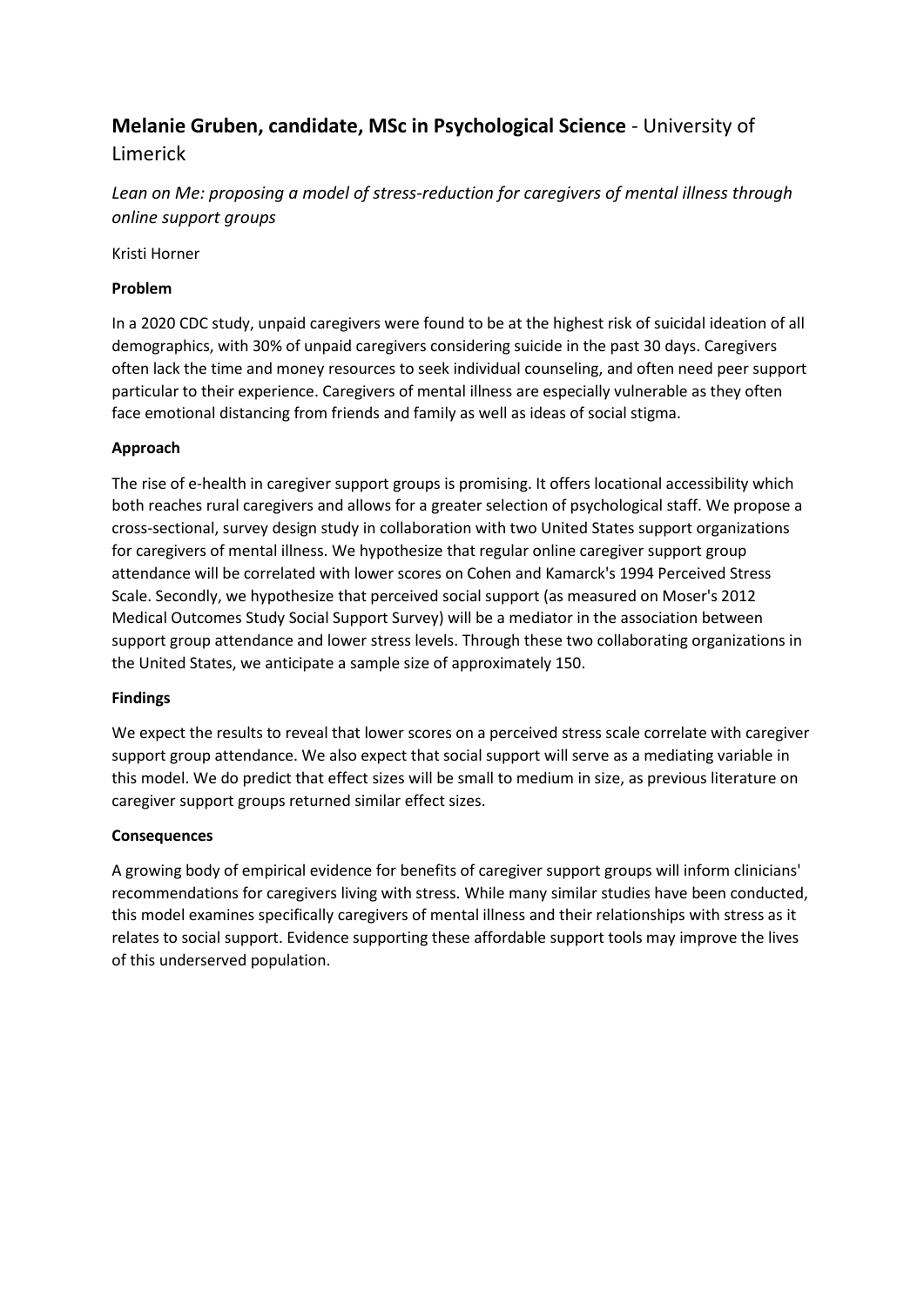## **Melanie Gruben, candidate, MSc in Psychological Science** - University of Limerick

*Lean on Me: proposing a model of stress-reduction for caregivers of mental illness through online support groups*

Kristi Horner

**Problem**

In a 2020 CDC study, unpaid caregivers were found to be at the highest risk of suicidal ideation of all demographics, with 30% of unpaid caregivers considering suicide in the past 30 days. Caregivers often lack the time and money resources to seek individual counseling, and often need peer support particular to their experience. Caregivers of mental illness are especially vulnerable as they often face emotional distancing from friends and family as well as ideas of social stigma.

**Approach**

The rise of e-health in caregiver support groups is promising. It offers locational accessibility which both reaches rural caregivers and allows for a greater selection of psychological staff. We propose a cross-sectional, survey design study in collaboration with two United States support organizations for caregivers of mental illness. We hypothesize that regular online caregiver support group attendance will be correlated with lower scores on Cohen and Kamarck's 1994 Perceived Stress Scale. Secondly, we hypothesize that perceived social support (as measured on Moser's 2012 Medical Outcomes Study Social Support Survey) will be a mediator in the association between support group attendance and lower stress levels. Through these two collaborating organizations in the United States, we anticipate a sample size of approximately 150.

**Findings**

We expect the results to reveal that lower scores on a perceived stress scale correlate with caregiver support group attendance. We also expect that social support will serve as a mediating variable in this model. We do predict that effect sizes will be small to medium in size, as previous literature on caregiver support groups returned similar effect sizes.

**Consequences**

A growing body of empirical evidence for benefits of caregiver support groups will inform clinicians' recommendations for caregivers living with stress. While many similar studies have been conducted, this model examines specifically caregivers of mental illness and their relationships with stress as it relates to social support. Evidence supporting these affordable support tools may improve the lives of this underserved population.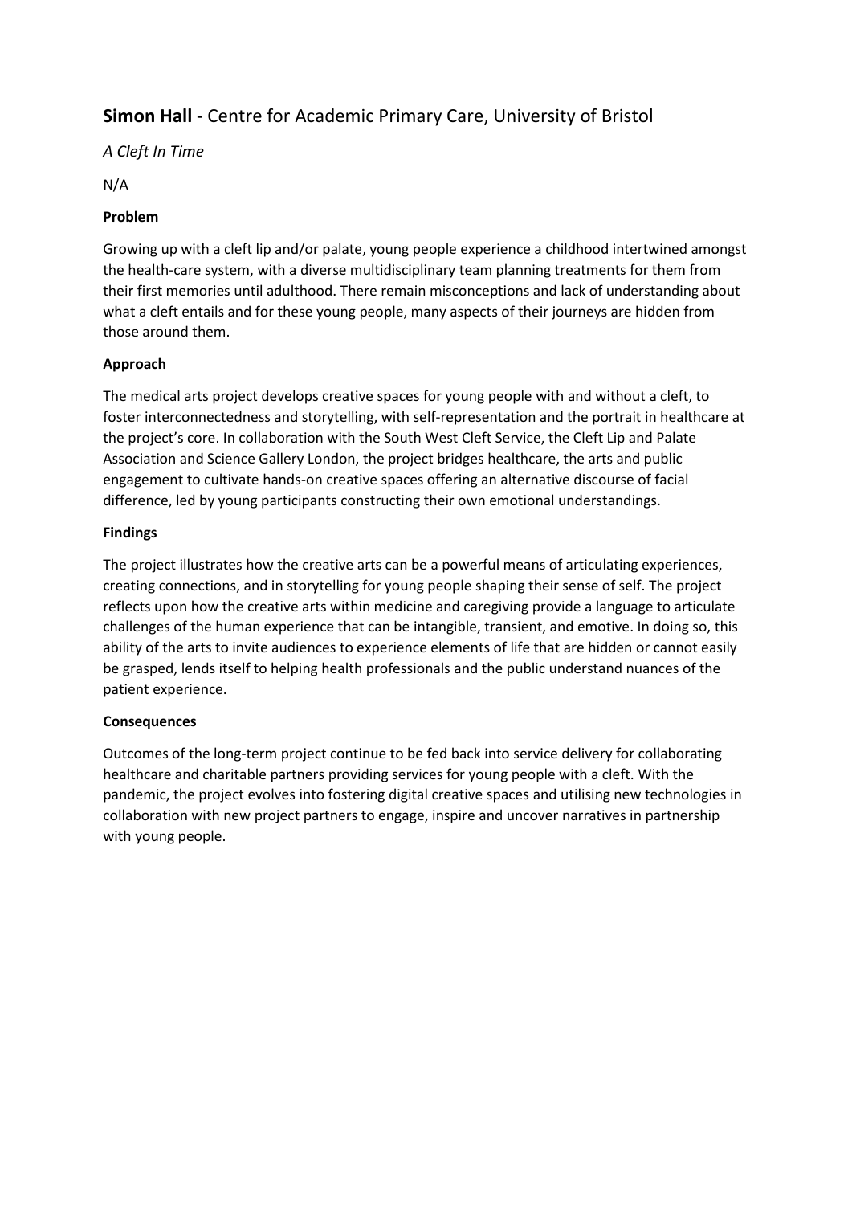**Simon Hall** - Centre for Academic Primary Care, University of Bristol

*A Cleft In Time*

N/A

**Problem**

Growing up with a cleft lip and/or palate, young people experience a childhood intertwined amongst the health-care system, with a diverse multidisciplinary team planning treatments for them from their first memories until adulthood. There remain misconceptions and lack of understanding about what a cleft entails and for these young people, many aspects of their journeys are hidden from those around them.

**Approach**

The medical arts project develops creative spaces for young people with and without a cleft, to foster interconnectedness and storytelling, with self-representation and the portrait in healthcare at the project's core. In collaboration with the South West Cleft Service, the Cleft Lip and Palate Association and Science Gallery London, the project bridges healthcare, the arts and public engagement to cultivate hands-on creative spaces offering an alternative discourse of facial difference, led by young participants constructing their own emotional understandings.

**Findings**

The project illustrates how the creative arts can be a powerful means of articulating experiences, creating connections, and in storytelling for young people shaping their sense of self. The project reflects upon how the creative arts within medicine and caregiving provide a language to articulate challenges of the human experience that can be intangible, transient, and emotive. In doing so, this ability of the arts to invite audiences to experience elements of life that are hidden or cannot easily be grasped, lends itself to helping health professionals and the public understand nuances of the patient experience.

**Consequences**

Outcomes of the long-term project continue to be fed back into service delivery for collaborating healthcare and charitable partners providing services for young people with a cleft. With the pandemic, the project evolves into fostering digital creative spaces and utilising new technologies in collaboration with new project partners to engage, inspire and uncover narratives in partnership with young people.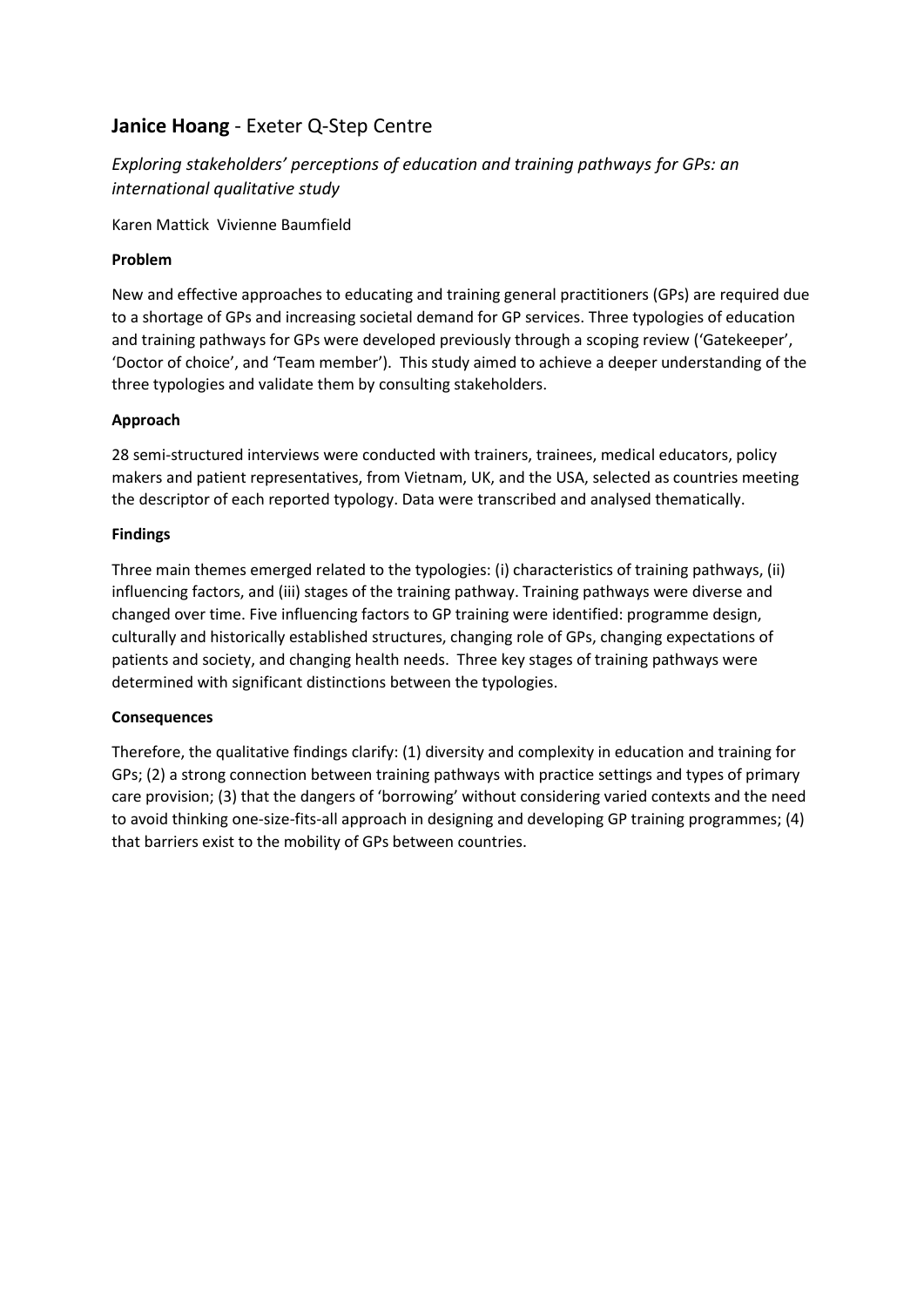## **Janice Hoang** - Exeter Q-Step Centre

*Exploring stakeholders' perceptions of education and training pathways for GPs: an international qualitative study*

Karen Mattick Vivienne Baumfield

**Problem**

New and effective approaches to educating and training general practitioners (GPs) are required due to a shortage of GPs and increasing societal demand for GP services. Three typologies of education and training pathways for GPs were developed previously through a scoping review ('Gatekeeper', 'Doctor of choice', and 'Team member'). This study aimed to achieve a deeper understanding of the three typologies and validate them by consulting stakeholders.

**Approach**

28 semi-structured interviews were conducted with trainers, trainees, medical educators, policy makers and patient representatives, from Vietnam, UK, and the USA, selected as countries meeting the descriptor of each reported typology. Data were transcribed and analysed thematically.

**Findings**

Three main themes emerged related to the typologies: (i) characteristics of training pathways, (ii) influencing factors, and (iii) stages of the training pathway. Training pathways were diverse and changed over time. Five influencing factors to GP training were identified: programme design, culturally and historically established structures, changing role of GPs, changing expectations of patients and society, and changing health needs. Three key stages of training pathways were determined with significant distinctions between the typologies.

**Consequences**

Therefore, the qualitative findings clarify: (1) diversity and complexity in education and training for GPs; (2) a strong connection between training pathways with practice settings and types of primary care provision; (3) that the dangers of 'borrowing' without considering varied contexts and the need to avoid thinking one-size-fits-all approach in designing and developing GP training programmes; (4) that barriers exist to the mobility of GPs between countries.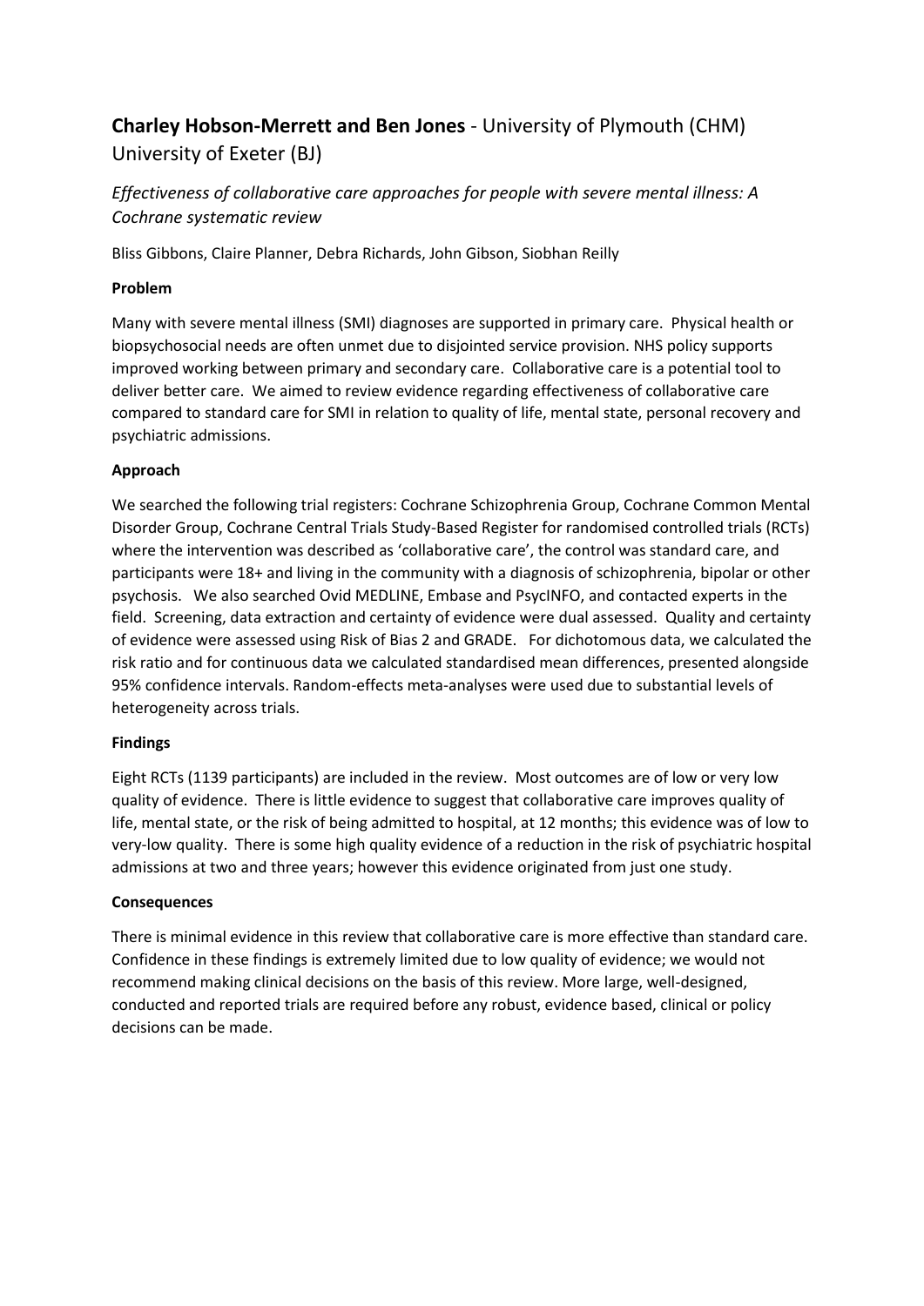## **Charley Hobson-Merrett and Ben Jones** - University of Plymouth (CHM) University of Exeter (BJ)

*Effectiveness of collaborative care approaches for people with severe mental illness: A Cochrane systematic review*

Bliss Gibbons, Claire Planner, Debra Richards, John Gibson, Siobhan Reilly

**Problem**

Many with severe mental illness (SMI) diagnoses are supported in primary care. Physical health or biopsychosocial needs are often unmet due to disjointed service provision. NHS policy supports improved working between primary and secondary care. Collaborative care is a potential tool to deliver better care. We aimed to review evidence regarding effectiveness of collaborative care compared to standard care for SMI in relation to quality of life, mental state, personal recovery and psychiatric admissions.

**Approach**

We searched the following trial registers: Cochrane Schizophrenia Group, Cochrane Common Mental Disorder Group, Cochrane Central Trials Study-Based Register for randomised controlled trials (RCTs) where the intervention was described as 'collaborative care', the control was standard care, and participants were 18+ and living in the community with a diagnosis of schizophrenia, bipolar or other psychosis. We also searched Ovid MEDLINE, Embase and PsycINFO, and contacted experts in the field. Screening, data extraction and certainty of evidence were dual assessed. Quality and certainty of evidence were assessed using Risk of Bias 2 and GRADE. For dichotomous data, we calculated the risk ratio and for continuous data we calculated standardised mean differences, presented alongside 95% confidence intervals. Random-effects meta-analyses were used due to substantial levels of heterogeneity across trials.

**Findings**

Eight RCTs (1139 participants) are included in the review. Most outcomes are of low or very low quality of evidence. There is little evidence to suggest that collaborative care improves quality of life, mental state, or the risk of being admitted to hospital, at 12 months; this evidence was of low to very-low quality. There is some high quality evidence of a reduction in the risk of psychiatric hospital admissions at two and three years; however this evidence originated from just one study.

**Consequences**

There is minimal evidence in this review that collaborative care is more effective than standard care. Confidence in these findings is extremely limited due to low quality of evidence; we would not recommend making clinical decisions on the basis of this review. More large, well-designed, conducted and reported trials are required before any robust, evidence based, clinical or policy decisions can be made.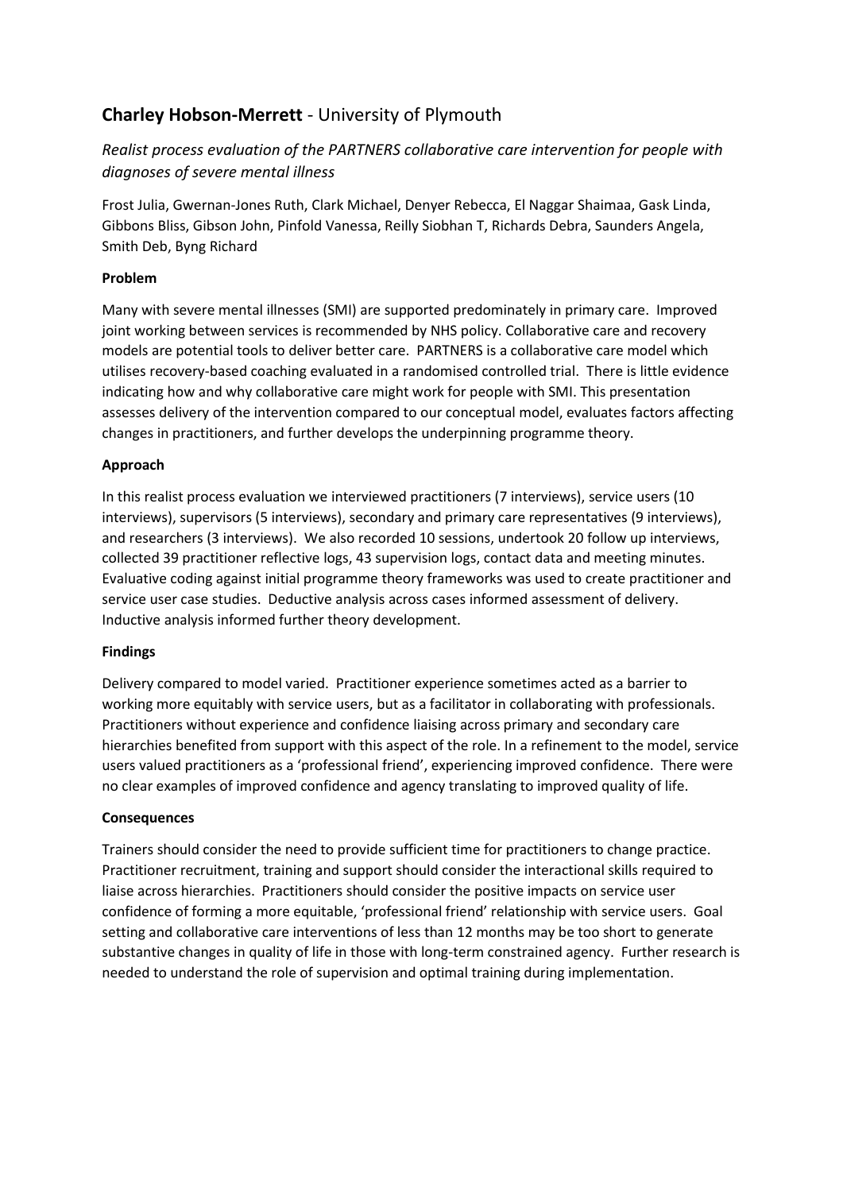## **Charley Hobson-Merrett** - University of Plymouth

*Realist process evaluation of the PARTNERS collaborative care intervention for people with diagnoses of severe mental illness*

Frost Julia, Gwernan-Jones Ruth, Clark Michael, Denyer Rebecca, El Naggar Shaimaa, Gask Linda, Gibbons Bliss, Gibson John, Pinfold Vanessa, Reilly Siobhan T, Richards Debra, Saunders Angela, Smith Deb, Byng Richard

### Problem

Many with severe mental illnesses (SMI) are supported predominately in primary care. Improved joint working between services is recommended by NHS policy. Collaborative care and recovery models are potential tools to deliver better care. PARTNERS is a collaborative care model which utilises recovery-based coaching evaluated in a randomised controlled trial. There is little evidence indicating how and why collaborative care might work for people with SMI. This presentation assesses delivery of the intervention compared to our conceptual model, evaluates factors affecting changes in practitioners, and further develops the underpinning programme theory.

### Approach

In this realist process evaluation we interviewed practitioners (7 interviews), service users (10 interviews), supervisors (5 interviews), secondary and primary care representatives (9 interviews), and researchers (3 interviews). We also recorded 10 sessions, undertook 20 follow up interviews, collected 39 practitioner reflective logs, 43 supervision logs, contact data and meeting minutes. Evaluative coding against initial programme theory frameworks was used to create practitioner and service user case studies. Deductive analysis across cases informed assessment of delivery. Inductive analysis informed further theory development.

### Findings

Delivery compared to model varied. Practitioner experience sometimes acted as a barrier to working more equitably with service users, but as a facilitator in collaborating with professionals. Practitioners without experience and confidence liaising across primary and secondary care hierarchies benefited from support with this aspect of the role. In a refinement to the model, service users valued practitioners as a 'professional friend', experiencing improved confidence. There were no clear examples of improved confidence and agency translating to improved quality of life.

### Consequences

Trainers should consider the need to provide sufficient time for practitioners to change practice. Practitioner recruitment, training and support should consider the interactional skills required to liaise across hierarchies. Practitioners should consider the positive impacts on service user confidence of forming a more equitable, 'professional friend' relationship with service users. Goal setting and collaborative care interventions of less than 12 months may be too short to generate substantive changes in quality of life in those with long-term constrained agency. Further research is needed to understand the role of supervision and optimal training during implementation.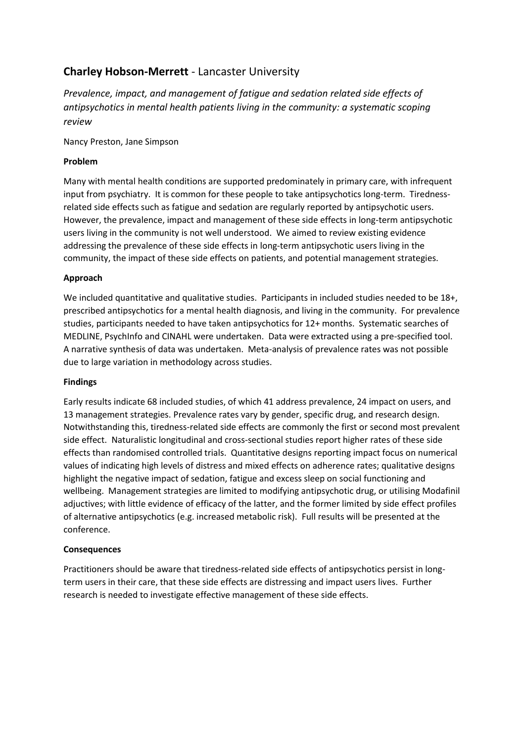## **Charley Hobson-Merrett** - Lancaster University

*Prevalence, impact, and management of fatigue and sedation related side effects of antipsychotics in mental health patients living in the community: a systematic scoping review*

Nancy Preston, Jane Simpson

**Problem**

Many with mental health conditions are supported predominately in primary care, with infrequent input from psychiatry. It is common for these people to take antipsychotics long-term. Tiredness-related side effects such as fatigue and sedation are regularly reported by antipsychotic users. However, the prevalence, impact and management of these side effects in long-term antipsychotic users living in the community is not well understood. We aimed to review existing evidence addressing the prevalence of these side effects in long-term antipsychotic users living in the community, the impact of these side effects on patients, and potential management strategies.

**Approach**

We included quantitative and qualitative studies. Participants in included studies needed to be 18+, prescribed antipsychotics for a mental health diagnosis, and living in the community. For prevalence studies, participants needed to have taken antipsychotics for 12+ months. Systematic searches of MEDLINE, PsychInfo and CINAHL were undertaken. Data were extracted using a pre-specified tool. A narrative synthesis of data was undertaken. Meta-analysis of prevalence rates was not possible due to large variation in methodology across studies.

**Findings**

Early results indicate 68 included studies, of which 41 address prevalence, 24 impact on users, and 13 management strategies. Prevalence rates vary by gender, specific drug, and research design. Notwithstanding this, tiredness-related side effects are commonly the first or second most prevalent side effect. Naturalistic longitudinal and cross-sectional studies report higher rates of these side effects than randomised controlled trials. Quantitative designs reporting impact focus on numerical values of indicating high levels of distress and mixed effects on adherence rates; qualitative designs highlight the negative impact of sedation, fatigue and excess sleep on social functioning and wellbeing. Management strategies are limited to modifying antipsychotic drug, or utilising Modafinil adjuctives; with little evidence of efficacy of the latter, and the former limited by side effect profiles of alternative antipsychotics (e.g. increased metabolic risk). Full results will be presented at the conference.

**Consequences**

Practitioners should be aware that tiredness-related side effects of antipsychotics persist in long-term users in their care, that these side effects are distressing and impact users lives. Further research is needed to investigate effective management of these side effects.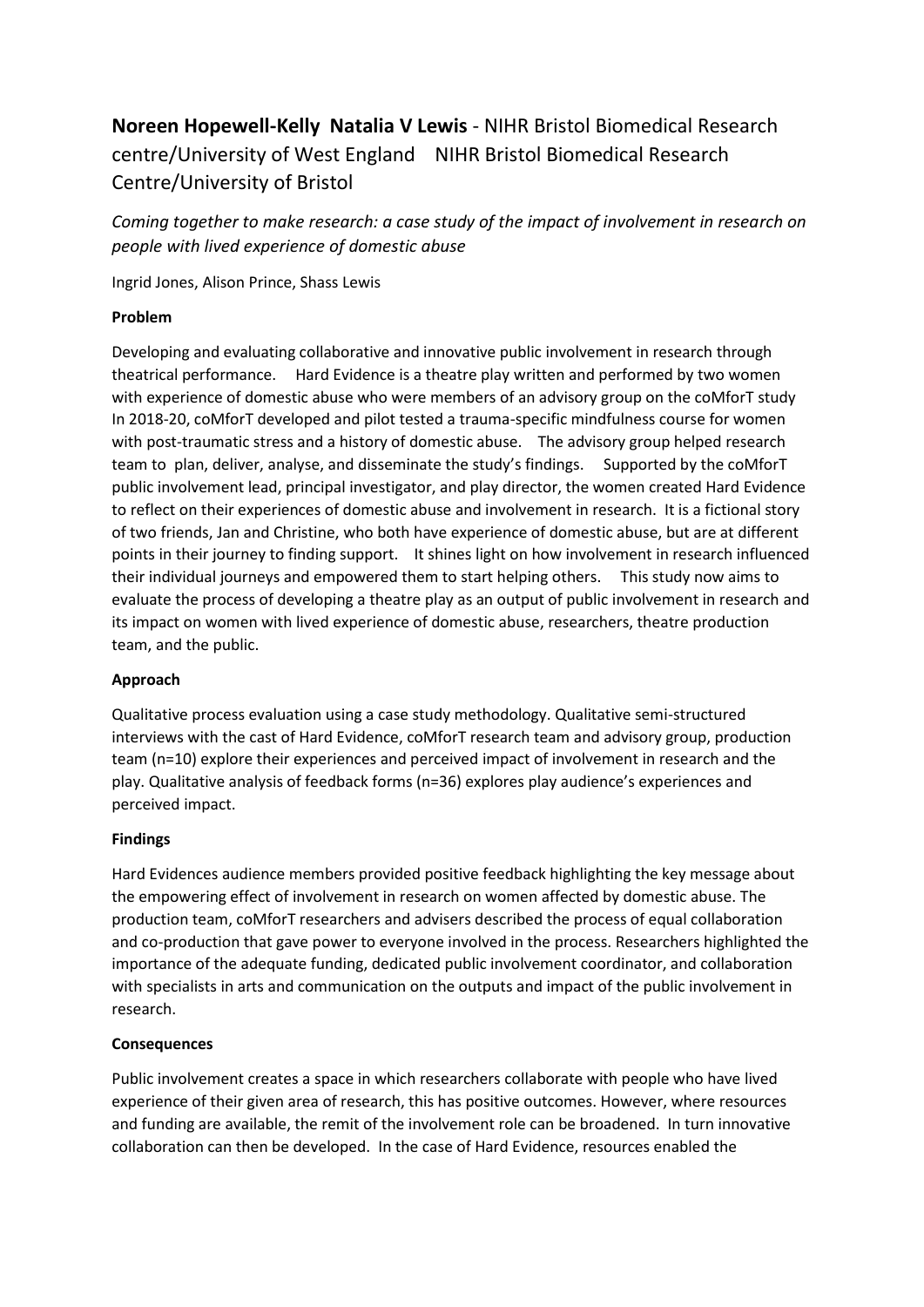**Noreen Hopewell-Kelly Natalia V Lewis** - NIHR Bristol Biomedical Research centre/University of West England NIHR Bristol Biomedical Research Centre/University of Bristol

*Coming together to make research: a case study of the impact of involvement in research on people with lived experience of domestic abuse*

Ingrid Jones, Alison Prince, Shass Lewis

**Problem**

Developing and evaluating collaborative and innovative public involvement in research through theatrical performance. Hard Evidence is a theatre play written and performed by two women with experience of domestic abuse who were members of an advisory group on the coMforT study In 2018-20, coMforT developed and pilot tested a trauma-specific mindfulness course for women with post-traumatic stress and a history of domestic abuse. The advisory group helped research team to plan, deliver, analyse, and disseminate the study's findings. Supported by the coMforT public involvement lead, principal investigator, and play director, the women created Hard Evidence to reflect on their experiences of domestic abuse and involvement in research. It is a fictional story of two friends, Jan and Christine, who both have experience of domestic abuse, but are at different points in their journey to finding support. It shines light on how involvement in research influenced their individual journeys and empowered them to start helping others. This study now aims to evaluate the process of developing a theatre play as an output of public involvement in research and its impact on women with lived experience of domestic abuse, researchers, theatre production team, and the public.

**Approach**

Qualitative process evaluation using a case study methodology. Qualitative semi-structured interviews with the cast of Hard Evidence, coMforT research team and advisory group, production team (n=10) explore their experiences and perceived impact of involvement in research and the play. Qualitative analysis of feedback forms (n=36) explores play audience's experiences and perceived impact.

**Findings**

Hard Evidences audience members provided positive feedback highlighting the key message about the empowering effect of involvement in research on women affected by domestic abuse. The production team, coMforT researchers and advisers described the process of equal collaboration and co-production that gave power to everyone involved in the process. Researchers highlighted the importance of the adequate funding, dedicated public involvement coordinator, and collaboration with specialists in arts and communication on the outputs and impact of the public involvement in research.

**Consequences**

Public involvement creates a space in which researchers collaborate with people who have lived experience of their given area of research, this has positive outcomes. However, where resources and funding are available, the remit of the involvement role can be broadened. In turn innovative collaboration can then be developed. In the case of Hard Evidence, resources enabled the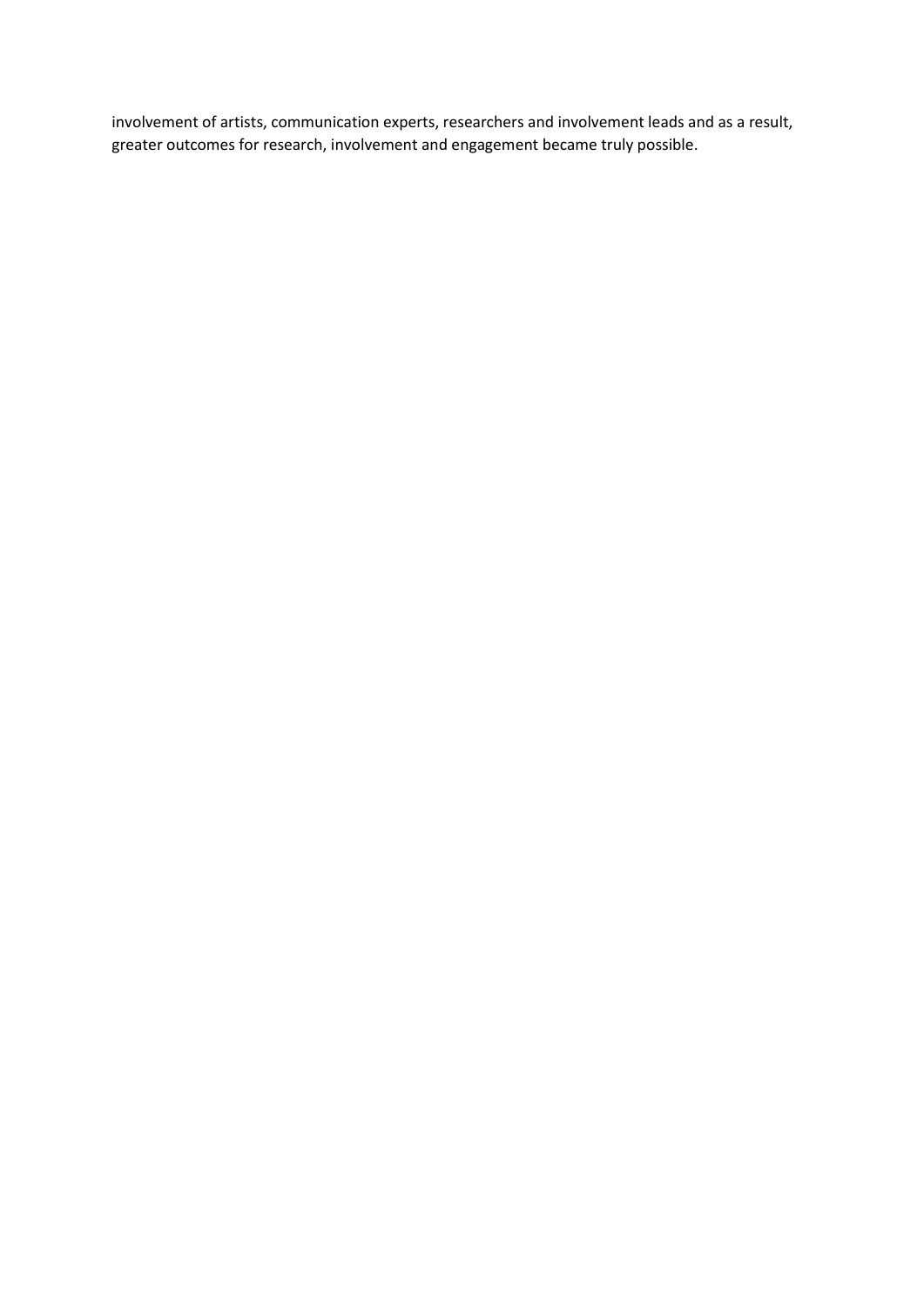involvement of artists, communication experts, researchers and involvement leads and as a result, greater outcomes for research, involvement and engagement became truly possible.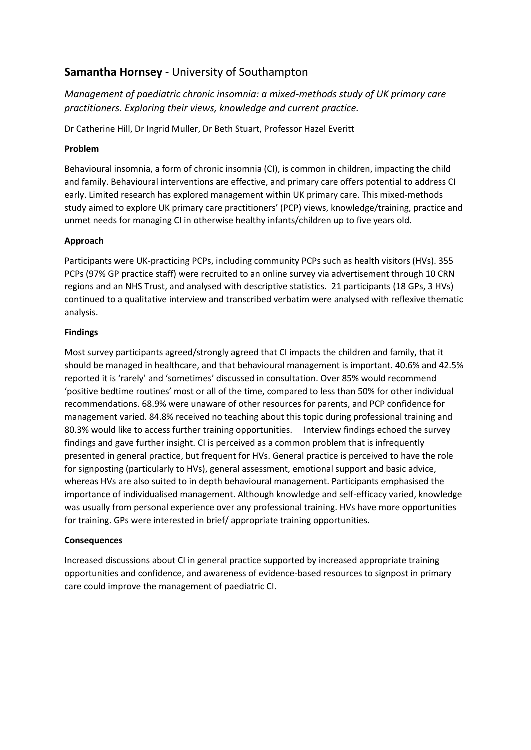## **Samantha Hornsey** - University of Southampton

*Management of paediatric chronic insomnia: a mixed-methods study of UK primary care practitioners. Exploring their views, knowledge and current practice.*

Dr Catherine Hill, Dr Ingrid Muller, Dr Beth Stuart, Professor Hazel Everitt

**Problem**

Behavioural insomnia, a form of chronic insomnia (CI), is common in children, impacting the child and family. Behavioural interventions are effective, and primary care offers potential to address CI early. Limited research has explored management within UK primary care. This mixed-methods study aimed to explore UK primary care practitioners' (PCP) views, knowledge/training, practice and unmet needs for managing CI in otherwise healthy infants/children up to five years old.

**Approach**

Participants were UK-practicing PCPs, including community PCPs such as health visitors (HVs). 355 PCPs (97% GP practice staff) were recruited to an online survey via advertisement through 10 CRN regions and an NHS Trust, and analysed with descriptive statistics. 21 participants (18 GPs, 3 HVs) continued to a qualitative interview and transcribed verbatim were analysed with reflexive thematic analysis.

**Findings**

Most survey participants agreed/strongly agreed that CI impacts the children and family, that it should be managed in healthcare, and that behavioural management is important. 40.6% and 42.5% reported it is 'rarely' and 'sometimes' discussed in consultation. Over 85% would recommend 'positive bedtime routines' most or all of the time, compared to less than 50% for other individual recommendations. 68.9% were unaware of other resources for parents, and PCP confidence for management varied. 84.8% received no teaching about this topic during professional training and 80.3% would like to access further training opportunities. Interview findings echoed the survey findings and gave further insight. CI is perceived as a common problem that is infrequently presented in general practice, but frequent for HVs. General practice is perceived to have the role for signposting (particularly to HVs), general assessment, emotional support and basic advice, whereas HVs are also suited to in depth behavioural management. Participants emphasised the importance of individualised management. Although knowledge and self-efficacy varied, knowledge was usually from personal experience over any professional training. HVs have more opportunities for training. GPs were interested in brief/ appropriate training opportunities.

**Consequences**

Increased discussions about CI in general practice supported by increased appropriate training opportunities and confidence, and awareness of evidence-based resources to signpost in primary care could improve the management of paediatric CI.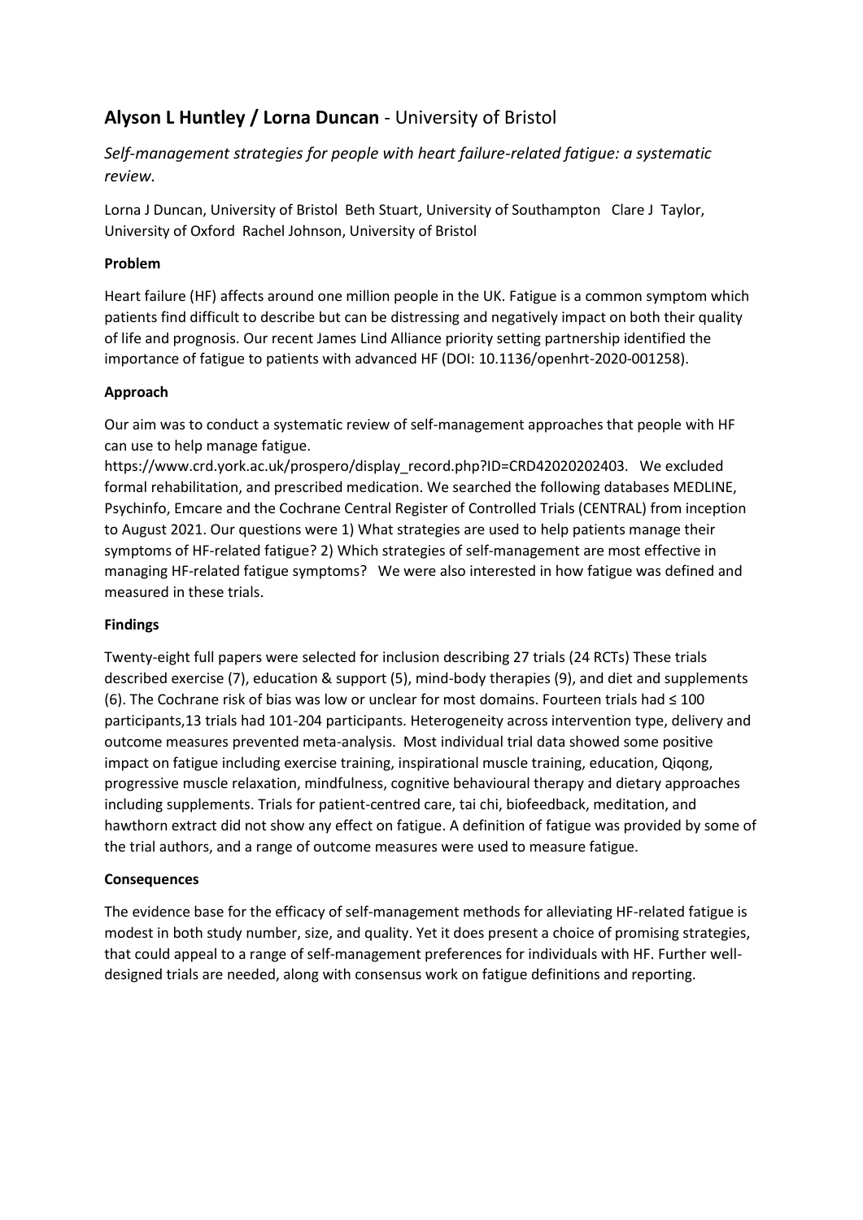## **Alyson L Huntley / Lorna Duncan** - University of Bristol

*Self-management strategies for people with heart failure-related fatigue: a systematic review.*

Lorna J Duncan, University of Bristol Beth Stuart, University of Southampton Clare J Taylor, University of Oxford Rachel Johnson, University of Bristol

**Problem**

Heart failure (HF) affects around one million people in the UK. Fatigue is a common symptom which patients find difficult to describe but can be distressing and negatively impact on both their quality of life and prognosis. Our recent James Lind Alliance priority setting partnership identified the importance of fatigue to patients with advanced HF (DOI: 10.1136/openhrt-2020-001258).

**Approach**

Our aim was to conduct a systematic review of self-management approaches that people with HF can use to help manage fatigue.
https://www.crd.york.ac.uk/prospero/display_record.php?ID=CRD42020202403. We excluded formal rehabilitation, and prescribed medication. We searched the following databases MEDLINE, Psychinfo, Emcare and the Cochrane Central Register of Controlled Trials (CENTRAL) from inception to August 2021. Our questions were 1) What strategies are used to help patients manage their symptoms of HF-related fatigue? 2) Which strategies of self-management are most effective in managing HF-related fatigue symptoms? We were also interested in how fatigue was defined and measured in these trials.

**Findings**

Twenty-eight full papers were selected for inclusion describing 27 trials (24 RCTs) These trials described exercise (7), education & support (5), mind-body therapies (9), and diet and supplements (6). The Cochrane risk of bias was low or unclear for most domains. Fourteen trials had ≤ 100 participants,13 trials had 101-204 participants. Heterogeneity across intervention type, delivery and outcome measures prevented meta-analysis. Most individual trial data showed some positive impact on fatigue including exercise training, inspirational muscle training, education, Qiqong, progressive muscle relaxation, mindfulness, cognitive behavioural therapy and dietary approaches including supplements. Trials for patient-centred care, tai chi, biofeedback, meditation, and hawthorn extract did not show any effect on fatigue. A definition of fatigue was provided by some of the trial authors, and a range of outcome measures were used to measure fatigue.

**Consequences**

The evidence base for the efficacy of self-management methods for alleviating HF-related fatigue is modest in both study number, size, and quality. Yet it does present a choice of promising strategies, that could appeal to a range of self-management preferences for individuals with HF. Further well-designed trials are needed, along with consensus work on fatigue definitions and reporting.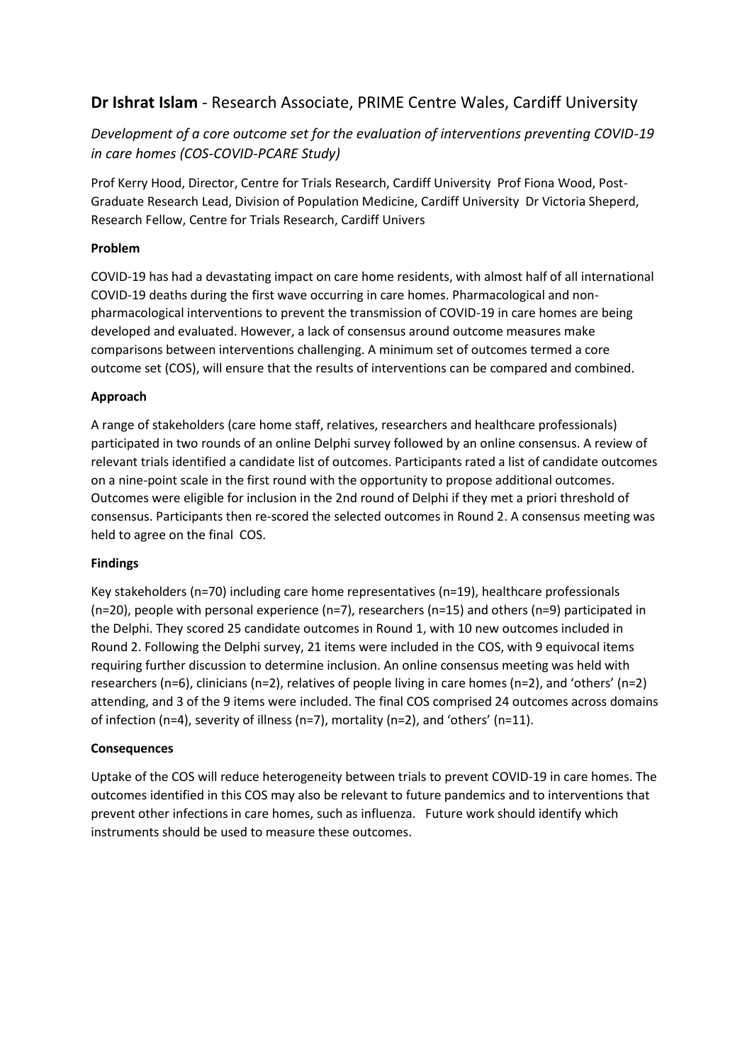## **Dr Ishrat Islam** - Research Associate, PRIME Centre Wales, Cardiff University

### *Development of a core outcome set for the evaluation of interventions preventing COVID-19 in care homes (COS-COVID-PCARE Study)*

Prof Kerry Hood, Director, Centre for Trials Research, Cardiff University Prof Fiona Wood, Post-Graduate Research Lead, Division of Population Medicine, Cardiff University Dr Victoria Sheperd, Research Fellow, Centre for Trials Research, Cardiff Univers

**Problem**

COVID-19 has had a devastating impact on care home residents, with almost half of all international COVID-19 deaths during the first wave occurring in care homes. Pharmacological and non-pharmacological interventions to prevent the transmission of COVID-19 in care homes are being developed and evaluated. However, a lack of consensus around outcome measures make comparisons between interventions challenging. A minimum set of outcomes termed a core outcome set (COS), will ensure that the results of interventions can be compared and combined.

**Approach**

A range of stakeholders (care home staff, relatives, researchers and healthcare professionals) participated in two rounds of an online Delphi survey followed by an online consensus. A review of relevant trials identified a candidate list of outcomes. Participants rated a list of candidate outcomes on a nine-point scale in the first round with the opportunity to propose additional outcomes. Outcomes were eligible for inclusion in the 2nd round of Delphi if they met a priori threshold of consensus. Participants then re-scored the selected outcomes in Round 2. A consensus meeting was held to agree on the final COS.

**Findings**

Key stakeholders (n=70) including care home representatives (n=19), healthcare professionals (n=20), people with personal experience (n=7), researchers (n=15) and others (n=9) participated in the Delphi. They scored 25 candidate outcomes in Round 1, with 10 new outcomes included in Round 2. Following the Delphi survey, 21 items were included in the COS, with 9 equivocal items requiring further discussion to determine inclusion. An online consensus meeting was held with researchers (n=6), clinicians (n=2), relatives of people living in care homes (n=2), and 'others' (n=2) attending, and 3 of the 9 items were included. The final COS comprised 24 outcomes across domains of infection (n=4), severity of illness (n=7), mortality (n=2), and 'others' (n=11).

**Consequences**

Uptake of the COS will reduce heterogeneity between trials to prevent COVID-19 in care homes. The outcomes identified in this COS may also be relevant to future pandemics and to interventions that prevent other infections in care homes, such as influenza. Future work should identify which instruments should be used to measure these outcomes.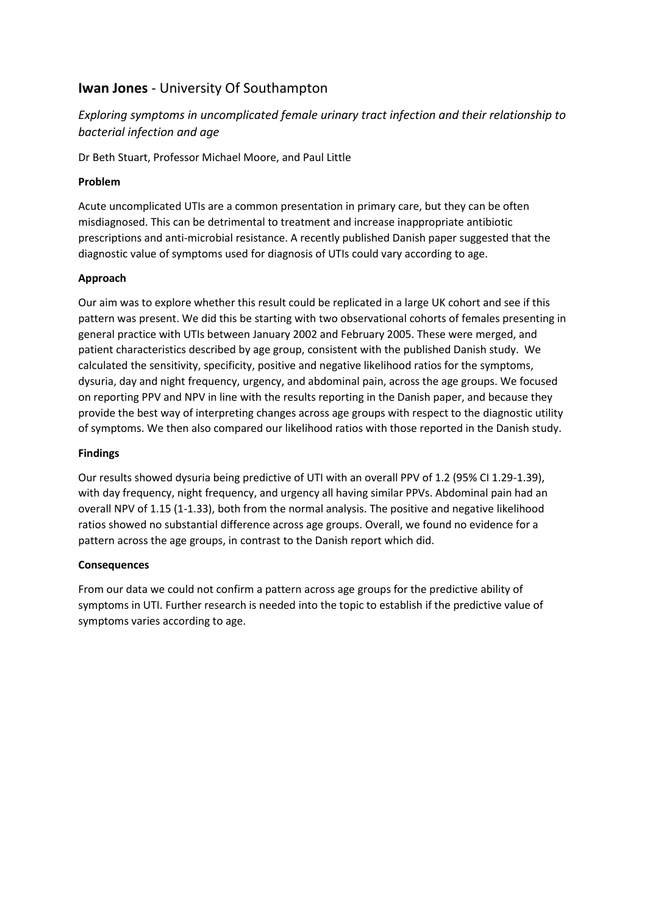## **Iwan Jones** - University Of Southampton

*Exploring symptoms in uncomplicated female urinary tract infection and their relationship to bacterial infection and age*

Dr Beth Stuart, Professor Michael Moore, and Paul Little

**Problem**

Acute uncomplicated UTIs are a common presentation in primary care, but they can be often misdiagnosed. This can be detrimental to treatment and increase inappropriate antibiotic prescriptions and anti-microbial resistance. A recently published Danish paper suggested that the diagnostic value of symptoms used for diagnosis of UTIs could vary according to age.

**Approach**

Our aim was to explore whether this result could be replicated in a large UK cohort and see if this pattern was present. We did this be starting with two observational cohorts of females presenting in general practice with UTIs between January 2002 and February 2005. These were merged, and patient characteristics described by age group, consistent with the published Danish study. We calculated the sensitivity, specificity, positive and negative likelihood ratios for the symptoms, dysuria, day and night frequency, urgency, and abdominal pain, across the age groups. We focused on reporting PPV and NPV in line with the results reporting in the Danish paper, and because they provide the best way of interpreting changes across age groups with respect to the diagnostic utility of symptoms. We then also compared our likelihood ratios with those reported in the Danish study.

**Findings**

Our results showed dysuria being predictive of UTI with an overall PPV of 1.2 (95% CI 1.29-1.39), with day frequency, night frequency, and urgency all having similar PPVs. Abdominal pain had an overall NPV of 1.15 (1-1.33), both from the normal analysis. The positive and negative likelihood ratios showed no substantial difference across age groups. Overall, we found no evidence for a pattern across the age groups, in contrast to the Danish report which did.

**Consequences**

From our data we could not confirm a pattern across age groups for the predictive ability of symptoms in UTI. Further research is needed into the topic to establish if the predictive value of symptoms varies according to age.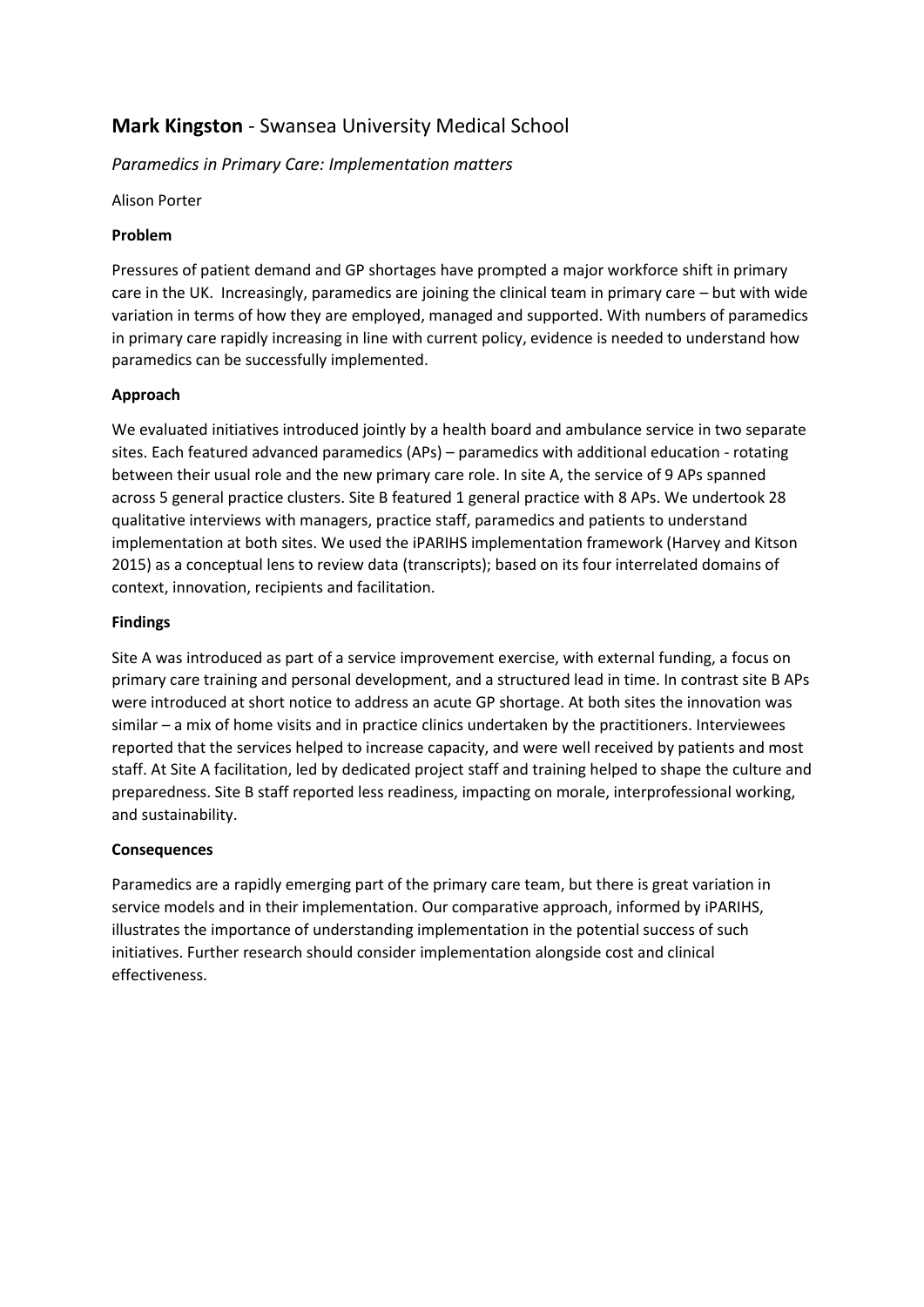## **Mark Kingston** - Swansea University Medical School

*Paramedics in Primary Care: Implementation matters*

Alison Porter

**Problem**

Pressures of patient demand and GP shortages have prompted a major workforce shift in primary care in the UK. Increasingly, paramedics are joining the clinical team in primary care – but with wide variation in terms of how they are employed, managed and supported. With numbers of paramedics in primary care rapidly increasing in line with current policy, evidence is needed to understand how paramedics can be successfully implemented.

**Approach**

We evaluated initiatives introduced jointly by a health board and ambulance service in two separate sites. Each featured advanced paramedics (APs) – paramedics with additional education - rotating between their usual role and the new primary care role. In site A, the service of 9 APs spanned across 5 general practice clusters. Site B featured 1 general practice with 8 APs. We undertook 28 qualitative interviews with managers, practice staff, paramedics and patients to understand implementation at both sites. We used the iPARIHS implementation framework (Harvey and Kitson 2015) as a conceptual lens to review data (transcripts); based on its four interrelated domains of context, innovation, recipients and facilitation.

**Findings**

Site A was introduced as part of a service improvement exercise, with external funding, a focus on primary care training and personal development, and a structured lead in time. In contrast site B APs were introduced at short notice to address an acute GP shortage. At both sites the innovation was similar – a mix of home visits and in practice clinics undertaken by the practitioners. Interviewees reported that the services helped to increase capacity, and were well received by patients and most staff. At Site A facilitation, led by dedicated project staff and training helped to shape the culture and preparedness. Site B staff reported less readiness, impacting on morale, interprofessional working, and sustainability.

**Consequences**

Paramedics are a rapidly emerging part of the primary care team, but there is great variation in service models and in their implementation. Our comparative approach, informed by iPARIHS, illustrates the importance of understanding implementation in the potential success of such initiatives. Further research should consider implementation alongside cost and clinical effectiveness.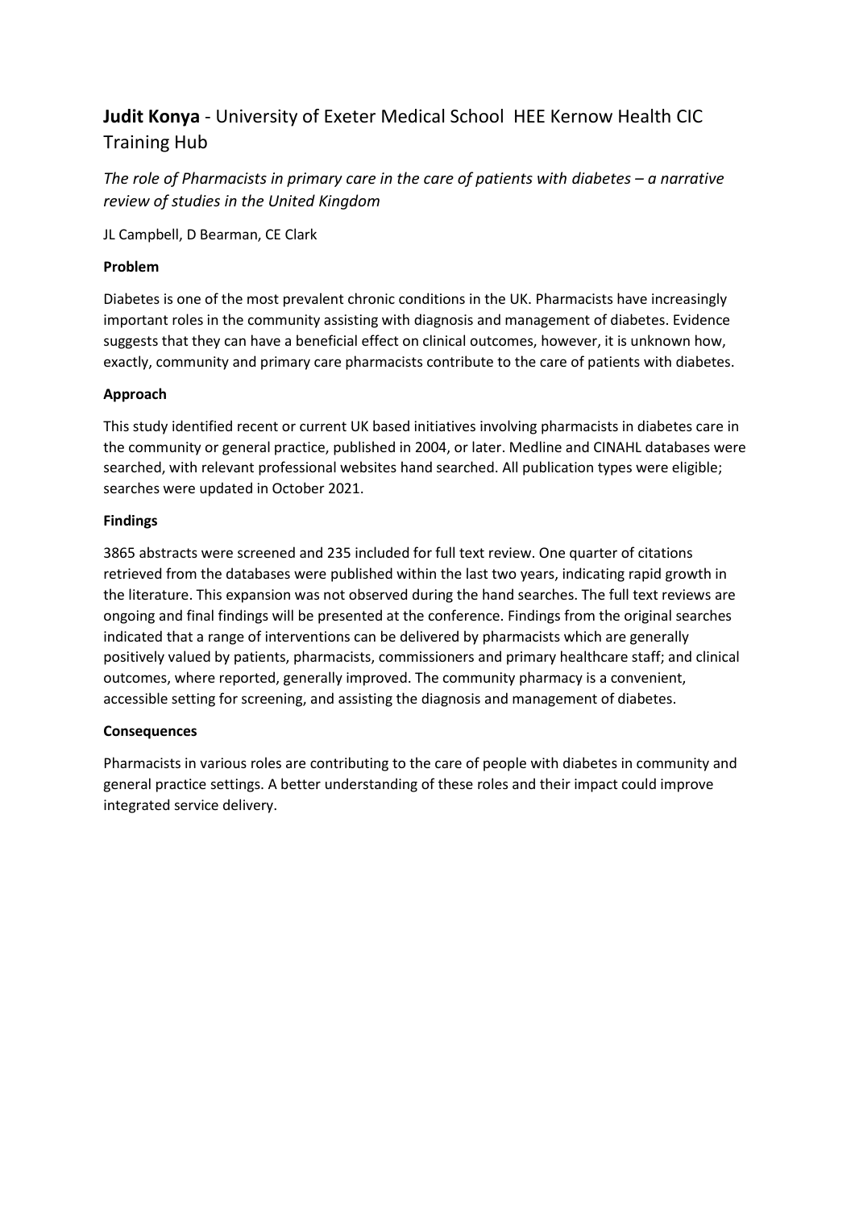## **Judit Konya** - University of Exeter Medical School HEE Kernow Health CIC Training Hub

*The role of Pharmacists in primary care in the care of patients with diabetes – a narrative review of studies in the United Kingdom*

JL Campbell, D Bearman, CE Clark

**Problem**

Diabetes is one of the most prevalent chronic conditions in the UK. Pharmacists have increasingly important roles in the community assisting with diagnosis and management of diabetes. Evidence suggests that they can have a beneficial effect on clinical outcomes, however, it is unknown how, exactly, community and primary care pharmacists contribute to the care of patients with diabetes.

**Approach**

This study identified recent or current UK based initiatives involving pharmacists in diabetes care in the community or general practice, published in 2004, or later. Medline and CINAHL databases were searched, with relevant professional websites hand searched. All publication types were eligible; searches were updated in October 2021.

**Findings**

3865 abstracts were screened and 235 included for full text review. One quarter of citations retrieved from the databases were published within the last two years, indicating rapid growth in the literature. This expansion was not observed during the hand searches. The full text reviews are ongoing and final findings will be presented at the conference. Findings from the original searches indicated that a range of interventions can be delivered by pharmacists which are generally positively valued by patients, pharmacists, commissioners and primary healthcare staff; and clinical outcomes, where reported, generally improved. The community pharmacy is a convenient, accessible setting for screening, and assisting the diagnosis and management of diabetes.

**Consequences**

Pharmacists in various roles are contributing to the care of people with diabetes in community and general practice settings. A better understanding of these roles and their impact could improve integrated service delivery.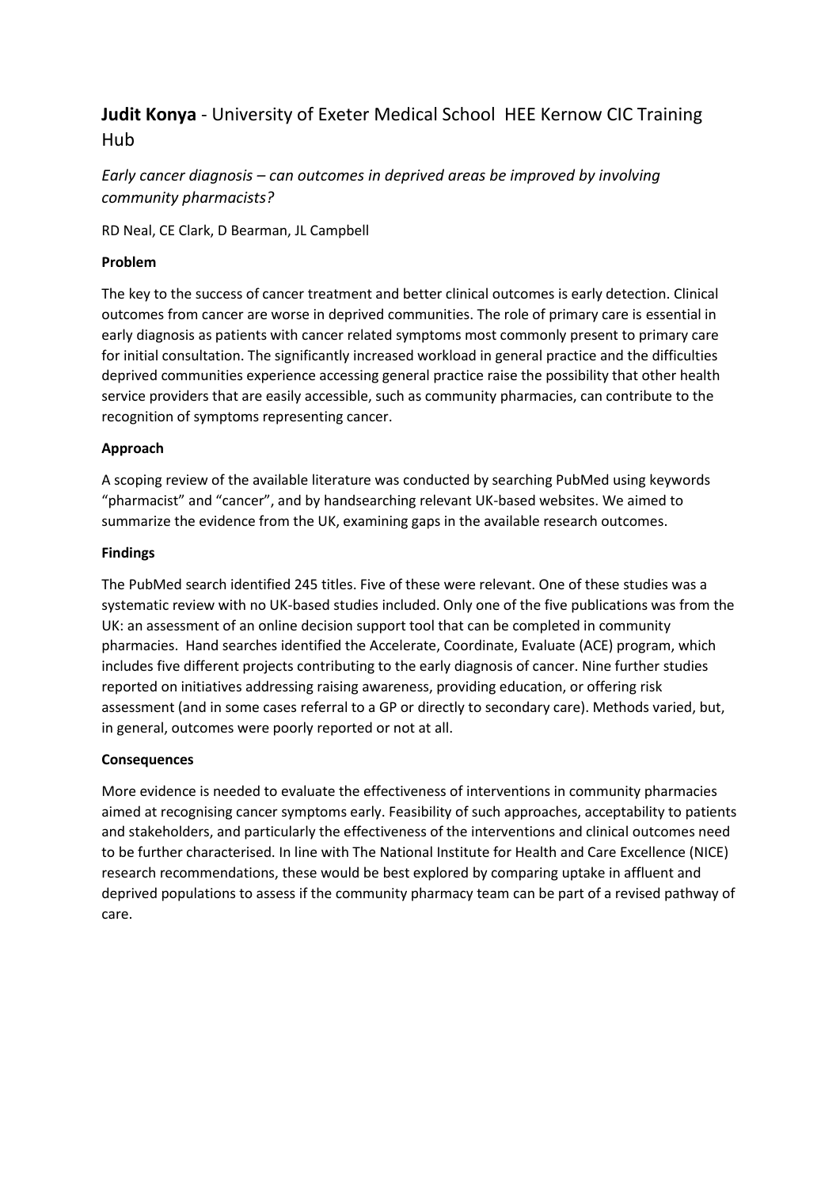## **Judit Konya** - University of Exeter Medical School HEE Kernow CIC Training Hub

*Early cancer diagnosis – can outcomes in deprived areas be improved by involving community pharmacists?*

RD Neal, CE Clark, D Bearman, JL Campbell

**Problem**

The key to the success of cancer treatment and better clinical outcomes is early detection. Clinical outcomes from cancer are worse in deprived communities. The role of primary care is essential in early diagnosis as patients with cancer related symptoms most commonly present to primary care for initial consultation. The significantly increased workload in general practice and the difficulties deprived communities experience accessing general practice raise the possibility that other health service providers that are easily accessible, such as community pharmacies, can contribute to the recognition of symptoms representing cancer.

**Approach**

A scoping review of the available literature was conducted by searching PubMed using keywords "pharmacist" and "cancer", and by handsearching relevant UK-based websites. We aimed to summarize the evidence from the UK, examining gaps in the available research outcomes.

**Findings**

The PubMed search identified 245 titles. Five of these were relevant. One of these studies was a systematic review with no UK-based studies included. Only one of the five publications was from the UK: an assessment of an online decision support tool that can be completed in community pharmacies. Hand searches identified the Accelerate, Coordinate, Evaluate (ACE) program, which includes five different projects contributing to the early diagnosis of cancer. Nine further studies reported on initiatives addressing raising awareness, providing education, or offering risk assessment (and in some cases referral to a GP or directly to secondary care). Methods varied, but, in general, outcomes were poorly reported or not at all.

**Consequences**

More evidence is needed to evaluate the effectiveness of interventions in community pharmacies aimed at recognising cancer symptoms early. Feasibility of such approaches, acceptability to patients and stakeholders, and particularly the effectiveness of the interventions and clinical outcomes need to be further characterised. In line with The National Institute for Health and Care Excellence (NICE) research recommendations, these would be best explored by comparing uptake in affluent and deprived populations to assess if the community pharmacy team can be part of a revised pathway of care.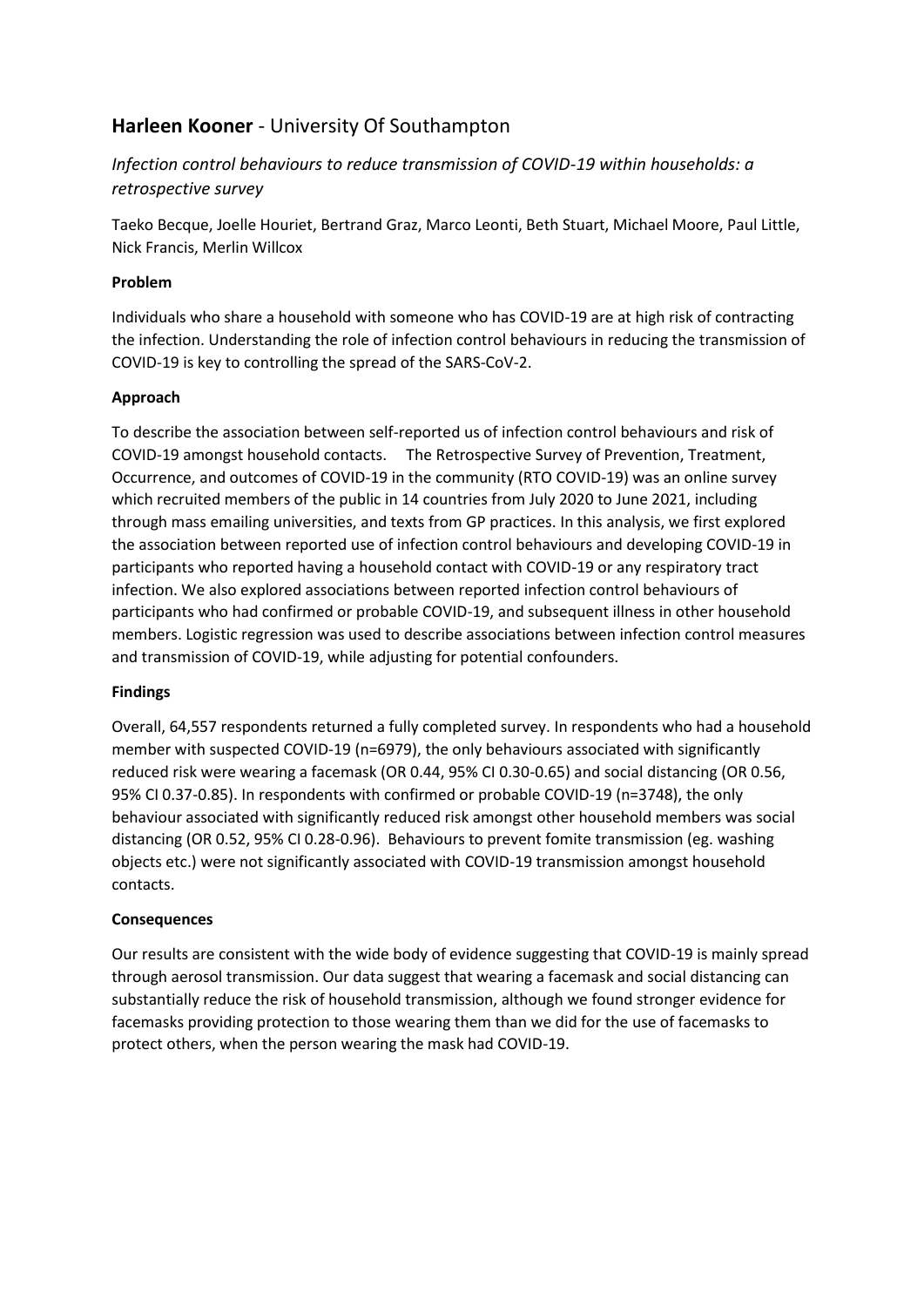## **Harleen Kooner** - University Of Southampton

*Infection control behaviours to reduce transmission of COVID-19 within households: a retrospective survey*

Taeko Becque, Joelle Houriet, Bertrand Graz, Marco Leonti, Beth Stuart, Michael Moore, Paul Little, Nick Francis, Merlin Willcox

### Problem

Individuals who share a household with someone who has COVID-19 are at high risk of contracting the infection. Understanding the role of infection control behaviours in reducing the transmission of COVID-19 is key to controlling the spread of the SARS-CoV-2.

### Approach

To describe the association between self-reported us of infection control behaviours and risk of COVID-19 amongst household contacts. The Retrospective Survey of Prevention, Treatment, Occurrence, and outcomes of COVID-19 in the community (RTO COVID-19) was an online survey which recruited members of the public in 14 countries from July 2020 to June 2021, including through mass emailing universities, and texts from GP practices. In this analysis, we first explored the association between reported use of infection control behaviours and developing COVID-19 in participants who reported having a household contact with COVID-19 or any respiratory tract infection. We also explored associations between reported infection control behaviours of participants who had confirmed or probable COVID-19, and subsequent illness in other household members. Logistic regression was used to describe associations between infection control measures and transmission of COVID-19, while adjusting for potential confounders.

### Findings

Overall, 64,557 respondents returned a fully completed survey. In respondents who had a household member with suspected COVID-19 (n=6979), the only behaviours associated with significantly reduced risk were wearing a facemask (OR 0.44, 95% CI 0.30-0.65) and social distancing (OR 0.56, 95% CI 0.37-0.85). In respondents with confirmed or probable COVID-19 (n=3748), the only behaviour associated with significantly reduced risk amongst other household members was social distancing (OR 0.52, 95% CI 0.28-0.96). Behaviours to prevent fomite transmission (eg. washing objects etc.) were not significantly associated with COVID-19 transmission amongst household contacts.

### Consequences

Our results are consistent with the wide body of evidence suggesting that COVID-19 is mainly spread through aerosol transmission. Our data suggest that wearing a facemask and social distancing can substantially reduce the risk of household transmission, although we found stronger evidence for facemasks providing protection to those wearing them than we did for the use of facemasks to protect others, when the person wearing the mask had COVID-19.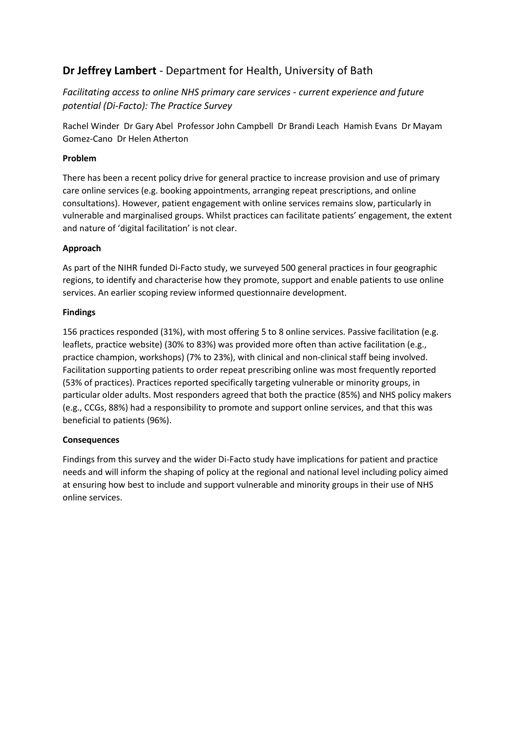## **Dr Jeffrey Lambert** - Department for Health, University of Bath

*Facilitating access to online NHS primary care services - current experience and future potential (Di-Facto): The Practice Survey*

Rachel Winder Dr Gary Abel Professor John Campbell Dr Brandi Leach Hamish Evans Dr Mayam Gomez-Cano Dr Helen Atherton

**Problem**

There has been a recent policy drive for general practice to increase provision and use of primary care online services (e.g. booking appointments, arranging repeat prescriptions, and online consultations). However, patient engagement with online services remains slow, particularly in vulnerable and marginalised groups. Whilst practices can facilitate patients' engagement, the extent and nature of 'digital facilitation' is not clear.

**Approach**

As part of the NIHR funded Di-Facto study, we surveyed 500 general practices in four geographic regions, to identify and characterise how they promote, support and enable patients to use online services. An earlier scoping review informed questionnaire development.

**Findings**

156 practices responded (31%), with most offering 5 to 8 online services. Passive facilitation (e.g. leaflets, practice website) (30% to 83%) was provided more often than active facilitation (e.g., practice champion, workshops) (7% to 23%), with clinical and non-clinical staff being involved. Facilitation supporting patients to order repeat prescribing online was most frequently reported (53% of practices). Practices reported specifically targeting vulnerable or minority groups, in particular older adults. Most responders agreed that both the practice (85%) and NHS policy makers (e.g., CCGs, 88%) had a responsibility to promote and support online services, and that this was beneficial to patients (96%).

**Consequences**

Findings from this survey and the wider Di-Facto study have implications for patient and practice needs and will inform the shaping of policy at the regional and national level including policy aimed at ensuring how best to include and support vulnerable and minority groups in their use of NHS online services.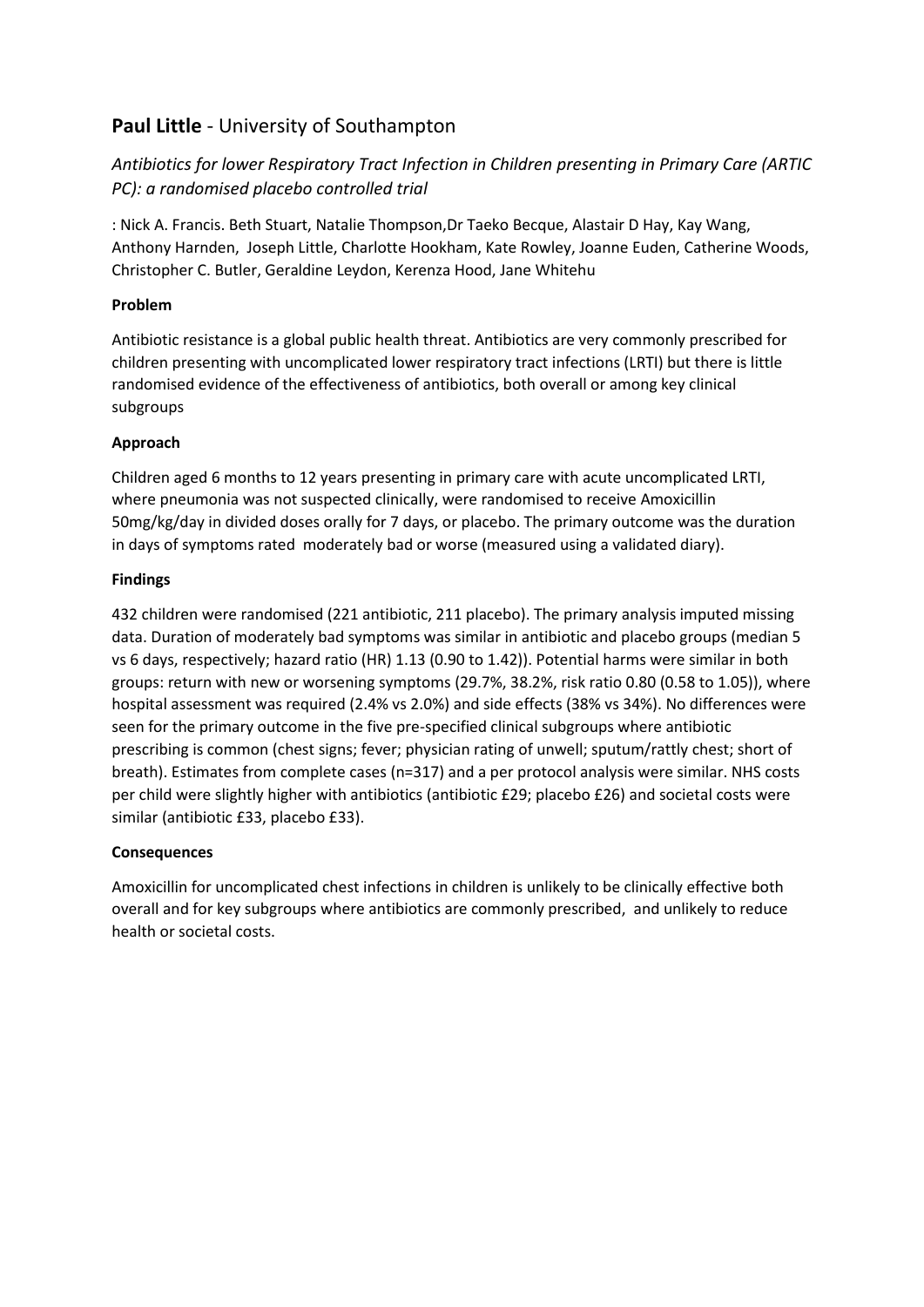## **Paul Little** - University of Southampton

### *Antibiotics for lower Respiratory Tract Infection in Children presenting in Primary Care (ARTIC PC): a randomised placebo controlled trial*

: Nick A. Francis. Beth Stuart, Natalie Thompson,Dr Taeko Becque, Alastair D Hay, Kay Wang, Anthony Harnden, Joseph Little, Charlotte Hookham, Kate Rowley, Joanne Euden, Catherine Woods, Christopher C. Butler, Geraldine Leydon, Kerenza Hood, Jane Whitehu

**Problem**

Antibiotic resistance is a global public health threat. Antibiotics are very commonly prescribed for children presenting with uncomplicated lower respiratory tract infections (LRTI) but there is little randomised evidence of the effectiveness of antibiotics, both overall or among key clinical subgroups

**Approach**

Children aged 6 months to 12 years presenting in primary care with acute uncomplicated LRTI, where pneumonia was not suspected clinically, were randomised to receive Amoxicillin 50mg/kg/day in divided doses orally for 7 days, or placebo. The primary outcome was the duration in days of symptoms rated moderately bad or worse (measured using a validated diary).

**Findings**

432 children were randomised (221 antibiotic, 211 placebo). The primary analysis imputed missing data. Duration of moderately bad symptoms was similar in antibiotic and placebo groups (median 5 vs 6 days, respectively; hazard ratio (HR) 1.13 (0.90 to 1.42)). Potential harms were similar in both groups: return with new or worsening symptoms (29.7%, 38.2%, risk ratio 0.80 (0.58 to 1.05)), where hospital assessment was required (2.4% vs 2.0%) and side effects (38% vs 34%). No differences were seen for the primary outcome in the five pre-specified clinical subgroups where antibiotic prescribing is common (chest signs; fever; physician rating of unwell; sputum/rattly chest; short of breath). Estimates from complete cases (n=317) and a per protocol analysis were similar. NHS costs per child were slightly higher with antibiotics (antibiotic £29; placebo £26) and societal costs were similar (antibiotic £33, placebo £33).

**Consequences**

Amoxicillin for uncomplicated chest infections in children is unlikely to be clinically effective both overall and for key subgroups where antibiotics are commonly prescribed, and unlikely to reduce health or societal costs.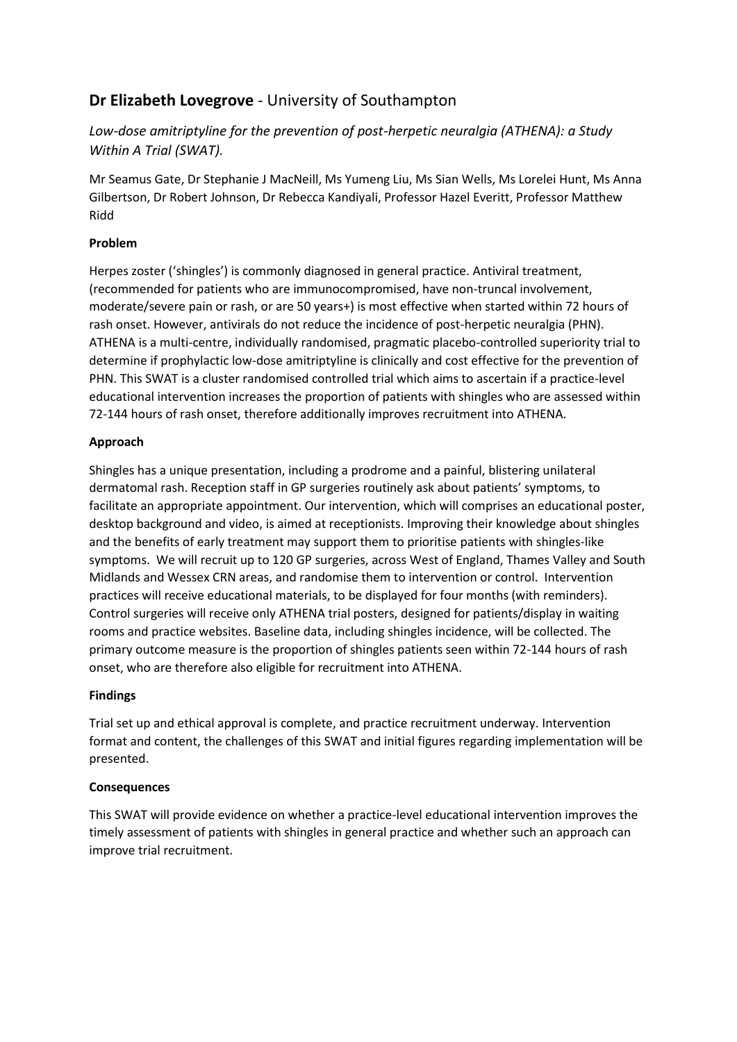## **Dr Elizabeth Lovegrove** - University of Southampton

*Low-dose amitriptyline for the prevention of post-herpetic neuralgia (ATHENA): a Study Within A Trial (SWAT).*

Mr Seamus Gate, Dr Stephanie J MacNeill, Ms Yumeng Liu, Ms Sian Wells, Ms Lorelei Hunt, Ms Anna Gilbertson, Dr Robert Johnson, Dr Rebecca Kandiyali, Professor Hazel Everitt, Professor Matthew Ridd

**Problem**

Herpes zoster ('shingles') is commonly diagnosed in general practice. Antiviral treatment, (recommended for patients who are immunocompromised, have non-truncal involvement, moderate/severe pain or rash, or are 50 years+) is most effective when started within 72 hours of rash onset. However, antivirals do not reduce the incidence of post-herpetic neuralgia (PHN). ATHENA is a multi-centre, individually randomised, pragmatic placebo-controlled superiority trial to determine if prophylactic low-dose amitriptyline is clinically and cost effective for the prevention of PHN. This SWAT is a cluster randomised controlled trial which aims to ascertain if a practice-level educational intervention increases the proportion of patients with shingles who are assessed within 72-144 hours of rash onset, therefore additionally improves recruitment into ATHENA.

**Approach**

Shingles has a unique presentation, including a prodrome and a painful, blistering unilateral dermatomal rash. Reception staff in GP surgeries routinely ask about patients' symptoms, to facilitate an appropriate appointment. Our intervention, which will comprises an educational poster, desktop background and video, is aimed at receptionists. Improving their knowledge about shingles and the benefits of early treatment may support them to prioritise patients with shingles-like symptoms. We will recruit up to 120 GP surgeries, across West of England, Thames Valley and South Midlands and Wessex CRN areas, and randomise them to intervention or control. Intervention practices will receive educational materials, to be displayed for four months (with reminders). Control surgeries will receive only ATHENA trial posters, designed for patients/display in waiting rooms and practice websites. Baseline data, including shingles incidence, will be collected. The primary outcome measure is the proportion of shingles patients seen within 72-144 hours of rash onset, who are therefore also eligible for recruitment into ATHENA.

**Findings**

Trial set up and ethical approval is complete, and practice recruitment underway. Intervention format and content, the challenges of this SWAT and initial figures regarding implementation will be presented.

**Consequences**

This SWAT will provide evidence on whether a practice-level educational intervention improves the timely assessment of patients with shingles in general practice and whether such an approach can improve trial recruitment.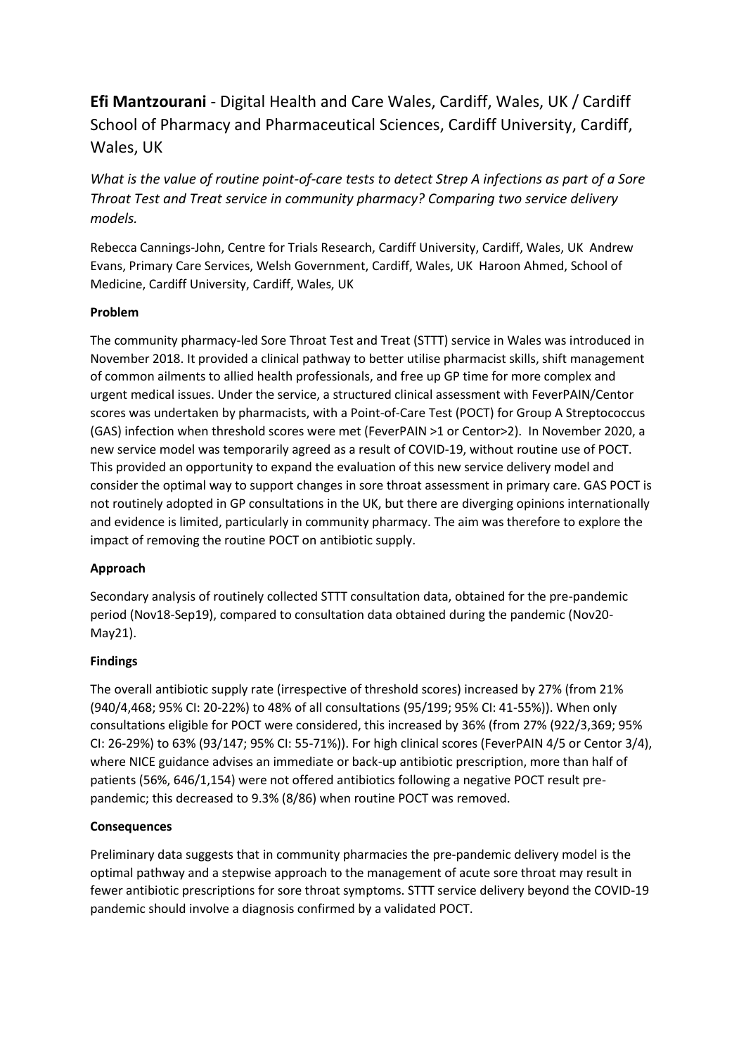**Efi Mantzourani** - Digital Health and Care Wales, Cardiff, Wales, UK / Cardiff School of Pharmacy and Pharmaceutical Sciences, Cardiff University, Cardiff, Wales, UK

*What is the value of routine point-of-care tests to detect Strep A infections as part of a Sore Throat Test and Treat service in community pharmacy? Comparing two service delivery models.*

Rebecca Cannings-John, Centre for Trials Research, Cardiff University, Cardiff, Wales, UK Andrew Evans, Primary Care Services, Welsh Government, Cardiff, Wales, UK Haroon Ahmed, School of Medicine, Cardiff University, Cardiff, Wales, UK

**Problem**

The community pharmacy-led Sore Throat Test and Treat (STTT) service in Wales was introduced in November 2018. It provided a clinical pathway to better utilise pharmacist skills, shift management of common ailments to allied health professionals, and free up GP time for more complex and urgent medical issues. Under the service, a structured clinical assessment with FeverPAIN/Centor scores was undertaken by pharmacists, with a Point-of-Care Test (POCT) for Group A Streptococcus (GAS) infection when threshold scores were met (FeverPAIN >1 or Centor>2). In November 2020, a new service model was temporarily agreed as a result of COVID-19, without routine use of POCT. This provided an opportunity to expand the evaluation of this new service delivery model and consider the optimal way to support changes in sore throat assessment in primary care. GAS POCT is not routinely adopted in GP consultations in the UK, but there are diverging opinions internationally and evidence is limited, particularly in community pharmacy. The aim was therefore to explore the impact of removing the routine POCT on antibiotic supply.

**Approach**

Secondary analysis of routinely collected STTT consultation data, obtained for the pre-pandemic period (Nov18-Sep19), compared to consultation data obtained during the pandemic (Nov20-May21).

**Findings**

The overall antibiotic supply rate (irrespective of threshold scores) increased by 27% (from 21% (940/4,468; 95% CI: 20-22%) to 48% of all consultations (95/199; 95% CI: 41-55%)). When only consultations eligible for POCT were considered, this increased by 36% (from 27% (922/3,369; 95% CI: 26-29%) to 63% (93/147; 95% CI: 55-71%)). For high clinical scores (FeverPAIN 4/5 or Centor 3/4), where NICE guidance advises an immediate or back-up antibiotic prescription, more than half of patients (56%, 646/1,154) were not offered antibiotics following a negative POCT result pre-pandemic; this decreased to 9.3% (8/86) when routine POCT was removed.

**Consequences**

Preliminary data suggests that in community pharmacies the pre-pandemic delivery model is the optimal pathway and a stepwise approach to the management of acute sore throat may result in fewer antibiotic prescriptions for sore throat symptoms. STTT service delivery beyond the COVID-19 pandemic should involve a diagnosis confirmed by a validated POCT.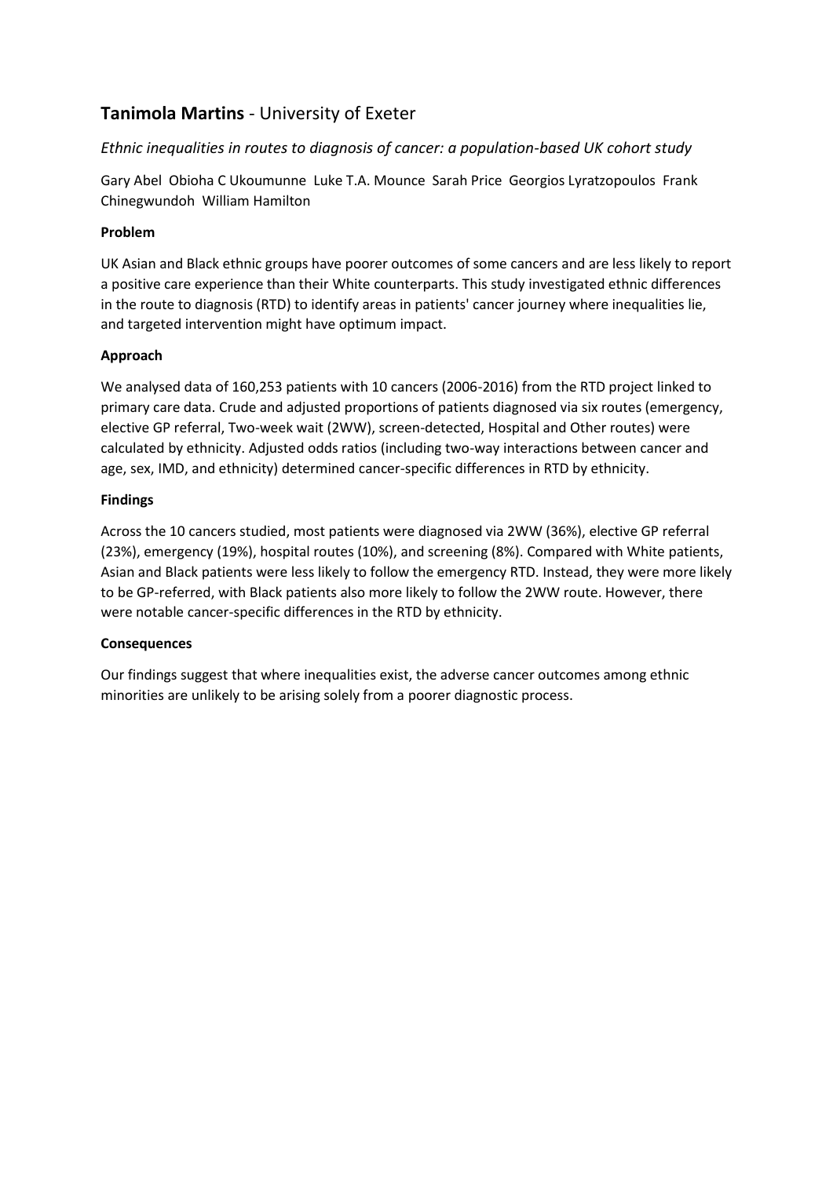## **Tanimola Martins** - University of Exeter

*Ethnic inequalities in routes to diagnosis of cancer: a population-based UK cohort study*

Gary Abel Obioha C Ukoumunne Luke T.A. Mounce Sarah Price Georgios Lyratzopoulos Frank Chinegwundoh William Hamilton

**Problem**

UK Asian and Black ethnic groups have poorer outcomes of some cancers and are less likely to report a positive care experience than their White counterparts. This study investigated ethnic differences in the route to diagnosis (RTD) to identify areas in patients' cancer journey where inequalities lie, and targeted intervention might have optimum impact.

**Approach**

We analysed data of 160,253 patients with 10 cancers (2006-2016) from the RTD project linked to primary care data. Crude and adjusted proportions of patients diagnosed via six routes (emergency, elective GP referral, Two-week wait (2WW), screen-detected, Hospital and Other routes) were calculated by ethnicity. Adjusted odds ratios (including two-way interactions between cancer and age, sex, IMD, and ethnicity) determined cancer-specific differences in RTD by ethnicity.

**Findings**

Across the 10 cancers studied, most patients were diagnosed via 2WW (36%), elective GP referral (23%), emergency (19%), hospital routes (10%), and screening (8%). Compared with White patients, Asian and Black patients were less likely to follow the emergency RTD. Instead, they were more likely to be GP-referred, with Black patients also more likely to follow the 2WW route. However, there were notable cancer-specific differences in the RTD by ethnicity.

**Consequences**

Our findings suggest that where inequalities exist, the adverse cancer outcomes among ethnic minorities are unlikely to be arising solely from a poorer diagnostic process.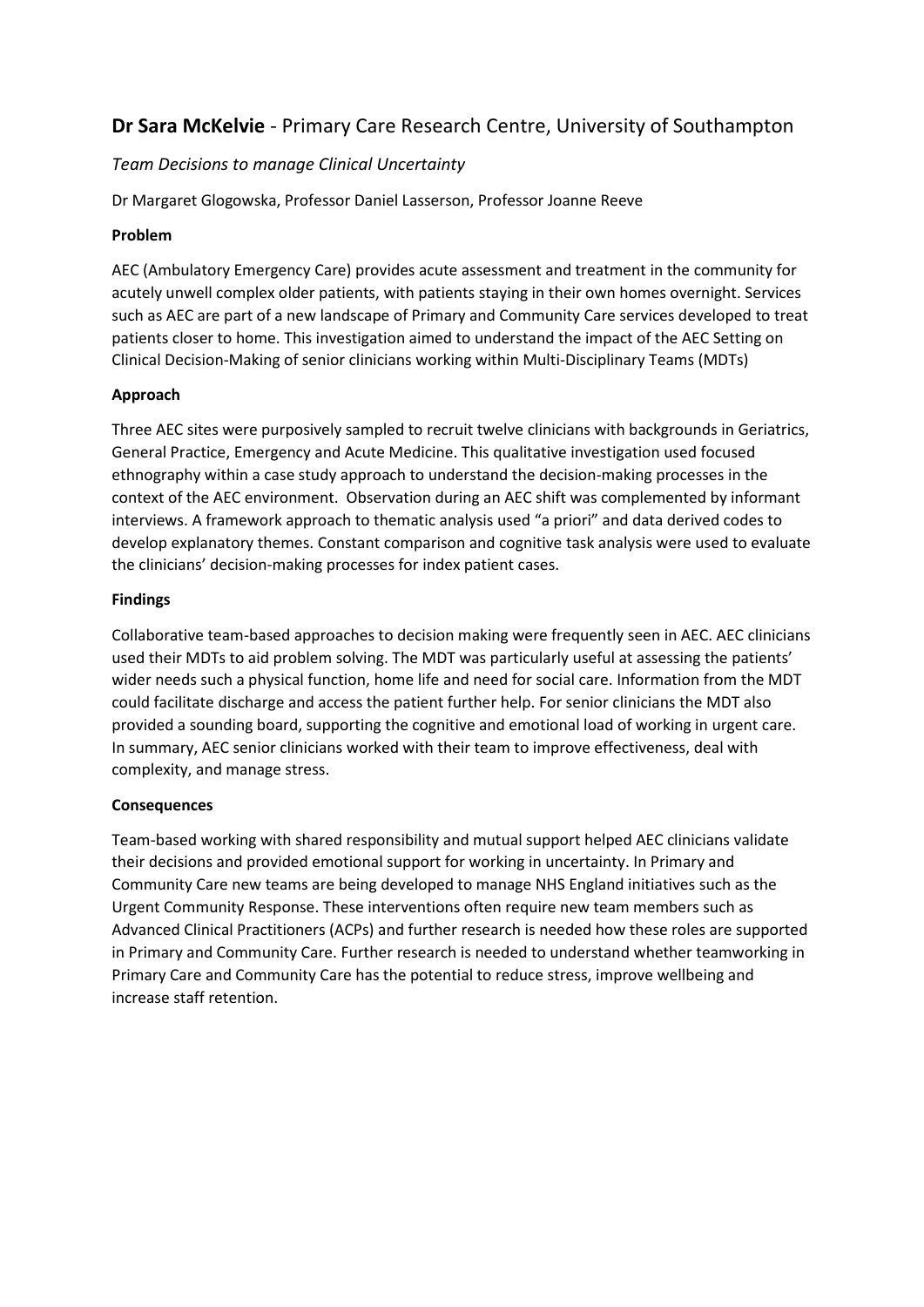## **Dr Sara McKelvie** - Primary Care Research Centre, University of Southampton

*Team Decisions to manage Clinical Uncertainty*

Dr Margaret Glogowska, Professor Daniel Lasserson, Professor Joanne Reeve

**Problem**

AEC (Ambulatory Emergency Care) provides acute assessment and treatment in the community for acutely unwell complex older patients, with patients staying in their own homes overnight. Services such as AEC are part of a new landscape of Primary and Community Care services developed to treat patients closer to home. This investigation aimed to understand the impact of the AEC Setting on Clinical Decision-Making of senior clinicians working within Multi-Disciplinary Teams (MDTs)

**Approach**

Three AEC sites were purposively sampled to recruit twelve clinicians with backgrounds in Geriatrics, General Practice, Emergency and Acute Medicine. This qualitative investigation used focused ethnography within a case study approach to understand the decision-making processes in the context of the AEC environment. Observation during an AEC shift was complemented by informant interviews. A framework approach to thematic analysis used "a priori" and data derived codes to develop explanatory themes. Constant comparison and cognitive task analysis were used to evaluate the clinicians' decision-making processes for index patient cases.

**Findings**

Collaborative team-based approaches to decision making were frequently seen in AEC. AEC clinicians used their MDTs to aid problem solving. The MDT was particularly useful at assessing the patients' wider needs such a physical function, home life and need for social care. Information from the MDT could facilitate discharge and access the patient further help. For senior clinicians the MDT also provided a sounding board, supporting the cognitive and emotional load of working in urgent care. In summary, AEC senior clinicians worked with their team to improve effectiveness, deal with complexity, and manage stress.

**Consequences**

Team-based working with shared responsibility and mutual support helped AEC clinicians validate their decisions and provided emotional support for working in uncertainty. In Primary and Community Care new teams are being developed to manage NHS England initiatives such as the Urgent Community Response. These interventions often require new team members such as Advanced Clinical Practitioners (ACPs) and further research is needed how these roles are supported in Primary and Community Care. Further research is needed to understand whether teamworking in Primary Care and Community Care has the potential to reduce stress, improve wellbeing and increase staff retention.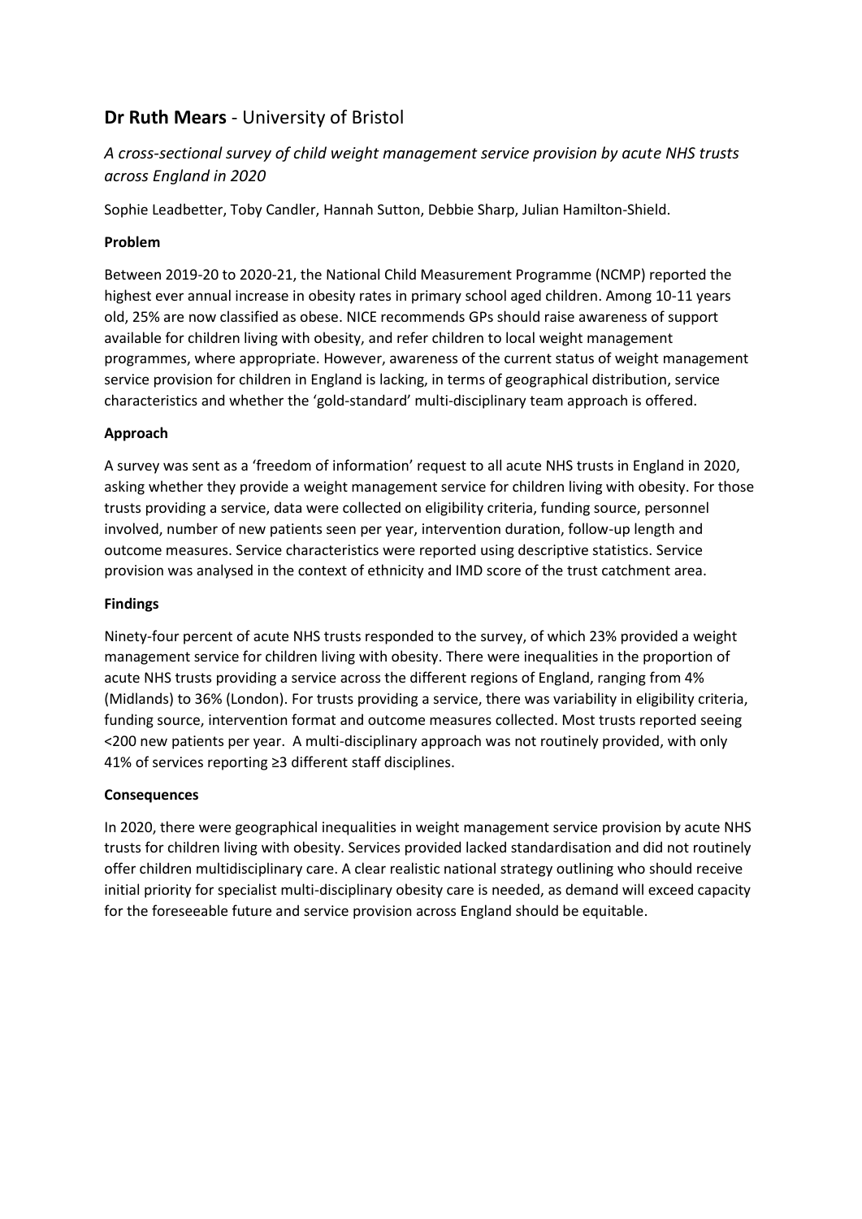## **Dr Ruth Mears** - University of Bristol

*A cross-sectional survey of child weight management service provision by acute NHS trusts across England in 2020*

Sophie Leadbetter, Toby Candler, Hannah Sutton, Debbie Sharp, Julian Hamilton-Shield.

**Problem**

Between 2019-20 to 2020-21, the National Child Measurement Programme (NCMP) reported the highest ever annual increase in obesity rates in primary school aged children. Among 10-11 years old, 25% are now classified as obese. NICE recommends GPs should raise awareness of support available for children living with obesity, and refer children to local weight management programmes, where appropriate. However, awareness of the current status of weight management service provision for children in England is lacking, in terms of geographical distribution, service characteristics and whether the 'gold-standard' multi-disciplinary team approach is offered.

**Approach**

A survey was sent as a 'freedom of information' request to all acute NHS trusts in England in 2020, asking whether they provide a weight management service for children living with obesity. For those trusts providing a service, data were collected on eligibility criteria, funding source, personnel involved, number of new patients seen per year, intervention duration, follow-up length and outcome measures. Service characteristics were reported using descriptive statistics. Service provision was analysed in the context of ethnicity and IMD score of the trust catchment area.

**Findings**

Ninety-four percent of acute NHS trusts responded to the survey, of which 23% provided a weight management service for children living with obesity. There were inequalities in the proportion of acute NHS trusts providing a service across the different regions of England, ranging from 4% (Midlands) to 36% (London). For trusts providing a service, there was variability in eligibility criteria, funding source, intervention format and outcome measures collected. Most trusts reported seeing <200 new patients per year. A multi-disciplinary approach was not routinely provided, with only 41% of services reporting ≥3 different staff disciplines.

**Consequences**

In 2020, there were geographical inequalities in weight management service provision by acute NHS trusts for children living with obesity. Services provided lacked standardisation and did not routinely offer children multidisciplinary care. A clear realistic national strategy outlining who should receive initial priority for specialist multi-disciplinary obesity care is needed, as demand will exceed capacity for the foreseeable future and service provision across England should be equitable.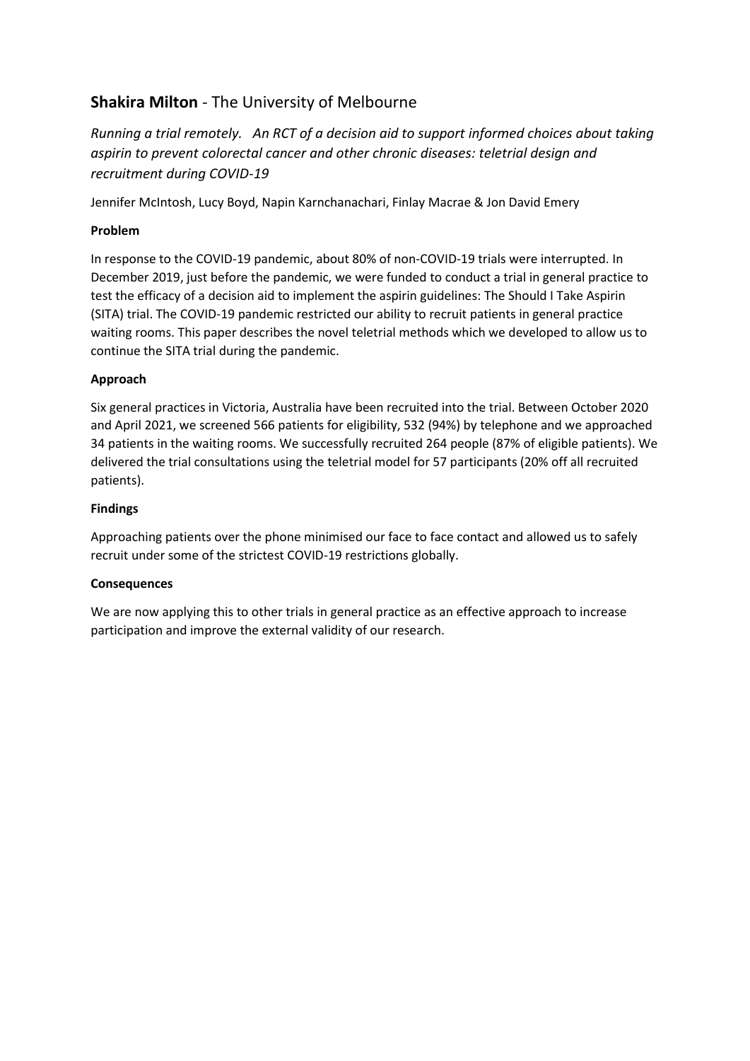## **Shakira Milton** - The University of Melbourne

*Running a trial remotely. An RCT of a decision aid to support informed choices about taking aspirin to prevent colorectal cancer and other chronic diseases: teletrial design and recruitment during COVID-19*

Jennifer McIntosh, Lucy Boyd, Napin Karnchanachari, Finlay Macrae & Jon David Emery

**Problem**

In response to the COVID-19 pandemic, about 80% of non-COVID-19 trials were interrupted. In December 2019, just before the pandemic, we were funded to conduct a trial in general practice to test the efficacy of a decision aid to implement the aspirin guidelines: The Should I Take Aspirin (SITA) trial. The COVID-19 pandemic restricted our ability to recruit patients in general practice waiting rooms. This paper describes the novel teletrial methods which we developed to allow us to continue the SITA trial during the pandemic.

**Approach**

Six general practices in Victoria, Australia have been recruited into the trial. Between October 2020 and April 2021, we screened 566 patients for eligibility, 532 (94%) by telephone and we approached 34 patients in the waiting rooms. We successfully recruited 264 people (87% of eligible patients). We delivered the trial consultations using the teletrial model for 57 participants (20% off all recruited patients).

**Findings**

Approaching patients over the phone minimised our face to face contact and allowed us to safely recruit under some of the strictest COVID-19 restrictions globally.

**Consequences**

We are now applying this to other trials in general practice as an effective approach to increase participation and improve the external validity of our research.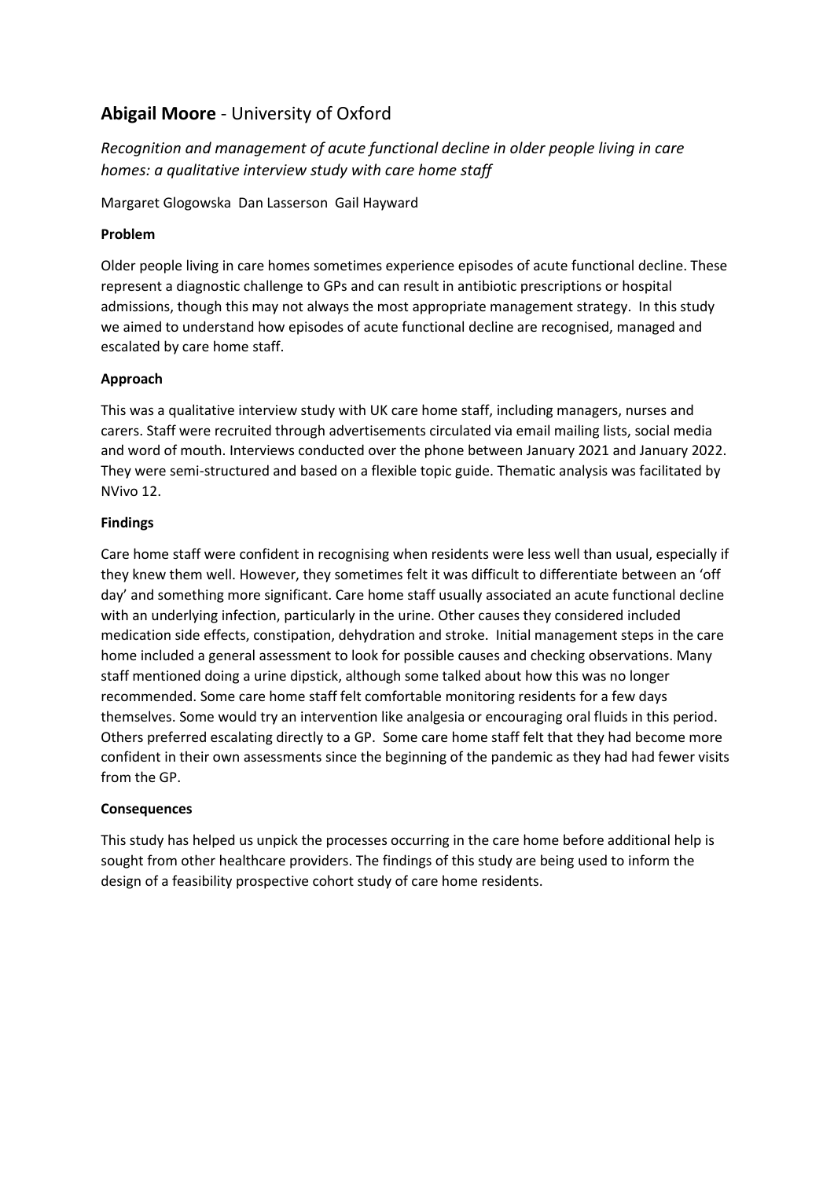## **Abigail Moore** - University of Oxford

*Recognition and management of acute functional decline in older people living in care homes: a qualitative interview study with care home staff*

Margaret Glogowska  Dan Lasserson  Gail Hayward

### Problem

Older people living in care homes sometimes experience episodes of acute functional decline. These represent a diagnostic challenge to GPs and can result in antibiotic prescriptions or hospital admissions, though this may not always the most appropriate management strategy. In this study we aimed to understand how episodes of acute functional decline are recognised, managed and escalated by care home staff.

### Approach

This was a qualitative interview study with UK care home staff, including managers, nurses and carers. Staff were recruited through advertisements circulated via email mailing lists, social media and word of mouth. Interviews conducted over the phone between January 2021 and January 2022. They were semi-structured and based on a flexible topic guide. Thematic analysis was facilitated by NVivo 12.

### Findings

Care home staff were confident in recognising when residents were less well than usual, especially if they knew them well. However, they sometimes felt it was difficult to differentiate between an 'off day' and something more significant. Care home staff usually associated an acute functional decline with an underlying infection, particularly in the urine. Other causes they considered included medication side effects, constipation, dehydration and stroke. Initial management steps in the care home included a general assessment to look for possible causes and checking observations. Many staff mentioned doing a urine dipstick, although some talked about how this was no longer recommended. Some care home staff felt comfortable monitoring residents for a few days themselves. Some would try an intervention like analgesia or encouraging oral fluids in this period. Others preferred escalating directly to a GP. Some care home staff felt that they had become more confident in their own assessments since the beginning of the pandemic as they had had fewer visits from the GP.

### Consequences

This study has helped us unpick the processes occurring in the care home before additional help is sought from other healthcare providers. The findings of this study are being used to inform the design of a feasibility prospective cohort study of care home residents.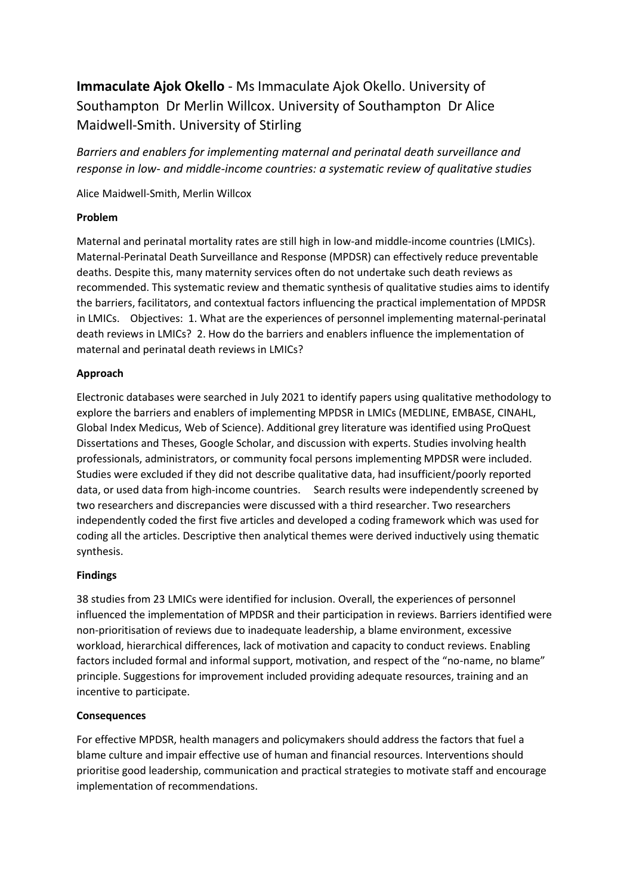**Immaculate Ajok Okello** - Ms Immaculate Ajok Okello. University of Southampton  Dr Merlin Willcox. University of Southampton  Dr Alice Maidwell-Smith. University of Stirling

*Barriers and enablers for implementing maternal and perinatal death surveillance and response in low- and middle-income countries: a systematic review of qualitative studies*

Alice Maidwell-Smith, Merlin Willcox

**Problem**

Maternal and perinatal mortality rates are still high in low-and middle-income countries (LMICs). Maternal-Perinatal Death Surveillance and Response (MPDSR) can effectively reduce preventable deaths. Despite this, many maternity services often do not undertake such death reviews as recommended. This systematic review and thematic synthesis of qualitative studies aims to identify the barriers, facilitators, and contextual factors influencing the practical implementation of MPDSR in LMICs.    Objectives:  1. What are the experiences of personnel implementing maternal-perinatal death reviews in LMICs?  2. How do the barriers and enablers influence the implementation of maternal and perinatal death reviews in LMICs?

**Approach**

Electronic databases were searched in July 2021 to identify papers using qualitative methodology to explore the barriers and enablers of implementing MPDSR in LMICs (MEDLINE, EMBASE, CINAHL, Global Index Medicus, Web of Science). Additional grey literature was identified using ProQuest Dissertations and Theses, Google Scholar, and discussion with experts. Studies involving health professionals, administrators, or community focal persons implementing MPDSR were included. Studies were excluded if they did not describe qualitative data, had insufficient/poorly reported data, or used data from high-income countries.    Search results were independently screened by two researchers and discrepancies were discussed with a third researcher. Two researchers independently coded the first five articles and developed a coding framework which was used for coding all the articles. Descriptive then analytical themes were derived inductively using thematic synthesis.

**Findings**

38 studies from 23 LMICs were identified for inclusion. Overall, the experiences of personnel influenced the implementation of MPDSR and their participation in reviews. Barriers identified were non-prioritisation of reviews due to inadequate leadership, a blame environment, excessive workload, hierarchical differences, lack of motivation and capacity to conduct reviews. Enabling factors included formal and informal support, motivation, and respect of the "no-name, no blame" principle. Suggestions for improvement included providing adequate resources, training and an incentive to participate.

**Consequences**

For effective MPDSR, health managers and policymakers should address the factors that fuel a blame culture and impair effective use of human and financial resources. Interventions should prioritise good leadership, communication and practical strategies to motivate staff and encourage implementation of recommendations.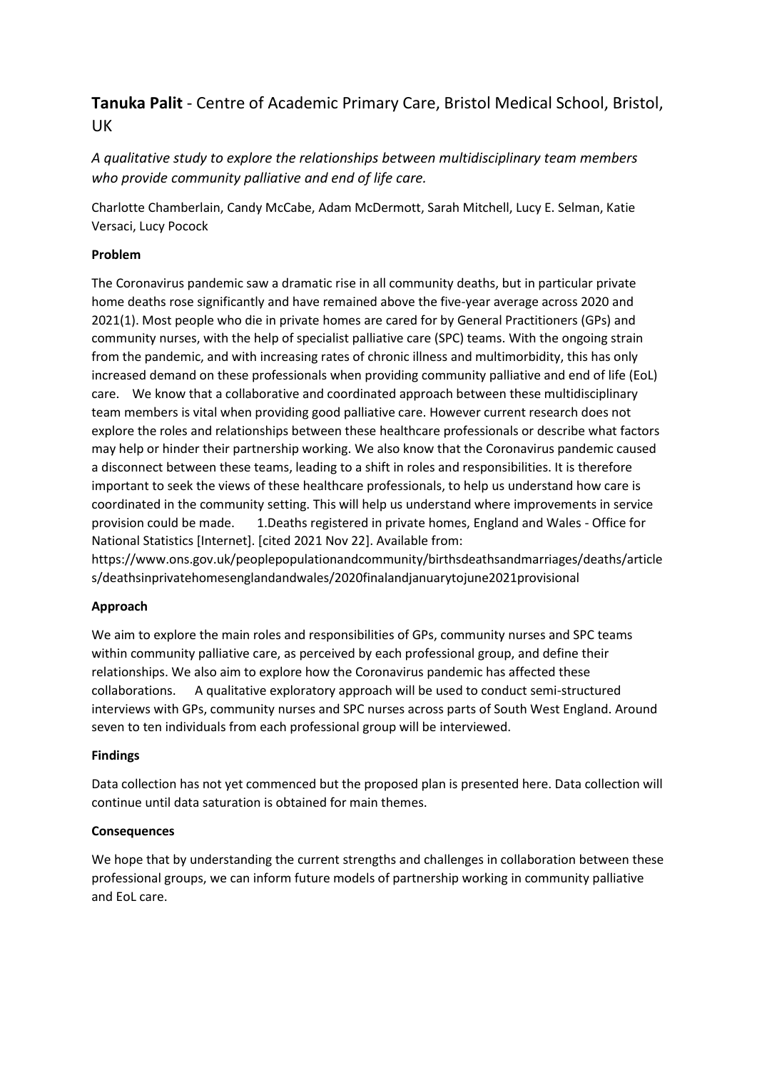## **Tanuka Palit** - Centre of Academic Primary Care, Bristol Medical School, Bristol, UK

*A qualitative study to explore the relationships between multidisciplinary team members who provide community palliative and end of life care.*

Charlotte Chamberlain, Candy McCabe, Adam McDermott, Sarah Mitchell, Lucy E. Selman, Katie Versaci, Lucy Pocock

**Problem**

The Coronavirus pandemic saw a dramatic rise in all community deaths, but in particular private home deaths rose significantly and have remained above the five-year average across 2020 and 2021(1). Most people who die in private homes are cared for by General Practitioners (GPs) and community nurses, with the help of specialist palliative care (SPC) teams. With the ongoing strain from the pandemic, and with increasing rates of chronic illness and multimorbidity, this has only increased demand on these professionals when providing community palliative and end of life (EoL) care. We know that a collaborative and coordinated approach between these multidisciplinary team members is vital when providing good palliative care. However current research does not explore the roles and relationships between these healthcare professionals or describe what factors may help or hinder their partnership working. We also know that the Coronavirus pandemic caused a disconnect between these teams, leading to a shift in roles and responsibilities. It is therefore important to seek the views of these healthcare professionals, to help us understand how care is coordinated in the community setting. This will help us understand where improvements in service provision could be made. 1.Deaths registered in private homes, England and Wales - Office for National Statistics [Internet]. [cited 2021 Nov 22]. Available from: https://www.ons.gov.uk/peoplepopulationandcommunity/birthsdeathsandmarriages/deaths/articles/deathsinprivatehomesenglandandwales/2020finalandjanuarytojune2021provisional

**Approach**

We aim to explore the main roles and responsibilities of GPs, community nurses and SPC teams within community palliative care, as perceived by each professional group, and define their relationships. We also aim to explore how the Coronavirus pandemic has affected these collaborations. A qualitative exploratory approach will be used to conduct semi-structured interviews with GPs, community nurses and SPC nurses across parts of South West England. Around seven to ten individuals from each professional group will be interviewed.

**Findings**

Data collection has not yet commenced but the proposed plan is presented here. Data collection will continue until data saturation is obtained for main themes.

**Consequences**

We hope that by understanding the current strengths and challenges in collaboration between these professional groups, we can inform future models of partnership working in community palliative and EoL care.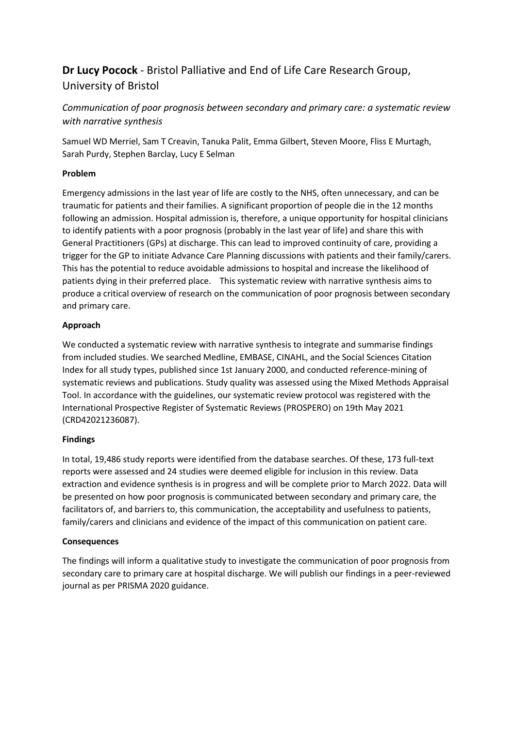## **Dr Lucy Pocock** - Bristol Palliative and End of Life Care Research Group, University of Bristol

*Communication of poor prognosis between secondary and primary care: a systematic review with narrative synthesis*

Samuel WD Merriel, Sam T Creavin, Tanuka Palit, Emma Gilbert, Steven Moore, Fliss E Murtagh, Sarah Purdy, Stephen Barclay, Lucy E Selman

### Problem

Emergency admissions in the last year of life are costly to the NHS, often unnecessary, and can be traumatic for patients and their families. A significant proportion of people die in the 12 months following an admission. Hospital admission is, therefore, a unique opportunity for hospital clinicians to identify patients with a poor prognosis (probably in the last year of life) and share this with General Practitioners (GPs) at discharge. This can lead to improved continuity of care, providing a trigger for the GP to initiate Advance Care Planning discussions with patients and their family/carers. This has the potential to reduce avoidable admissions to hospital and increase the likelihood of patients dying in their preferred place. This systematic review with narrative synthesis aims to produce a critical overview of research on the communication of poor prognosis between secondary and primary care.

### Approach

We conducted a systematic review with narrative synthesis to integrate and summarise findings from included studies. We searched Medline, EMBASE, CINAHL, and the Social Sciences Citation Index for all study types, published since 1st January 2000, and conducted reference-mining of systematic reviews and publications. Study quality was assessed using the Mixed Methods Appraisal Tool. In accordance with the guidelines, our systematic review protocol was registered with the International Prospective Register of Systematic Reviews (PROSPERO) on 19th May 2021 (CRD42021236087).

### Findings

In total, 19,486 study reports were identified from the database searches. Of these, 173 full-text reports were assessed and 24 studies were deemed eligible for inclusion in this review. Data extraction and evidence synthesis is in progress and will be complete prior to March 2022. Data will be presented on how poor prognosis is communicated between secondary and primary care, the facilitators of, and barriers to, this communication, the acceptability and usefulness to patients, family/carers and clinicians and evidence of the impact of this communication on patient care.

### Consequences

The findings will inform a qualitative study to investigate the communication of poor prognosis from secondary care to primary care at hospital discharge. We will publish our findings in a peer-reviewed journal as per PRISMA 2020 guidance.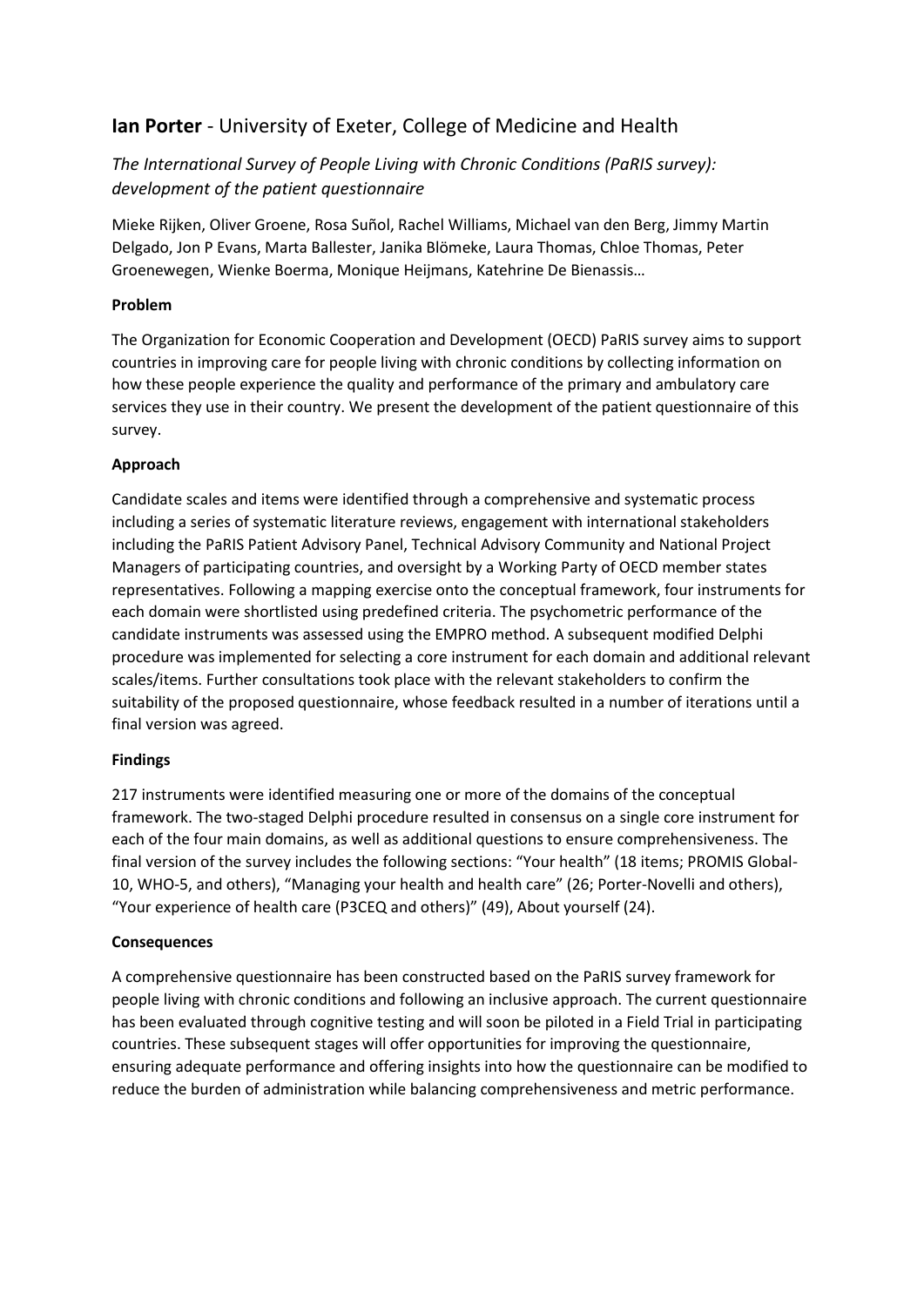## **Ian Porter** - University of Exeter, College of Medicine and Health

*The International Survey of People Living with Chronic Conditions (PaRIS survey): development of the patient questionnaire*

Mieke Rijken, Oliver Groene, Rosa Suñol, Rachel Williams, Michael van den Berg, Jimmy Martin Delgado, Jon P Evans, Marta Ballester, Janika Blömeke, Laura Thomas, Chloe Thomas, Peter Groenewegen, Wienke Boerma, Monique Heijmans, Katehrine De Bienassis…

**Problem**

The Organization for Economic Cooperation and Development (OECD) PaRIS survey aims to support countries in improving care for people living with chronic conditions by collecting information on how these people experience the quality and performance of the primary and ambulatory care services they use in their country. We present the development of the patient questionnaire of this survey.

**Approach**

Candidate scales and items were identified through a comprehensive and systematic process including a series of systematic literature reviews, engagement with international stakeholders including the PaRIS Patient Advisory Panel, Technical Advisory Community and National Project Managers of participating countries, and oversight by a Working Party of OECD member states representatives. Following a mapping exercise onto the conceptual framework, four instruments for each domain were shortlisted using predefined criteria. The psychometric performance of the candidate instruments was assessed using the EMPRO method. A subsequent modified Delphi procedure was implemented for selecting a core instrument for each domain and additional relevant scales/items. Further consultations took place with the relevant stakeholders to confirm the suitability of the proposed questionnaire, whose feedback resulted in a number of iterations until a final version was agreed.

**Findings**

217 instruments were identified measuring one or more of the domains of the conceptual framework. The two-staged Delphi procedure resulted in consensus on a single core instrument for each of the four main domains, as well as additional questions to ensure comprehensiveness. The final version of the survey includes the following sections: "Your health" (18 items; PROMIS Global-10, WHO-5, and others), "Managing your health and health care" (26; Porter-Novelli and others), "Your experience of health care (P3CEQ and others)" (49), About yourself (24).

**Consequences**

A comprehensive questionnaire has been constructed based on the PaRIS survey framework for people living with chronic conditions and following an inclusive approach. The current questionnaire has been evaluated through cognitive testing and will soon be piloted in a Field Trial in participating countries. These subsequent stages will offer opportunities for improving the questionnaire, ensuring adequate performance and offering insights into how the questionnaire can be modified to reduce the burden of administration while balancing comprehensiveness and metric performance.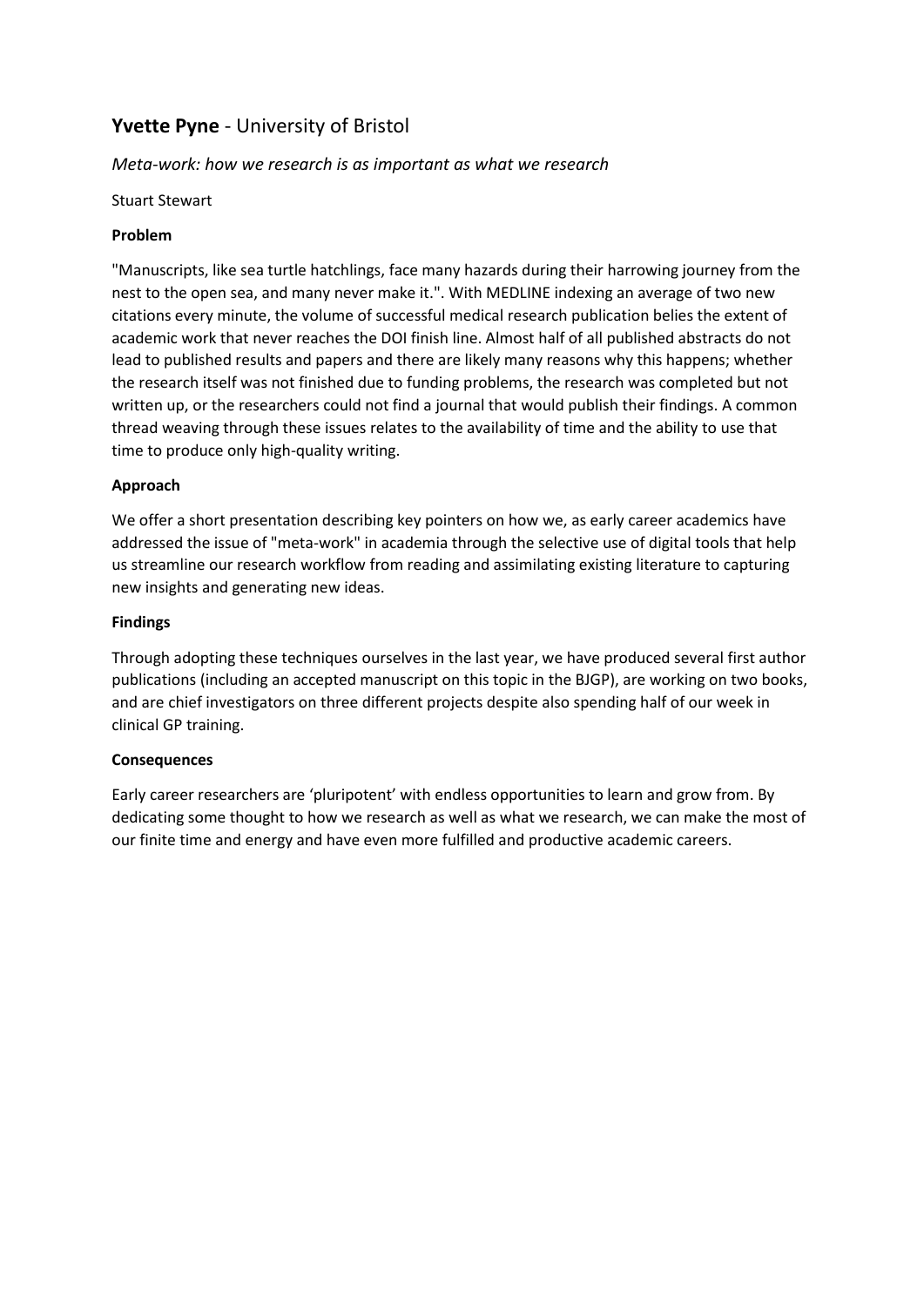## **Yvette Pyne** - University of Bristol

*Meta-work: how we research is as important as what we research*

Stuart Stewart

**Problem**

"Manuscripts, like sea turtle hatchlings, face many hazards during their harrowing journey from the nest to the open sea, and many never make it.". With MEDLINE indexing an average of two new citations every minute, the volume of successful medical research publication belies the extent of academic work that never reaches the DOI finish line. Almost half of all published abstracts do not lead to published results and papers and there are likely many reasons why this happens; whether the research itself was not finished due to funding problems, the research was completed but not written up, or the researchers could not find a journal that would publish their findings. A common thread weaving through these issues relates to the availability of time and the ability to use that time to produce only high-quality writing.

**Approach**

We offer a short presentation describing key pointers on how we, as early career academics have addressed the issue of "meta-work" in academia through the selective use of digital tools that help us streamline our research workflow from reading and assimilating existing literature to capturing new insights and generating new ideas.

**Findings**

Through adopting these techniques ourselves in the last year, we have produced several first author publications (including an accepted manuscript on this topic in the BJGP), are working on two books, and are chief investigators on three different projects despite also spending half of our week in clinical GP training.

**Consequences**

Early career researchers are 'pluripotent' with endless opportunities to learn and grow from. By dedicating some thought to how we research as well as what we research, we can make the most of our finite time and energy and have even more fulfilled and productive academic careers.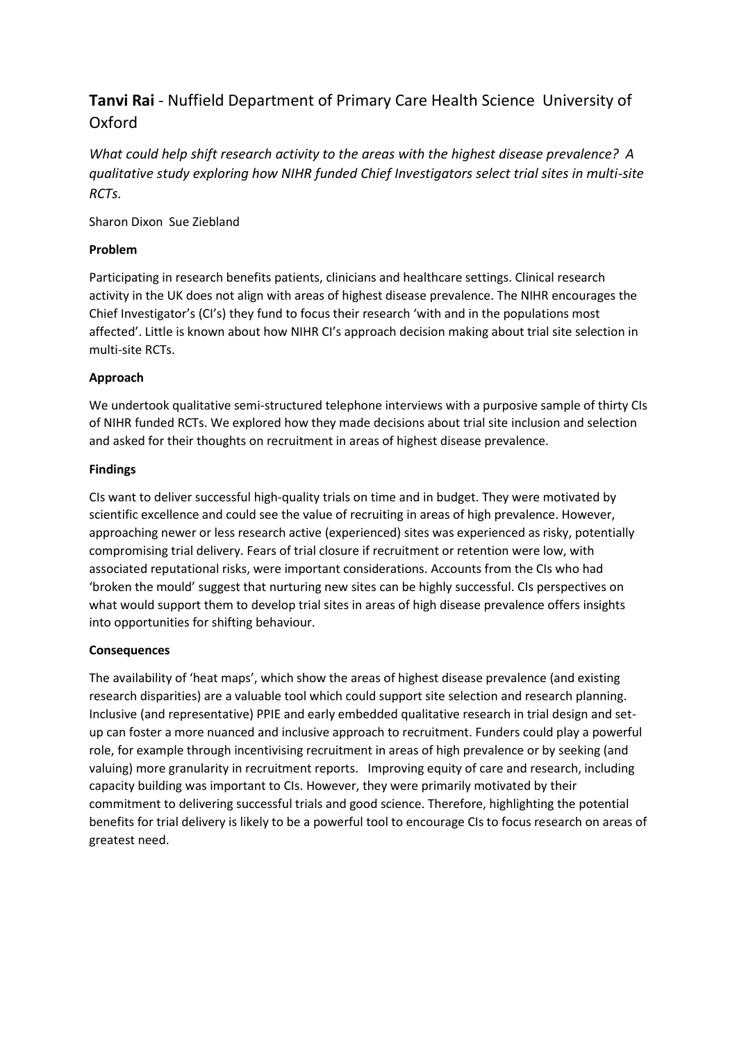## **Tanvi Rai** - Nuffield Department of Primary Care Health Science University of Oxford

*What could help shift research activity to the areas with the highest disease prevalence? A qualitative study exploring how NIHR funded Chief Investigators select trial sites in multi-site RCTs.*

Sharon Dixon Sue Ziebland

**Problem**

Participating in research benefits patients, clinicians and healthcare settings. Clinical research activity in the UK does not align with areas of highest disease prevalence. The NIHR encourages the Chief Investigator's (CI's) they fund to focus their research 'with and in the populations most affected'. Little is known about how NIHR CI's approach decision making about trial site selection in multi-site RCTs.

**Approach**

We undertook qualitative semi-structured telephone interviews with a purposive sample of thirty CIs of NIHR funded RCTs. We explored how they made decisions about trial site inclusion and selection and asked for their thoughts on recruitment in areas of highest disease prevalence.

**Findings**

CIs want to deliver successful high-quality trials on time and in budget. They were motivated by scientific excellence and could see the value of recruiting in areas of high prevalence. However, approaching newer or less research active (experienced) sites was experienced as risky, potentially compromising trial delivery. Fears of trial closure if recruitment or retention were low, with associated reputational risks, were important considerations. Accounts from the CIs who had 'broken the mould' suggest that nurturing new sites can be highly successful. CIs perspectives on what would support them to develop trial sites in areas of high disease prevalence offers insights into opportunities for shifting behaviour.

**Consequences**

The availability of 'heat maps', which show the areas of highest disease prevalence (and existing research disparities) are a valuable tool which could support site selection and research planning. Inclusive (and representative) PPIE and early embedded qualitative research in trial design and set-up can foster a more nuanced and inclusive approach to recruitment. Funders could play a powerful role, for example through incentivising recruitment in areas of high prevalence or by seeking (and valuing) more granularity in recruitment reports. Improving equity of care and research, including capacity building was important to CIs. However, they were primarily motivated by their commitment to delivering successful trials and good science. Therefore, highlighting the potential benefits for trial delivery is likely to be a powerful tool to encourage CIs to focus research on areas of greatest need.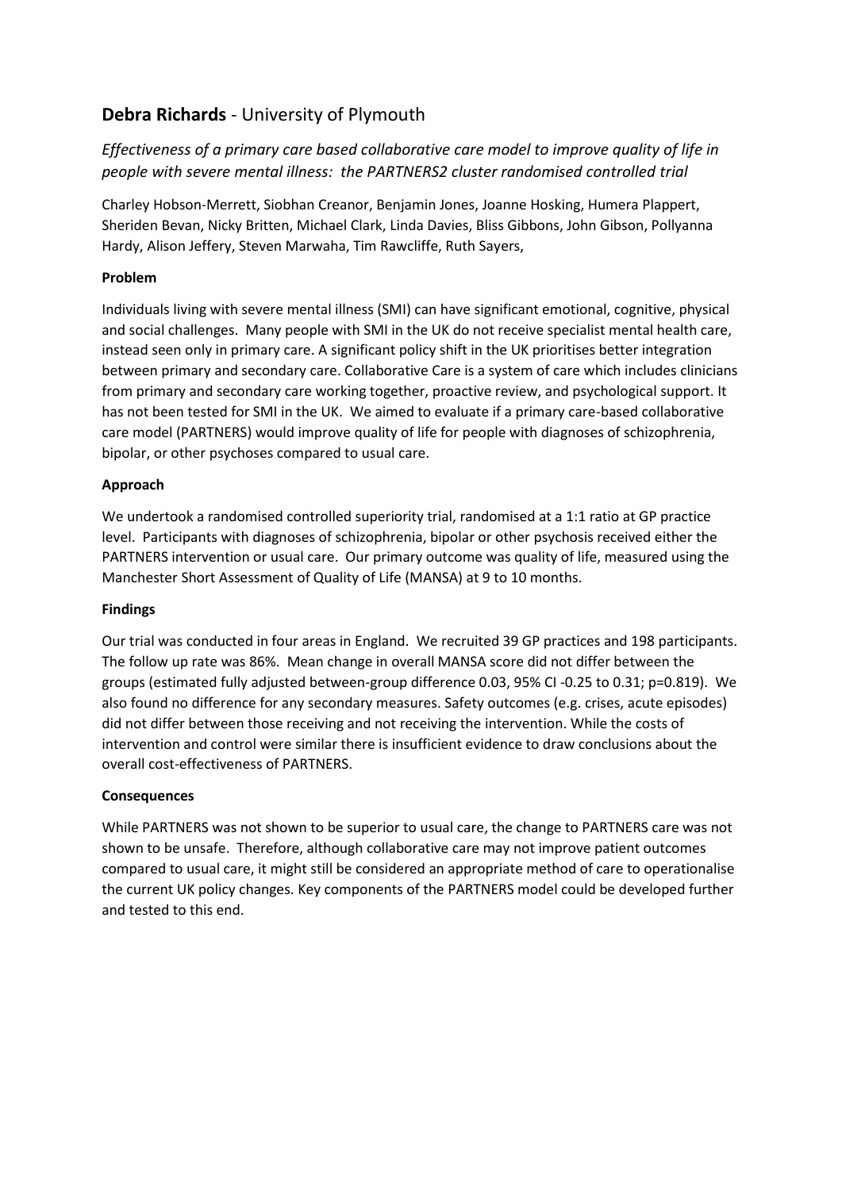## **Debra Richards** - University of Plymouth

*Effectiveness of a primary care based collaborative care model to improve quality of life in people with severe mental illness: the PARTNERS2 cluster randomised controlled trial*

Charley Hobson-Merrett, Siobhan Creanor, Benjamin Jones, Joanne Hosking, Humera Plappert, Sheriden Bevan, Nicky Britten, Michael Clark, Linda Davies, Bliss Gibbons, John Gibson, Pollyanna Hardy, Alison Jeffery, Steven Marwaha, Tim Rawcliffe, Ruth Sayers,

**Problem**

Individuals living with severe mental illness (SMI) can have significant emotional, cognitive, physical and social challenges. Many people with SMI in the UK do not receive specialist mental health care, instead seen only in primary care. A significant policy shift in the UK prioritises better integration between primary and secondary care. Collaborative Care is a system of care which includes clinicians from primary and secondary care working together, proactive review, and psychological support. It has not been tested for SMI in the UK. We aimed to evaluate if a primary care-based collaborative care model (PARTNERS) would improve quality of life for people with diagnoses of schizophrenia, bipolar, or other psychoses compared to usual care.

**Approach**

We undertook a randomised controlled superiority trial, randomised at a 1:1 ratio at GP practice level. Participants with diagnoses of schizophrenia, bipolar or other psychosis received either the PARTNERS intervention or usual care. Our primary outcome was quality of life, measured using the Manchester Short Assessment of Quality of Life (MANSA) at 9 to 10 months.

**Findings**

Our trial was conducted in four areas in England. We recruited 39 GP practices and 198 participants. The follow up rate was 86%. Mean change in overall MANSA score did not differ between the groups (estimated fully adjusted between-group difference 0.03, 95% CI -0.25 to 0.31; p=0.819). We also found no difference for any secondary measures. Safety outcomes (e.g. crises, acute episodes) did not differ between those receiving and not receiving the intervention. While the costs of intervention and control were similar there is insufficient evidence to draw conclusions about the overall cost-effectiveness of PARTNERS.

**Consequences**

While PARTNERS was not shown to be superior to usual care, the change to PARTNERS care was not shown to be unsafe. Therefore, although collaborative care may not improve patient outcomes compared to usual care, it might still be considered an appropriate method of care to operationalise the current UK policy changes. Key components of the PARTNERS model could be developed further and tested to this end.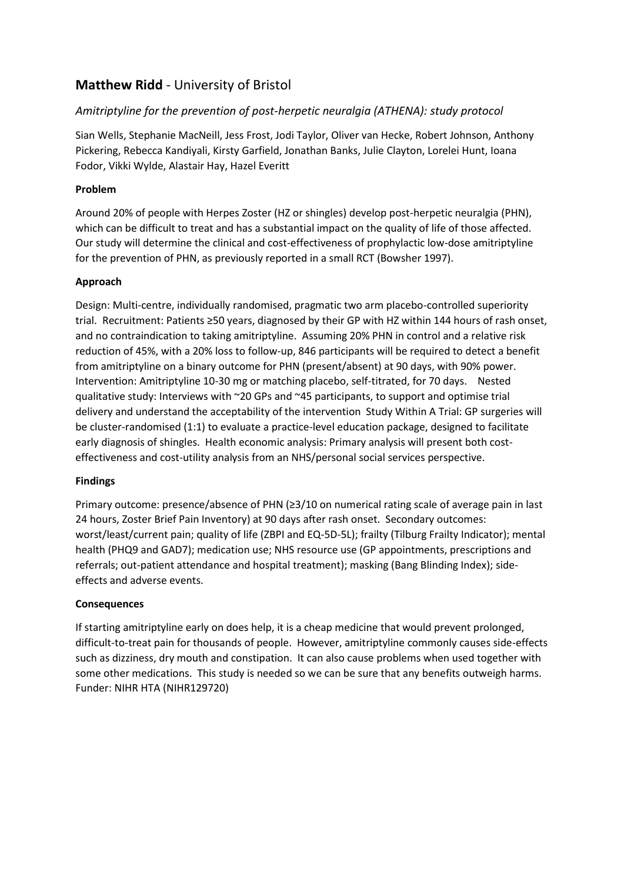## **Matthew Ridd** - University of Bristol

*Amitriptyline for the prevention of post-herpetic neuralgia (ATHENA): study protocol*

Sian Wells, Stephanie MacNeill, Jess Frost, Jodi Taylor, Oliver van Hecke, Robert Johnson, Anthony Pickering, Rebecca Kandiyali, Kirsty Garfield, Jonathan Banks, Julie Clayton, Lorelei Hunt, Ioana Fodor, Vikki Wylde, Alastair Hay, Hazel Everitt

**Problem**

Around 20% of people with Herpes Zoster (HZ or shingles) develop post-herpetic neuralgia (PHN), which can be difficult to treat and has a substantial impact on the quality of life of those affected. Our study will determine the clinical and cost-effectiveness of prophylactic low-dose amitriptyline for the prevention of PHN, as previously reported in a small RCT (Bowsher 1997).

**Approach**

Design: Multi-centre, individually randomised, pragmatic two arm placebo-controlled superiority trial. Recruitment: Patients ≥50 years, diagnosed by their GP with HZ within 144 hours of rash onset, and no contraindication to taking amitriptyline. Assuming 20% PHN in control and a relative risk reduction of 45%, with a 20% loss to follow-up, 846 participants will be required to detect a benefit from amitriptyline on a binary outcome for PHN (present/absent) at 90 days, with 90% power. Intervention: Amitriptyline 10-30 mg or matching placebo, self-titrated, for 70 days. Nested qualitative study: Interviews with ~20 GPs and ~45 participants, to support and optimise trial delivery and understand the acceptability of the intervention Study Within A Trial: GP surgeries will be cluster-randomised (1:1) to evaluate a practice-level education package, designed to facilitate early diagnosis of shingles. Health economic analysis: Primary analysis will present both cost-effectiveness and cost-utility analysis from an NHS/personal social services perspective.

**Findings**

Primary outcome: presence/absence of PHN (≥3/10 on numerical rating scale of average pain in last 24 hours, Zoster Brief Pain Inventory) at 90 days after rash onset. Secondary outcomes: worst/least/current pain; quality of life (ZBPI and EQ-5D-5L); frailty (Tilburg Frailty Indicator); mental health (PHQ9 and GAD7); medication use; NHS resource use (GP appointments, prescriptions and referrals; out-patient attendance and hospital treatment); masking (Bang Blinding Index); side-effects and adverse events.

**Consequences**

If starting amitriptyline early on does help, it is a cheap medicine that would prevent prolonged, difficult-to-treat pain for thousands of people. However, amitriptyline commonly causes side-effects such as dizziness, dry mouth and constipation. It can also cause problems when used together with some other medications. This study is needed so we can be sure that any benefits outweigh harms. Funder: NIHR HTA (NIHR129720)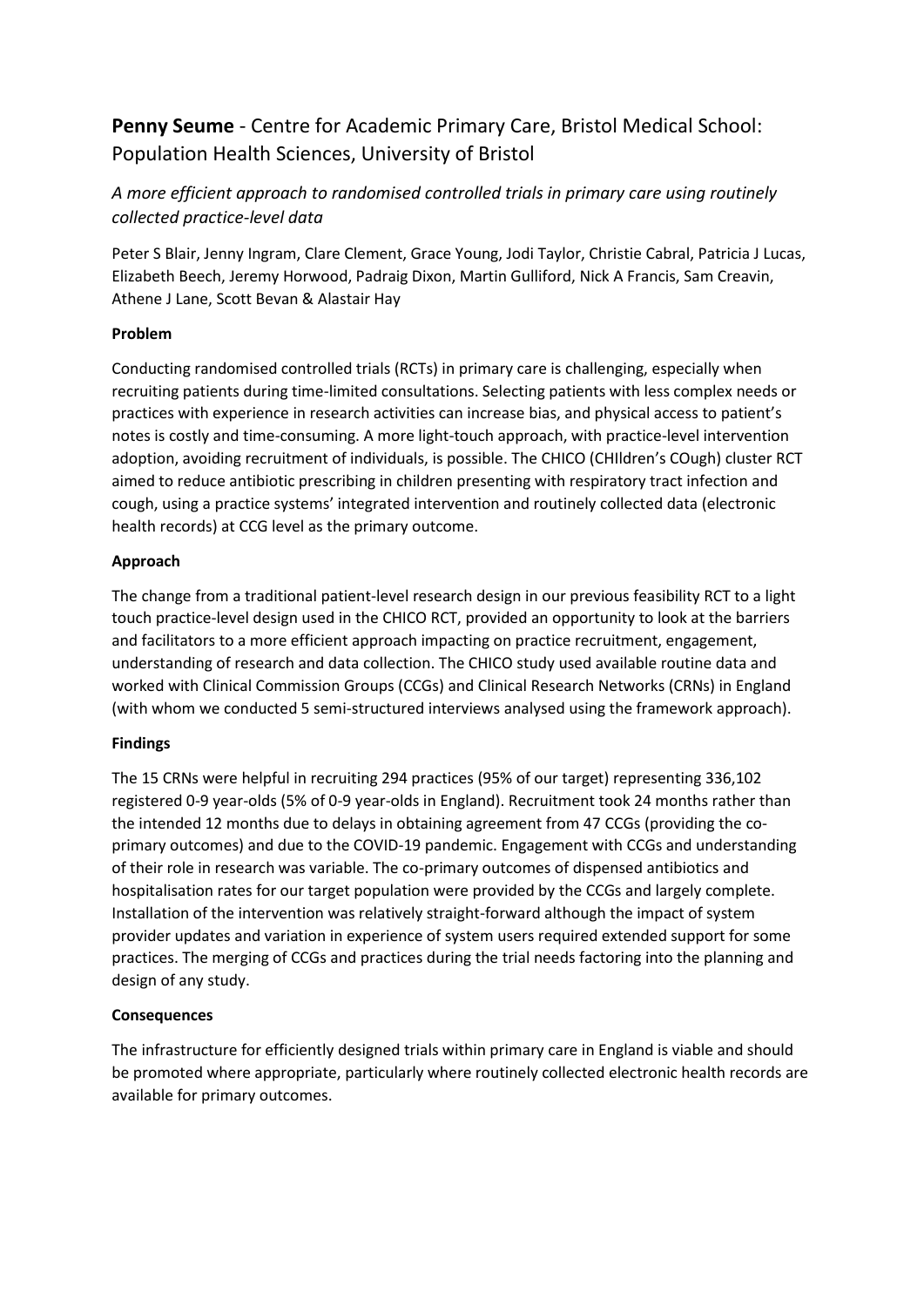## **Penny Seume** - Centre for Academic Primary Care, Bristol Medical School: Population Health Sciences, University of Bristol

### *A more efficient approach to randomised controlled trials in primary care using routinely collected practice-level data*

Peter S Blair, Jenny Ingram, Clare Clement, Grace Young, Jodi Taylor, Christie Cabral, Patricia J Lucas, Elizabeth Beech, Jeremy Horwood, Padraig Dixon, Martin Gulliford, Nick A Francis, Sam Creavin, Athene J Lane, Scott Bevan & Alastair Hay

**Problem**

Conducting randomised controlled trials (RCTs) in primary care is challenging, especially when recruiting patients during time-limited consultations. Selecting patients with less complex needs or practices with experience in research activities can increase bias, and physical access to patient's notes is costly and time-consuming. A more light-touch approach, with practice-level intervention adoption, avoiding recruitment of individuals, is possible. The CHICO (CHIldren's COugh) cluster RCT aimed to reduce antibiotic prescribing in children presenting with respiratory tract infection and cough, using a practice systems' integrated intervention and routinely collected data (electronic health records) at CCG level as the primary outcome.

**Approach**

The change from a traditional patient-level research design in our previous feasibility RCT to a light touch practice-level design used in the CHICO RCT, provided an opportunity to look at the barriers and facilitators to a more efficient approach impacting on practice recruitment, engagement, understanding of research and data collection. The CHICO study used available routine data and worked with Clinical Commission Groups (CCGs) and Clinical Research Networks (CRNs) in England (with whom we conducted 5 semi-structured interviews analysed using the framework approach).

**Findings**

The 15 CRNs were helpful in recruiting 294 practices (95% of our target) representing 336,102 registered 0-9 year-olds (5% of 0-9 year-olds in England). Recruitment took 24 months rather than the intended 12 months due to delays in obtaining agreement from 47 CCGs (providing the co-primary outcomes) and due to the COVID-19 pandemic. Engagement with CCGs and understanding of their role in research was variable. The co-primary outcomes of dispensed antibiotics and hospitalisation rates for our target population were provided by the CCGs and largely complete. Installation of the intervention was relatively straight-forward although the impact of system provider updates and variation in experience of system users required extended support for some practices. The merging of CCGs and practices during the trial needs factoring into the planning and design of any study.

**Consequences**

The infrastructure for efficiently designed trials within primary care in England is viable and should be promoted where appropriate, particularly where routinely collected electronic health records are available for primary outcomes.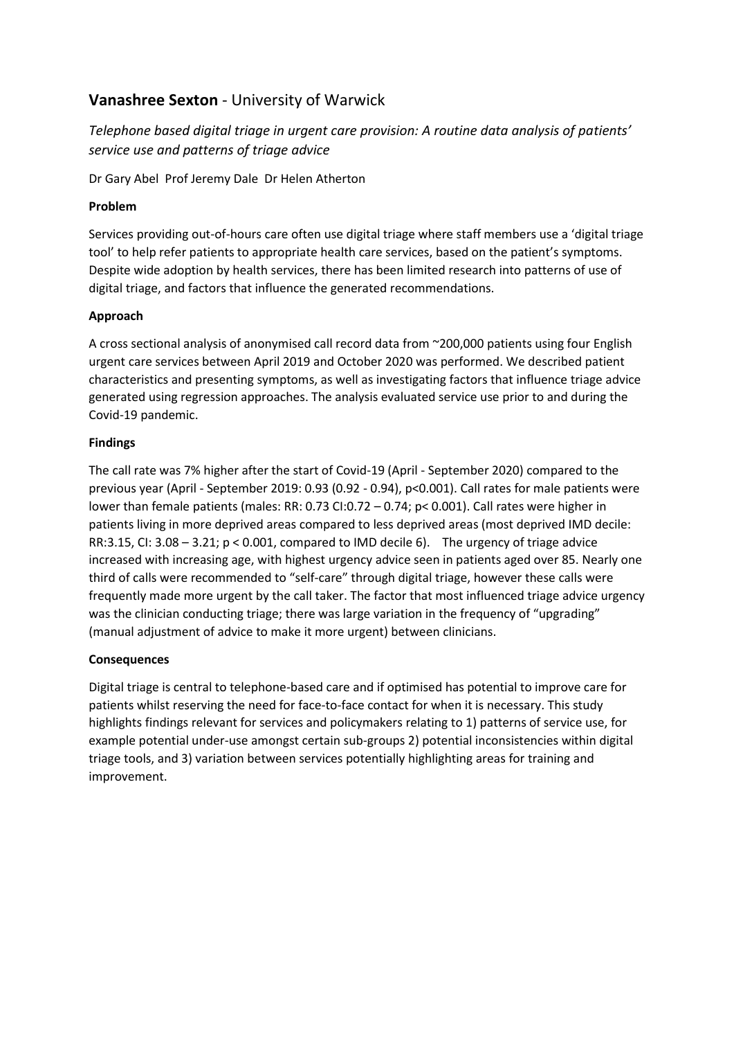## **Vanashree Sexton** - University of Warwick

*Telephone based digital triage in urgent care provision: A routine data analysis of patients' service use and patterns of triage advice*

Dr Gary Abel Prof Jeremy Dale Dr Helen Atherton

### Problem

Services providing out-of-hours care often use digital triage where staff members use a 'digital triage tool' to help refer patients to appropriate health care services, based on the patient's symptoms. Despite wide adoption by health services, there has been limited research into patterns of use of digital triage, and factors that influence the generated recommendations.

### Approach

A cross sectional analysis of anonymised call record data from ~200,000 patients using four English urgent care services between April 2019 and October 2020 was performed. We described patient characteristics and presenting symptoms, as well as investigating factors that influence triage advice generated using regression approaches. The analysis evaluated service use prior to and during the Covid-19 pandemic.

### Findings

The call rate was 7% higher after the start of Covid-19 (April - September 2020) compared to the previous year (April - September 2019: 0.93 (0.92 - 0.94), $p<0.001$). Call rates for male patients were lower than female patients (males: RR: 0.73 CI:0.72 – 0.74; $p< 0.001$). Call rates were higher in patients living in more deprived areas compared to less deprived areas (most deprived IMD decile: RR:3.15, CI: 3.08 – 3.21; $p < 0.001$, compared to IMD decile 6). The urgency of triage advice increased with increasing age, with highest urgency advice seen in patients aged over 85. Nearly one third of calls were recommended to "self-care" through digital triage, however these calls were frequently made more urgent by the call taker. The factor that most influenced triage advice urgency was the clinician conducting triage; there was large variation in the frequency of "upgrading" (manual adjustment of advice to make it more urgent) between clinicians.

### Consequences

Digital triage is central to telephone-based care and if optimised has potential to improve care for patients whilst reserving the need for face-to-face contact for when it is necessary. This study highlights findings relevant for services and policymakers relating to 1) patterns of service use, for example potential under-use amongst certain sub-groups 2) potential inconsistencies within digital triage tools, and 3) variation between services potentially highlighting areas for training and improvement.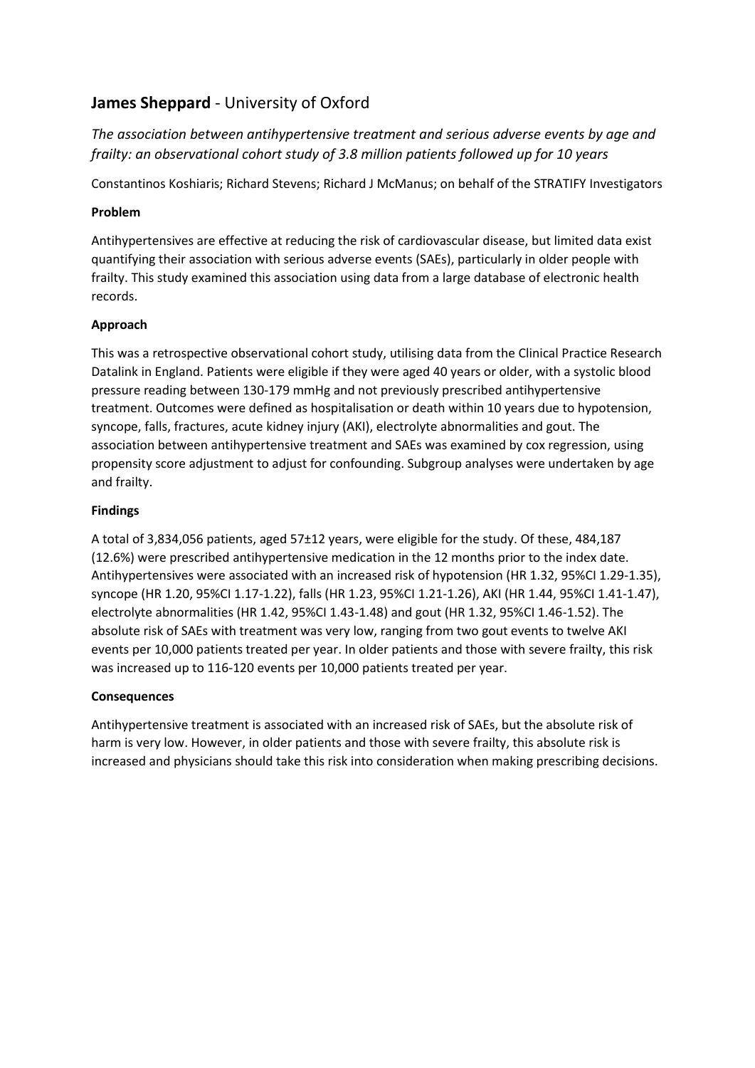## **James Sheppard** - University of Oxford

*The association between antihypertensive treatment and serious adverse events by age and frailty: an observational cohort study of 3.8 million patients followed up for 10 years*

Constantinos Koshiaris; Richard Stevens; Richard J McManus; on behalf of the STRATIFY Investigators

### Problem

Antihypertensives are effective at reducing the risk of cardiovascular disease, but limited data exist quantifying their association with serious adverse events (SAEs), particularly in older people with frailty. This study examined this association using data from a large database of electronic health records.

### Approach

This was a retrospective observational cohort study, utilising data from the Clinical Practice Research Datalink in England. Patients were eligible if they were aged 40 years or older, with a systolic blood pressure reading between 130-179 mmHg and not previously prescribed antihypertensive treatment. Outcomes were defined as hospitalisation or death within 10 years due to hypotension, syncope, falls, fractures, acute kidney injury (AKI), electrolyte abnormalities and gout. The association between antihypertensive treatment and SAEs was examined by cox regression, using propensity score adjustment to adjust for confounding. Subgroup analyses were undertaken by age and frailty.

### Findings

A total of 3,834,056 patients, aged 57±12 years, were eligible for the study. Of these, 484,187 (12.6%) were prescribed antihypertensive medication in the 12 months prior to the index date. Antihypertensives were associated with an increased risk of hypotension (HR 1.32, 95%CI 1.29-1.35), syncope (HR 1.20, 95%CI 1.17-1.22), falls (HR 1.23, 95%CI 1.21-1.26), AKI (HR 1.44, 95%CI 1.41-1.47), electrolyte abnormalities (HR 1.42, 95%CI 1.43-1.48) and gout (HR 1.32, 95%CI 1.46-1.52). The absolute risk of SAEs with treatment was very low, ranging from two gout events to twelve AKI events per 10,000 patients treated per year. In older patients and those with severe frailty, this risk was increased up to 116-120 events per 10,000 patients treated per year.

### Consequences

Antihypertensive treatment is associated with an increased risk of SAEs, but the absolute risk of harm is very low. However, in older patients and those with severe frailty, this absolute risk is increased and physicians should take this risk into consideration when making prescribing decisions.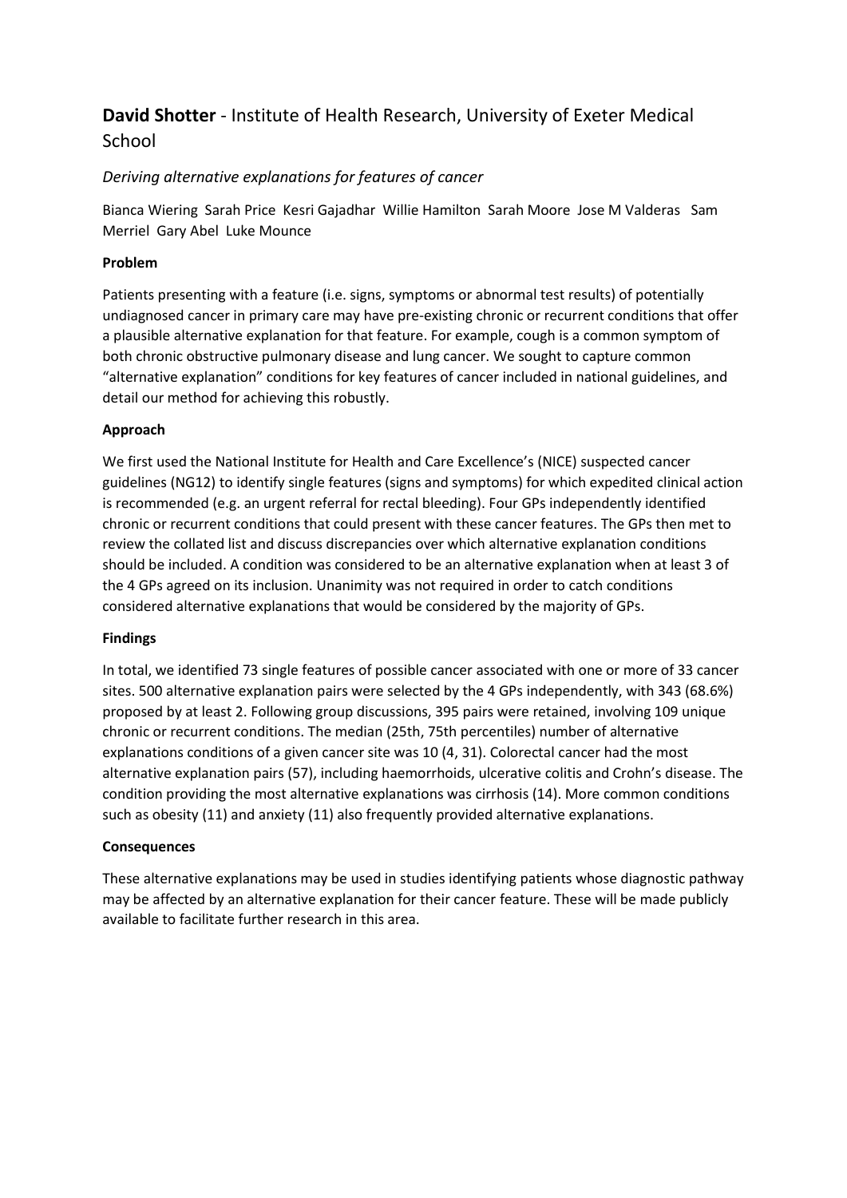## **David Shotter** - Institute of Health Research, University of Exeter Medical School

*Deriving alternative explanations for features of cancer*

Bianca Wiering Sarah Price Kesri Gajadhar Willie Hamilton Sarah Moore Jose M Valderas Sam Merriel Gary Abel Luke Mounce

### Problem

Patients presenting with a feature (i.e. signs, symptoms or abnormal test results) of potentially undiagnosed cancer in primary care may have pre-existing chronic or recurrent conditions that offer a plausible alternative explanation for that feature. For example, cough is a common symptom of both chronic obstructive pulmonary disease and lung cancer. We sought to capture common "alternative explanation" conditions for key features of cancer included in national guidelines, and detail our method for achieving this robustly.

### Approach

We first used the National Institute for Health and Care Excellence's (NICE) suspected cancer guidelines (NG12) to identify single features (signs and symptoms) for which expedited clinical action is recommended (e.g. an urgent referral for rectal bleeding). Four GPs independently identified chronic or recurrent conditions that could present with these cancer features. The GPs then met to review the collated list and discuss discrepancies over which alternative explanation conditions should be included. A condition was considered to be an alternative explanation when at least 3 of the 4 GPs agreed on its inclusion. Unanimity was not required in order to catch conditions considered alternative explanations that would be considered by the majority of GPs.

### Findings

In total, we identified 73 single features of possible cancer associated with one or more of 33 cancer sites. 500 alternative explanation pairs were selected by the 4 GPs independently, with 343 (68.6%) proposed by at least 2. Following group discussions, 395 pairs were retained, involving 109 unique chronic or recurrent conditions. The median (25th, 75th percentiles) number of alternative explanations conditions of a given cancer site was 10 (4, 31). Colorectal cancer had the most alternative explanation pairs (57), including haemorrhoids, ulcerative colitis and Crohn's disease. The condition providing the most alternative explanations was cirrhosis (14). More common conditions such as obesity (11) and anxiety (11) also frequently provided alternative explanations.

### Consequences

These alternative explanations may be used in studies identifying patients whose diagnostic pathway may be affected by an alternative explanation for their cancer feature. These will be made publicly available to facilitate further research in this area.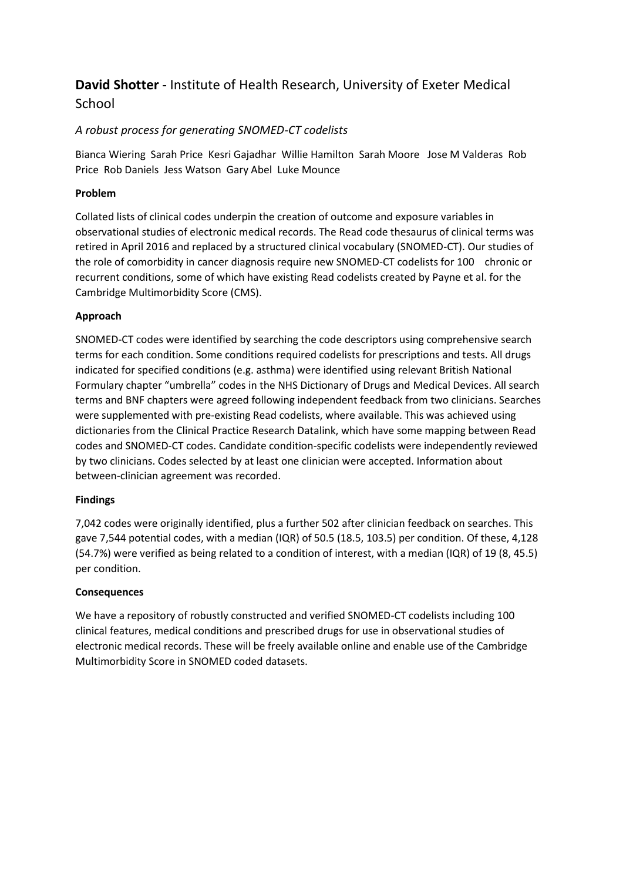## **David Shotter** - Institute of Health Research, University of Exeter Medical School

### *A robust process for generating SNOMED-CT codelists*

Bianca Wiering Sarah Price Kesri Gajadhar Willie Hamilton Sarah Moore Jose M Valderas Rob Price Rob Daniels Jess Watson Gary Abel Luke Mounce

**Problem**

Collated lists of clinical codes underpin the creation of outcome and exposure variables in observational studies of electronic medical records. The Read code thesaurus of clinical terms was retired in April 2016 and replaced by a structured clinical vocabulary (SNOMED-CT). Our studies of the role of comorbidity in cancer diagnosis require new SNOMED-CT codelists for 100 chronic or recurrent conditions, some of which have existing Read codelists created by Payne et al. for the Cambridge Multimorbidity Score (CMS).

**Approach**

SNOMED-CT codes were identified by searching the code descriptors using comprehensive search terms for each condition. Some conditions required codelists for prescriptions and tests. All drugs indicated for specified conditions (e.g. asthma) were identified using relevant British National Formulary chapter "umbrella" codes in the NHS Dictionary of Drugs and Medical Devices. All search terms and BNF chapters were agreed following independent feedback from two clinicians. Searches were supplemented with pre-existing Read codelists, where available. This was achieved using dictionaries from the Clinical Practice Research Datalink, which have some mapping between Read codes and SNOMED-CT codes. Candidate condition-specific codelists were independently reviewed by two clinicians. Codes selected by at least one clinician were accepted. Information about between-clinician agreement was recorded.

**Findings**

7,042 codes were originally identified, plus a further 502 after clinician feedback on searches. This gave 7,544 potential codes, with a median (IQR) of 50.5 (18.5, 103.5) per condition. Of these, 4,128 (54.7%) were verified as being related to a condition of interest, with a median (IQR) of 19 (8, 45.5) per condition.

**Consequences**

We have a repository of robustly constructed and verified SNOMED-CT codelists including 100 clinical features, medical conditions and prescribed drugs for use in observational studies of electronic medical records. These will be freely available online and enable use of the Cambridge Multimorbidity Score in SNOMED coded datasets.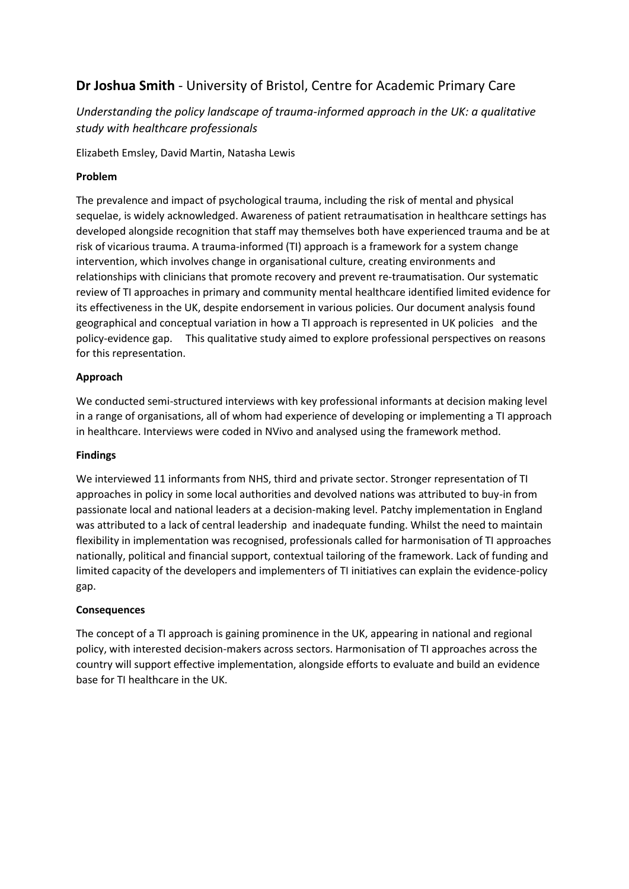## **Dr Joshua Smith** - University of Bristol, Centre for Academic Primary Care

*Understanding the policy landscape of trauma-informed approach in the UK: a qualitative study with healthcare professionals*

Elizabeth Emsley, David Martin, Natasha Lewis

**Problem**

The prevalence and impact of psychological trauma, including the risk of mental and physical sequelae, is widely acknowledged. Awareness of patient retraumatisation in healthcare settings has developed alongside recognition that staff may themselves both have experienced trauma and be at risk of vicarious trauma. A trauma-informed (TI) approach is a framework for a system change intervention, which involves change in organisational culture, creating environments and relationships with clinicians that promote recovery and prevent re-traumatisation. Our systematic review of TI approaches in primary and community mental healthcare identified limited evidence for its effectiveness in the UK, despite endorsement in various policies. Our document analysis found geographical and conceptual variation in how a TI approach is represented in UK policies and the policy-evidence gap. This qualitative study aimed to explore professional perspectives on reasons for this representation.

**Approach**

We conducted semi-structured interviews with key professional informants at decision making level in a range of organisations, all of whom had experience of developing or implementing a TI approach in healthcare. Interviews were coded in NVivo and analysed using the framework method.

**Findings**

We interviewed 11 informants from NHS, third and private sector. Stronger representation of TI approaches in policy in some local authorities and devolved nations was attributed to buy-in from passionate local and national leaders at a decision-making level. Patchy implementation in England was attributed to a lack of central leadership and inadequate funding. Whilst the need to maintain flexibility in implementation was recognised, professionals called for harmonisation of TI approaches nationally, political and financial support, contextual tailoring of the framework. Lack of funding and limited capacity of the developers and implementers of TI initiatives can explain the evidence-policy gap.

**Consequences**

The concept of a TI approach is gaining prominence in the UK, appearing in national and regional policy, with interested decision-makers across sectors. Harmonisation of TI approaches across the country will support effective implementation, alongside efforts to evaluate and build an evidence base for TI healthcare in the UK.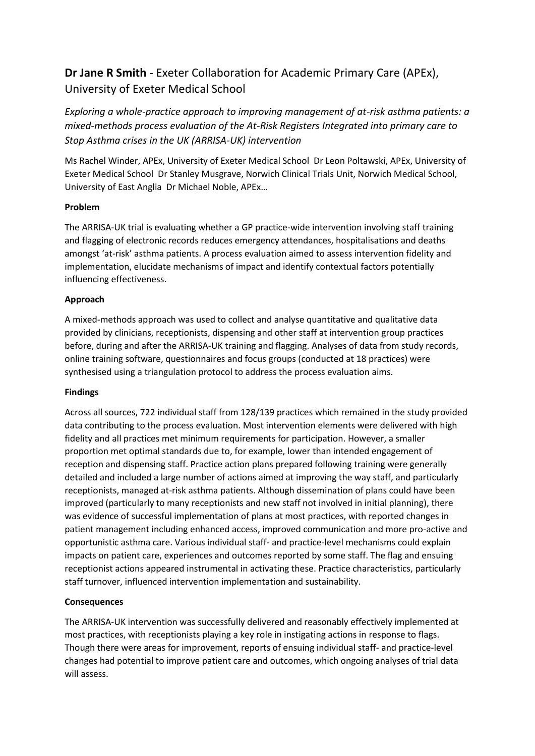## **Dr Jane R Smith** - Exeter Collaboration for Academic Primary Care (APEx), University of Exeter Medical School

### *Exploring a whole-practice approach to improving management of at-risk asthma patients: a mixed-methods process evaluation of the At-Risk Registers Integrated into primary care to Stop Asthma crises in the UK (ARRISA-UK) intervention*

Ms Rachel Winder, APEx, University of Exeter Medical School Dr Leon Poltawski, APEx, University of Exeter Medical School Dr Stanley Musgrave, Norwich Clinical Trials Unit, Norwich Medical School, University of East Anglia Dr Michael Noble, APEx…

**Problem**

The ARRISA-UK trial is evaluating whether a GP practice-wide intervention involving staff training and flagging of electronic records reduces emergency attendances, hospitalisations and deaths amongst 'at-risk' asthma patients. A process evaluation aimed to assess intervention fidelity and implementation, elucidate mechanisms of impact and identify contextual factors potentially influencing effectiveness.

**Approach**

A mixed-methods approach was used to collect and analyse quantitative and qualitative data provided by clinicians, receptionists, dispensing and other staff at intervention group practices before, during and after the ARRISA-UK training and flagging. Analyses of data from study records, online training software, questionnaires and focus groups (conducted at 18 practices) were synthesised using a triangulation protocol to address the process evaluation aims.

**Findings**

Across all sources, 722 individual staff from 128/139 practices which remained in the study provided data contributing to the process evaluation. Most intervention elements were delivered with high fidelity and all practices met minimum requirements for participation. However, a smaller proportion met optimal standards due to, for example, lower than intended engagement of reception and dispensing staff. Practice action plans prepared following training were generally detailed and included a large number of actions aimed at improving the way staff, and particularly receptionists, managed at-risk asthma patients. Although dissemination of plans could have been improved (particularly to many receptionists and new staff not involved in initial planning), there was evidence of successful implementation of plans at most practices, with reported changes in patient management including enhanced access, improved communication and more pro-active and opportunistic asthma care. Various individual staff- and practice-level mechanisms could explain impacts on patient care, experiences and outcomes reported by some staff. The flag and ensuing receptionist actions appeared instrumental in activating these. Practice characteristics, particularly staff turnover, influenced intervention implementation and sustainability.

**Consequences**

The ARRISA-UK intervention was successfully delivered and reasonably effectively implemented at most practices, with receptionists playing a key role in instigating actions in response to flags. Though there were areas for improvement, reports of ensuing individual staff- and practice-level changes had potential to improve patient care and outcomes, which ongoing analyses of trial data will assess.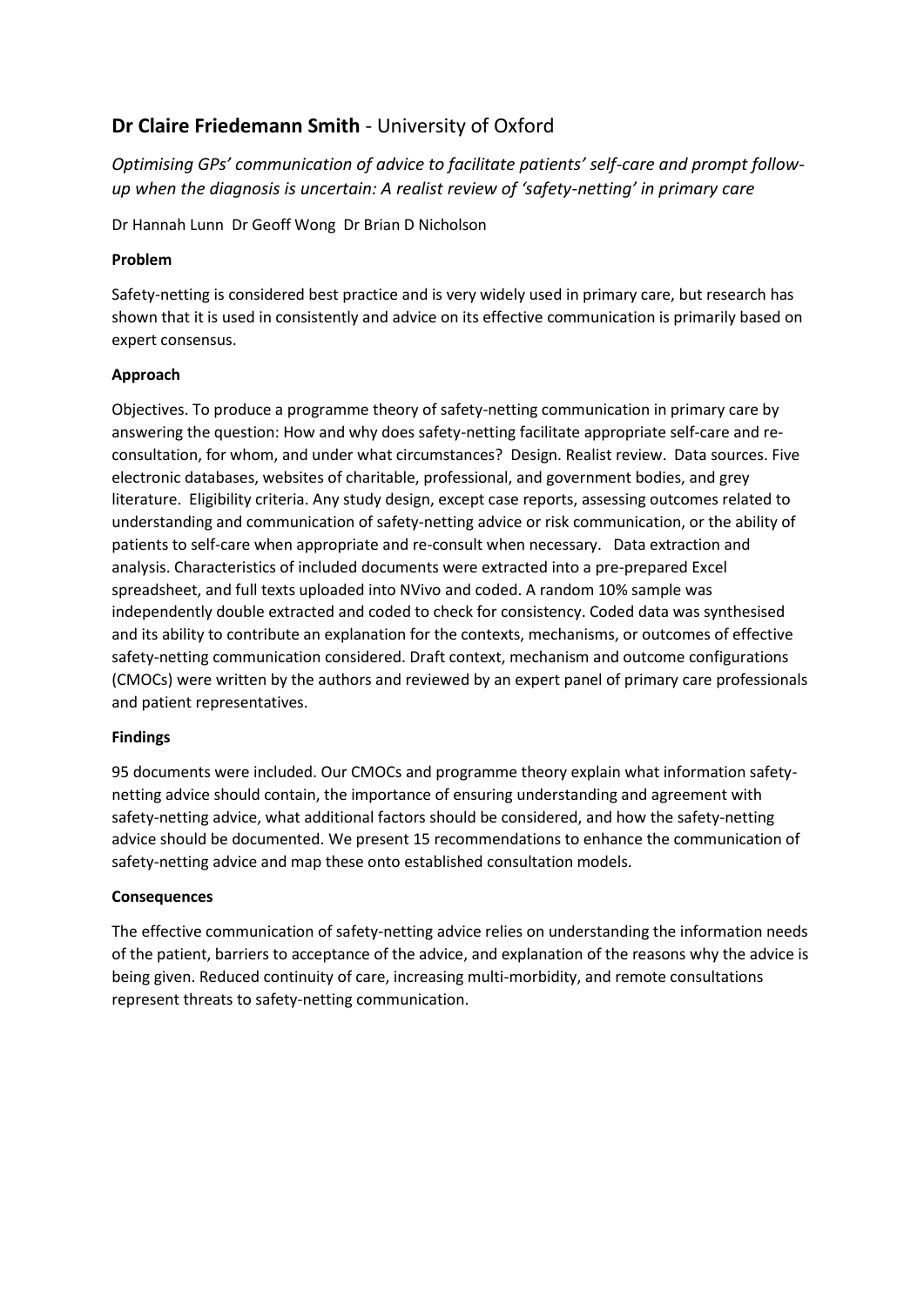## **Dr Claire Friedemann Smith** - University of Oxford

*Optimising GPs' communication of advice to facilitate patients' self-care and prompt follow-up when the diagnosis is uncertain: A realist review of 'safety-netting' in primary care*

Dr Hannah Lunn  Dr Geoff Wong  Dr Brian D Nicholson

**Problem**

Safety-netting is considered best practice and is very widely used in primary care, but research has shown that it is used in consistently and advice on its effective communication is primarily based on expert consensus.

**Approach**

Objectives. To produce a programme theory of safety-netting communication in primary care by answering the question: How and why does safety-netting facilitate appropriate self-care and re-consultation, for whom, and under what circumstances?  Design. Realist review.  Data sources. Five electronic databases, websites of charitable, professional, and government bodies, and grey literature.  Eligibility criteria. Any study design, except case reports, assessing outcomes related to understanding and communication of safety-netting advice or risk communication, or the ability of patients to self-care when appropriate and re-consult when necessary.   Data extraction and analysis. Characteristics of included documents were extracted into a pre-prepared Excel spreadsheet, and full texts uploaded into NVivo and coded. A random 10% sample was independently double extracted and coded to check for consistency. Coded data was synthesised and its ability to contribute an explanation for the contexts, mechanisms, or outcomes of effective safety-netting communication considered. Draft context, mechanism and outcome configurations (CMOCs) were written by the authors and reviewed by an expert panel of primary care professionals and patient representatives.

**Findings**

95 documents were included. Our CMOCs and programme theory explain what information safety-netting advice should contain, the importance of ensuring understanding and agreement with safety-netting advice, what additional factors should be considered, and how the safety-netting advice should be documented. We present 15 recommendations to enhance the communication of safety-netting advice and map these onto established consultation models.

**Consequences**

The effective communication of safety-netting advice relies on understanding the information needs of the patient, barriers to acceptance of the advice, and explanation of the reasons why the advice is being given. Reduced continuity of care, increasing multi-morbidity, and remote consultations represent threats to safety-netting communication.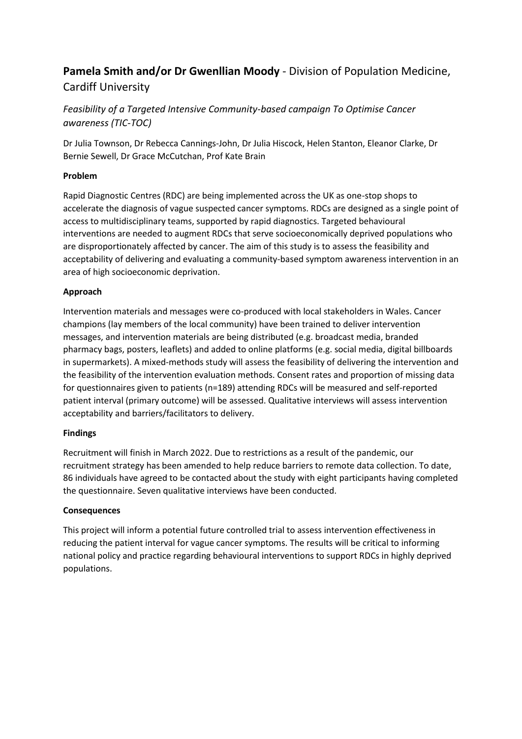## **Pamela Smith and/or Dr Gwenllian Moody** - Division of Population Medicine, Cardiff University

*Feasibility of a Targeted Intensive Community-based campaign To Optimise Cancer awareness (TIC-TOC)*

Dr Julia Townson, Dr Rebecca Cannings-John, Dr Julia Hiscock, Helen Stanton, Eleanor Clarke, Dr Bernie Sewell, Dr Grace McCutchan, Prof Kate Brain

**Problem**

Rapid Diagnostic Centres (RDC) are being implemented across the UK as one-stop shops to accelerate the diagnosis of vague suspected cancer symptoms. RDCs are designed as a single point of access to multidisciplinary teams, supported by rapid diagnostics. Targeted behavioural interventions are needed to augment RDCs that serve socioeconomically deprived populations who are disproportionately affected by cancer. The aim of this study is to assess the feasibility and acceptability of delivering and evaluating a community-based symptom awareness intervention in an area of high socioeconomic deprivation.

**Approach**

Intervention materials and messages were co-produced with local stakeholders in Wales. Cancer champions (lay members of the local community) have been trained to deliver intervention messages, and intervention materials are being distributed (e.g. broadcast media, branded pharmacy bags, posters, leaflets) and added to online platforms (e.g. social media, digital billboards in supermarkets). A mixed-methods study will assess the feasibility of delivering the intervention and the feasibility of the intervention evaluation methods. Consent rates and proportion of missing data for questionnaires given to patients (n=189) attending RDCs will be measured and self-reported patient interval (primary outcome) will be assessed. Qualitative interviews will assess intervention acceptability and barriers/facilitators to delivery.

**Findings**

Recruitment will finish in March 2022. Due to restrictions as a result of the pandemic, our recruitment strategy has been amended to help reduce barriers to remote data collection. To date, 86 individuals have agreed to be contacted about the study with eight participants having completed the questionnaire. Seven qualitative interviews have been conducted.

**Consequences**

This project will inform a potential future controlled trial to assess intervention effectiveness in reducing the patient interval for vague cancer symptoms. The results will be critical to informing national policy and practice regarding behavioural interventions to support RDCs in highly deprived populations.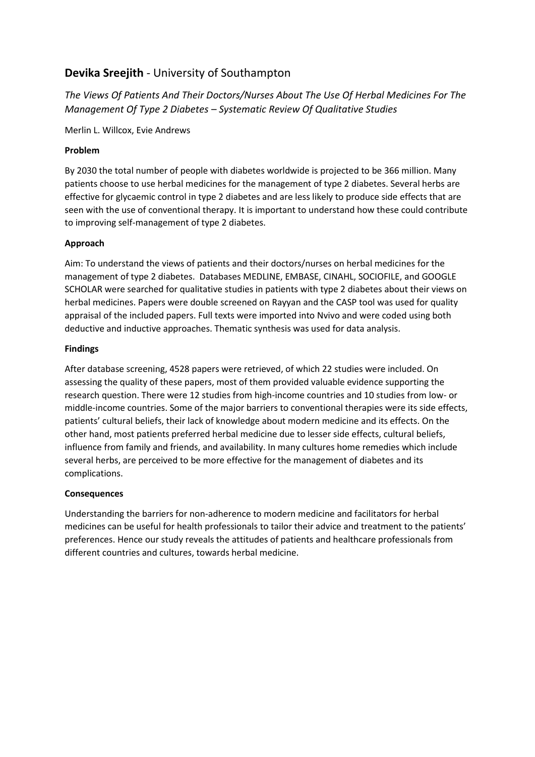## **Devika Sreejith** - University of Southampton

*The Views Of Patients And Their Doctors/Nurses About The Use Of Herbal Medicines For The Management Of Type 2 Diabetes – Systematic Review Of Qualitative Studies*

Merlin L. Willcox, Evie Andrews

**Problem**

By 2030 the total number of people with diabetes worldwide is projected to be 366 million. Many patients choose to use herbal medicines for the management of type 2 diabetes. Several herbs are effective for glycaemic control in type 2 diabetes and are less likely to produce side effects that are seen with the use of conventional therapy. It is important to understand how these could contribute to improving self-management of type 2 diabetes.

**Approach**

Aim: To understand the views of patients and their doctors/nurses on herbal medicines for the management of type 2 diabetes. Databases MEDLINE, EMBASE, CINAHL, SOCIOFILE, and GOOGLE SCHOLAR were searched for qualitative studies in patients with type 2 diabetes about their views on herbal medicines. Papers were double screened on Rayyan and the CASP tool was used for quality appraisal of the included papers. Full texts were imported into Nvivo and were coded using both deductive and inductive approaches. Thematic synthesis was used for data analysis.

**Findings**

After database screening, 4528 papers were retrieved, of which 22 studies were included. On assessing the quality of these papers, most of them provided valuable evidence supporting the research question. There were 12 studies from high-income countries and 10 studies from low- or middle-income countries. Some of the major barriers to conventional therapies were its side effects, patients' cultural beliefs, their lack of knowledge about modern medicine and its effects. On the other hand, most patients preferred herbal medicine due to lesser side effects, cultural beliefs, influence from family and friends, and availability. In many cultures home remedies which include several herbs, are perceived to be more effective for the management of diabetes and its complications.

**Consequences**

Understanding the barriers for non-adherence to modern medicine and facilitators for herbal medicines can be useful for health professionals to tailor their advice and treatment to the patients' preferences. Hence our study reveals the attitudes of patients and healthcare professionals from different countries and cultures, towards herbal medicine.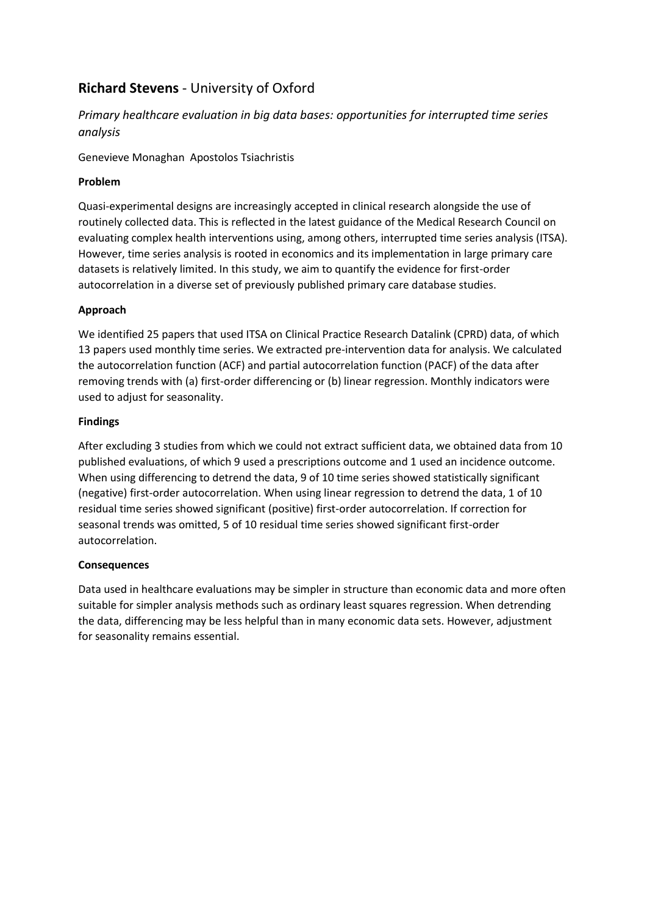## **Richard Stevens** - University of Oxford

*Primary healthcare evaluation in big data bases: opportunities for interrupted time series analysis*

Genevieve Monaghan Apostolos Tsiachristis

**Problem**

Quasi-experimental designs are increasingly accepted in clinical research alongside the use of routinely collected data. This is reflected in the latest guidance of the Medical Research Council on evaluating complex health interventions using, among others, interrupted time series analysis (ITSA). However, time series analysis is rooted in economics and its implementation in large primary care datasets is relatively limited. In this study, we aim to quantify the evidence for first-order autocorrelation in a diverse set of previously published primary care database studies.

**Approach**

We identified 25 papers that used ITSA on Clinical Practice Research Datalink (CPRD) data, of which 13 papers used monthly time series. We extracted pre-intervention data for analysis. We calculated the autocorrelation function (ACF) and partial autocorrelation function (PACF) of the data after removing trends with (a) first-order differencing or (b) linear regression. Monthly indicators were used to adjust for seasonality.

**Findings**

After excluding 3 studies from which we could not extract sufficient data, we obtained data from 10 published evaluations, of which 9 used a prescriptions outcome and 1 used an incidence outcome. When using differencing to detrend the data, 9 of 10 time series showed statistically significant (negative) first-order autocorrelation. When using linear regression to detrend the data, 1 of 10 residual time series showed significant (positive) first-order autocorrelation. If correction for seasonal trends was omitted, 5 of 10 residual time series showed significant first-order autocorrelation.

**Consequences**

Data used in healthcare evaluations may be simpler in structure than economic data and more often suitable for simpler analysis methods such as ordinary least squares regression. When detrending the data, differencing may be less helpful than in many economic data sets. However, adjustment for seasonality remains essential.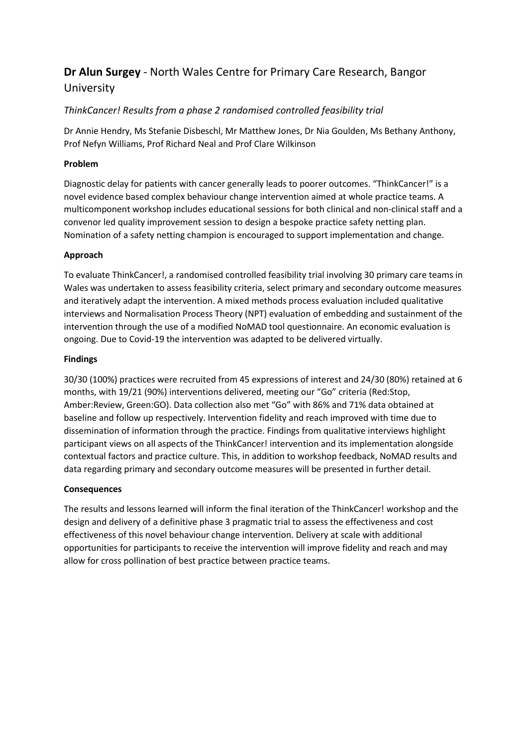## **Dr Alun Surgey** - North Wales Centre for Primary Care Research, Bangor University

*ThinkCancer! Results from a phase 2 randomised controlled feasibility trial*

Dr Annie Hendry, Ms Stefanie Disbeschl, Mr Matthew Jones, Dr Nia Goulden, Ms Bethany Anthony, Prof Nefyn Williams, Prof Richard Neal and Prof Clare Wilkinson

**Problem**

Diagnostic delay for patients with cancer generally leads to poorer outcomes. "ThinkCancer!" is a novel evidence based complex behaviour change intervention aimed at whole practice teams. A multicomponent workshop includes educational sessions for both clinical and non-clinical staff and a convenor led quality improvement session to design a bespoke practice safety netting plan. Nomination of a safety netting champion is encouraged to support implementation and change.

**Approach**

To evaluate ThinkCancer!, a randomised controlled feasibility trial involving 30 primary care teams in Wales was undertaken to assess feasibility criteria, select primary and secondary outcome measures and iteratively adapt the intervention. A mixed methods process evaluation included qualitative interviews and Normalisation Process Theory (NPT) evaluation of embedding and sustainment of the intervention through the use of a modified NoMAD tool questionnaire. An economic evaluation is ongoing. Due to Covid-19 the intervention was adapted to be delivered virtually.

**Findings**

30/30 (100%) practices were recruited from 45 expressions of interest and 24/30 (80%) retained at 6 months, with 19/21 (90%) interventions delivered, meeting our "Go" criteria (Red:Stop, Amber:Review, Green:GO). Data collection also met "Go" with 86% and 71% data obtained at baseline and follow up respectively. Intervention fidelity and reach improved with time due to dissemination of information through the practice. Findings from qualitative interviews highlight participant views on all aspects of the ThinkCancer! intervention and its implementation alongside contextual factors and practice culture. This, in addition to workshop feedback, NoMAD results and data regarding primary and secondary outcome measures will be presented in further detail.

**Consequences**

The results and lessons learned will inform the final iteration of the ThinkCancer! workshop and the design and delivery of a definitive phase 3 pragmatic trial to assess the effectiveness and cost effectiveness of this novel behaviour change intervention. Delivery at scale with additional opportunities for participants to receive the intervention will improve fidelity and reach and may allow for cross pollination of best practice between practice teams.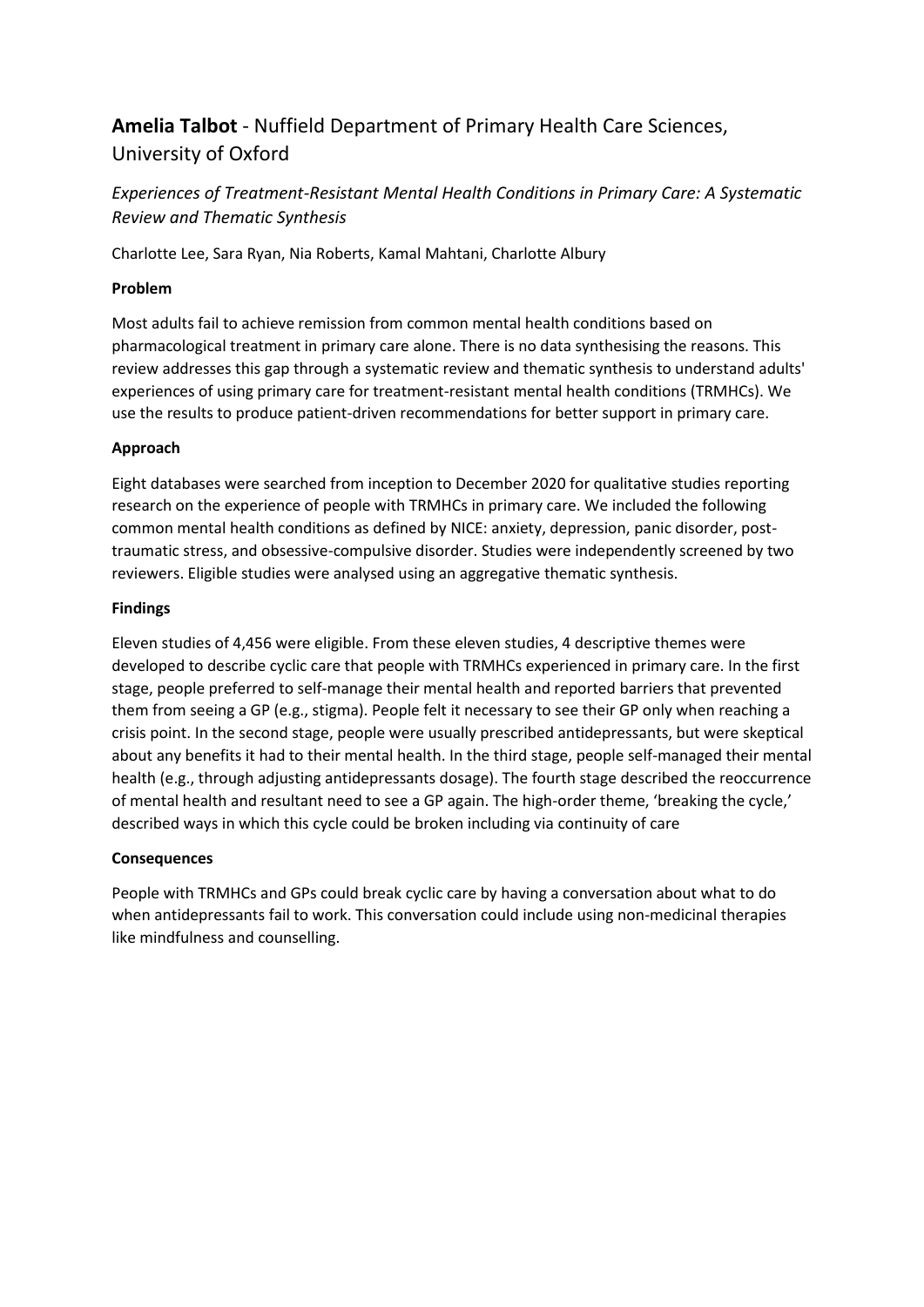## **Amelia Talbot** - Nuffield Department of Primary Health Care Sciences, University of Oxford

*Experiences of Treatment-Resistant Mental Health Conditions in Primary Care: A Systematic Review and Thematic Synthesis*

Charlotte Lee, Sara Ryan, Nia Roberts, Kamal Mahtani, Charlotte Albury

**Problem**

Most adults fail to achieve remission from common mental health conditions based on pharmacological treatment in primary care alone. There is no data synthesising the reasons. This review addresses this gap through a systematic review and thematic synthesis to understand adults' experiences of using primary care for treatment-resistant mental health conditions (TRMHCs). We use the results to produce patient-driven recommendations for better support in primary care.

**Approach**

Eight databases were searched from inception to December 2020 for qualitative studies reporting research on the experience of people with TRMHCs in primary care. We included the following common mental health conditions as defined by NICE: anxiety, depression, panic disorder, post-traumatic stress, and obsessive-compulsive disorder. Studies were independently screened by two reviewers. Eligible studies were analysed using an aggregative thematic synthesis.

**Findings**

Eleven studies of 4,456 were eligible. From these eleven studies, 4 descriptive themes were developed to describe cyclic care that people with TRMHCs experienced in primary care. In the first stage, people preferred to self-manage their mental health and reported barriers that prevented them from seeing a GP (e.g., stigma). People felt it necessary to see their GP only when reaching a crisis point. In the second stage, people were usually prescribed antidepressants, but were skeptical about any benefits it had to their mental health. In the third stage, people self-managed their mental health (e.g., through adjusting antidepressants dosage). The fourth stage described the reoccurrence of mental health and resultant need to see a GP again. The high-order theme, 'breaking the cycle,' described ways in which this cycle could be broken including via continuity of care

**Consequences**

People with TRMHCs and GPs could break cyclic care by having a conversation about what to do when antidepressants fail to work. This conversation could include using non-medicinal therapies like mindfulness and counselling.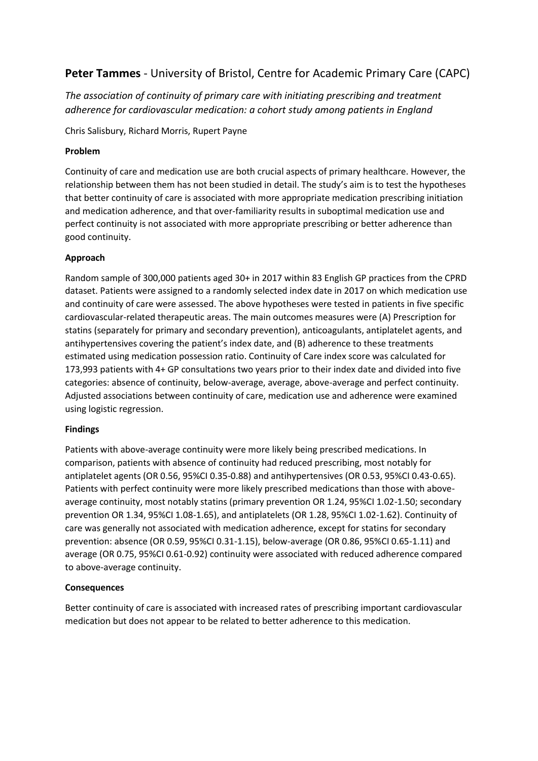## **Peter Tammes** - University of Bristol, Centre for Academic Primary Care (CAPC)

*The association of continuity of primary care with initiating prescribing and treatment adherence for cardiovascular medication: a cohort study among patients in England*

Chris Salisbury, Richard Morris, Rupert Payne

### Problem

Continuity of care and medication use are both crucial aspects of primary healthcare. However, the relationship between them has not been studied in detail. The study's aim is to test the hypotheses that better continuity of care is associated with more appropriate medication prescribing initiation and medication adherence, and that over-familiarity results in suboptimal medication use and perfect continuity is not associated with more appropriate prescribing or better adherence than good continuity.

### Approach

Random sample of 300,000 patients aged 30+ in 2017 within 83 English GP practices from the CPRD dataset. Patients were assigned to a randomly selected index date in 2017 on which medication use and continuity of care were assessed. The above hypotheses were tested in patients in five specific cardiovascular-related therapeutic areas. The main outcomes measures were (A) Prescription for statins (separately for primary and secondary prevention), anticoagulants, antiplatelet agents, and antihypertensives covering the patient's index date, and (B) adherence to these treatments estimated using medication possession ratio. Continuity of Care index score was calculated for 173,993 patients with 4+ GP consultations two years prior to their index date and divided into five categories: absence of continuity, below-average, average, above-average and perfect continuity. Adjusted associations between continuity of care, medication use and adherence were examined using logistic regression.

### Findings

Patients with above-average continuity were more likely being prescribed medications. In comparison, patients with absence of continuity had reduced prescribing, most notably for antiplatelet agents (OR 0.56, 95%CI 0.35-0.88) and antihypertensives (OR 0.53, 95%CI 0.43-0.65). Patients with perfect continuity were more likely prescribed medications than those with above-average continuity, most notably statins (primary prevention OR 1.24, 95%CI 1.02-1.50; secondary prevention OR 1.34, 95%CI 1.08-1.65), and antiplatelets (OR 1.28, 95%CI 1.02-1.62). Continuity of care was generally not associated with medication adherence, except for statins for secondary prevention: absence (OR 0.59, 95%CI 0.31-1.15), below-average (OR 0.86, 95%CI 0.65-1.11) and average (OR 0.75, 95%CI 0.61-0.92) continuity were associated with reduced adherence compared to above-average continuity.

### Consequences

Better continuity of care is associated with increased rates of prescribing important cardiovascular medication but does not appear to be related to better adherence to this medication.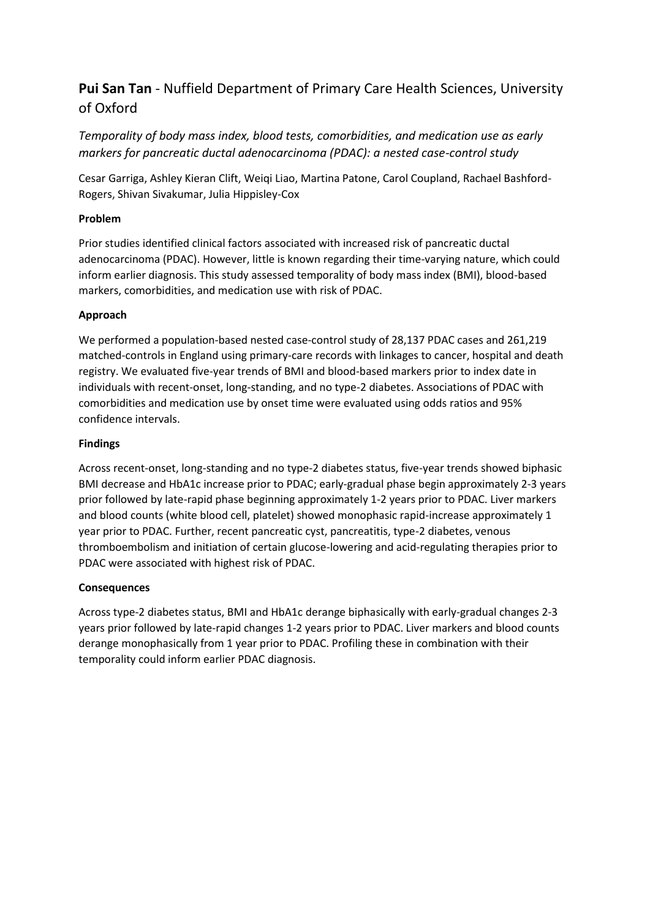## **Pui San Tan** - Nuffield Department of Primary Care Health Sciences, University of Oxford

*Temporality of body mass index, blood tests, comorbidities, and medication use as early markers for pancreatic ductal adenocarcinoma (PDAC): a nested case-control study*

Cesar Garriga, Ashley Kieran Clift, Weiqi Liao, Martina Patone, Carol Coupland, Rachael Bashford-Rogers, Shivan Sivakumar, Julia Hippisley-Cox

### Problem

Prior studies identified clinical factors associated with increased risk of pancreatic ductal adenocarcinoma (PDAC). However, little is known regarding their time-varying nature, which could inform earlier diagnosis. This study assessed temporality of body mass index (BMI), blood-based markers, comorbidities, and medication use with risk of PDAC.

### Approach

We performed a population-based nested case-control study of 28,137 PDAC cases and 261,219 matched-controls in England using primary-care records with linkages to cancer, hospital and death registry. We evaluated five-year trends of BMI and blood-based markers prior to index date in individuals with recent-onset, long-standing, and no type-2 diabetes. Associations of PDAC with comorbidities and medication use by onset time were evaluated using odds ratios and 95% confidence intervals.

### Findings

Across recent-onset, long-standing and no type-2 diabetes status, five-year trends showed biphasic BMI decrease and HbA1c increase prior to PDAC; early-gradual phase begin approximately 2-3 years prior followed by late-rapid phase beginning approximately 1-2 years prior to PDAC. Liver markers and blood counts (white blood cell, platelet) showed monophasic rapid-increase approximately 1 year prior to PDAC. Further, recent pancreatic cyst, pancreatitis, type-2 diabetes, venous thromboembolism and initiation of certain glucose-lowering and acid-regulating therapies prior to PDAC were associated with highest risk of PDAC.

### Consequences

Across type-2 diabetes status, BMI and HbA1c derange biphasically with early-gradual changes 2-3 years prior followed by late-rapid changes 1-2 years prior to PDAC. Liver markers and blood counts derange monophasically from 1 year prior to PDAC. Profiling these in combination with their temporality could inform earlier PDAC diagnosis.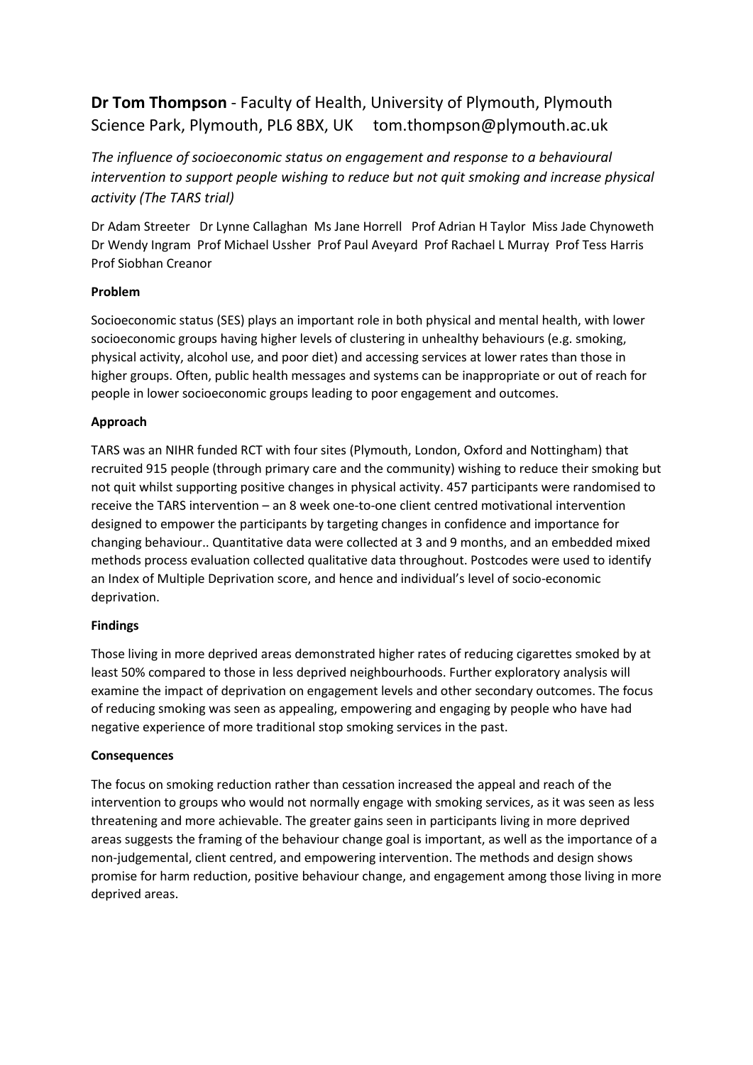**Dr Tom Thompson** - Faculty of Health, University of Plymouth, Plymouth Science Park, Plymouth, PL6 8BX, UK     tom.thompson@plymouth.ac.uk

*The influence of socioeconomic status on engagement and response to a behavioural intervention to support people wishing to reduce but not quit smoking and increase physical activity (The TARS trial)*

Dr Adam Streeter   Dr Lynne Callaghan  Ms Jane Horrell   Prof Adrian H Taylor  Miss Jade Chynoweth  Dr Wendy Ingram  Prof Michael Ussher  Prof Paul Aveyard  Prof Rachael L Murray  Prof Tess Harris  Prof Siobhan Creanor

**Problem**

Socioeconomic status (SES) plays an important role in both physical and mental health, with lower socioeconomic groups having higher levels of clustering in unhealthy behaviours (e.g. smoking, physical activity, alcohol use, and poor diet) and accessing services at lower rates than those in higher groups. Often, public health messages and systems can be inappropriate or out of reach for people in lower socioeconomic groups leading to poor engagement and outcomes.

**Approach**

TARS was an NIHR funded RCT with four sites (Plymouth, London, Oxford and Nottingham) that recruited 915 people (through primary care and the community) wishing to reduce their smoking but not quit whilst supporting positive changes in physical activity. 457 participants were randomised to receive the TARS intervention – an 8 week one-to-one client centred motivational intervention designed to empower the participants by targeting changes in confidence and importance for changing behaviour.. Quantitative data were collected at 3 and 9 months, and an embedded mixed methods process evaluation collected qualitative data throughout. Postcodes were used to identify an Index of Multiple Deprivation score, and hence and individual's level of socio-economic deprivation.

**Findings**

Those living in more deprived areas demonstrated higher rates of reducing cigarettes smoked by at least 50% compared to those in less deprived neighbourhoods. Further exploratory analysis will examine the impact of deprivation on engagement levels and other secondary outcomes. The focus of reducing smoking was seen as appealing, empowering and engaging by people who have had negative experience of more traditional stop smoking services in the past.

**Consequences**

The focus on smoking reduction rather than cessation increased the appeal and reach of the intervention to groups who would not normally engage with smoking services, as it was seen as less threatening and more achievable. The greater gains seen in participants living in more deprived areas suggests the framing of the behaviour change goal is important, as well as the importance of a non-judgemental, client centred, and empowering intervention. The methods and design shows promise for harm reduction, positive behaviour change, and engagement among those living in more deprived areas.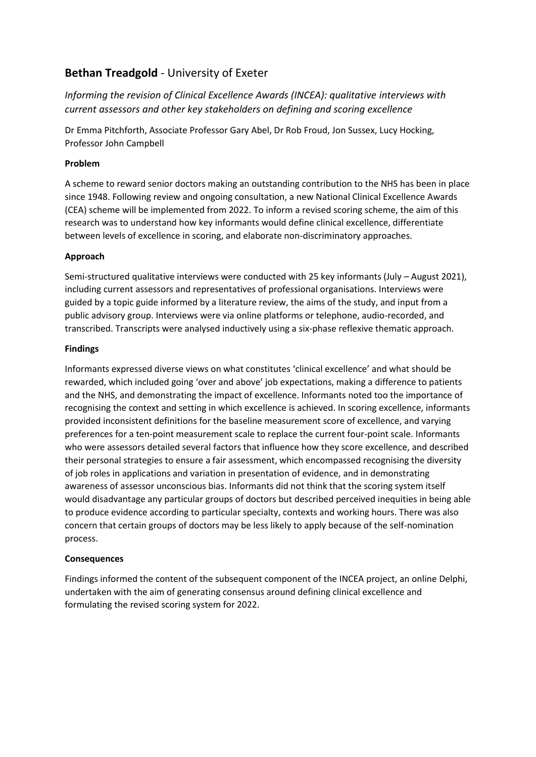## **Bethan Treadgold** - University of Exeter

*Informing the revision of Clinical Excellence Awards (INCEA): qualitative interviews with current assessors and other key stakeholders on defining and scoring excellence*

Dr Emma Pitchforth, Associate Professor Gary Abel, Dr Rob Froud, Jon Sussex, Lucy Hocking, Professor John Campbell

**Problem**

A scheme to reward senior doctors making an outstanding contribution to the NHS has been in place since 1948. Following review and ongoing consultation, a new National Clinical Excellence Awards (CEA) scheme will be implemented from 2022. To inform a revised scoring scheme, the aim of this research was to understand how key informants would define clinical excellence, differentiate between levels of excellence in scoring, and elaborate non-discriminatory approaches.

**Approach**

Semi-structured qualitative interviews were conducted with 25 key informants (July – August 2021), including current assessors and representatives of professional organisations. Interviews were guided by a topic guide informed by a literature review, the aims of the study, and input from a public advisory group. Interviews were via online platforms or telephone, audio-recorded, and transcribed. Transcripts were analysed inductively using a six-phase reflexive thematic approach.

**Findings**

Informants expressed diverse views on what constitutes 'clinical excellence' and what should be rewarded, which included going 'over and above' job expectations, making a difference to patients and the NHS, and demonstrating the impact of excellence. Informants noted too the importance of recognising the context and setting in which excellence is achieved. In scoring excellence, informants provided inconsistent definitions for the baseline measurement score of excellence, and varying preferences for a ten-point measurement scale to replace the current four-point scale. Informants who were assessors detailed several factors that influence how they score excellence, and described their personal strategies to ensure a fair assessment, which encompassed recognising the diversity of job roles in applications and variation in presentation of evidence, and in demonstrating awareness of assessor unconscious bias. Informants did not think that the scoring system itself would disadvantage any particular groups of doctors but described perceived inequities in being able to produce evidence according to particular specialty, contexts and working hours. There was also concern that certain groups of doctors may be less likely to apply because of the self-nomination process.

**Consequences**

Findings informed the content of the subsequent component of the INCEA project, an online Delphi, undertaken with the aim of generating consensus around defining clinical excellence and formulating the revised scoring system for 2022.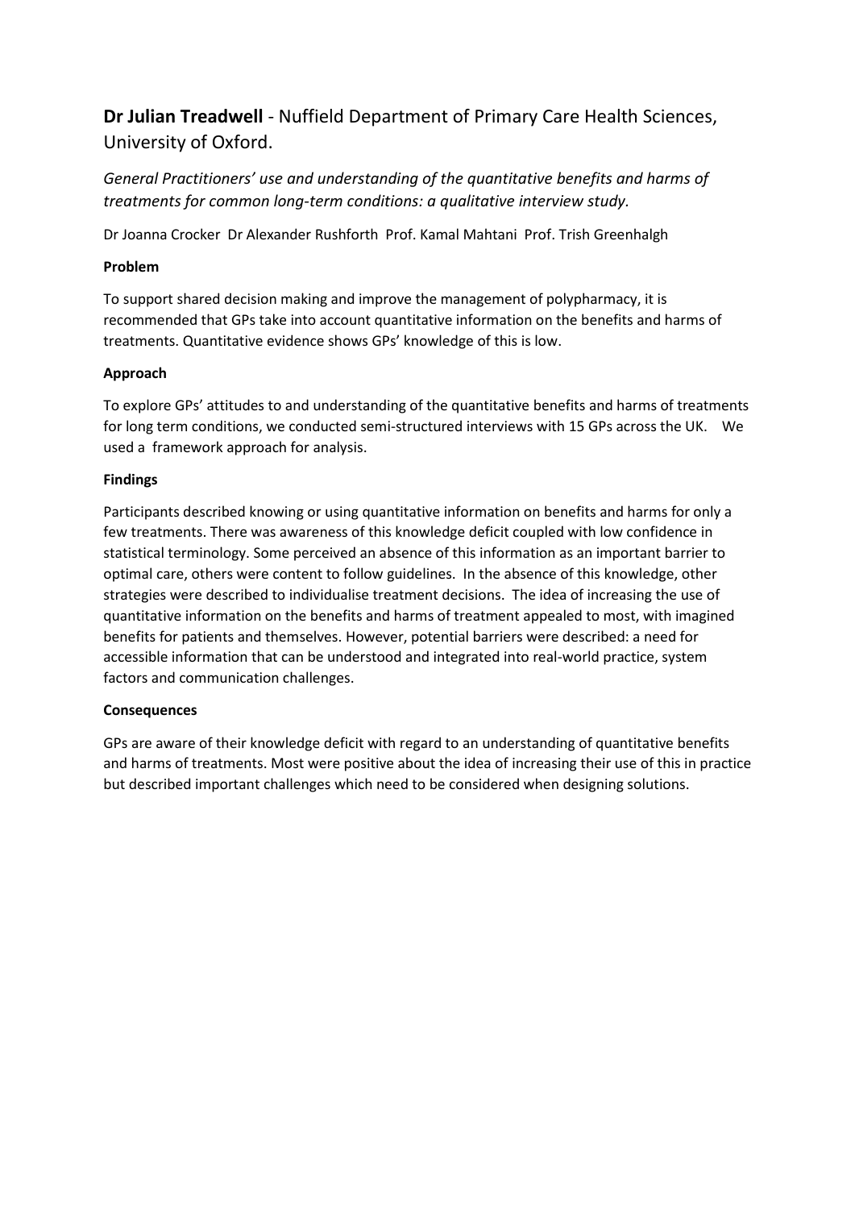## **Dr Julian Treadwell** - Nuffield Department of Primary Care Health Sciences, University of Oxford.

*General Practitioners' use and understanding of the quantitative benefits and harms of treatments for common long-term conditions: a qualitative interview study.*

Dr Joanna Crocker Dr Alexander Rushforth Prof. Kamal Mahtani Prof. Trish Greenhalgh

**Problem**

To support shared decision making and improve the management of polypharmacy, it is recommended that GPs take into account quantitative information on the benefits and harms of treatments. Quantitative evidence shows GPs' knowledge of this is low.

**Approach**

To explore GPs' attitudes to and understanding of the quantitative benefits and harms of treatments for long term conditions, we conducted semi-structured interviews with 15 GPs across the UK. We used a framework approach for analysis.

**Findings**

Participants described knowing or using quantitative information on benefits and harms for only a few treatments. There was awareness of this knowledge deficit coupled with low confidence in statistical terminology. Some perceived an absence of this information as an important barrier to optimal care, others were content to follow guidelines. In the absence of this knowledge, other strategies were described to individualise treatment decisions. The idea of increasing the use of quantitative information on the benefits and harms of treatment appealed to most, with imagined benefits for patients and themselves. However, potential barriers were described: a need for accessible information that can be understood and integrated into real-world practice, system factors and communication challenges.

**Consequences**

GPs are aware of their knowledge deficit with regard to an understanding of quantitative benefits and harms of treatments. Most were positive about the idea of increasing their use of this in practice but described important challenges which need to be considered when designing solutions.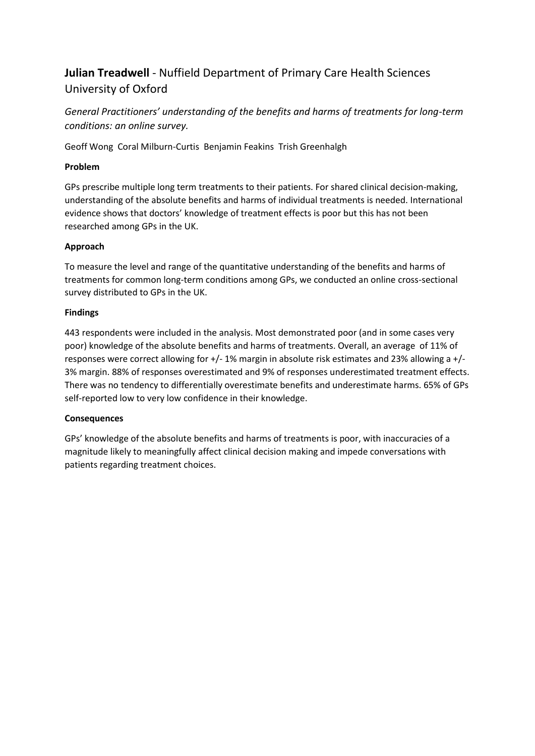## **Julian Treadwell** - Nuffield Department of Primary Care Health Sciences University of Oxford

*General Practitioners' understanding of the benefits and harms of treatments for long-term conditions: an online survey.*

Geoff Wong Coral Milburn-Curtis Benjamin Feakins Trish Greenhalgh

**Problem**

GPs prescribe multiple long term treatments to their patients. For shared clinical decision-making, understanding of the absolute benefits and harms of individual treatments is needed. International evidence shows that doctors' knowledge of treatment effects is poor but this has not been researched among GPs in the UK.

**Approach**

To measure the level and range of the quantitative understanding of the benefits and harms of treatments for common long-term conditions among GPs, we conducted an online cross-sectional survey distributed to GPs in the UK.

**Findings**

443 respondents were included in the analysis. Most demonstrated poor (and in some cases very poor) knowledge of the absolute benefits and harms of treatments. Overall, an average of 11% of responses were correct allowing for +/- 1% margin in absolute risk estimates and 23% allowing a +/- 3% margin. 88% of responses overestimated and 9% of responses underestimated treatment effects. There was no tendency to differentially overestimate benefits and underestimate harms. 65% of GPs self-reported low to very low confidence in their knowledge.

**Consequences**

GPs' knowledge of the absolute benefits and harms of treatments is poor, with inaccuracies of a magnitude likely to meaningfully affect clinical decision making and impede conversations with patients regarding treatment choices.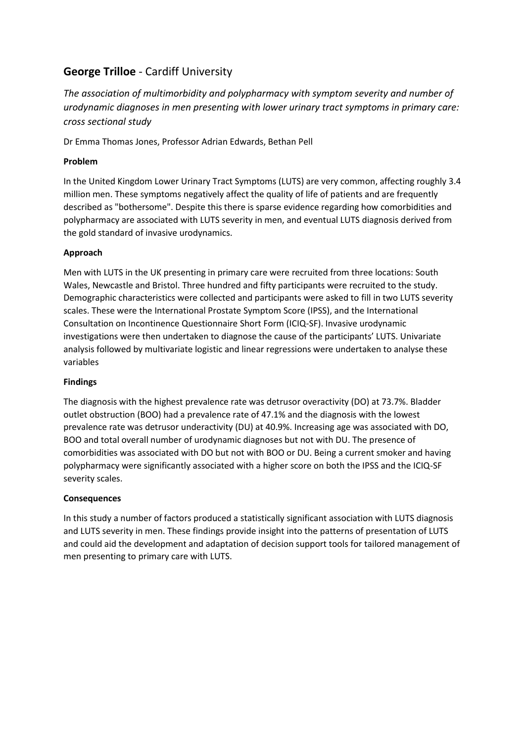## **George Trilloe** - Cardiff University

*The association of multimorbidity and polypharmacy with symptom severity and number of urodynamic diagnoses in men presenting with lower urinary tract symptoms in primary care: cross sectional study*

Dr Emma Thomas Jones, Professor Adrian Edwards, Bethan Pell

**Problem**

In the United Kingdom Lower Urinary Tract Symptoms (LUTS) are very common, affecting roughly 3.4 million men. These symptoms negatively affect the quality of life of patients and are frequently described as "bothersome". Despite this there is sparse evidence regarding how comorbidities and polypharmacy are associated with LUTS severity in men, and eventual LUTS diagnosis derived from the gold standard of invasive urodynamics.

**Approach**

Men with LUTS in the UK presenting in primary care were recruited from three locations: South Wales, Newcastle and Bristol. Three hundred and fifty participants were recruited to the study. Demographic characteristics were collected and participants were asked to fill in two LUTS severity scales. These were the International Prostate Symptom Score (IPSS), and the International Consultation on Incontinence Questionnaire Short Form (ICIQ-SF). Invasive urodynamic investigations were then undertaken to diagnose the cause of the participants' LUTS. Univariate analysis followed by multivariate logistic and linear regressions were undertaken to analyse these variables

**Findings**

The diagnosis with the highest prevalence rate was detrusor overactivity (DO) at 73.7%. Bladder outlet obstruction (BOO) had a prevalence rate of 47.1% and the diagnosis with the lowest prevalence rate was detrusor underactivity (DU) at 40.9%. Increasing age was associated with DO, BOO and total overall number of urodynamic diagnoses but not with DU. The presence of comorbidities was associated with DO but not with BOO or DU. Being a current smoker and having polypharmacy were significantly associated with a higher score on both the IPSS and the ICIQ-SF severity scales.

**Consequences**

In this study a number of factors produced a statistically significant association with LUTS diagnosis and LUTS severity in men. These findings provide insight into the patterns of presentation of LUTS and could aid the development and adaptation of decision support tools for tailored management of men presenting to primary care with LUTS.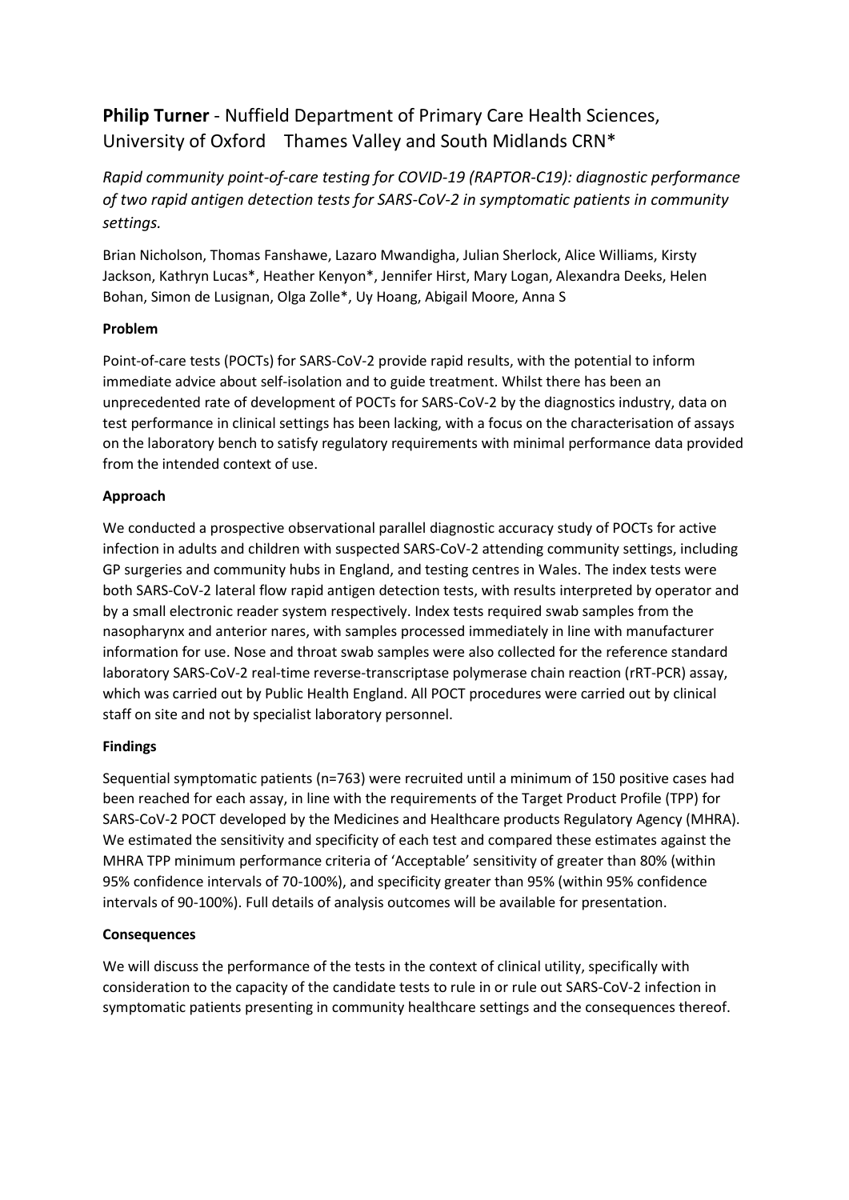**Philip Turner** - Nuffield Department of Primary Care Health Sciences, University of Oxford    Thames Valley and South Midlands CRN*

*Rapid community point-of-care testing for COVID-19 (RAPTOR-C19): diagnostic performance of two rapid antigen detection tests for SARS-CoV-2 in symptomatic patients in community settings.*

Brian Nicholson, Thomas Fanshawe, Lazaro Mwandigha, Julian Sherlock, Alice Williams, Kirsty Jackson, Kathryn Lucas*, Heather Kenyon*, Jennifer Hirst, Mary Logan, Alexandra Deeks, Helen Bohan, Simon de Lusignan, Olga Zolle*, Uy Hoang, Abigail Moore, Anna S

**Problem**

Point-of-care tests (POCTs) for SARS-CoV-2 provide rapid results, with the potential to inform immediate advice about self-isolation and to guide treatment. Whilst there has been an unprecedented rate of development of POCTs for SARS-CoV-2 by the diagnostics industry, data on test performance in clinical settings has been lacking, with a focus on the characterisation of assays on the laboratory bench to satisfy regulatory requirements with minimal performance data provided from the intended context of use.

**Approach**

We conducted a prospective observational parallel diagnostic accuracy study of POCTs for active infection in adults and children with suspected SARS-CoV-2 attending community settings, including GP surgeries and community hubs in England, and testing centres in Wales. The index tests were both SARS-CoV-2 lateral flow rapid antigen detection tests, with results interpreted by operator and by a small electronic reader system respectively. Index tests required swab samples from the nasopharynx and anterior nares, with samples processed immediately in line with manufacturer information for use. Nose and throat swab samples were also collected for the reference standard laboratory SARS-CoV-2 real-time reverse-transcriptase polymerase chain reaction (rRT-PCR) assay, which was carried out by Public Health England. All POCT procedures were carried out by clinical staff on site and not by specialist laboratory personnel.

**Findings**

Sequential symptomatic patients (n=763) were recruited until a minimum of 150 positive cases had been reached for each assay, in line with the requirements of the Target Product Profile (TPP) for SARS-CoV-2 POCT developed by the Medicines and Healthcare products Regulatory Agency (MHRA). We estimated the sensitivity and specificity of each test and compared these estimates against the MHRA TPP minimum performance criteria of 'Acceptable' sensitivity of greater than 80% (within 95% confidence intervals of 70-100%), and specificity greater than 95% (within 95% confidence intervals of 90-100%). Full details of analysis outcomes will be available for presentation.

**Consequences**

We will discuss the performance of the tests in the context of clinical utility, specifically with consideration to the capacity of the candidate tests to rule in or rule out SARS-CoV-2 infection in symptomatic patients presenting in community healthcare settings and the consequences thereof.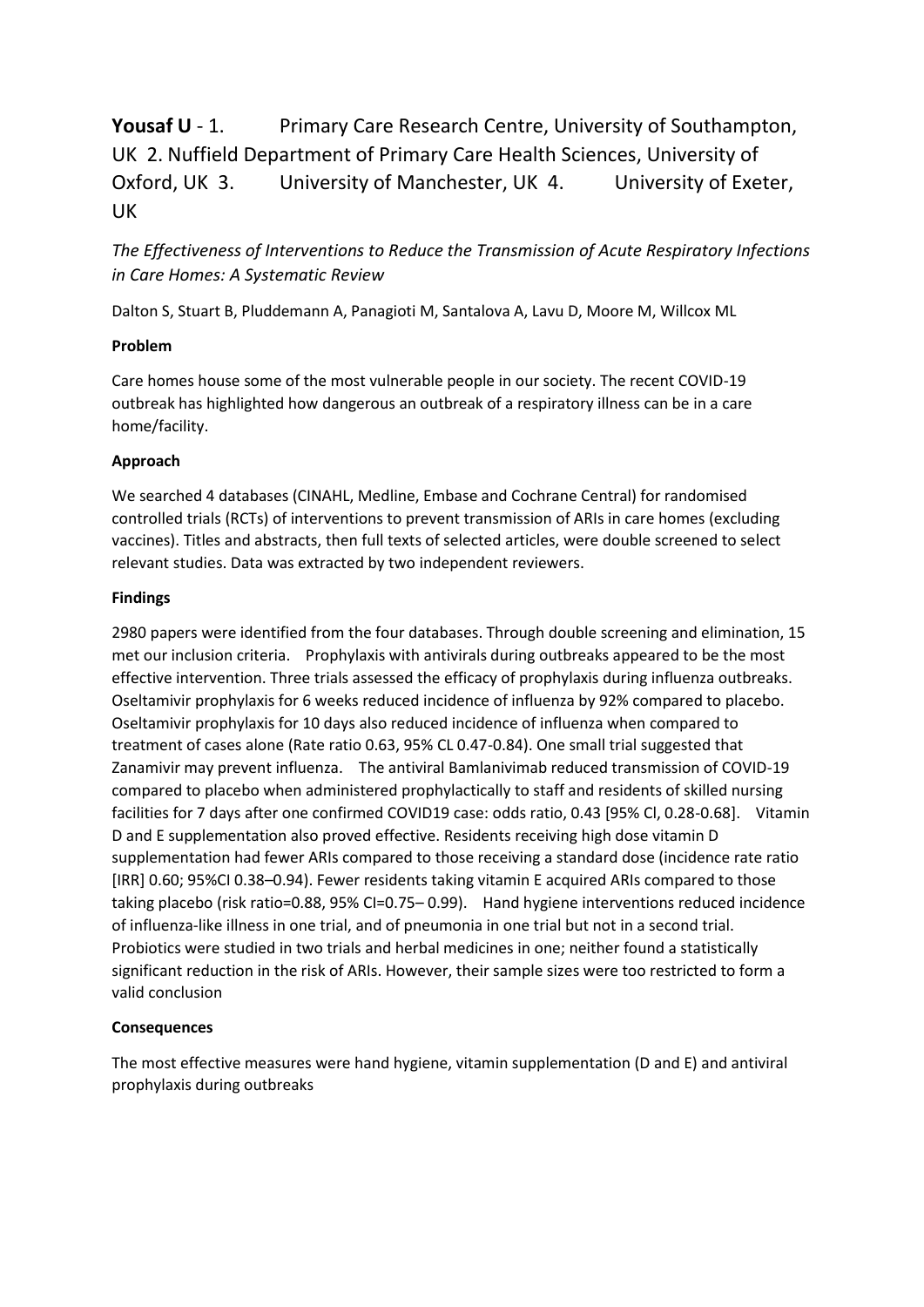**Yousaf U** - 1. Primary Care Research Centre, University of Southampton, UK 2. Nuffield Department of Primary Care Health Sciences, University of Oxford, UK 3. University of Manchester, UK 4. University of Exeter, UK

*The Effectiveness of Interventions to Reduce the Transmission of Acute Respiratory Infections in Care Homes: A Systematic Review*

Dalton S, Stuart B, Pluddemann A, Panagioti M, Santalova A, Lavu D, Moore M, Willcox ML

**Problem**

Care homes house some of the most vulnerable people in our society. The recent COVID-19 outbreak has highlighted how dangerous an outbreak of a respiratory illness can be in a care home/facility.

**Approach**

We searched 4 databases (CINAHL, Medline, Embase and Cochrane Central) for randomised controlled trials (RCTs) of interventions to prevent transmission of ARIs in care homes (excluding vaccines). Titles and abstracts, then full texts of selected articles, were double screened to select relevant studies. Data was extracted by two independent reviewers.

**Findings**

2980 papers were identified from the four databases. Through double screening and elimination, 15 met our inclusion criteria. Prophylaxis with antivirals during outbreaks appeared to be the most effective intervention. Three trials assessed the efficacy of prophylaxis during influenza outbreaks. Oseltamivir prophylaxis for 6 weeks reduced incidence of influenza by 92% compared to placebo. Oseltamivir prophylaxis for 10 days also reduced incidence of influenza when compared to treatment of cases alone (Rate ratio 0.63, 95% CL 0.47-0.84). One small trial suggested that Zanamivir may prevent influenza. The antiviral Bamlanivimab reduced transmission of COVID-19 compared to placebo when administered prophylactically to staff and residents of skilled nursing facilities for 7 days after one confirmed COVID19 case: odds ratio, 0.43 [95% Cl, 0.28-0.68]. Vitamin D and E supplementation also proved effective. Residents receiving high dose vitamin D supplementation had fewer ARIs compared to those receiving a standard dose (incidence rate ratio [IRR] 0.60; 95%CI 0.38–0.94). Fewer residents taking vitamin E acquired ARIs compared to those taking placebo (risk ratio=0.88, 95% CI=0.75– 0.99). Hand hygiene interventions reduced incidence of influenza-like illness in one trial, and of pneumonia in one trial but not in a second trial. Probiotics were studied in two trials and herbal medicines in one; neither found a statistically significant reduction in the risk of ARIs. However, their sample sizes were too restricted to form a valid conclusion

**Consequences**

The most effective measures were hand hygiene, vitamin supplementation (D and E) and antiviral prophylaxis during outbreaks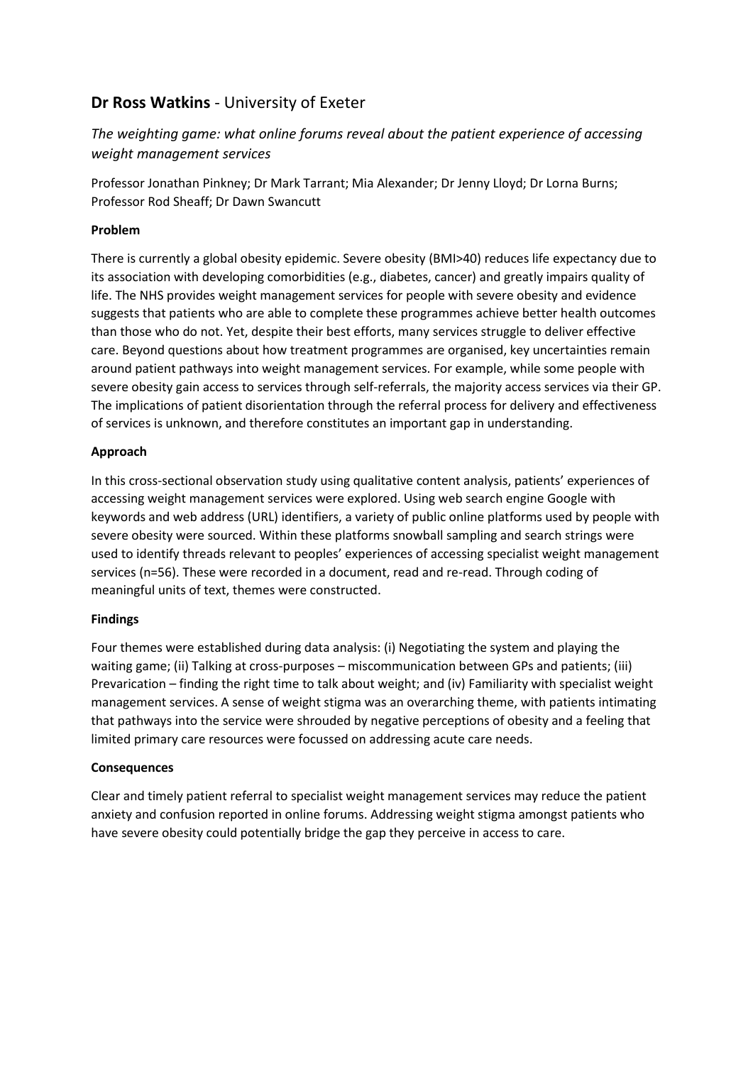## **Dr Ross Watkins** - University of Exeter

*The weighting game: what online forums reveal about the patient experience of accessing weight management services*

Professor Jonathan Pinkney; Dr Mark Tarrant; Mia Alexander; Dr Jenny Lloyd; Dr Lorna Burns; Professor Rod Sheaff; Dr Dawn Swancutt

**Problem**

There is currently a global obesity epidemic. Severe obesity (BMI>40) reduces life expectancy due to its association with developing comorbidities (e.g., diabetes, cancer) and greatly impairs quality of life. The NHS provides weight management services for people with severe obesity and evidence suggests that patients who are able to complete these programmes achieve better health outcomes than those who do not. Yet, despite their best efforts, many services struggle to deliver effective care. Beyond questions about how treatment programmes are organised, key uncertainties remain around patient pathways into weight management services. For example, while some people with severe obesity gain access to services through self-referrals, the majority access services via their GP. The implications of patient disorientation through the referral process for delivery and effectiveness of services is unknown, and therefore constitutes an important gap in understanding.

**Approach**

In this cross-sectional observation study using qualitative content analysis, patients' experiences of accessing weight management services were explored. Using web search engine Google with keywords and web address (URL) identifiers, a variety of public online platforms used by people with severe obesity were sourced. Within these platforms snowball sampling and search strings were used to identify threads relevant to peoples' experiences of accessing specialist weight management services (n=56). These were recorded in a document, read and re-read. Through coding of meaningful units of text, themes were constructed.

**Findings**

Four themes were established during data analysis: (i) Negotiating the system and playing the waiting game; (ii) Talking at cross-purposes – miscommunication between GPs and patients; (iii) Prevarication – finding the right time to talk about weight; and (iv) Familiarity with specialist weight management services. A sense of weight stigma was an overarching theme, with patients intimating that pathways into the service were shrouded by negative perceptions of obesity and a feeling that limited primary care resources were focussed on addressing acute care needs.

**Consequences**

Clear and timely patient referral to specialist weight management services may reduce the patient anxiety and confusion reported in online forums. Addressing weight stigma amongst patients who have severe obesity could potentially bridge the gap they perceive in access to care.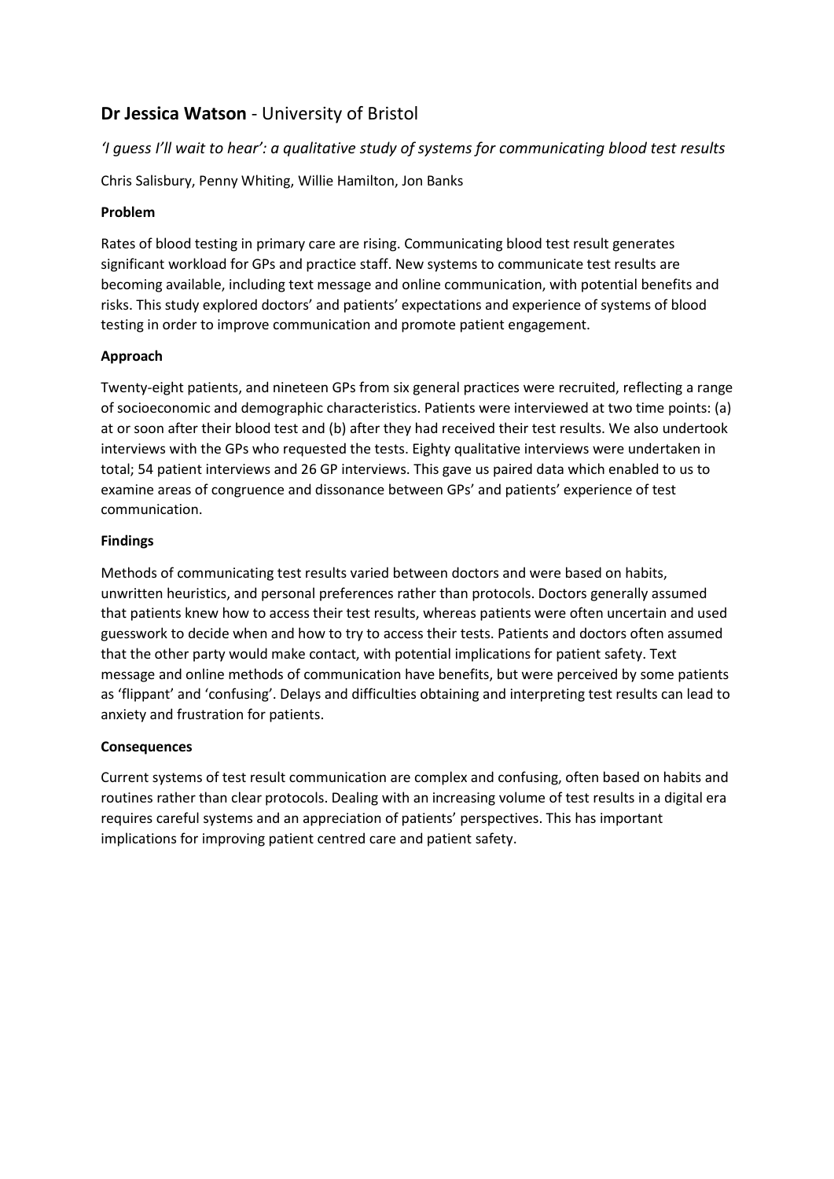## **Dr Jessica Watson** - University of Bristol

*'I guess I'll wait to hear': a qualitative study of systems for communicating blood test results*

Chris Salisbury, Penny Whiting, Willie Hamilton, Jon Banks

**Problem**

Rates of blood testing in primary care are rising. Communicating blood test result generates significant workload for GPs and practice staff. New systems to communicate test results are becoming available, including text message and online communication, with potential benefits and risks. This study explored doctors' and patients' expectations and experience of systems of blood testing in order to improve communication and promote patient engagement.

**Approach**

Twenty-eight patients, and nineteen GPs from six general practices were recruited, reflecting a range of socioeconomic and demographic characteristics. Patients were interviewed at two time points: (a) at or soon after their blood test and (b) after they had received their test results. We also undertook interviews with the GPs who requested the tests. Eighty qualitative interviews were undertaken in total; 54 patient interviews and 26 GP interviews. This gave us paired data which enabled to us to examine areas of congruence and dissonance between GPs' and patients' experience of test communication.

**Findings**

Methods of communicating test results varied between doctors and were based on habits, unwritten heuristics, and personal preferences rather than protocols. Doctors generally assumed that patients knew how to access their test results, whereas patients were often uncertain and used guesswork to decide when and how to try to access their tests. Patients and doctors often assumed that the other party would make contact, with potential implications for patient safety. Text message and online methods of communication have benefits, but were perceived by some patients as 'flippant' and 'confusing'. Delays and difficulties obtaining and interpreting test results can lead to anxiety and frustration for patients.

**Consequences**

Current systems of test result communication are complex and confusing, often based on habits and routines rather than clear protocols. Dealing with an increasing volume of test results in a digital era requires careful systems and an appreciation of patients' perspectives. This has important implications for improving patient centred care and patient safety.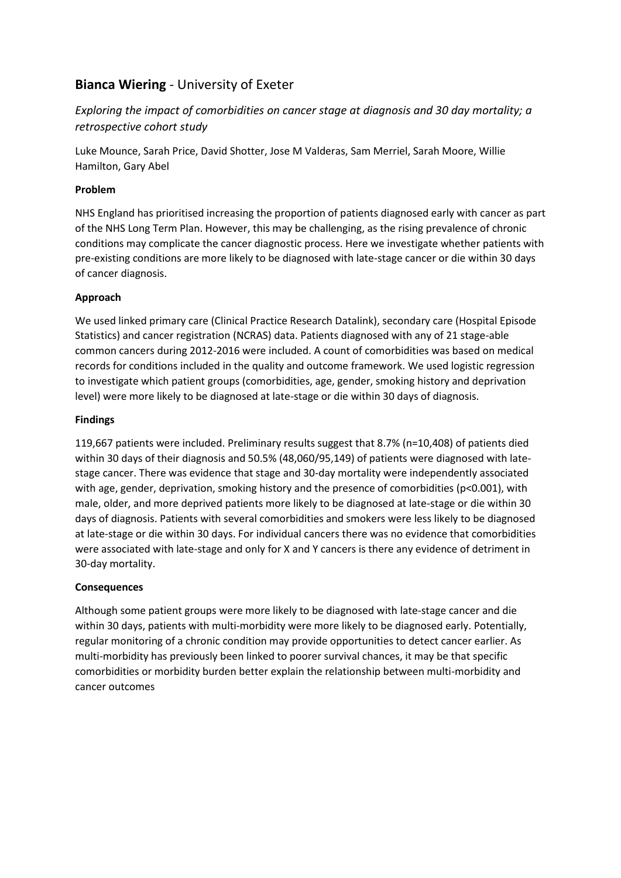## **Bianca Wiering** - University of Exeter

*Exploring the impact of comorbidities on cancer stage at diagnosis and 30 day mortality; a retrospective cohort study*

Luke Mounce, Sarah Price, David Shotter, Jose M Valderas, Sam Merriel, Sarah Moore, Willie Hamilton, Gary Abel

**Problem**

NHS England has prioritised increasing the proportion of patients diagnosed early with cancer as part of the NHS Long Term Plan. However, this may be challenging, as the rising prevalence of chronic conditions may complicate the cancer diagnostic process. Here we investigate whether patients with pre-existing conditions are more likely to be diagnosed with late-stage cancer or die within 30 days of cancer diagnosis.

**Approach**

We used linked primary care (Clinical Practice Research Datalink), secondary care (Hospital Episode Statistics) and cancer registration (NCRAS) data. Patients diagnosed with any of 21 stage-able common cancers during 2012-2016 were included. A count of comorbidities was based on medical records for conditions included in the quality and outcome framework. We used logistic regression to investigate which patient groups (comorbidities, age, gender, smoking history and deprivation level) were more likely to be diagnosed at late-stage or die within 30 days of diagnosis.

**Findings**

119,667 patients were included. Preliminary results suggest that 8.7% (n=10,408) of patients died within 30 days of their diagnosis and 50.5% (48,060/95,149) of patients were diagnosed with late-stage cancer. There was evidence that stage and 30-day mortality were independently associated with age, gender, deprivation, smoking history and the presence of comorbidities ($p<0.001$), with male, older, and more deprived patients more likely to be diagnosed at late-stage or die within 30 days of diagnosis. Patients with several comorbidities and smokers were less likely to be diagnosed at late-stage or die within 30 days. For individual cancers there was no evidence that comorbidities were associated with late-stage and only for X and Y cancers is there any evidence of detriment in 30-day mortality.

**Consequences**

Although some patient groups were more likely to be diagnosed with late-stage cancer and die within 30 days, patients with multi-morbidity were more likely to be diagnosed early. Potentially, regular monitoring of a chronic condition may provide opportunities to detect cancer earlier. As multi-morbidity has previously been linked to poorer survival chances, it may be that specific comorbidities or morbidity burden better explain the relationship between multi-morbidity and cancer outcomes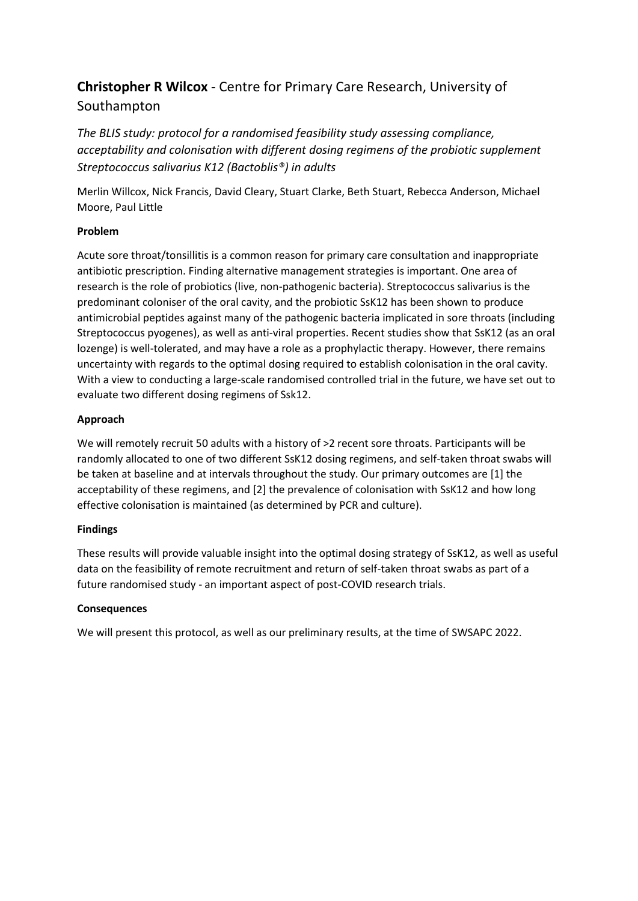## **Christopher R Wilcox** - Centre for Primary Care Research, University of Southampton

*The BLIS study: protocol for a randomised feasibility study assessing compliance, acceptability and colonisation with different dosing regimens of the probiotic supplement Streptococcus salivarius K12 (Bactoblis®) in adults*

Merlin Willcox, Nick Francis, David Cleary, Stuart Clarke, Beth Stuart, Rebecca Anderson, Michael Moore, Paul Little

**Problem**

Acute sore throat/tonsillitis is a common reason for primary care consultation and inappropriate antibiotic prescription. Finding alternative management strategies is important. One area of research is the role of probiotics (live, non-pathogenic bacteria). Streptococcus salivarius is the predominant coloniser of the oral cavity, and the probiotic SsK12 has been shown to produce antimicrobial peptides against many of the pathogenic bacteria implicated in sore throats (including Streptococcus pyogenes), as well as anti-viral properties. Recent studies show that SsK12 (as an oral lozenge) is well-tolerated, and may have a role as a prophylactic therapy. However, there remains uncertainty with regards to the optimal dosing required to establish colonisation in the oral cavity. With a view to conducting a large-scale randomised controlled trial in the future, we have set out to evaluate two different dosing regimens of Ssk12.

**Approach**

We will remotely recruit 50 adults with a history of >2 recent sore throats. Participants will be randomly allocated to one of two different SsK12 dosing regimens, and self-taken throat swabs will be taken at baseline and at intervals throughout the study. Our primary outcomes are [1] the acceptability of these regimens, and [2] the prevalence of colonisation with SsK12 and how long effective colonisation is maintained (as determined by PCR and culture).

**Findings**

These results will provide valuable insight into the optimal dosing strategy of SsK12, as well as useful data on the feasibility of remote recruitment and return of self-taken throat swabs as part of a future randomised study - an important aspect of post-COVID research trials.

**Consequences**

We will present this protocol, as well as our preliminary results, at the time of SWSAPC 2022.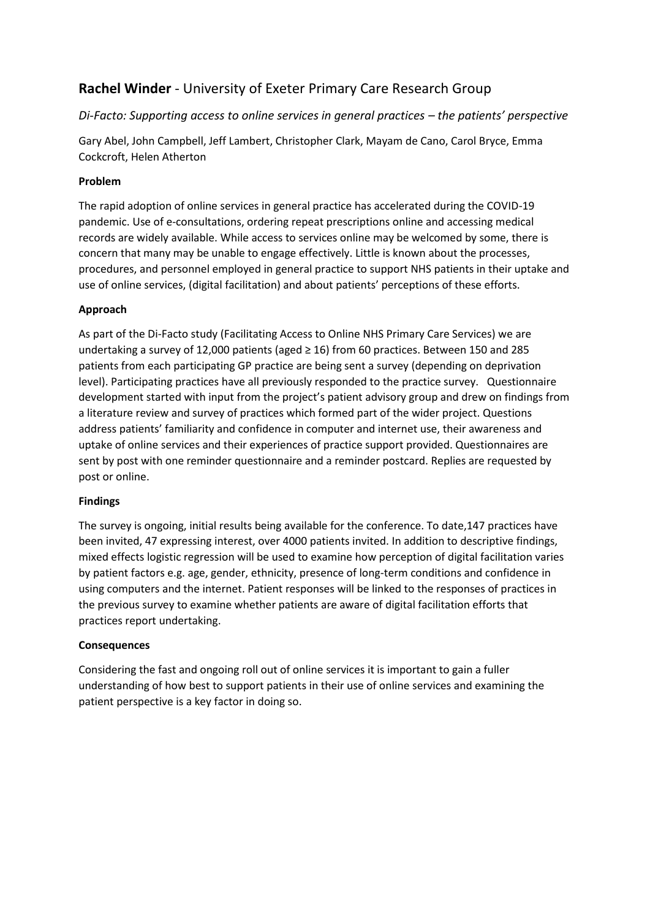## **Rachel Winder** - University of Exeter Primary Care Research Group

*Di-Facto: Supporting access to online services in general practices – the patients' perspective*

Gary Abel, John Campbell, Jeff Lambert, Christopher Clark, Mayam de Cano, Carol Bryce, Emma Cockcroft, Helen Atherton

**Problem**

The rapid adoption of online services in general practice has accelerated during the COVID-19 pandemic. Use of e-consultations, ordering repeat prescriptions online and accessing medical records are widely available. While access to services online may be welcomed by some, there is concern that many may be unable to engage effectively. Little is known about the processes, procedures, and personnel employed in general practice to support NHS patients in their uptake and use of online services, (digital facilitation) and about patients' perceptions of these efforts.

**Approach**

As part of the Di-Facto study (Facilitating Access to Online NHS Primary Care Services) we are undertaking a survey of 12,000 patients (aged ≥ 16) from 60 practices. Between 150 and 285 patients from each participating GP practice are being sent a survey (depending on deprivation level). Participating practices have all previously responded to the practice survey. Questionnaire development started with input from the project's patient advisory group and drew on findings from a literature review and survey of practices which formed part of the wider project. Questions address patients' familiarity and confidence in computer and internet use, their awareness and uptake of online services and their experiences of practice support provided. Questionnaires are sent by post with one reminder questionnaire and a reminder postcard. Replies are requested by post or online.

**Findings**

The survey is ongoing, initial results being available for the conference. To date,147 practices have been invited, 47 expressing interest, over 4000 patients invited. In addition to descriptive findings, mixed effects logistic regression will be used to examine how perception of digital facilitation varies by patient factors e.g. age, gender, ethnicity, presence of long-term conditions and confidence in using computers and the internet. Patient responses will be linked to the responses of practices in the previous survey to examine whether patients are aware of digital facilitation efforts that practices report undertaking.

**Consequences**

Considering the fast and ongoing roll out of online services it is important to gain a fuller understanding of how best to support patients in their use of online services and examining the patient perspective is a key factor in doing so.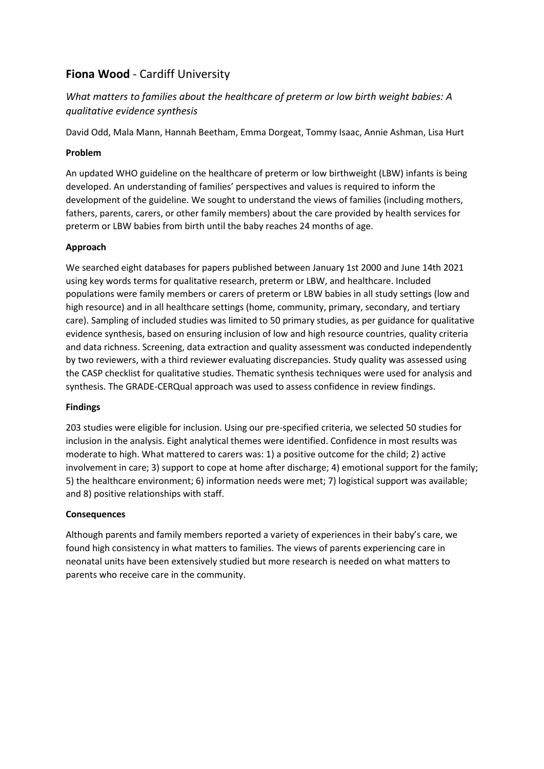## **Fiona Wood** - Cardiff University

### *What matters to families about the healthcare of preterm or low birth weight babies: A qualitative evidence synthesis*

David Odd, Mala Mann, Hannah Beetham, Emma Dorgeat, Tommy Isaac, Annie Ashman, Lisa Hurt

**Problem**

An updated WHO guideline on the healthcare of preterm or low birthweight (LBW) infants is being developed. An understanding of families' perspectives and values is required to inform the development of the guideline. We sought to understand the views of families (including mothers, fathers, parents, carers, or other family members) about the care provided by health services for preterm or LBW babies from birth until the baby reaches 24 months of age.

**Approach**

We searched eight databases for papers published between January 1st 2000 and June 14th 2021 using key words terms for qualitative research, preterm or LBW, and healthcare. Included populations were family members or carers of preterm or LBW babies in all study settings (low and high resource) and in all healthcare settings (home, community, primary, secondary, and tertiary care). Sampling of included studies was limited to 50 primary studies, as per guidance for qualitative evidence synthesis, based on ensuring inclusion of low and high resource countries, quality criteria and data richness. Screening, data extraction and quality assessment was conducted independently by two reviewers, with a third reviewer evaluating discrepancies. Study quality was assessed using the CASP checklist for qualitative studies. Thematic synthesis techniques were used for analysis and synthesis. The GRADE-CERQual approach was used to assess confidence in review findings.

**Findings**

203 studies were eligible for inclusion. Using our pre-specified criteria, we selected 50 studies for inclusion in the analysis. Eight analytical themes were identified. Confidence in most results was moderate to high. What mattered to carers was: 1) a positive outcome for the child; 2) active involvement in care; 3) support to cope at home after discharge; 4) emotional support for the family; 5) the healthcare environment; 6) information needs were met; 7) logistical support was available; and 8) positive relationships with staff.

**Consequences**

Although parents and family members reported a variety of experiences in their baby's care, we found high consistency in what matters to families. The views of parents experiencing care in neonatal units have been extensively studied but more research is needed on what matters to parents who receive care in the community.